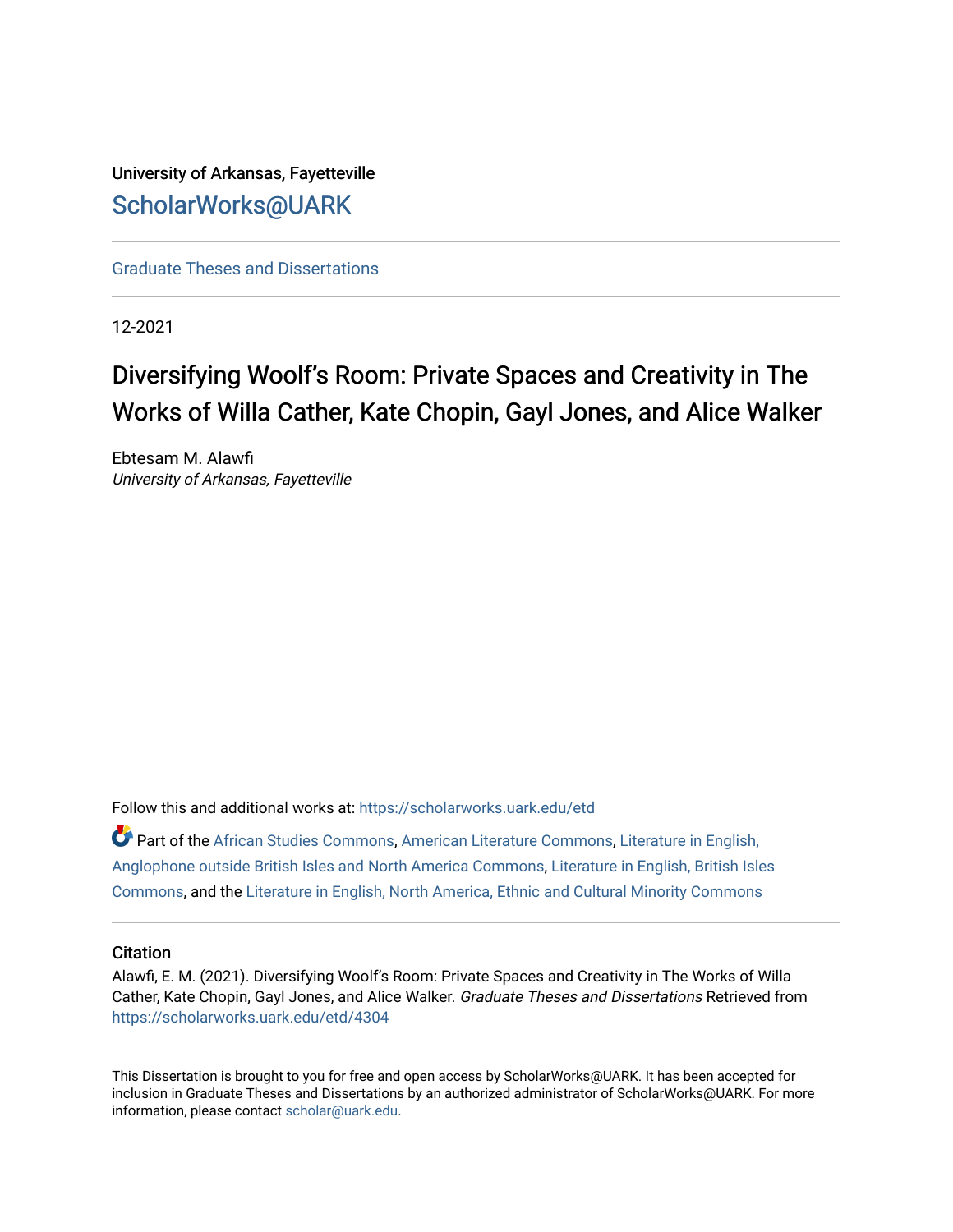University of Arkansas, Fayetteville

ScholarWorks@UARK

Graduate Theses and Dissertations

12-2021

# Diversifying Woolf's Room: Private Spaces and Creativity in The Works of Willa Cather, Kate Chopin, Gayl Jones, and Alice Walker

Ebtesam M. Alawfi
*University of Arkansas, Fayetteville*

Follow this and additional works at: https://scholarworks.uark.edu/etd

Part of the African Studies Commons, American Literature Commons, Literature in English, Anglophone outside British Isles and North America Commons, Literature in English, British Isles Commons, and the Literature in English, North America, Ethnic and Cultural Minority Commons

## Citation

Alawfi, E. M. (2021). Diversifying Woolf's Room: Private Spaces and Creativity in The Works of Willa Cather, Kate Chopin, Gayl Jones, and Alice Walker. *Graduate Theses and Dissertations* Retrieved from https://scholarworks.uark.edu/etd/4304

This Dissertation is brought to you for free and open access by ScholarWorks@UARK. It has been accepted for inclusion in Graduate Theses and Dissertations by an authorized administrator of ScholarWorks@UARK. For more information, please contact scholar@uark.edu.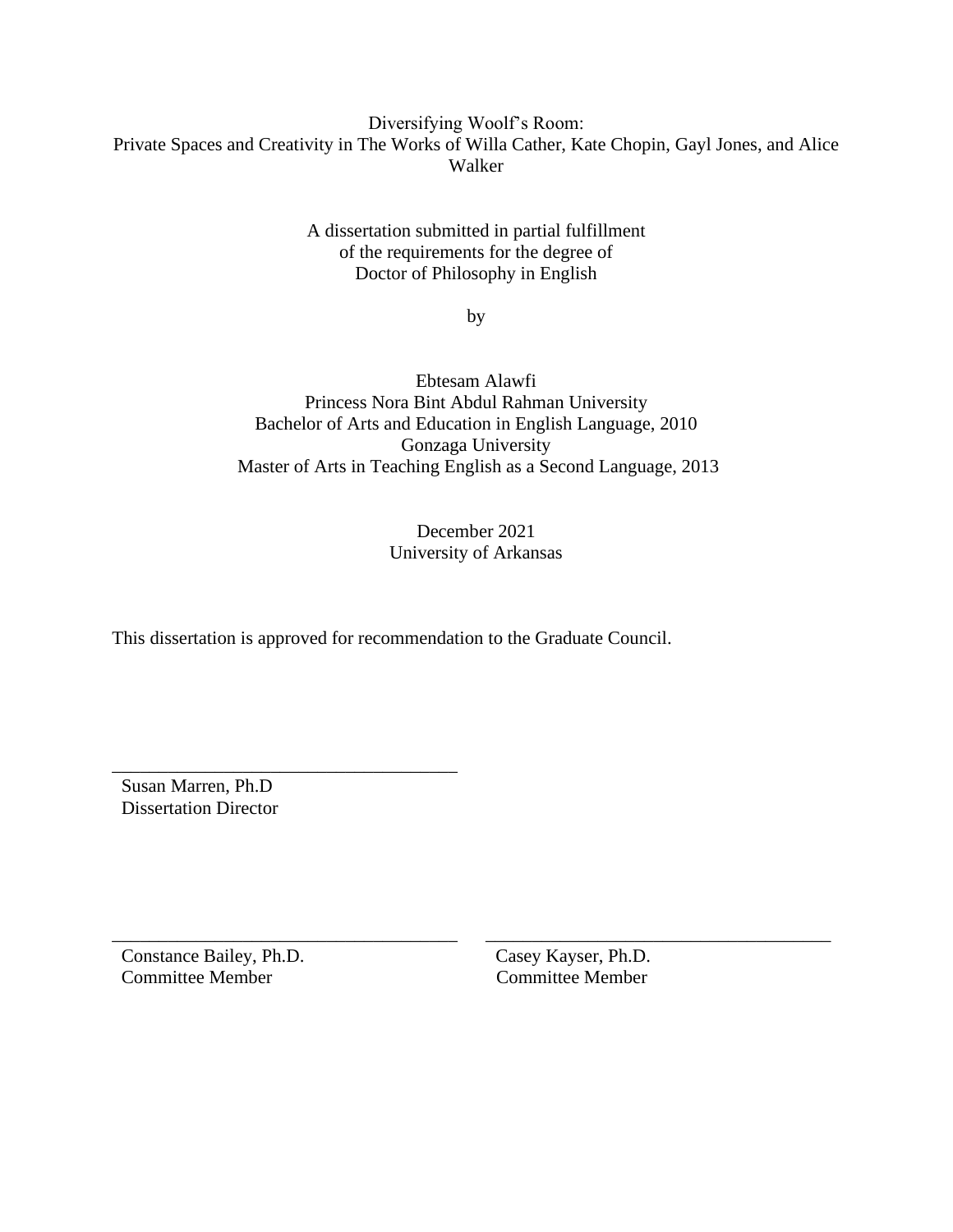Diversifying Woolf's Room:
Private Spaces and Creativity in The Works of Willa Cather, Kate Chopin, Gayl Jones, and Alice Walker

A dissertation submitted in partial fulfillment
of the requirements for the degree of
Doctor of Philosophy in English

by

Ebtesam Alawfi
Princess Nora Bint Abdul Rahman University
Bachelor of Arts and Education in English Language, 2010
Gonzaga University
Master of Arts in Teaching English as a Second Language, 2013

December 2021
University of Arkansas

This dissertation is approved for recommendation to the Graduate Council.

\_\_\_\_\_\_\_\_\_\_\_\_\_\_\_\_\_\_\_\_\_\_\_\_\_\_\_\_\_\_\_\_\_\_\_\_\_\_
Susan Marren, Ph.D
Dissertation Director

\_\_\_\_\_\_\_\_\_\_\_\_\_\_\_\_\_\_\_\_\_\_\_\_\_\_\_\_\_\_\_\_\_\_\_\_\_\_
Constance Bailey, Ph.D.
Committee Member

\_\_\_\_\_\_\_\_\_\_\_\_\_\_\_\_\_\_\_\_\_\_\_\_\_\_\_\_\_\_\_\_\_\_\_\_\_\_
Casey Kayser, Ph.D.
Committee Member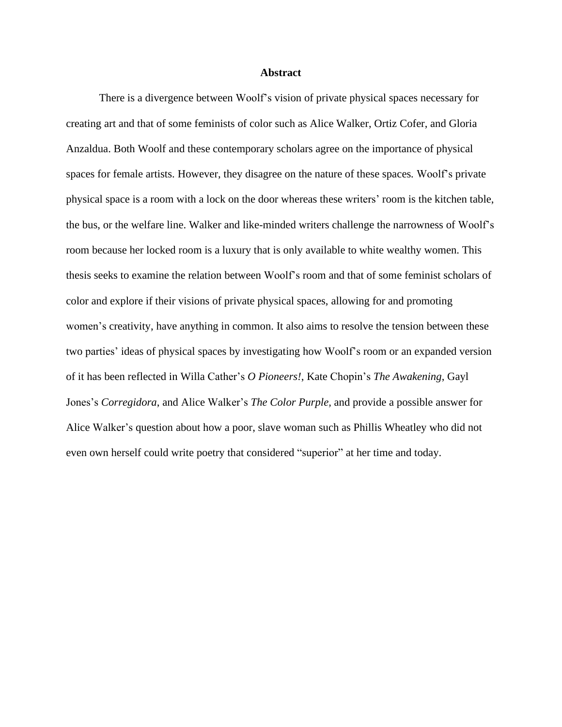# Abstract

There is a divergence between Woolf's vision of private physical spaces necessary for creating art and that of some feminists of color such as Alice Walker, Ortiz Cofer, and Gloria Anzaldua. Both Woolf and these contemporary scholars agree on the importance of physical spaces for female artists. However, they disagree on the nature of these spaces. Woolf's private physical space is a room with a lock on the door whereas these writers' room is the kitchen table, the bus, or the welfare line. Walker and like-minded writers challenge the narrowness of Woolf's room because her locked room is a luxury that is only available to white wealthy women. This thesis seeks to examine the relation between Woolf's room and that of some feminist scholars of color and explore if their visions of private physical spaces, allowing for and promoting women's creativity, have anything in common. It also aims to resolve the tension between these two parties' ideas of physical spaces by investigating how Woolf's room or an expanded version of it has been reflected in Willa Cather's *O Pioneers!*, Kate Chopin's *The Awakening*, Gayl Jones's *Corregidora*, and Alice Walker's *The Color Purple*, and provide a possible answer for Alice Walker's question about how a poor, slave woman such as Phillis Wheatley who did not even own herself could write poetry that considered "superior" at her time and today.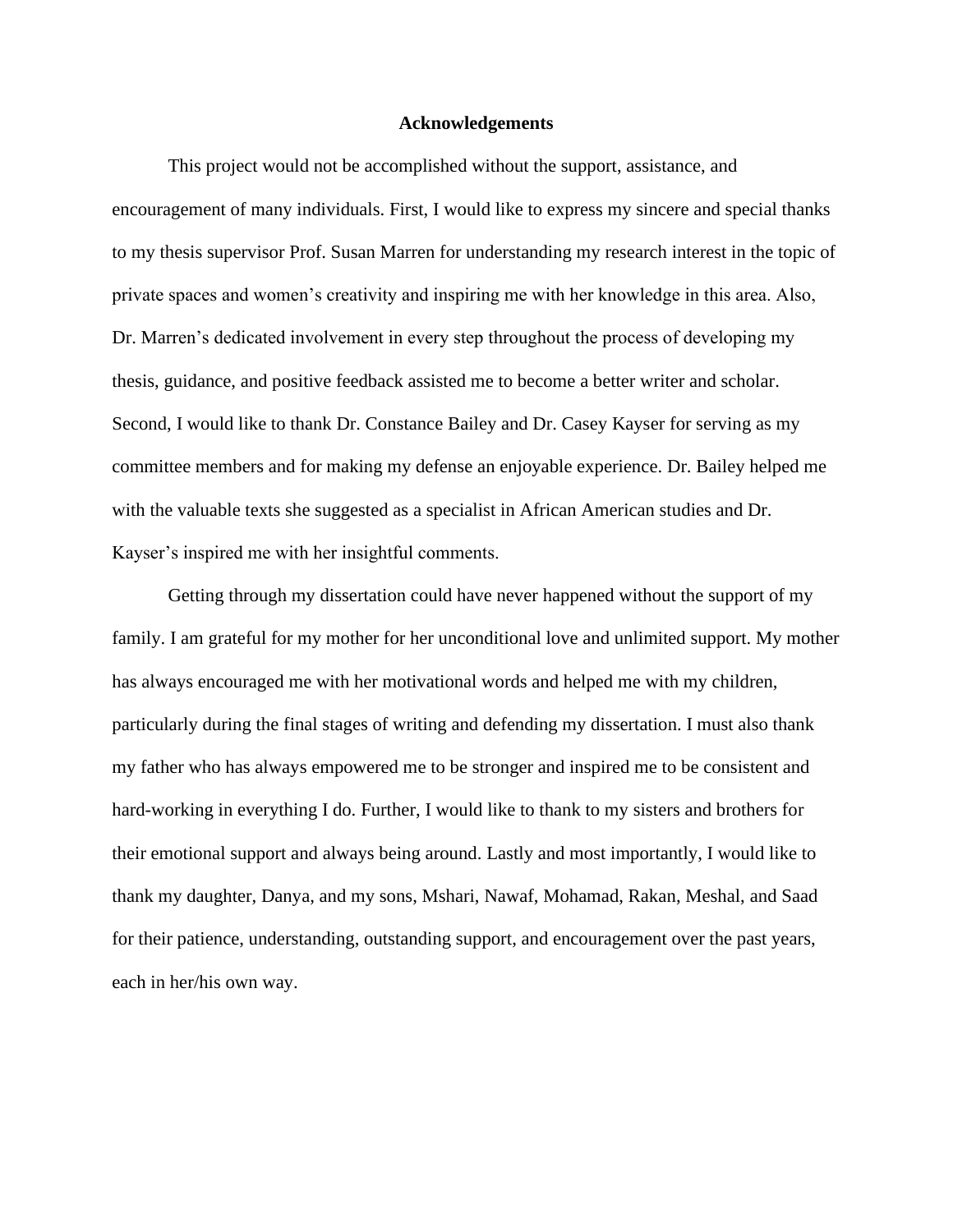# Acknowledgements

This project would not be accomplished without the support, assistance, and encouragement of many individuals. First, I would like to express my sincere and special thanks to my thesis supervisor Prof. Susan Marren for understanding my research interest in the topic of private spaces and women's creativity and inspiring me with her knowledge in this area. Also, Dr. Marren's dedicated involvement in every step throughout the process of developing my thesis, guidance, and positive feedback assisted me to become a better writer and scholar. Second, I would like to thank Dr. Constance Bailey and Dr. Casey Kayser for serving as my committee members and for making my defense an enjoyable experience. Dr. Bailey helped me with the valuable texts she suggested as a specialist in African American studies and Dr. Kayser's inspired me with her insightful comments.

Getting through my dissertation could have never happened without the support of my family. I am grateful for my mother for her unconditional love and unlimited support. My mother has always encouraged me with her motivational words and helped me with my children, particularly during the final stages of writing and defending my dissertation. I must also thank my father who has always empowered me to be stronger and inspired me to be consistent and hard-working in everything I do. Further, I would like to thank to my sisters and brothers for their emotional support and always being around. Lastly and most importantly, I would like to thank my daughter, Danya, and my sons, Mshari, Nawaf, Mohamad, Rakan, Meshal, and Saad for their patience, understanding, outstanding support, and encouragement over the past years, each in her/his own way.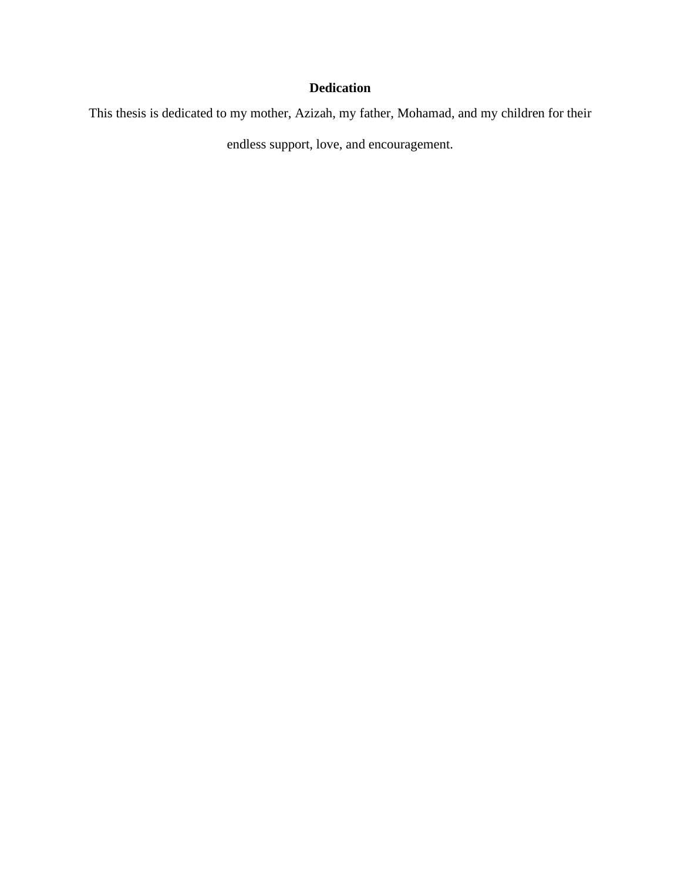# Dedication

This thesis is dedicated to my mother, Azizah, my father, Mohamad, and my children for their endless support, love, and encouragement.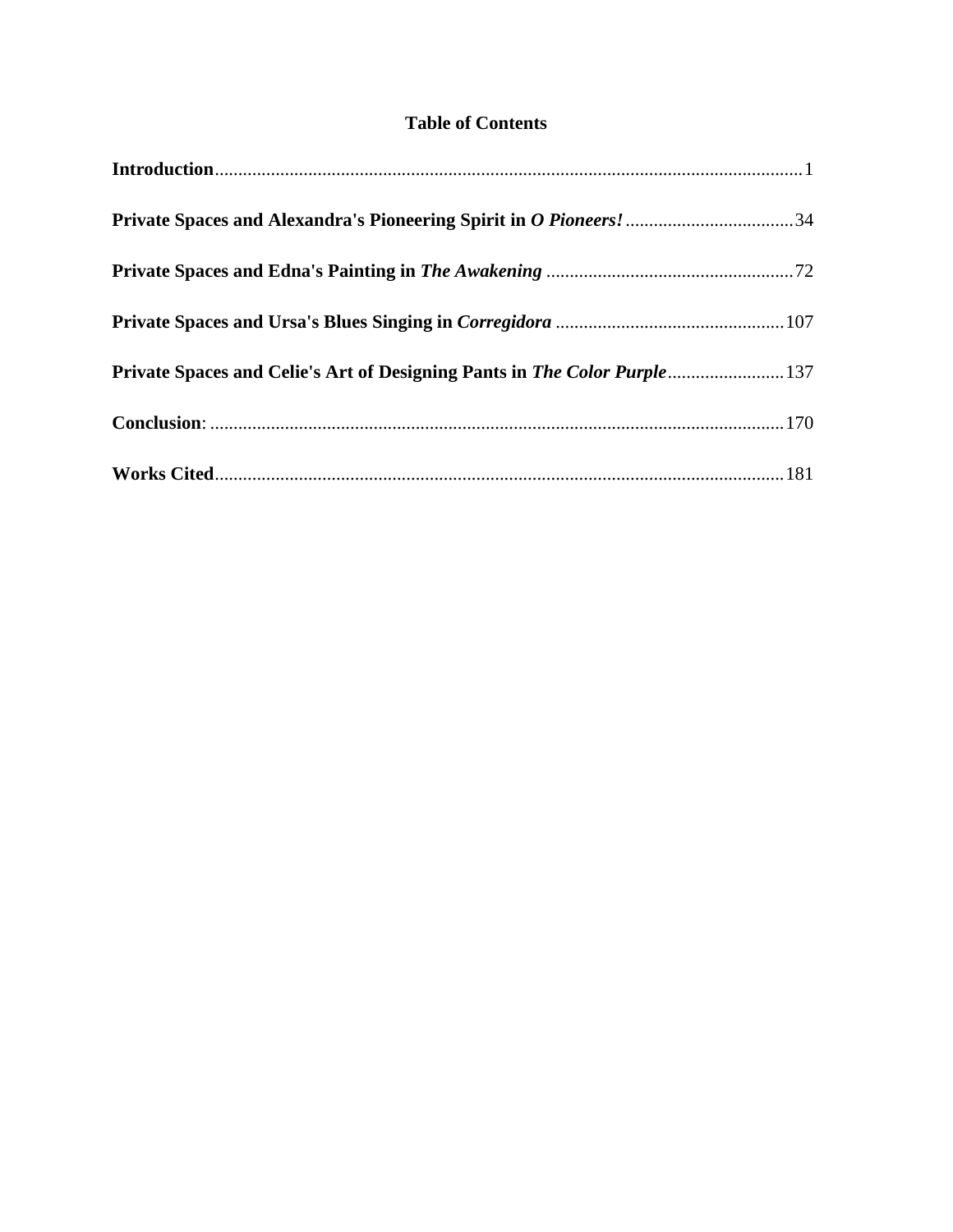# Table of Contents

**Introduction** .............................................................................................................................1

**Private Spaces and Alexandra's Pioneering Spirit in *O Pioneers!*** ....................................34

**Private Spaces and Edna's Painting in *The Awakening*** .....................................................72

**Private Spaces and Ursa's Blues Singing in *Corregidora*** .................................................107

**Private Spaces and Celie's Art of Designing Pants in *The Color Purple*** .........................137

**Conclusion**: ..........................................................................................................................170

**Works Cited**..........................................................................................................................181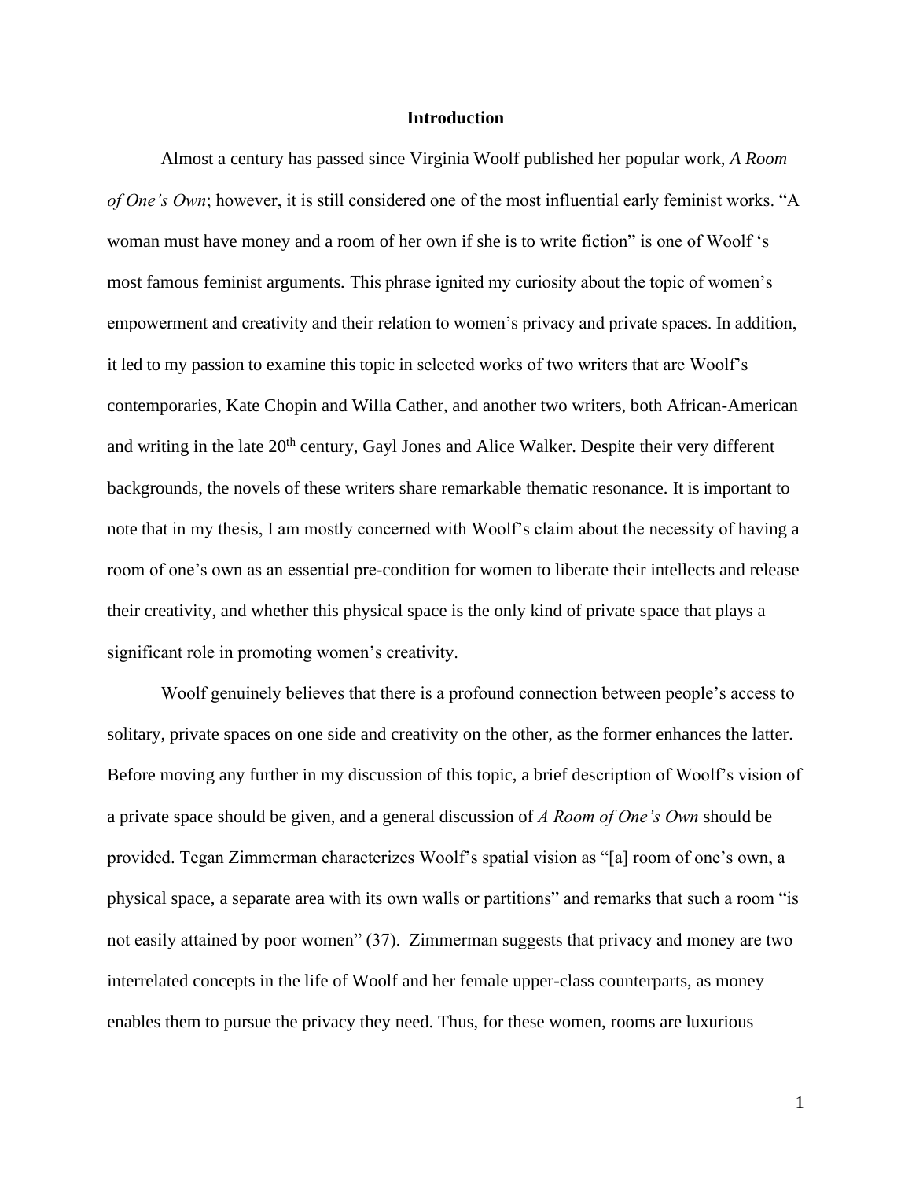## Introduction

Almost a century has passed since Virginia Woolf published her popular work, *A Room of One's Own*; however, it is still considered one of the most influential early feminist works. "A woman must have money and a room of her own if she is to write fiction" is one of Woolf 's most famous feminist arguments. This phrase ignited my curiosity about the topic of women's empowerment and creativity and their relation to women's privacy and private spaces. In addition, it led to my passion to examine this topic in selected works of two writers that are Woolf's contemporaries, Kate Chopin and Willa Cather, and another two writers, both African-American and writing in the late 20th century, Gayl Jones and Alice Walker. Despite their very different backgrounds, the novels of these writers share remarkable thematic resonance. It is important to note that in my thesis, I am mostly concerned with Woolf's claim about the necessity of having a room of one's own as an essential pre-condition for women to liberate their intellects and release their creativity, and whether this physical space is the only kind of private space that plays a significant role in promoting women's creativity.

Woolf genuinely believes that there is a profound connection between people's access to solitary, private spaces on one side and creativity on the other, as the former enhances the latter. Before moving any further in my discussion of this topic, a brief description of Woolf's vision of a private space should be given, and a general discussion of *A Room of One's Own* should be provided. Tegan Zimmerman characterizes Woolf's spatial vision as "[a] room of one's own, a physical space, a separate area with its own walls or partitions" and remarks that such a room "is not easily attained by poor women" (37). Zimmerman suggests that privacy and money are two interrelated concepts in the life of Woolf and her female upper-class counterparts, as money enables them to pursue the privacy they need. Thus, for these women, rooms are luxurious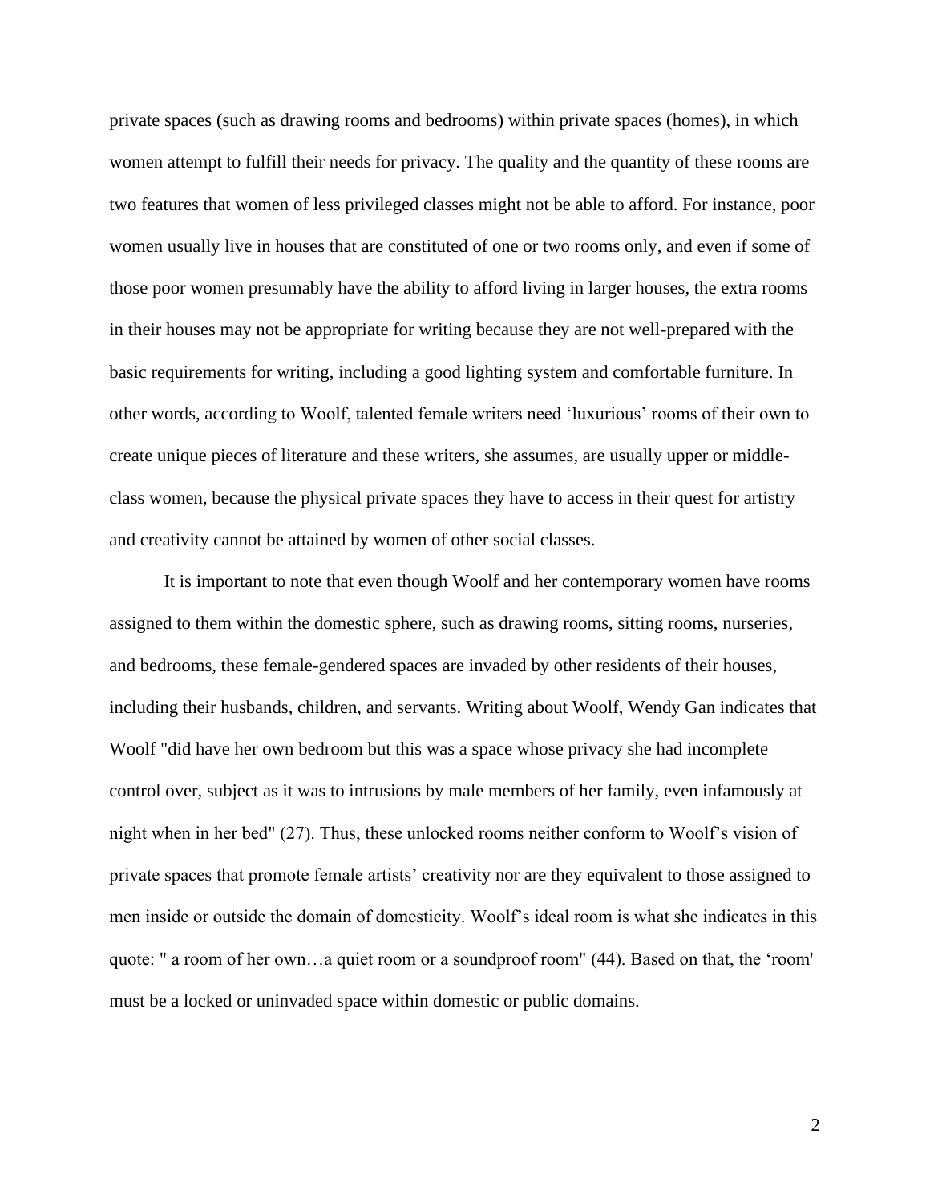private spaces (such as drawing rooms and bedrooms) within private spaces (homes), in which women attempt to fulfill their needs for privacy. The quality and the quantity of these rooms are two features that women of less privileged classes might not be able to afford. For instance, poor women usually live in houses that are constituted of one or two rooms only, and even if some of those poor women presumably have the ability to afford living in larger houses, the extra rooms in their houses may not be appropriate for writing because they are not well-prepared with the basic requirements for writing, including a good lighting system and comfortable furniture. In other words, according to Woolf, talented female writers need 'luxurious' rooms of their own to create unique pieces of literature and these writers, she assumes, are usually upper or middle-class women, because the physical private spaces they have to access in their quest for artistry and creativity cannot be attained by women of other social classes.

It is important to note that even though Woolf and her contemporary women have rooms assigned to them within the domestic sphere, such as drawing rooms, sitting rooms, nurseries, and bedrooms, these female-gendered spaces are invaded by other residents of their houses, including their husbands, children, and servants. Writing about Woolf, Wendy Gan indicates that Woolf "did have her own bedroom but this was a space whose privacy she had incomplete control over, subject as it was to intrusions by male members of her family, even infamously at night when in her bed" (27). Thus, these unlocked rooms neither conform to Woolf's vision of private spaces that promote female artists' creativity nor are they equivalent to those assigned to men inside or outside the domain of domesticity. Woolf's ideal room is what she indicates in this quote: " a room of her own…a quiet room or a soundproof room" (44). Based on that, the 'room' must be a locked or uninvaded space within domestic or public domains.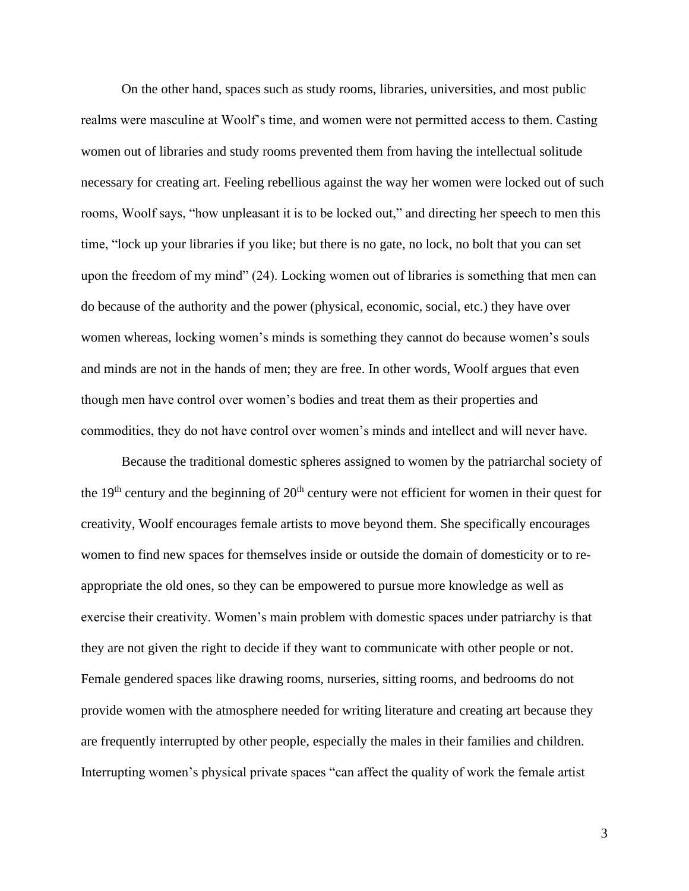On the other hand, spaces such as study rooms, libraries, universities, and most public realms were masculine at Woolf's time, and women were not permitted access to them. Casting women out of libraries and study rooms prevented them from having the intellectual solitude necessary for creating art. Feeling rebellious against the way her women were locked out of such rooms, Woolf says, "how unpleasant it is to be locked out," and directing her speech to men this time, "lock up your libraries if you like; but there is no gate, no lock, no bolt that you can set upon the freedom of my mind" (24). Locking women out of libraries is something that men can do because of the authority and the power (physical, economic, social, etc.) they have over women whereas, locking women's minds is something they cannot do because women's souls and minds are not in the hands of men; they are free. In other words, Woolf argues that even though men have control over women's bodies and treat them as their properties and commodities, they do not have control over women's minds and intellect and will never have.

Because the traditional domestic spheres assigned to women by the patriarchal society of the 19th century and the beginning of 20th century were not efficient for women in their quest for creativity, Woolf encourages female artists to move beyond them. She specifically encourages women to find new spaces for themselves inside or outside the domain of domesticity or to re-appropriate the old ones, so they can be empowered to pursue more knowledge as well as exercise their creativity. Women's main problem with domestic spaces under patriarchy is that they are not given the right to decide if they want to communicate with other people or not. Female gendered spaces like drawing rooms, nurseries, sitting rooms, and bedrooms do not provide women with the atmosphere needed for writing literature and creating art because they are frequently interrupted by other people, especially the males in their families and children. Interrupting women's physical private spaces "can affect the quality of work the female artist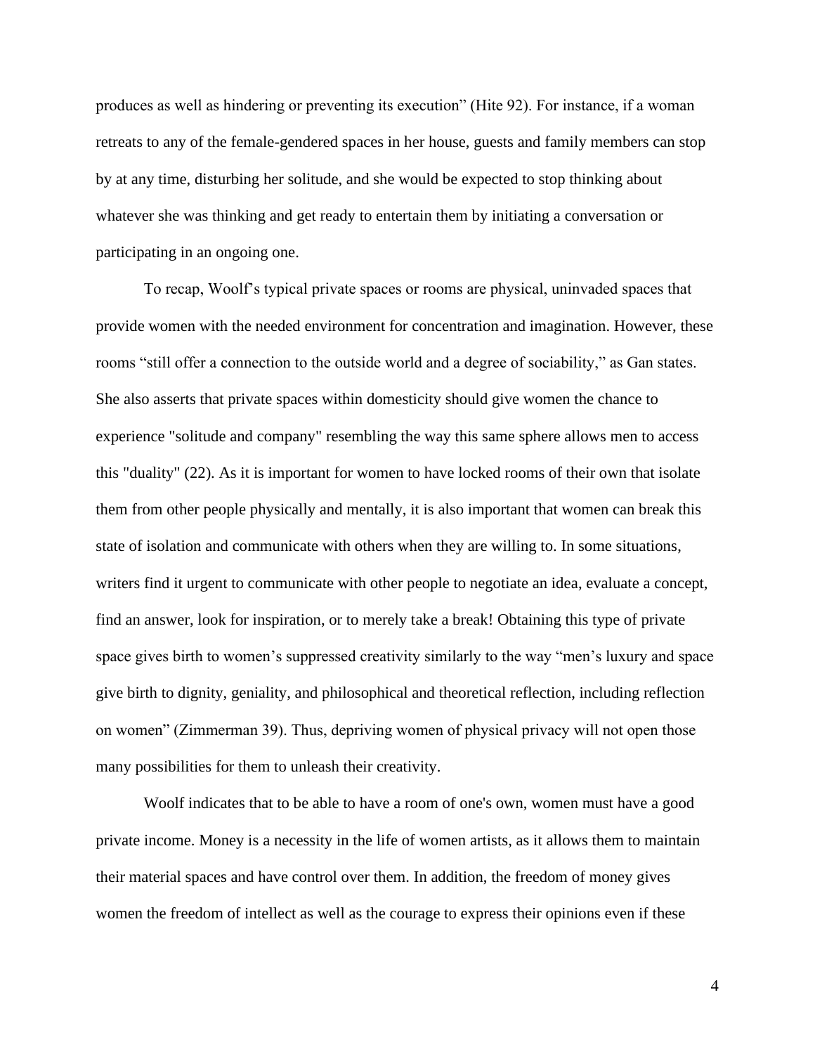produces as well as hindering or preventing its execution" (Hite 92). For instance, if a woman retreats to any of the female-gendered spaces in her house, guests and family members can stop by at any time, disturbing her solitude, and she would be expected to stop thinking about whatever she was thinking and get ready to entertain them by initiating a conversation or participating in an ongoing one.

To recap, Woolf's typical private spaces or rooms are physical, uninvaded spaces that provide women with the needed environment for concentration and imagination. However, these rooms "still offer a connection to the outside world and a degree of sociability," as Gan states. She also asserts that private spaces within domesticity should give women the chance to experience "solitude and company" resembling the way this same sphere allows men to access this "duality" (22). As it is important for women to have locked rooms of their own that isolate them from other people physically and mentally, it is also important that women can break this state of isolation and communicate with others when they are willing to. In some situations, writers find it urgent to communicate with other people to negotiate an idea, evaluate a concept, find an answer, look for inspiration, or to merely take a break! Obtaining this type of private space gives birth to women's suppressed creativity similarly to the way "men's luxury and space give birth to dignity, geniality, and philosophical and theoretical reflection, including reflection on women" (Zimmerman 39). Thus, depriving women of physical privacy will not open those many possibilities for them to unleash their creativity.

Woolf indicates that to be able to have a room of one's own, women must have a good private income. Money is a necessity in the life of women artists, as it allows them to maintain their material spaces and have control over them. In addition, the freedom of money gives women the freedom of intellect as well as the courage to express their opinions even if these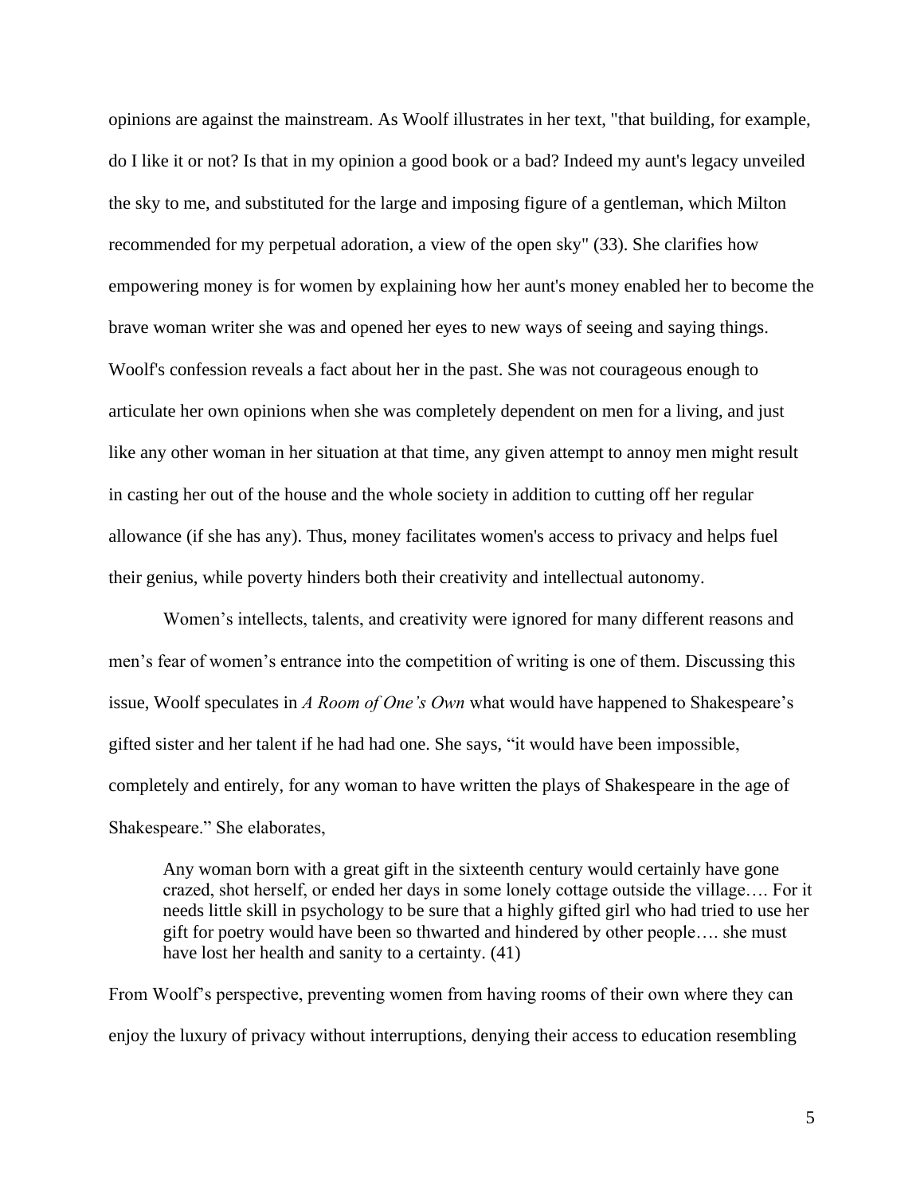opinions are against the mainstream. As Woolf illustrates in her text, "that building, for example, do I like it or not? Is that in my opinion a good book or a bad? Indeed my aunt's legacy unveiled the sky to me, and substituted for the large and imposing figure of a gentleman, which Milton recommended for my perpetual adoration, a view of the open sky" (33). She clarifies how empowering money is for women by explaining how her aunt's money enabled her to become the brave woman writer she was and opened her eyes to new ways of seeing and saying things. Woolf's confession reveals a fact about her in the past. She was not courageous enough to articulate her own opinions when she was completely dependent on men for a living, and just like any other woman in her situation at that time, any given attempt to annoy men might result in casting her out of the house and the whole society in addition to cutting off her regular allowance (if she has any). Thus, money facilitates women's access to privacy and helps fuel their genius, while poverty hinders both their creativity and intellectual autonomy.

Women's intellects, talents, and creativity were ignored for many different reasons and men's fear of women's entrance into the competition of writing is one of them. Discussing this issue, Woolf speculates in *A Room of One's Own* what would have happened to Shakespeare's gifted sister and her talent if he had had one. She says, "it would have been impossible, completely and entirely, for any woman to have written the plays of Shakespeare in the age of Shakespeare." She elaborates,

> Any woman born with a great gift in the sixteenth century would certainly have gone crazed, shot herself, or ended her days in some lonely cottage outside the village…. For it needs little skill in psychology to be sure that a highly gifted girl who had tried to use her gift for poetry would have been so thwarted and hindered by other people…. she must have lost her health and sanity to a certainty. (41)

From Woolf's perspective, preventing women from having rooms of their own where they can enjoy the luxury of privacy without interruptions, denying their access to education resembling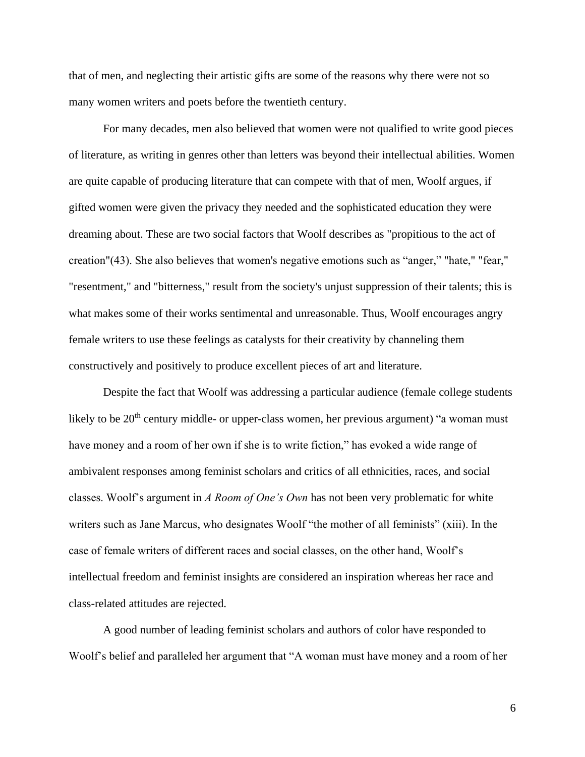that of men, and neglecting their artistic gifts are some of the reasons why there were not so many women writers and poets before the twentieth century.

For many decades, men also believed that women were not qualified to write good pieces of literature, as writing in genres other than letters was beyond their intellectual abilities. Women are quite capable of producing literature that can compete with that of men, Woolf argues, if gifted women were given the privacy they needed and the sophisticated education they were dreaming about. These are two social factors that Woolf describes as "propitious to the act of creation"(43). She also believes that women's negative emotions such as "anger," "hate," "fear," "resentment," and "bitterness," result from the society's unjust suppression of their talents; this is what makes some of their works sentimental and unreasonable. Thus, Woolf encourages angry female writers to use these feelings as catalysts for their creativity by channeling them constructively and positively to produce excellent pieces of art and literature.

Despite the fact that Woolf was addressing a particular audience (female college students likely to be 20th century middle- or upper-class women, her previous argument) "a woman must have money and a room of her own if she is to write fiction," has evoked a wide range of ambivalent responses among feminist scholars and critics of all ethnicities, races, and social classes. Woolf's argument in *A Room of One's Own* has not been very problematic for white writers such as Jane Marcus, who designates Woolf "the mother of all feminists" (xiii). In the case of female writers of different races and social classes, on the other hand, Woolf's intellectual freedom and feminist insights are considered an inspiration whereas her race and class-related attitudes are rejected.

A good number of leading feminist scholars and authors of color have responded to Woolf's belief and paralleled her argument that "A woman must have money and a room of her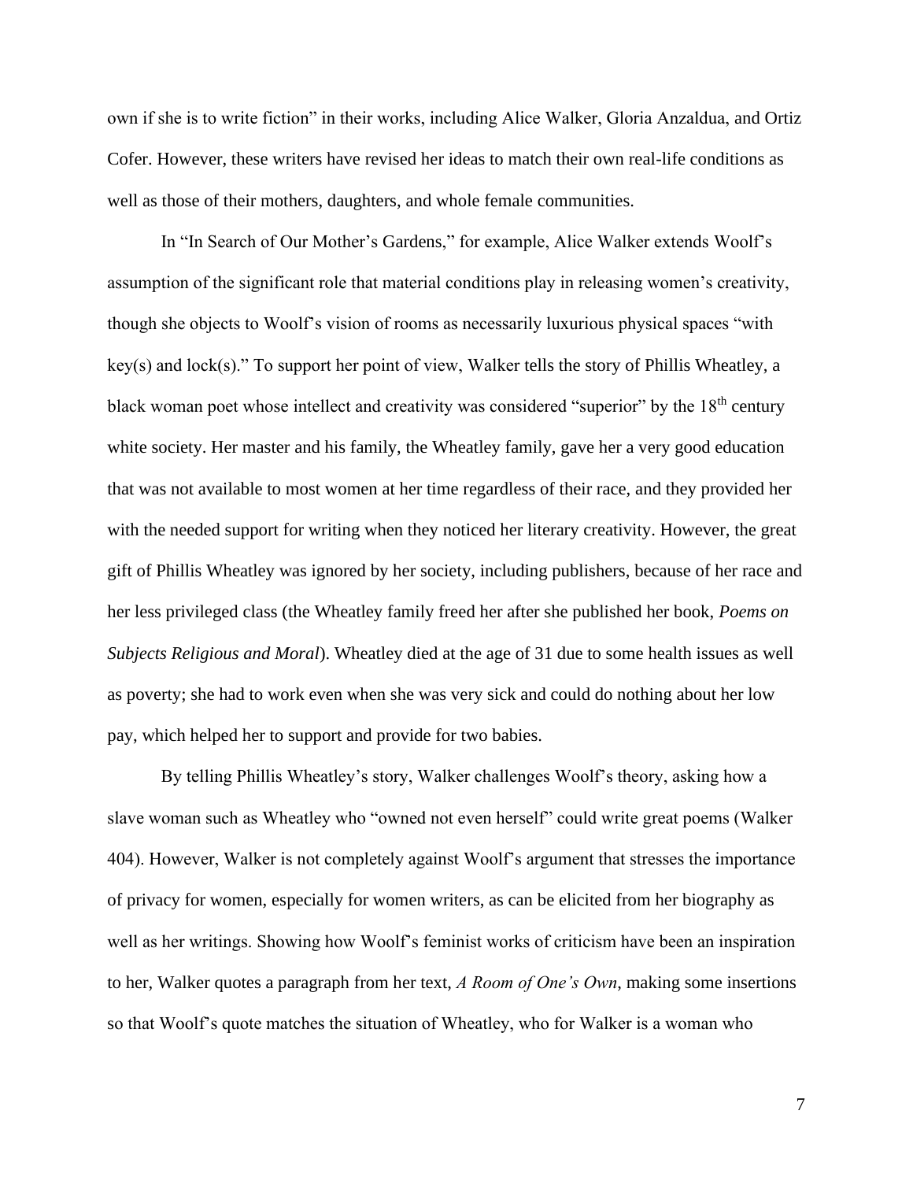own if she is to write fiction" in their works, including Alice Walker, Gloria Anzaldua, and Ortiz Cofer. However, these writers have revised her ideas to match their own real-life conditions as well as those of their mothers, daughters, and whole female communities.

In "In Search of Our Mother's Gardens," for example, Alice Walker extends Woolf's assumption of the significant role that material conditions play in releasing women's creativity, though she objects to Woolf's vision of rooms as necessarily luxurious physical spaces "with key(s) and lock(s)." To support her point of view, Walker tells the story of Phillis Wheatley, a black woman poet whose intellect and creativity was considered "superior" by the 18th century white society. Her master and his family, the Wheatley family, gave her a very good education that was not available to most women at her time regardless of their race, and they provided her with the needed support for writing when they noticed her literary creativity. However, the great gift of Phillis Wheatley was ignored by her society, including publishers, because of her race and her less privileged class (the Wheatley family freed her after she published her book, *Poems on Subjects Religious and Moral*). Wheatley died at the age of 31 due to some health issues as well as poverty; she had to work even when she was very sick and could do nothing about her low pay, which helped her to support and provide for two babies.

By telling Phillis Wheatley's story, Walker challenges Woolf's theory, asking how a slave woman such as Wheatley who "owned not even herself" could write great poems (Walker 404). However, Walker is not completely against Woolf's argument that stresses the importance of privacy for women, especially for women writers, as can be elicited from her biography as well as her writings. Showing how Woolf's feminist works of criticism have been an inspiration to her, Walker quotes a paragraph from her text, *A Room of One's Own*, making some insertions so that Woolf's quote matches the situation of Wheatley, who for Walker is a woman who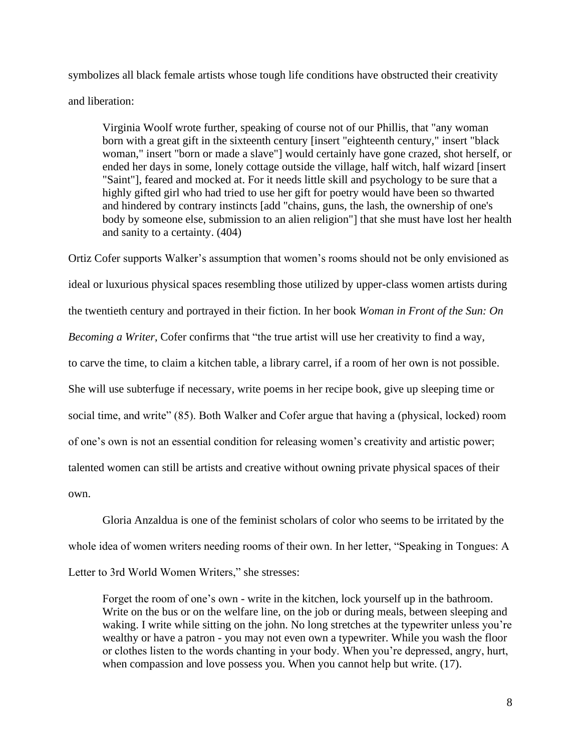symbolizes all black female artists whose tough life conditions have obstructed their creativity and liberation:

> Virginia Woolf wrote further, speaking of course not of our Phillis, that "any woman born with a great gift in the sixteenth century [insert "eighteenth century," insert "black woman," insert "born or made a slave"] would certainly have gone crazed, shot herself, or ended her days in some, lonely cottage outside the village, half witch, half wizard [insert "Saint"], feared and mocked at. For it needs little skill and psychology to be sure that a highly gifted girl who had tried to use her gift for poetry would have been so thwarted and hindered by contrary instincts [add "chains, guns, the lash, the ownership of one's body by someone else, submission to an alien religion"] that she must have lost her health and sanity to a certainty. (404)

Ortiz Cofer supports Walker's assumption that women's rooms should not be only envisioned as ideal or luxurious physical spaces resembling those utilized by upper-class women artists during the twentieth century and portrayed in their fiction. In her book *Woman in Front of the Sun: On Becoming a Writer*, Cofer confirms that "the true artist will use her creativity to find a way, to carve the time, to claim a kitchen table, a library carrel, if a room of her own is not possible. She will use subterfuge if necessary, write poems in her recipe book, give up sleeping time or social time, and write" (85). Both Walker and Cofer argue that having a (physical, locked) room of one's own is not an essential condition for releasing women's creativity and artistic power; talented women can still be artists and creative without owning private physical spaces of their own.

Gloria Anzaldua is one of the feminist scholars of color who seems to be irritated by the whole idea of women writers needing rooms of their own. In her letter, "Speaking in Tongues: A Letter to 3rd World Women Writers," she stresses:

> Forget the room of one's own - write in the kitchen, lock yourself up in the bathroom. Write on the bus or on the welfare line, on the job or during meals, between sleeping and waking. I write while sitting on the john. No long stretches at the typewriter unless you're wealthy or have a patron - you may not even own a typewriter. While you wash the floor or clothes listen to the words chanting in your body. When you're depressed, angry, hurt, when compassion and love possess you. When you cannot help but write. (17).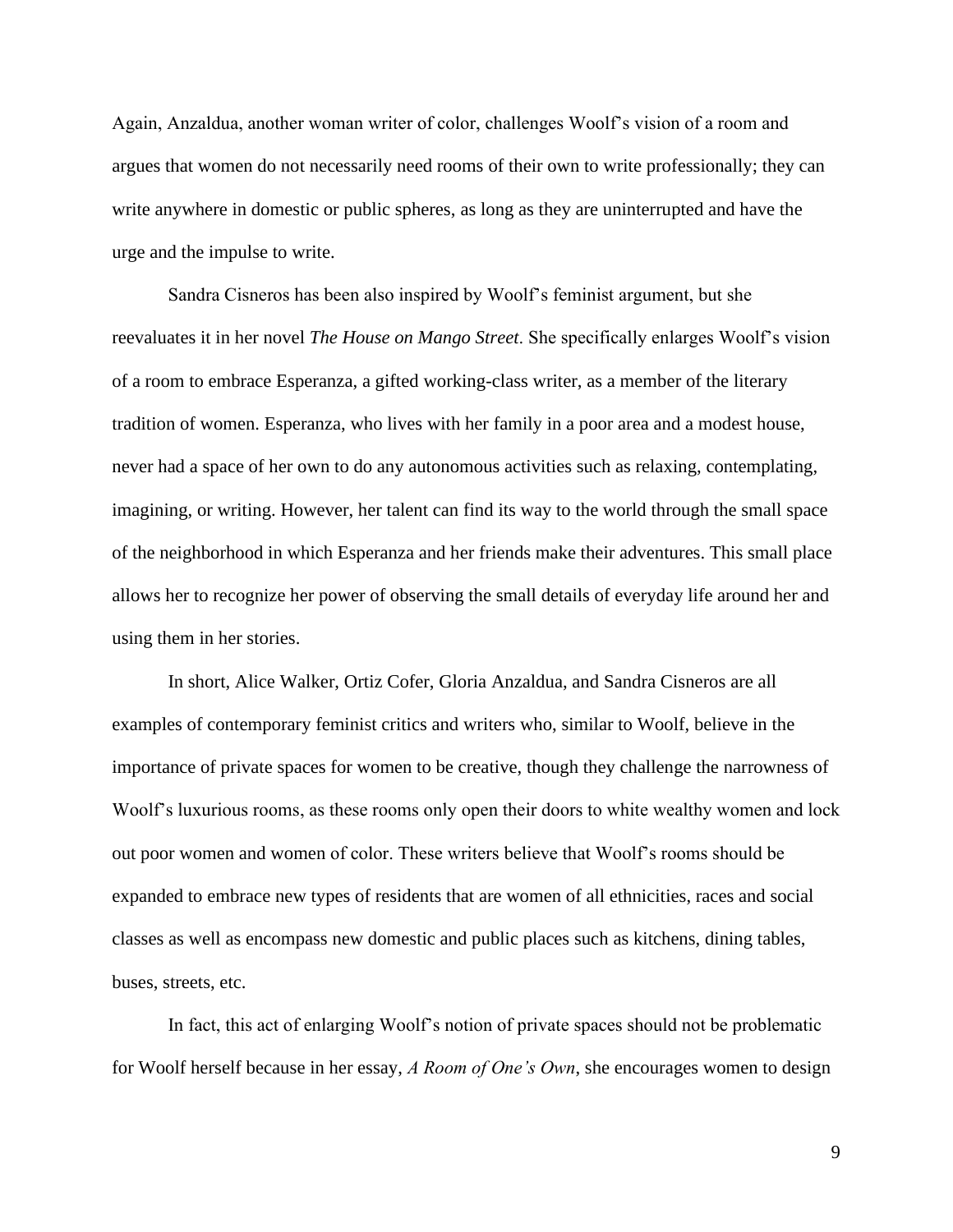Again, Anzaldua, another woman writer of color, challenges Woolf's vision of a room and argues that women do not necessarily need rooms of their own to write professionally; they can write anywhere in domestic or public spheres, as long as they are uninterrupted and have the urge and the impulse to write.

Sandra Cisneros has been also inspired by Woolf's feminist argument, but she reevaluates it in her novel *The House on Mango Street*. She specifically enlarges Woolf's vision of a room to embrace Esperanza, a gifted working-class writer, as a member of the literary tradition of women. Esperanza, who lives with her family in a poor area and a modest house, never had a space of her own to do any autonomous activities such as relaxing, contemplating, imagining, or writing. However, her talent can find its way to the world through the small space of the neighborhood in which Esperanza and her friends make their adventures. This small place allows her to recognize her power of observing the small details of everyday life around her and using them in her stories.

In short, Alice Walker, Ortiz Cofer, Gloria Anzaldua, and Sandra Cisneros are all examples of contemporary feminist critics and writers who, similar to Woolf, believe in the importance of private spaces for women to be creative, though they challenge the narrowness of Woolf's luxurious rooms, as these rooms only open their doors to white wealthy women and lock out poor women and women of color. These writers believe that Woolf's rooms should be expanded to embrace new types of residents that are women of all ethnicities, races and social classes as well as encompass new domestic and public places such as kitchens, dining tables, buses, streets, etc.

In fact, this act of enlarging Woolf's notion of private spaces should not be problematic for Woolf herself because in her essay, *A Room of One's Own*, she encourages women to design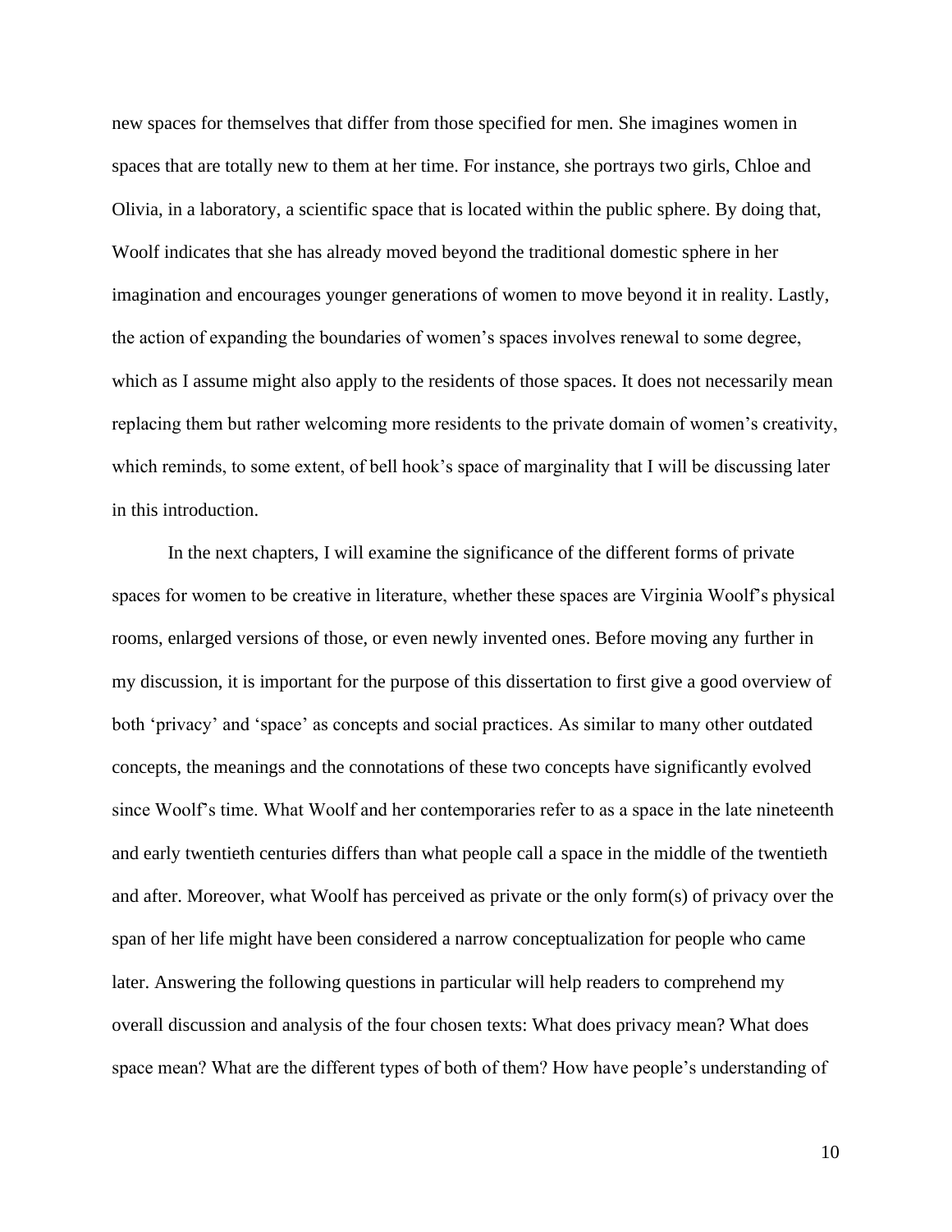new spaces for themselves that differ from those specified for men. She imagines women in spaces that are totally new to them at her time. For instance, she portrays two girls, Chloe and Olivia, in a laboratory, a scientific space that is located within the public sphere. By doing that, Woolf indicates that she has already moved beyond the traditional domestic sphere in her imagination and encourages younger generations of women to move beyond it in reality. Lastly, the action of expanding the boundaries of women's spaces involves renewal to some degree, which as I assume might also apply to the residents of those spaces. It does not necessarily mean replacing them but rather welcoming more residents to the private domain of women's creativity, which reminds, to some extent, of bell hook's space of marginality that I will be discussing later in this introduction.

In the next chapters, I will examine the significance of the different forms of private spaces for women to be creative in literature, whether these spaces are Virginia Woolf's physical rooms, enlarged versions of those, or even newly invented ones. Before moving any further in my discussion, it is important for the purpose of this dissertation to first give a good overview of both 'privacy' and 'space' as concepts and social practices. As similar to many other outdated concepts, the meanings and the connotations of these two concepts have significantly evolved since Woolf's time. What Woolf and her contemporaries refer to as a space in the late nineteenth and early twentieth centuries differs than what people call a space in the middle of the twentieth and after. Moreover, what Woolf has perceived as private or the only form(s) of privacy over the span of her life might have been considered a narrow conceptualization for people who came later. Answering the following questions in particular will help readers to comprehend my overall discussion and analysis of the four chosen texts: What does privacy mean? What does space mean? What are the different types of both of them? How have people's understanding of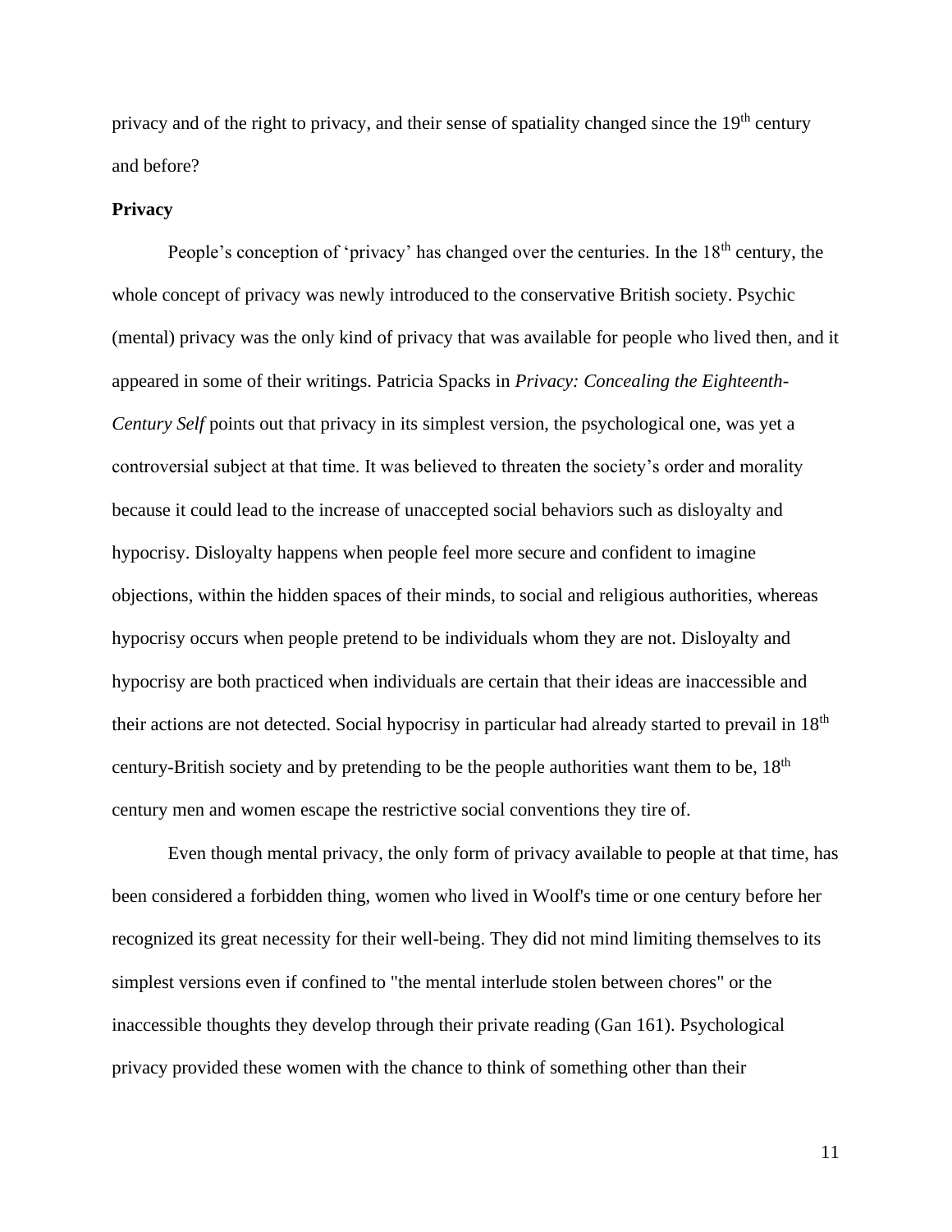privacy and of the right to privacy, and their sense of spatiality changed since the 19th century and before?

**Privacy**

People's conception of 'privacy' has changed over the centuries. In the 18th century, the whole concept of privacy was newly introduced to the conservative British society. Psychic (mental) privacy was the only kind of privacy that was available for people who lived then, and it appeared in some of their writings. Patricia Spacks in *Privacy: Concealing the Eighteenth-Century Self* points out that privacy in its simplest version, the psychological one, was yet a controversial subject at that time. It was believed to threaten the society's order and morality because it could lead to the increase of unaccepted social behaviors such as disloyalty and hypocrisy. Disloyalty happens when people feel more secure and confident to imagine objections, within the hidden spaces of their minds, to social and religious authorities, whereas hypocrisy occurs when people pretend to be individuals whom they are not. Disloyalty and hypocrisy are both practiced when individuals are certain that their ideas are inaccessible and their actions are not detected. Social hypocrisy in particular had already started to prevail in 18th century-British society and by pretending to be the people authorities want them to be, 18th century men and women escape the restrictive social conventions they tire of.

Even though mental privacy, the only form of privacy available to people at that time, has been considered a forbidden thing, women who lived in Woolf's time or one century before her recognized its great necessity for their well-being. They did not mind limiting themselves to its simplest versions even if confined to "the mental interlude stolen between chores" or the inaccessible thoughts they develop through their private reading (Gan 161). Psychological privacy provided these women with the chance to think of something other than their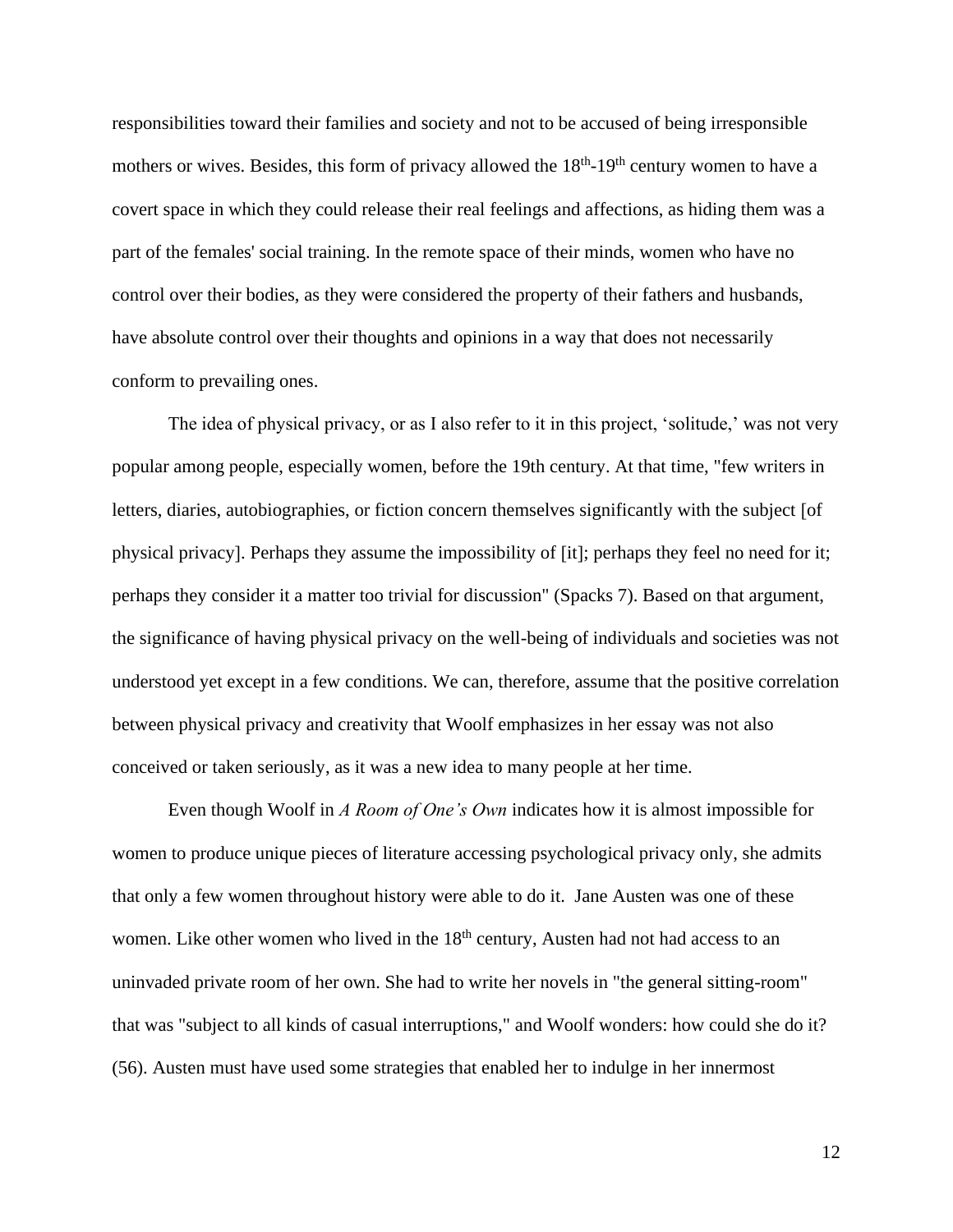responsibilities toward their families and society and not to be accused of being irresponsible mothers or wives. Besides, this form of privacy allowed the 18th-19th century women to have a covert space in which they could release their real feelings and affections, as hiding them was a part of the females' social training. In the remote space of their minds, women who have no control over their bodies, as they were considered the property of their fathers and husbands, have absolute control over their thoughts and opinions in a way that does not necessarily conform to prevailing ones.

The idea of physical privacy, or as I also refer to it in this project, 'solitude,' was not very popular among people, especially women, before the 19th century. At that time, "few writers in letters, diaries, autobiographies, or fiction concern themselves significantly with the subject [of physical privacy]. Perhaps they assume the impossibility of [it]; perhaps they feel no need for it; perhaps they consider it a matter too trivial for discussion" (Spacks 7). Based on that argument, the significance of having physical privacy on the well-being of individuals and societies was not understood yet except in a few conditions. We can, therefore, assume that the positive correlation between physical privacy and creativity that Woolf emphasizes in her essay was not also conceived or taken seriously, as it was a new idea to many people at her time.

Even though Woolf in *A Room of One's Own* indicates how it is almost impossible for women to produce unique pieces of literature accessing psychological privacy only, she admits that only a few women throughout history were able to do it. Jane Austen was one of these women. Like other women who lived in the 18th century, Austen had not had access to an uninvaded private room of her own. She had to write her novels in "the general sitting-room" that was "subject to all kinds of casual interruptions," and Woolf wonders: how could she do it? (56). Austen must have used some strategies that enabled her to indulge in her innermost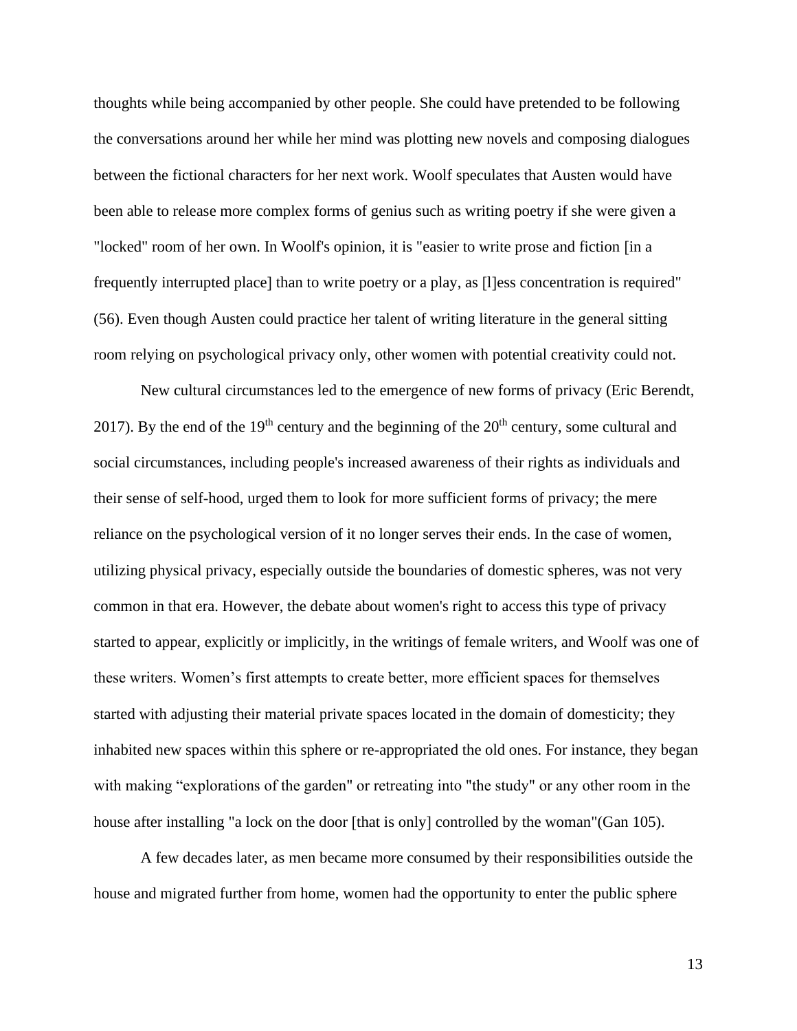thoughts while being accompanied by other people. She could have pretended to be following the conversations around her while her mind was plotting new novels and composing dialogues between the fictional characters for her next work. Woolf speculates that Austen would have been able to release more complex forms of genius such as writing poetry if she were given a "locked" room of her own. In Woolf's opinion, it is "easier to write prose and fiction [in a frequently interrupted place] than to write poetry or a play, as [l]ess concentration is required" (56). Even though Austen could practice her talent of writing literature in the general sitting room relying on psychological privacy only, other women with potential creativity could not.

New cultural circumstances led to the emergence of new forms of privacy (Eric Berendt, 2017). By the end of the 19th century and the beginning of the 20th century, some cultural and social circumstances, including people's increased awareness of their rights as individuals and their sense of self-hood, urged them to look for more sufficient forms of privacy; the mere reliance on the psychological version of it no longer serves their ends. In the case of women, utilizing physical privacy, especially outside the boundaries of domestic spheres, was not very common in that era. However, the debate about women's right to access this type of privacy started to appear, explicitly or implicitly, in the writings of female writers, and Woolf was one of these writers. Women's first attempts to create better, more efficient spaces for themselves started with adjusting their material private spaces located in the domain of domesticity; they inhabited new spaces within this sphere or re-appropriated the old ones. For instance, they began with making "explorations of the garden" or retreating into "the study" or any other room in the house after installing "a lock on the door [that is only] controlled by the woman"(Gan 105).

A few decades later, as men became more consumed by their responsibilities outside the house and migrated further from home, women had the opportunity to enter the public sphere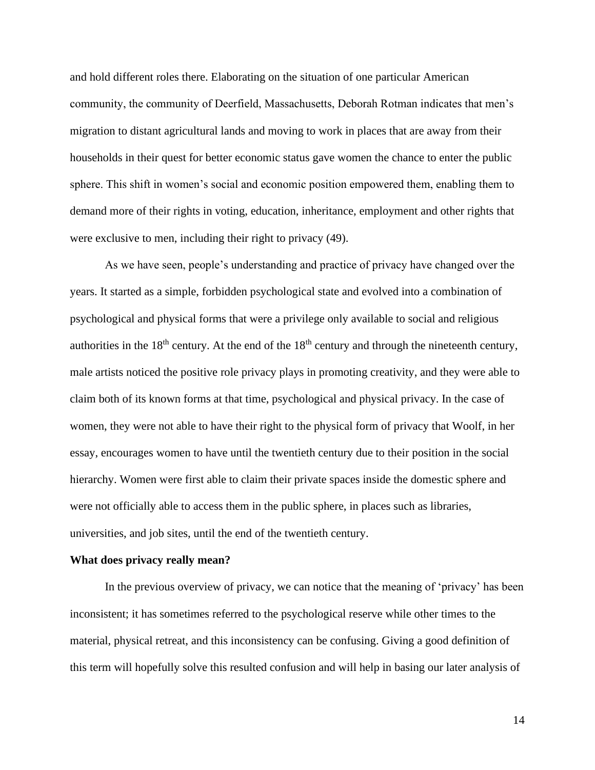and hold different roles there. Elaborating on the situation of one particular American community, the community of Deerfield, Massachusetts, Deborah Rotman indicates that men's migration to distant agricultural lands and moving to work in places that are away from their households in their quest for better economic status gave women the chance to enter the public sphere. This shift in women's social and economic position empowered them, enabling them to demand more of their rights in voting, education, inheritance, employment and other rights that were exclusive to men, including their right to privacy (49).

As we have seen, people's understanding and practice of privacy have changed over the years. It started as a simple, forbidden psychological state and evolved into a combination of psychological and physical forms that were a privilege only available to social and religious authorities in the 18th century. At the end of the 18th century and through the nineteenth century, male artists noticed the positive role privacy plays in promoting creativity, and they were able to claim both of its known forms at that time, psychological and physical privacy. In the case of women, they were not able to have their right to the physical form of privacy that Woolf, in her essay, encourages women to have until the twentieth century due to their position in the social hierarchy. Women were first able to claim their private spaces inside the domestic sphere and were not officially able to access them in the public sphere, in places such as libraries, universities, and job sites, until the end of the twentieth century.

**What does privacy really mean?**

In the previous overview of privacy, we can notice that the meaning of 'privacy' has been inconsistent; it has sometimes referred to the psychological reserve while other times to the material, physical retreat, and this inconsistency can be confusing. Giving a good definition of this term will hopefully solve this resulted confusion and will help in basing our later analysis of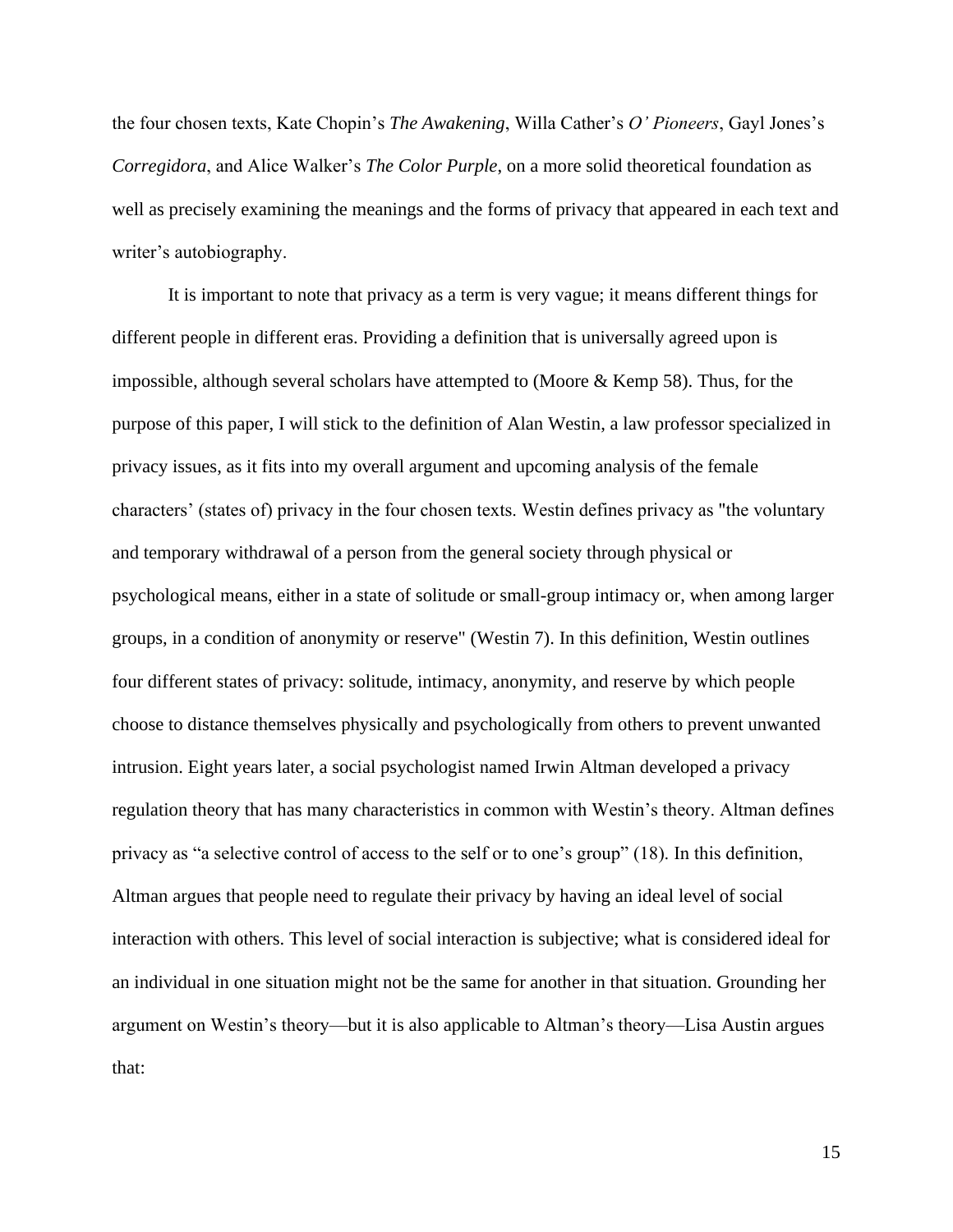the four chosen texts, Kate Chopin's *The Awakening*, Willa Cather's *O' Pioneers*, Gayl Jones's *Corregidora*, and Alice Walker's *The Color Purple*, on a more solid theoretical foundation as well as precisely examining the meanings and the forms of privacy that appeared in each text and writer's autobiography.

It is important to note that privacy as a term is very vague; it means different things for different people in different eras. Providing a definition that is universally agreed upon is impossible, although several scholars have attempted to (Moore & Kemp 58). Thus, for the purpose of this paper, I will stick to the definition of Alan Westin, a law professor specialized in privacy issues, as it fits into my overall argument and upcoming analysis of the female characters' (states of) privacy in the four chosen texts. Westin defines privacy as "the voluntary and temporary withdrawal of a person from the general society through physical or psychological means, either in a state of solitude or small-group intimacy or, when among larger groups, in a condition of anonymity or reserve" (Westin 7). In this definition, Westin outlines four different states of privacy: solitude, intimacy, anonymity, and reserve by which people choose to distance themselves physically and psychologically from others to prevent unwanted intrusion. Eight years later, a social psychologist named Irwin Altman developed a privacy regulation theory that has many characteristics in common with Westin's theory. Altman defines privacy as "a selective control of access to the self or to one's group" (18). In this definition, Altman argues that people need to regulate their privacy by having an ideal level of social interaction with others. This level of social interaction is subjective; what is considered ideal for an individual in one situation might not be the same for another in that situation. Grounding her argument on Westin's theory—but it is also applicable to Altman's theory—Lisa Austin argues that: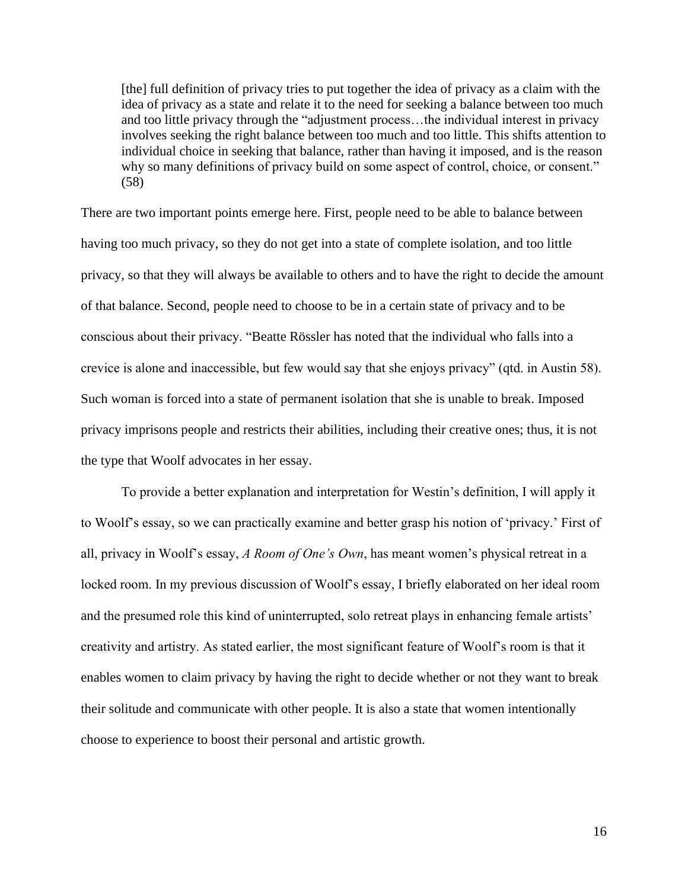> [the] full definition of privacy tries to put together the idea of privacy as a claim with the idea of privacy as a state and relate it to the need for seeking a balance between too much and too little privacy through the "adjustment process…the individual interest in privacy involves seeking the right balance between too much and too little. This shifts attention to individual choice in seeking that balance, rather than having it imposed, and is the reason why so many definitions of privacy build on some aspect of control, choice, or consent." (58)

There are two important points emerge here. First, people need to be able to balance between having too much privacy, so they do not get into a state of complete isolation, and too little privacy, so that they will always be available to others and to have the right to decide the amount of that balance. Second, people need to choose to be in a certain state of privacy and to be conscious about their privacy. "Beatte Rössler has noted that the individual who falls into a crevice is alone and inaccessible, but few would say that she enjoys privacy" (qtd. in Austin 58). Such woman is forced into a state of permanent isolation that she is unable to break. Imposed privacy imprisons people and restricts their abilities, including their creative ones; thus, it is not the type that Woolf advocates in her essay.

To provide a better explanation and interpretation for Westin's definition, I will apply it to Woolf's essay, so we can practically examine and better grasp his notion of 'privacy.' First of all, privacy in Woolf's essay, *A Room of One's Own*, has meant women's physical retreat in a locked room. In my previous discussion of Woolf's essay, I briefly elaborated on her ideal room and the presumed role this kind of uninterrupted, solo retreat plays in enhancing female artists' creativity and artistry. As stated earlier, the most significant feature of Woolf's room is that it enables women to claim privacy by having the right to decide whether or not they want to break their solitude and communicate with other people. It is also a state that women intentionally choose to experience to boost their personal and artistic growth.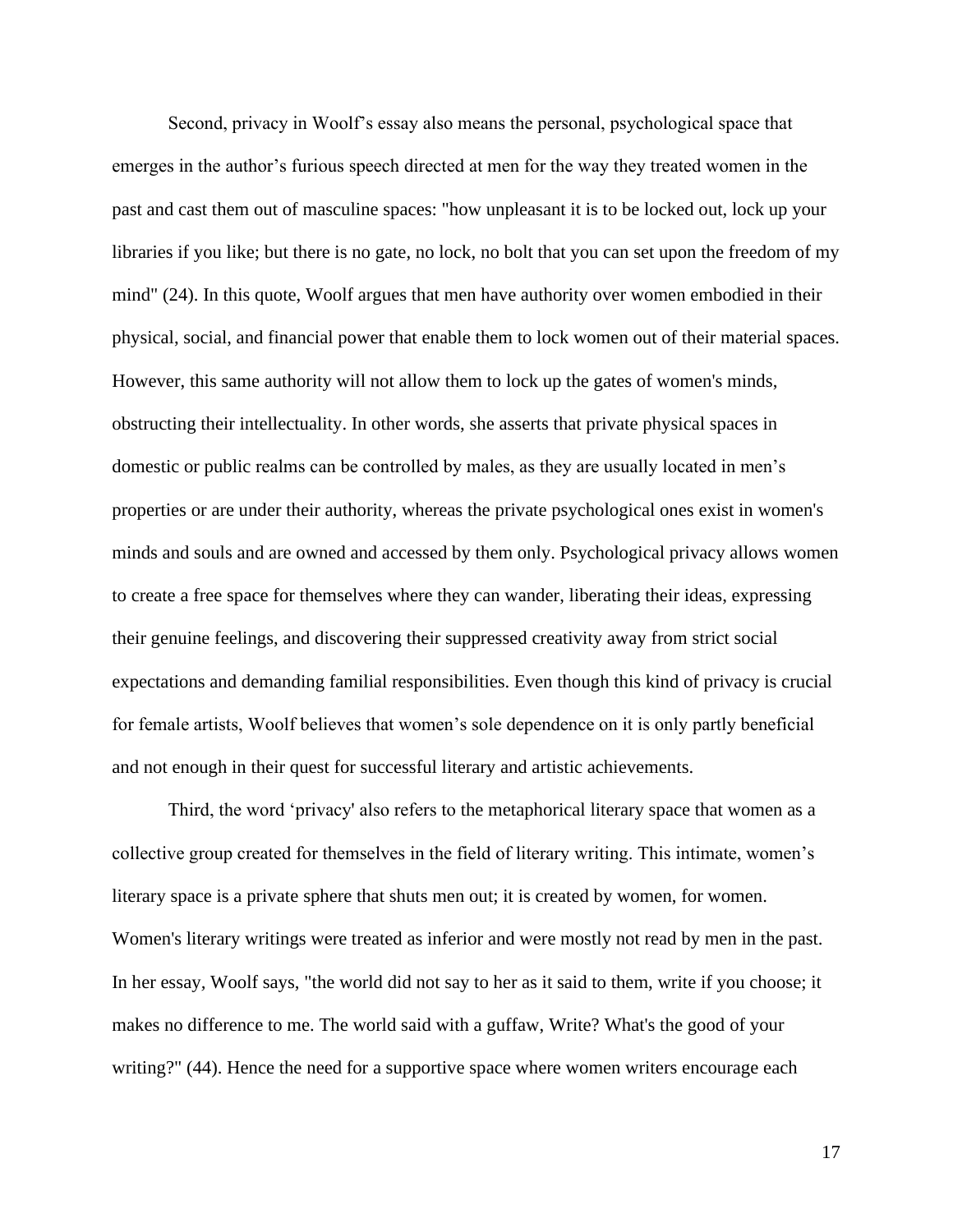Second, privacy in Woolf's essay also means the personal, psychological space that emerges in the author's furious speech directed at men for the way they treated women in the past and cast them out of masculine spaces: "how unpleasant it is to be locked out, lock up your libraries if you like; but there is no gate, no lock, no bolt that you can set upon the freedom of my mind" (24). In this quote, Woolf argues that men have authority over women embodied in their physical, social, and financial power that enable them to lock women out of their material spaces. However, this same authority will not allow them to lock up the gates of women's minds, obstructing their intellectuality. In other words, she asserts that private physical spaces in domestic or public realms can be controlled by males, as they are usually located in men's properties or are under their authority, whereas the private psychological ones exist in women's minds and souls and are owned and accessed by them only. Psychological privacy allows women to create a free space for themselves where they can wander, liberating their ideas, expressing their genuine feelings, and discovering their suppressed creativity away from strict social expectations and demanding familial responsibilities. Even though this kind of privacy is crucial for female artists, Woolf believes that women's sole dependence on it is only partly beneficial and not enough in their quest for successful literary and artistic achievements.

Third, the word 'privacy' also refers to the metaphorical literary space that women as a collective group created for themselves in the field of literary writing. This intimate, women's literary space is a private sphere that shuts men out; it is created by women, for women. Women's literary writings were treated as inferior and were mostly not read by men in the past. In her essay, Woolf says, "the world did not say to her as it said to them, write if you choose; it makes no difference to me. The world said with a guffaw, Write? What's the good of your writing?" (44). Hence the need for a supportive space where women writers encourage each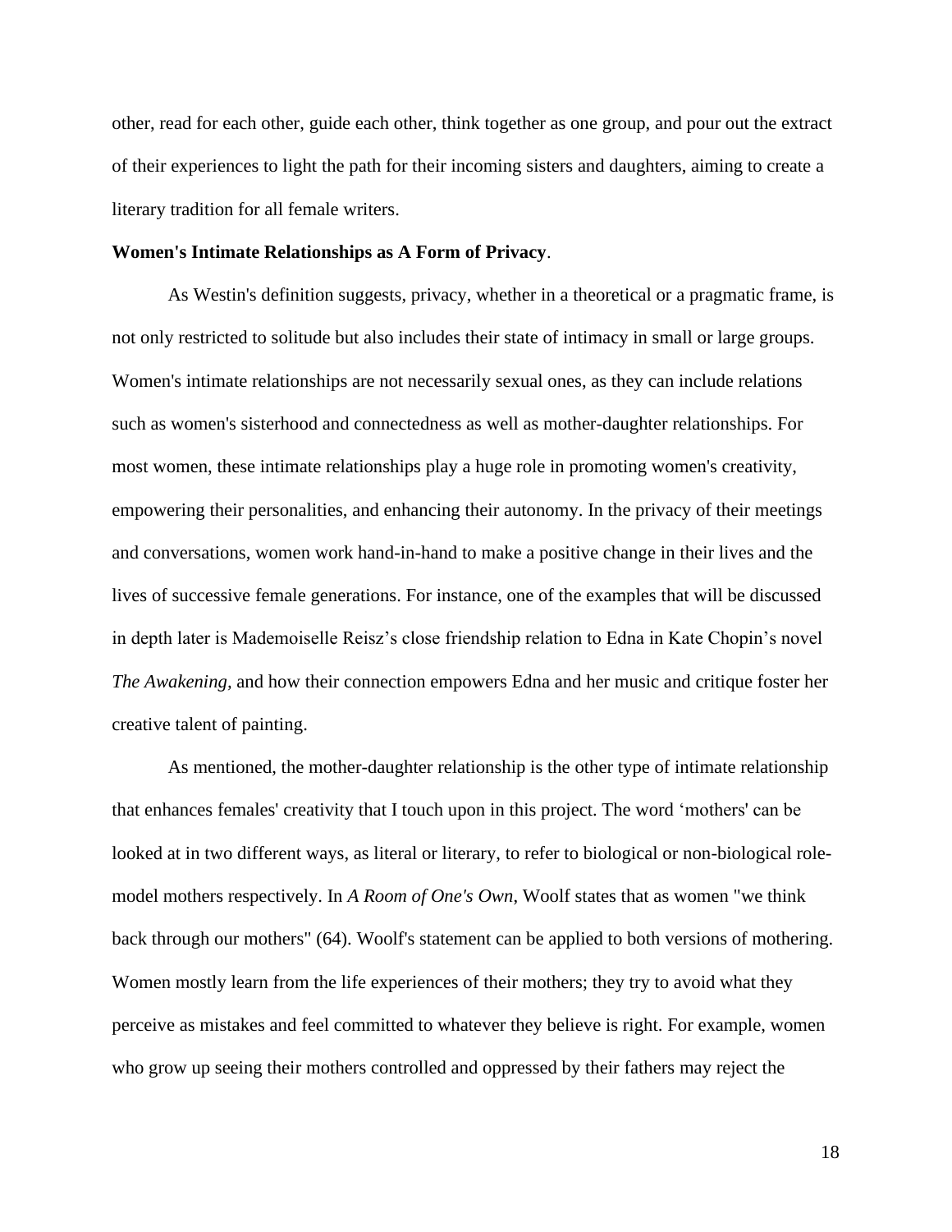other, read for each other, guide each other, think together as one group, and pour out the extract of their experiences to light the path for their incoming sisters and daughters, aiming to create a literary tradition for all female writers.

**Women's Intimate Relationships as A Form of Privacy**.

As Westin's definition suggests, privacy, whether in a theoretical or a pragmatic frame, is not only restricted to solitude but also includes their state of intimacy in small or large groups. Women's intimate relationships are not necessarily sexual ones, as they can include relations such as women's sisterhood and connectedness as well as mother-daughter relationships. For most women, these intimate relationships play a huge role in promoting women's creativity, empowering their personalities, and enhancing their autonomy. In the privacy of their meetings and conversations, women work hand-in-hand to make a positive change in their lives and the lives of successive female generations. For instance, one of the examples that will be discussed in depth later is Mademoiselle Reisz's close friendship relation to Edna in Kate Chopin's novel *The Awakening,* and how their connection empowers Edna and her music and critique foster her creative talent of painting.

As mentioned, the mother-daughter relationship is the other type of intimate relationship that enhances females' creativity that I touch upon in this project. The word 'mothers' can be looked at in two different ways, as literal or literary, to refer to biological or non-biological role-model mothers respectively. In *A Room of One's Own*, Woolf states that as women "we think back through our mothers" (64). Woolf's statement can be applied to both versions of mothering. Women mostly learn from the life experiences of their mothers; they try to avoid what they perceive as mistakes and feel committed to whatever they believe is right. For example, women who grow up seeing their mothers controlled and oppressed by their fathers may reject the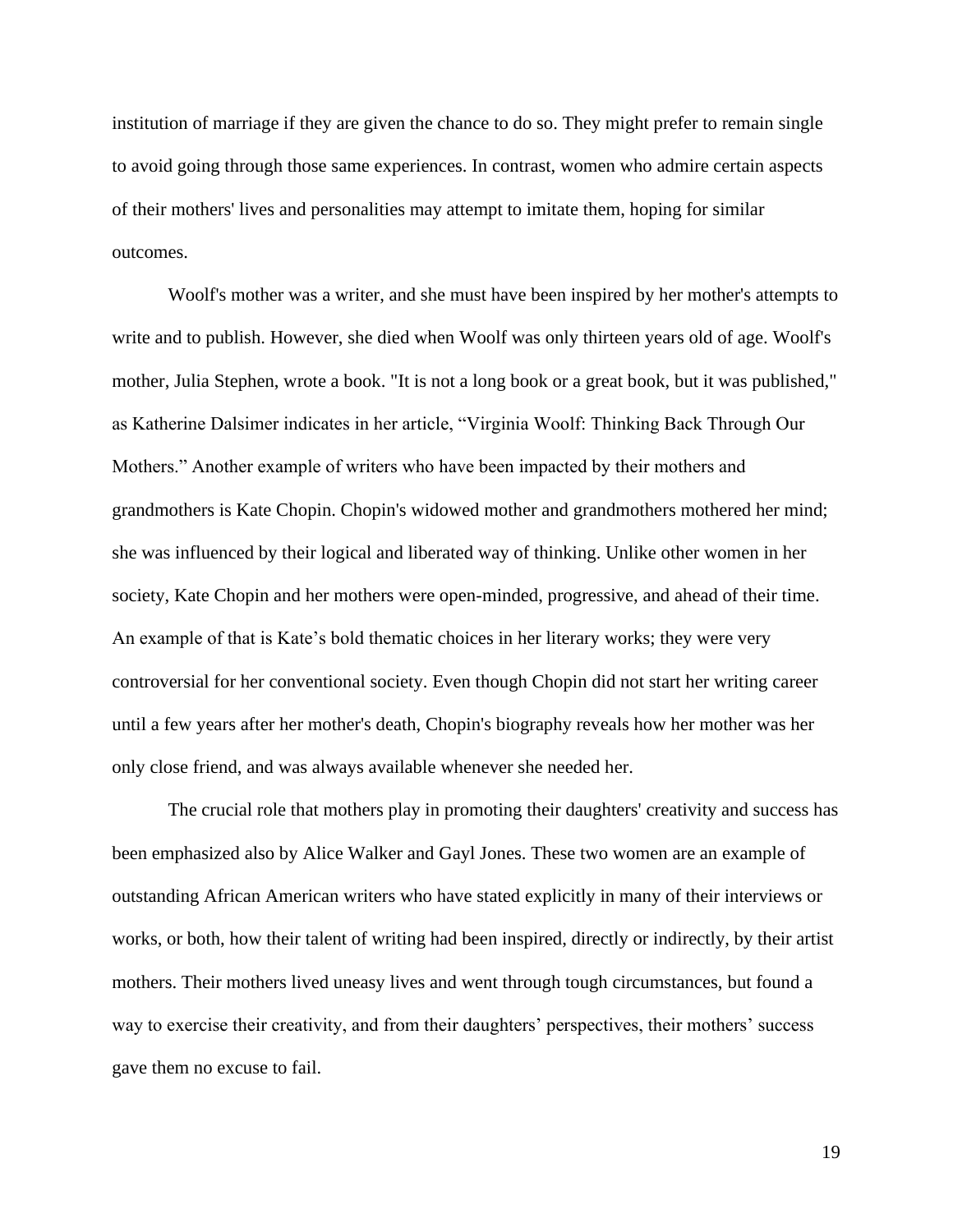institution of marriage if they are given the chance to do so. They might prefer to remain single to avoid going through those same experiences. In contrast, women who admire certain aspects of their mothers' lives and personalities may attempt to imitate them, hoping for similar outcomes.

Woolf's mother was a writer, and she must have been inspired by her mother's attempts to write and to publish. However, she died when Woolf was only thirteen years old of age. Woolf's mother, Julia Stephen, wrote a book. "It is not a long book or a great book, but it was published," as Katherine Dalsimer indicates in her article, "Virginia Woolf: Thinking Back Through Our Mothers." Another example of writers who have been impacted by their mothers and grandmothers is Kate Chopin. Chopin's widowed mother and grandmothers mothered her mind; she was influenced by their logical and liberated way of thinking. Unlike other women in her society, Kate Chopin and her mothers were open-minded, progressive, and ahead of their time. An example of that is Kate's bold thematic choices in her literary works; they were very controversial for her conventional society. Even though Chopin did not start her writing career until a few years after her mother's death, Chopin's biography reveals how her mother was her only close friend, and was always available whenever she needed her.

The crucial role that mothers play in promoting their daughters' creativity and success has been emphasized also by Alice Walker and Gayl Jones. These two women are an example of outstanding African American writers who have stated explicitly in many of their interviews or works, or both, how their talent of writing had been inspired, directly or indirectly, by their artist mothers. Their mothers lived uneasy lives and went through tough circumstances, but found a way to exercise their creativity, and from their daughters' perspectives, their mothers' success gave them no excuse to fail.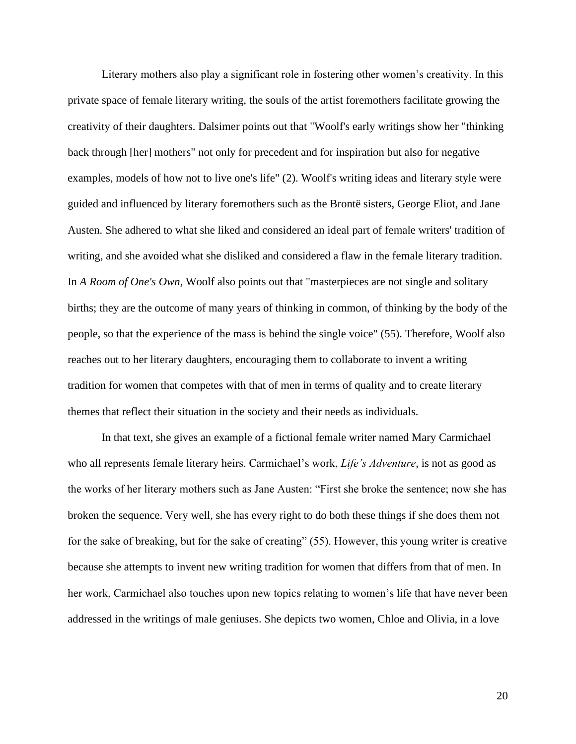Literary mothers also play a significant role in fostering other women's creativity. In this private space of female literary writing, the souls of the artist foremothers facilitate growing the creativity of their daughters. Dalsimer points out that "Woolf's early writings show her "thinking back through [her] mothers" not only for precedent and for inspiration but also for negative examples, models of how not to live one's life" (2). Woolf's writing ideas and literary style were guided and influenced by literary foremothers such as the Brontë sisters, George Eliot, and Jane Austen. She adhered to what she liked and considered an ideal part of female writers' tradition of writing, and she avoided what she disliked and considered a flaw in the female literary tradition. In *A Room of One's Own*, Woolf also points out that "masterpieces are not single and solitary births; they are the outcome of many years of thinking in common, of thinking by the body of the people, so that the experience of the mass is behind the single voice" (55). Therefore, Woolf also reaches out to her literary daughters, encouraging them to collaborate to invent a writing tradition for women that competes with that of men in terms of quality and to create literary themes that reflect their situation in the society and their needs as individuals.

In that text, she gives an example of a fictional female writer named Mary Carmichael who all represents female literary heirs. Carmichael's work, *Life's Adventure*, is not as good as the works of her literary mothers such as Jane Austen: "First she broke the sentence; now she has broken the sequence. Very well, she has every right to do both these things if she does them not for the sake of breaking, but for the sake of creating" (55). However, this young writer is creative because she attempts to invent new writing tradition for women that differs from that of men. In her work, Carmichael also touches upon new topics relating to women's life that have never been addressed in the writings of male geniuses. She depicts two women, Chloe and Olivia, in a love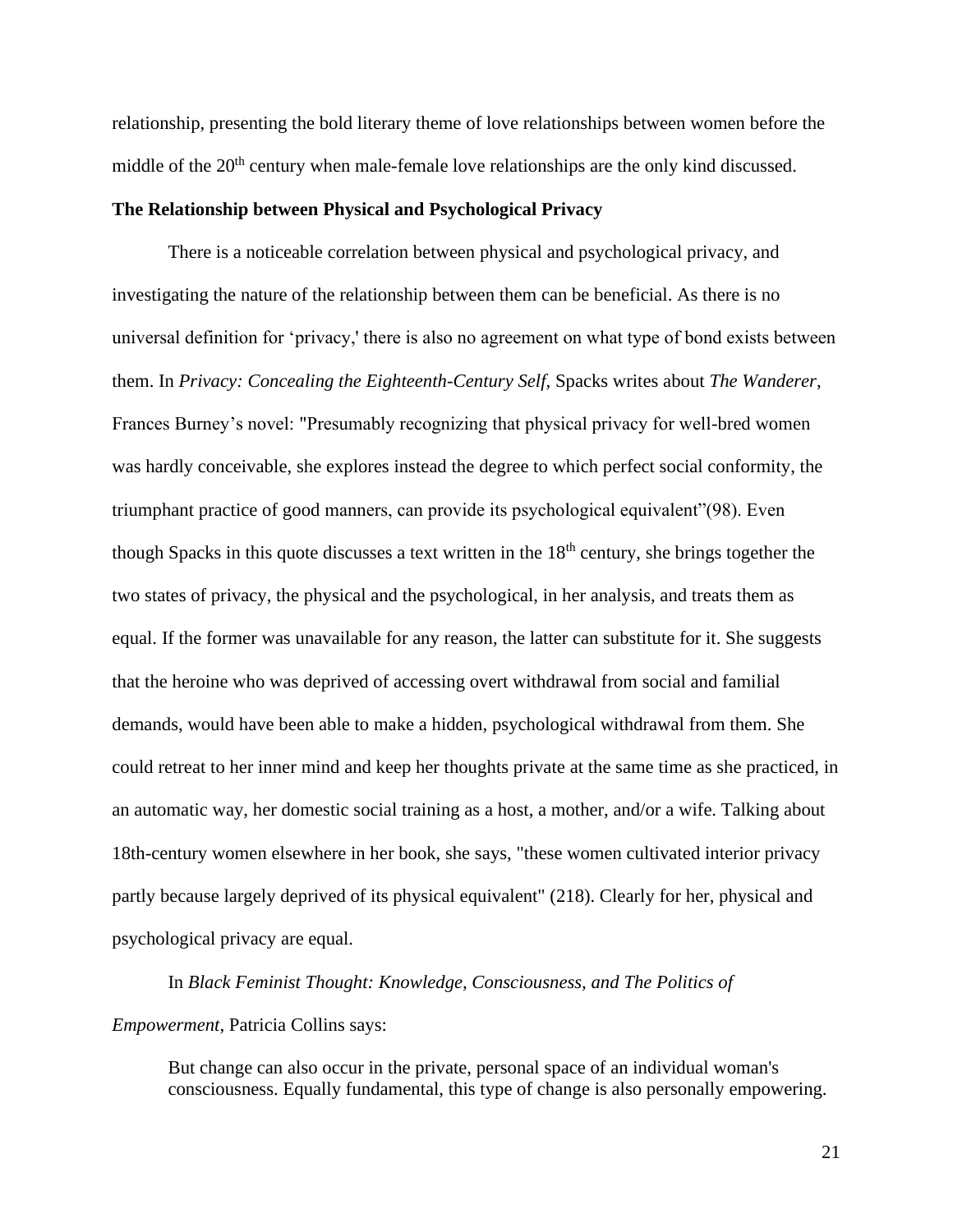relationship, presenting the bold literary theme of love relationships between women before the middle of the 20th century when male-female love relationships are the only kind discussed.

**The Relationship between Physical and Psychological Privacy**

There is a noticeable correlation between physical and psychological privacy, and investigating the nature of the relationship between them can be beneficial. As there is no universal definition for 'privacy,' there is also no agreement on what type of bond exists between them. In *Privacy: Concealing the Eighteenth-Century Self*, Spacks writes about *The Wanderer*, Frances Burney's novel: "Presumably recognizing that physical privacy for well-bred women was hardly conceivable, she explores instead the degree to which perfect social conformity, the triumphant practice of good manners, can provide its psychological equivalent"(98). Even though Spacks in this quote discusses a text written in the 18th century, she brings together the two states of privacy, the physical and the psychological, in her analysis, and treats them as equal. If the former was unavailable for any reason, the latter can substitute for it. She suggests that the heroine who was deprived of accessing overt withdrawal from social and familial demands, would have been able to make a hidden, psychological withdrawal from them. She could retreat to her inner mind and keep her thoughts private at the same time as she practiced, in an automatic way, her domestic social training as a host, a mother, and/or a wife. Talking about 18th-century women elsewhere in her book, she says, "these women cultivated interior privacy partly because largely deprived of its physical equivalent" (218). Clearly for her, physical and psychological privacy are equal.

In *Black Feminist Thought: Knowledge, Consciousness, and The Politics of Empowerment*, Patricia Collins says:

> But change can also occur in the private, personal space of an individual woman's consciousness. Equally fundamental, this type of change is also personally empowering.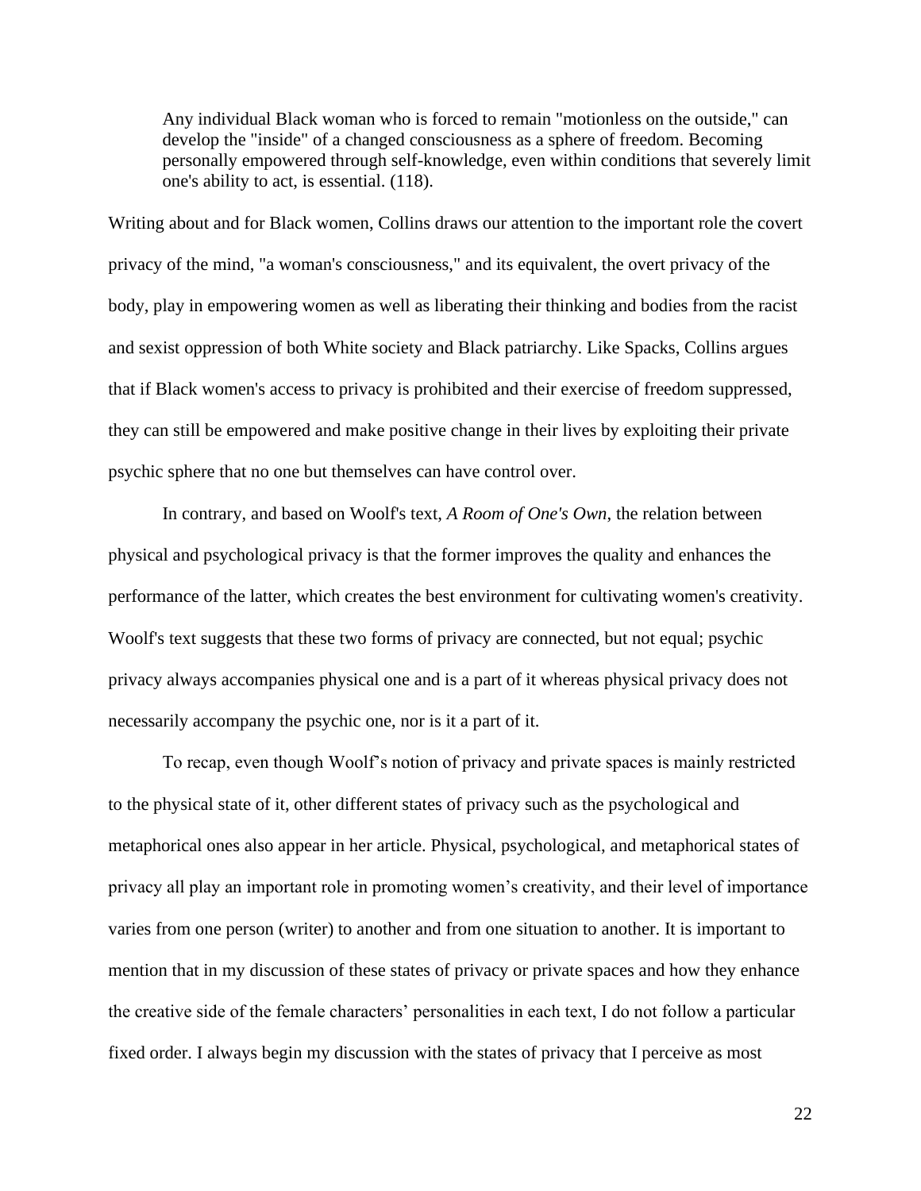> Any individual Black woman who is forced to remain "motionless on the outside," can develop the "inside" of a changed consciousness as a sphere of freedom. Becoming personally empowered through self-knowledge, even within conditions that severely limit one's ability to act, is essential. (118).

Writing about and for Black women, Collins draws our attention to the important role the covert privacy of the mind, "a woman's consciousness," and its equivalent, the overt privacy of the body, play in empowering women as well as liberating their thinking and bodies from the racist and sexist oppression of both White society and Black patriarchy. Like Spacks, Collins argues that if Black women's access to privacy is prohibited and their exercise of freedom suppressed, they can still be empowered and make positive change in their lives by exploiting their private psychic sphere that no one but themselves can have control over.

In contrary, and based on Woolf's text, *A Room of One's Own*, the relation between physical and psychological privacy is that the former improves the quality and enhances the performance of the latter, which creates the best environment for cultivating women's creativity. Woolf's text suggests that these two forms of privacy are connected, but not equal; psychic privacy always accompanies physical one and is a part of it whereas physical privacy does not necessarily accompany the psychic one, nor is it a part of it.

To recap, even though Woolf's notion of privacy and private spaces is mainly restricted to the physical state of it, other different states of privacy such as the psychological and metaphorical ones also appear in her article. Physical, psychological, and metaphorical states of privacy all play an important role in promoting women's creativity, and their level of importance varies from one person (writer) to another and from one situation to another. It is important to mention that in my discussion of these states of privacy or private spaces and how they enhance the creative side of the female characters' personalities in each text, I do not follow a particular fixed order. I always begin my discussion with the states of privacy that I perceive as most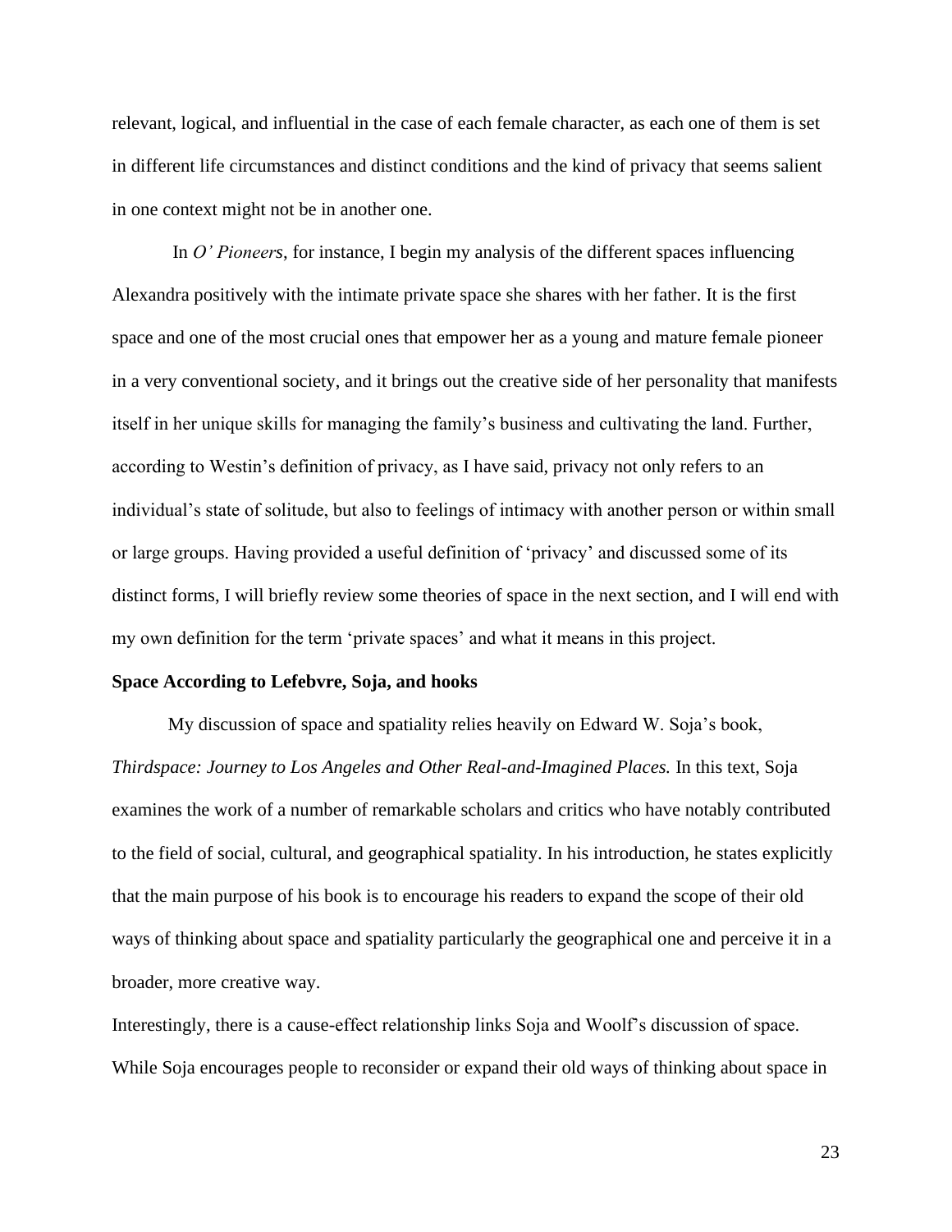relevant, logical, and influential in the case of each female character, as each one of them is set in different life circumstances and distinct conditions and the kind of privacy that seems salient in one context might not be in another one.

In *O' Pioneers*, for instance, I begin my analysis of the different spaces influencing Alexandra positively with the intimate private space she shares with her father. It is the first space and one of the most crucial ones that empower her as a young and mature female pioneer in a very conventional society, and it brings out the creative side of her personality that manifests itself in her unique skills for managing the family's business and cultivating the land. Further, according to Westin's definition of privacy, as I have said, privacy not only refers to an individual's state of solitude, but also to feelings of intimacy with another person or within small or large groups. Having provided a useful definition of 'privacy' and discussed some of its distinct forms, I will briefly review some theories of space in the next section, and I will end with my own definition for the term 'private spaces' and what it means in this project.

**Space According to Lefebvre, Soja, and hooks**

My discussion of space and spatiality relies heavily on Edward W. Soja's book, *Thirdspace: Journey to Los Angeles and Other Real-and-Imagined Places.* In this text, Soja examines the work of a number of remarkable scholars and critics who have notably contributed to the field of social, cultural, and geographical spatiality. In his introduction, he states explicitly that the main purpose of his book is to encourage his readers to expand the scope of their old ways of thinking about space and spatiality particularly the geographical one and perceive it in a broader, more creative way.

Interestingly, there is a cause-effect relationship links Soja and Woolf's discussion of space. While Soja encourages people to reconsider or expand their old ways of thinking about space in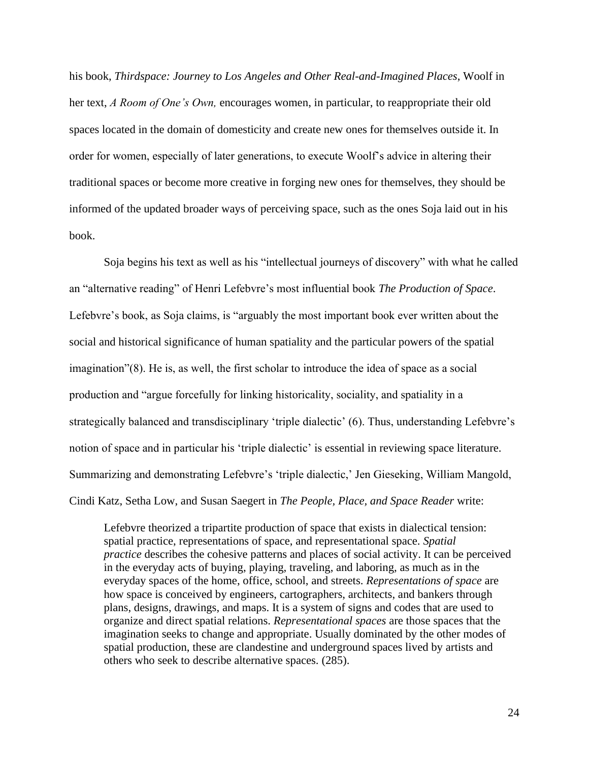his book, *Thirdspace: Journey to Los Angeles and Other Real-and-Imagined Places*, Woolf in her text, *A Room of One's Own,* encourages women, in particular, to reappropriate their old spaces located in the domain of domesticity and create new ones for themselves outside it. In order for women, especially of later generations, to execute Woolf's advice in altering their traditional spaces or become more creative in forging new ones for themselves, they should be informed of the updated broader ways of perceiving space, such as the ones Soja laid out in his book.

Soja begins his text as well as his "intellectual journeys of discovery" with what he called an "alternative reading" of Henri Lefebvre's most influential book *The Production of Space*. Lefebvre's book, as Soja claims, is "arguably the most important book ever written about the social and historical significance of human spatiality and the particular powers of the spatial imagination"(8). He is, as well, the first scholar to introduce the idea of space as a social production and "argue forcefully for linking historicality, sociality, and spatiality in a strategically balanced and transdisciplinary 'triple dialectic' (6). Thus, understanding Lefebvre's notion of space and in particular his 'triple dialectic' is essential in reviewing space literature. Summarizing and demonstrating Lefebvre's 'triple dialectic,' Jen Gieseking, William Mangold, Cindi Katz, Setha Low, and Susan Saegert in *The People, Place, and Space Reader* write:

> Lefebvre theorized a tripartite production of space that exists in dialectical tension: spatial practice, representations of space, and representational space. *Spatial practice* describes the cohesive patterns and places of social activity. It can be perceived in the everyday acts of buying, playing, traveling, and laboring, as much as in the everyday spaces of the home, office, school, and streets. *Representations of space* are how space is conceived by engineers, cartographers, architects, and bankers through plans, designs, drawings, and maps. It is a system of signs and codes that are used to organize and direct spatial relations. *Representational spaces* are those spaces that the imagination seeks to change and appropriate. Usually dominated by the other modes of spatial production, these are clandestine and underground spaces lived by artists and others who seek to describe alternative spaces. (285).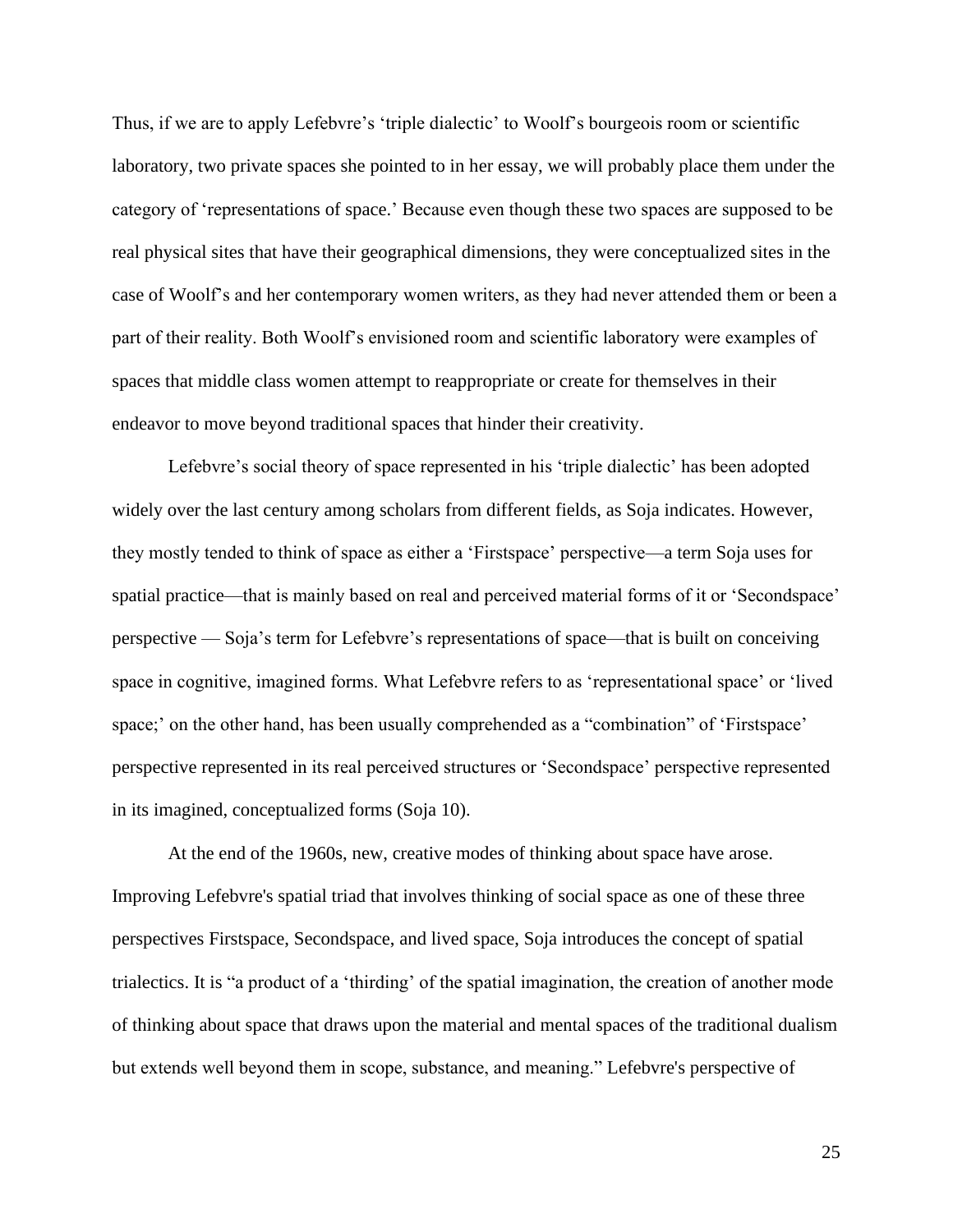Thus, if we are to apply Lefebvre's 'triple dialectic' to Woolf's bourgeois room or scientific laboratory, two private spaces she pointed to in her essay, we will probably place them under the category of 'representations of space.' Because even though these two spaces are supposed to be real physical sites that have their geographical dimensions, they were conceptualized sites in the case of Woolf's and her contemporary women writers, as they had never attended them or been a part of their reality. Both Woolf's envisioned room and scientific laboratory were examples of spaces that middle class women attempt to reappropriate or create for themselves in their endeavor to move beyond traditional spaces that hinder their creativity.

Lefebvre's social theory of space represented in his 'triple dialectic' has been adopted widely over the last century among scholars from different fields, as Soja indicates. However, they mostly tended to think of space as either a 'Firstspace' perspective—a term Soja uses for spatial practice—that is mainly based on real and perceived material forms of it or 'Secondspace' perspective — Soja's term for Lefebvre's representations of space—that is built on conceiving space in cognitive, imagined forms. What Lefebvre refers to as 'representational space' or 'lived space;' on the other hand, has been usually comprehended as a "combination" of 'Firstspace' perspective represented in its real perceived structures or 'Secondspace' perspective represented in its imagined, conceptualized forms (Soja 10).

At the end of the 1960s, new, creative modes of thinking about space have arose. Improving Lefebvre's spatial triad that involves thinking of social space as one of these three perspectives Firstspace, Secondspace, and lived space, Soja introduces the concept of spatial trialectics. It is "a product of a 'thirding' of the spatial imagination, the creation of another mode of thinking about space that draws upon the material and mental spaces of the traditional dualism but extends well beyond them in scope, substance, and meaning." Lefebvre's perspective of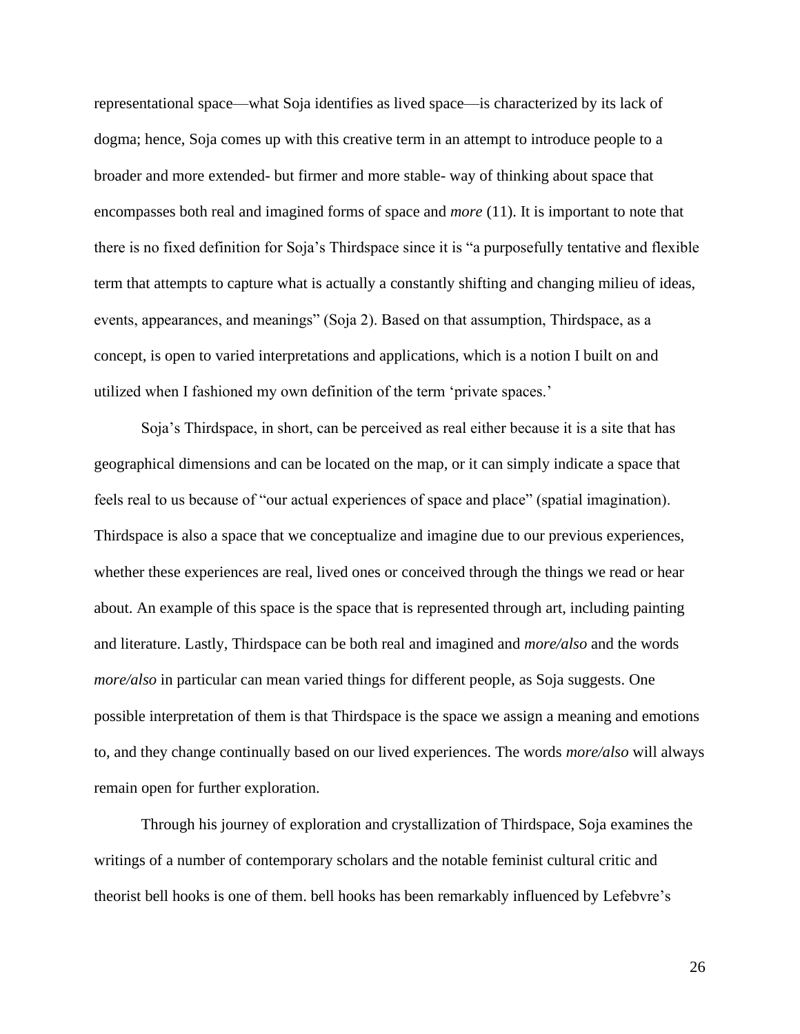representational space—what Soja identifies as lived space—is characterized by its lack of dogma; hence, Soja comes up with this creative term in an attempt to introduce people to a broader and more extended- but firmer and more stable- way of thinking about space that encompasses both real and imagined forms of space and *more* (11). It is important to note that there is no fixed definition for Soja's Thirdspace since it is "a purposefully tentative and flexible term that attempts to capture what is actually a constantly shifting and changing milieu of ideas, events, appearances, and meanings" (Soja 2). Based on that assumption, Thirdspace, as a concept, is open to varied interpretations and applications, which is a notion I built on and utilized when I fashioned my own definition of the term 'private spaces.'

Soja's Thirdspace, in short, can be perceived as real either because it is a site that has geographical dimensions and can be located on the map, or it can simply indicate a space that feels real to us because of "our actual experiences of space and place" (spatial imagination). Thirdspace is also a space that we conceptualize and imagine due to our previous experiences, whether these experiences are real, lived ones or conceived through the things we read or hear about. An example of this space is the space that is represented through art, including painting and literature. Lastly, Thirdspace can be both real and imagined and *more/also* and the words *more/also* in particular can mean varied things for different people, as Soja suggests. One possible interpretation of them is that Thirdspace is the space we assign a meaning and emotions to, and they change continually based on our lived experiences. The words *more/also* will always remain open for further exploration.

Through his journey of exploration and crystallization of Thirdspace, Soja examines the writings of a number of contemporary scholars and the notable feminist cultural critic and theorist bell hooks is one of them. bell hooks has been remarkably influenced by Lefebvre's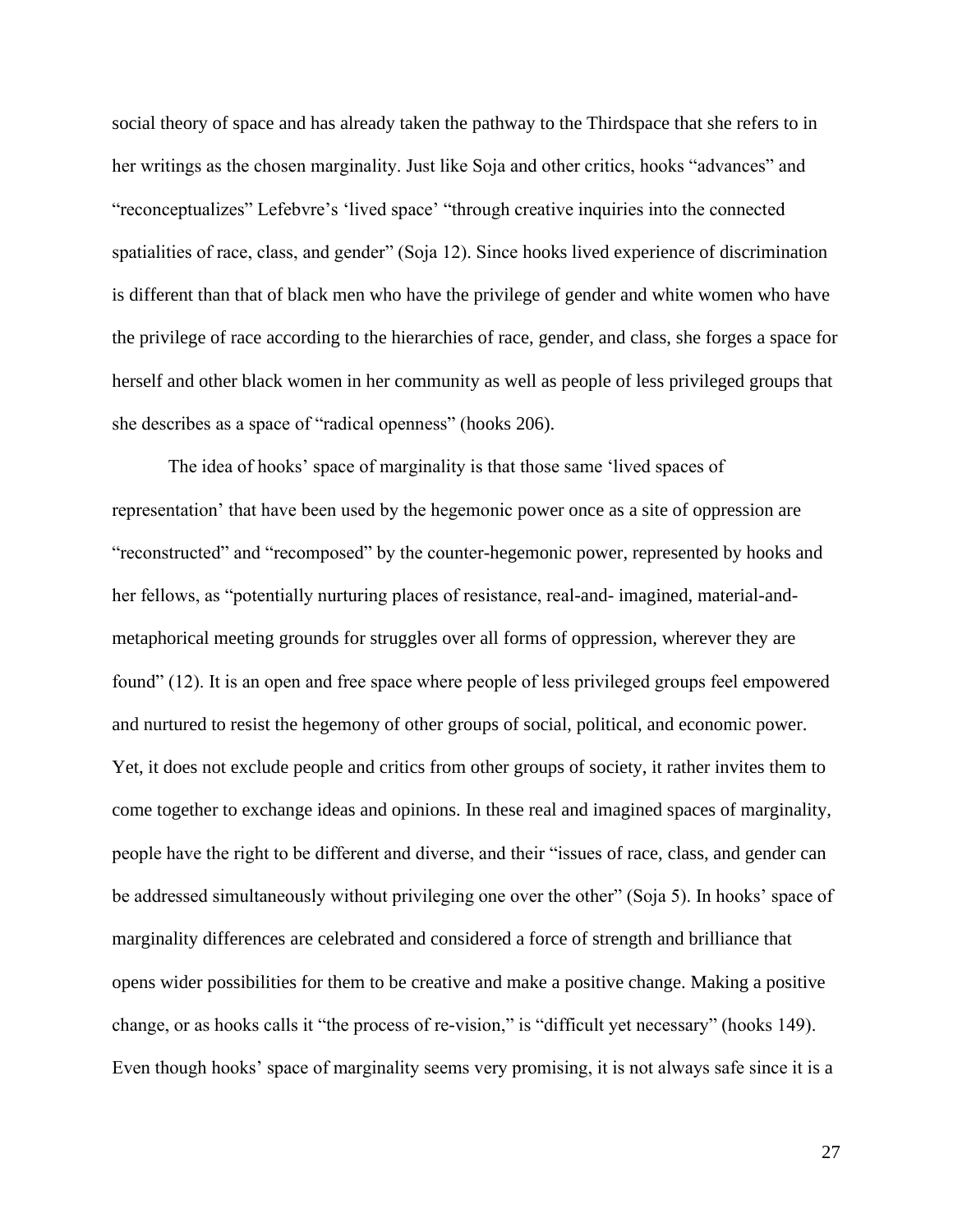social theory of space and has already taken the pathway to the Thirdspace that she refers to in her writings as the chosen marginality. Just like Soja and other critics, hooks "advances" and "reconceptualizes" Lefebvre's 'lived space' "through creative inquiries into the connected spatialities of race, class, and gender" (Soja 12). Since hooks lived experience of discrimination is different than that of black men who have the privilege of gender and white women who have the privilege of race according to the hierarchies of race, gender, and class, she forges a space for herself and other black women in her community as well as people of less privileged groups that she describes as a space of "radical openness" (hooks 206).

The idea of hooks' space of marginality is that those same 'lived spaces of representation' that have been used by the hegemonic power once as a site of oppression are "reconstructed" and "recomposed" by the counter-hegemonic power, represented by hooks and her fellows, as "potentially nurturing places of resistance, real-and- imagined, material-and-metaphorical meeting grounds for struggles over all forms of oppression, wherever they are found" (12). It is an open and free space where people of less privileged groups feel empowered and nurtured to resist the hegemony of other groups of social, political, and economic power. Yet, it does not exclude people and critics from other groups of society, it rather invites them to come together to exchange ideas and opinions. In these real and imagined spaces of marginality, people have the right to be different and diverse, and their "issues of race, class, and gender can be addressed simultaneously without privileging one over the other" (Soja 5). In hooks' space of marginality differences are celebrated and considered a force of strength and brilliance that opens wider possibilities for them to be creative and make a positive change. Making a positive change, or as hooks calls it "the process of re-vision," is "difficult yet necessary" (hooks 149). Even though hooks' space of marginality seems very promising, it is not always safe since it is a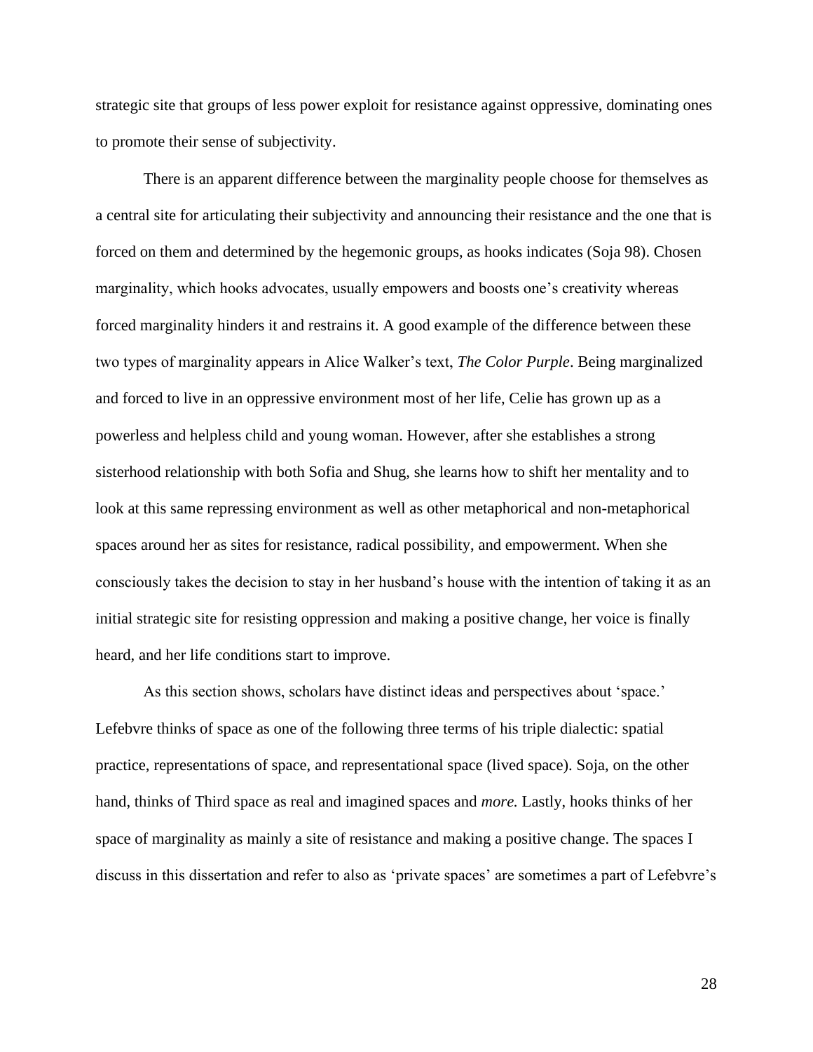strategic site that groups of less power exploit for resistance against oppressive, dominating ones to promote their sense of subjectivity.

There is an apparent difference between the marginality people choose for themselves as a central site for articulating their subjectivity and announcing their resistance and the one that is forced on them and determined by the hegemonic groups, as hooks indicates (Soja 98). Chosen marginality, which hooks advocates, usually empowers and boosts one's creativity whereas forced marginality hinders it and restrains it. A good example of the difference between these two types of marginality appears in Alice Walker's text, *The Color Purple*. Being marginalized and forced to live in an oppressive environment most of her life, Celie has grown up as a powerless and helpless child and young woman. However, after she establishes a strong sisterhood relationship with both Sofia and Shug, she learns how to shift her mentality and to look at this same repressing environment as well as other metaphorical and non-metaphorical spaces around her as sites for resistance, radical possibility, and empowerment. When she consciously takes the decision to stay in her husband's house with the intention of taking it as an initial strategic site for resisting oppression and making a positive change, her voice is finally heard, and her life conditions start to improve.

As this section shows, scholars have distinct ideas and perspectives about 'space.' Lefebvre thinks of space as one of the following three terms of his triple dialectic: spatial practice, representations of space, and representational space (lived space). Soja, on the other hand, thinks of Third space as real and imagined spaces and *more.* Lastly, hooks thinks of her space of marginality as mainly a site of resistance and making a positive change. The spaces I discuss in this dissertation and refer to also as 'private spaces' are sometimes a part of Lefebvre's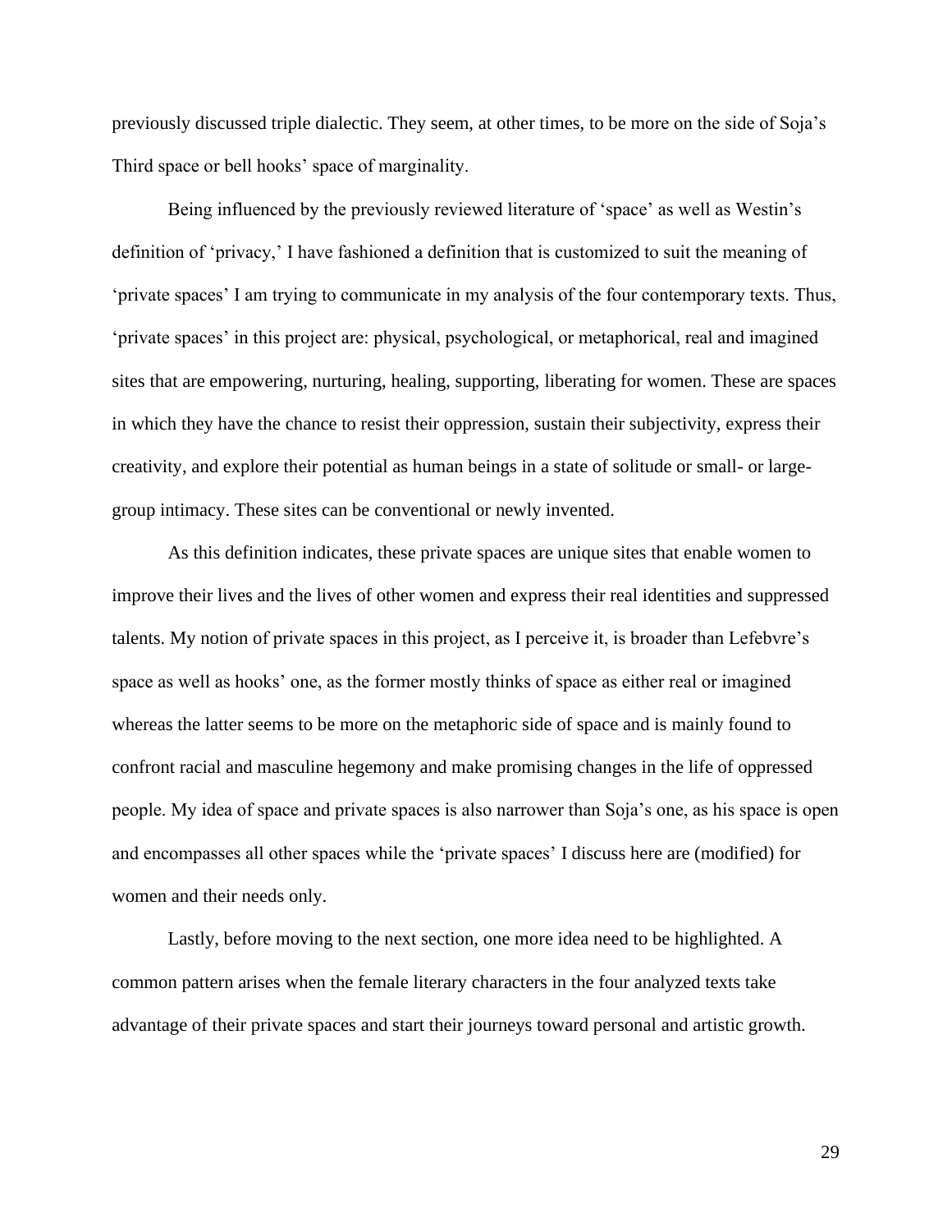previously discussed triple dialectic. They seem, at other times, to be more on the side of Soja's Third space or bell hooks' space of marginality.

Being influenced by the previously reviewed literature of 'space' as well as Westin's definition of 'privacy,' I have fashioned a definition that is customized to suit the meaning of 'private spaces' I am trying to communicate in my analysis of the four contemporary texts. Thus, 'private spaces' in this project are: physical, psychological, or metaphorical, real and imagined sites that are empowering, nurturing, healing, supporting, liberating for women. These are spaces in which they have the chance to resist their oppression, sustain their subjectivity, express their creativity, and explore their potential as human beings in a state of solitude or small- or large-group intimacy. These sites can be conventional or newly invented.

As this definition indicates, these private spaces are unique sites that enable women to improve their lives and the lives of other women and express their real identities and suppressed talents. My notion of private spaces in this project, as I perceive it, is broader than Lefebvre's space as well as hooks' one, as the former mostly thinks of space as either real or imagined whereas the latter seems to be more on the metaphoric side of space and is mainly found to confront racial and masculine hegemony and make promising changes in the life of oppressed people. My idea of space and private spaces is also narrower than Soja's one, as his space is open and encompasses all other spaces while the 'private spaces' I discuss here are (modified) for women and their needs only.

Lastly, before moving to the next section, one more idea need to be highlighted. A common pattern arises when the female literary characters in the four analyzed texts take advantage of their private spaces and start their journeys toward personal and artistic growth.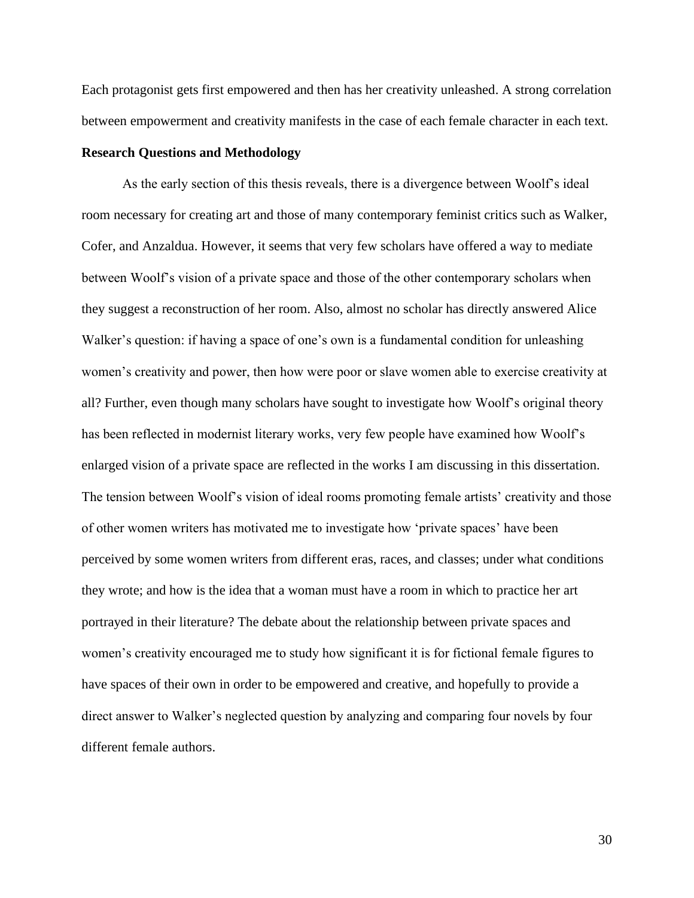Each protagonist gets first empowered and then has her creativity unleashed. A strong correlation between empowerment and creativity manifests in the case of each female character in each text.

**Research Questions and Methodology**

As the early section of this thesis reveals, there is a divergence between Woolf's ideal room necessary for creating art and those of many contemporary feminist critics such as Walker, Cofer, and Anzaldua. However, it seems that very few scholars have offered a way to mediate between Woolf's vision of a private space and those of the other contemporary scholars when they suggest a reconstruction of her room. Also, almost no scholar has directly answered Alice Walker's question: if having a space of one's own is a fundamental condition for unleashing women's creativity and power, then how were poor or slave women able to exercise creativity at all? Further, even though many scholars have sought to investigate how Woolf's original theory has been reflected in modernist literary works, very few people have examined how Woolf's enlarged vision of a private space are reflected in the works I am discussing in this dissertation. The tension between Woolf's vision of ideal rooms promoting female artists' creativity and those of other women writers has motivated me to investigate how 'private spaces' have been perceived by some women writers from different eras, races, and classes; under what conditions they wrote; and how is the idea that a woman must have a room in which to practice her art portrayed in their literature? The debate about the relationship between private spaces and women's creativity encouraged me to study how significant it is for fictional female figures to have spaces of their own in order to be empowered and creative, and hopefully to provide a direct answer to Walker's neglected question by analyzing and comparing four novels by four different female authors.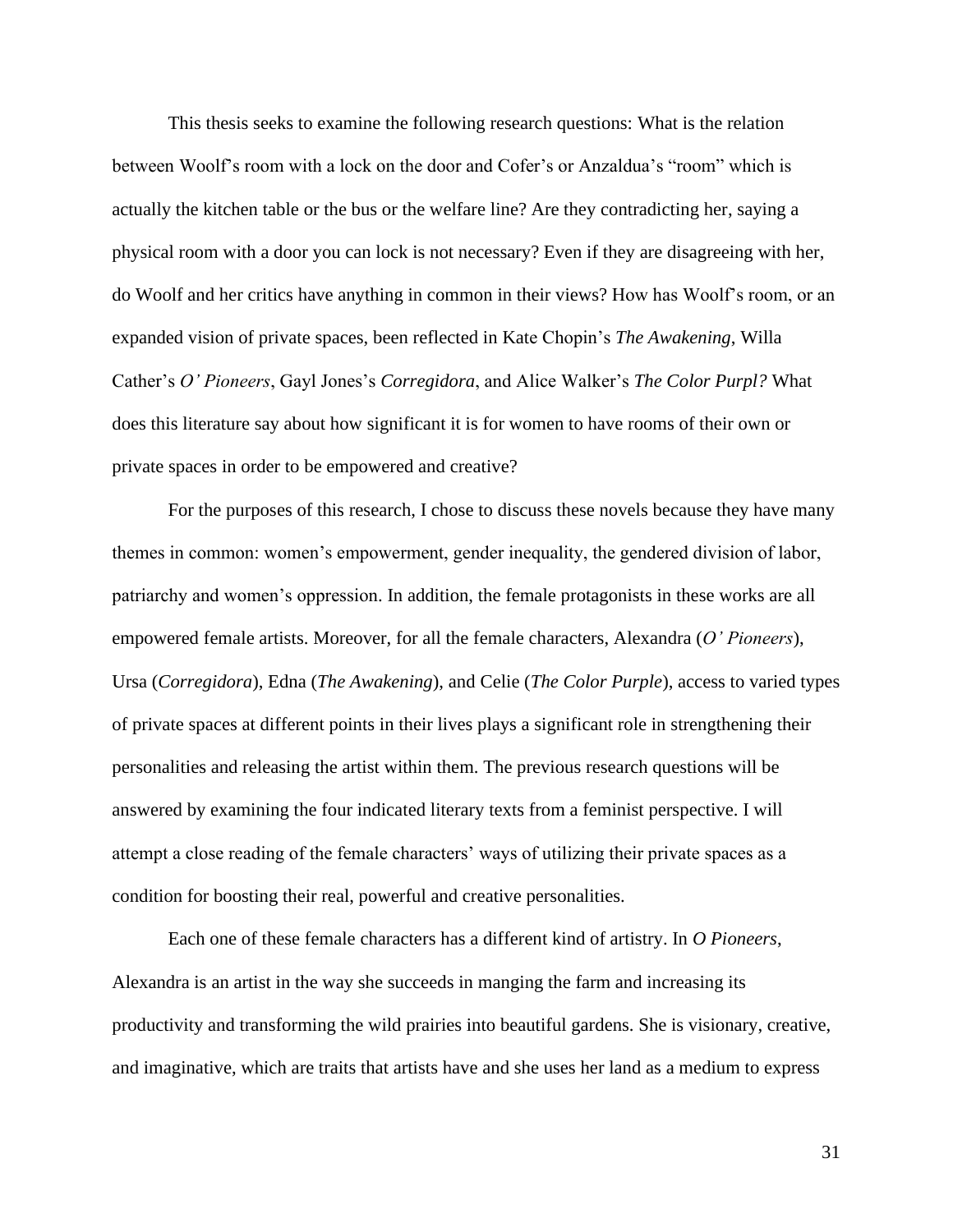This thesis seeks to examine the following research questions: What is the relation between Woolf's room with a lock on the door and Cofer's or Anzaldua's "room" which is actually the kitchen table or the bus or the welfare line? Are they contradicting her, saying a physical room with a door you can lock is not necessary? Even if they are disagreeing with her, do Woolf and her critics have anything in common in their views? How has Woolf's room, or an expanded vision of private spaces, been reflected in Kate Chopin's *The Awakening*, Willa Cather's *O' Pioneers*, Gayl Jones's *Corregidora*, and Alice Walker's *The Color Purpl?* What does this literature say about how significant it is for women to have rooms of their own or private spaces in order to be empowered and creative?

For the purposes of this research, I chose to discuss these novels because they have many themes in common: women's empowerment, gender inequality, the gendered division of labor, patriarchy and women's oppression. In addition, the female protagonists in these works are all empowered female artists. Moreover, for all the female characters, Alexandra (*O' Pioneers*), Ursa (*Corregidora*), Edna (*The Awakening*), and Celie (*The Color Purple*), access to varied types of private spaces at different points in their lives plays a significant role in strengthening their personalities and releasing the artist within them. The previous research questions will be answered by examining the four indicated literary texts from a feminist perspective. I will attempt a close reading of the female characters' ways of utilizing their private spaces as a condition for boosting their real, powerful and creative personalities.

Each one of these female characters has a different kind of artistry. In *O Pioneers*, Alexandra is an artist in the way she succeeds in manging the farm and increasing its productivity and transforming the wild prairies into beautiful gardens. She is visionary, creative, and imaginative, which are traits that artists have and she uses her land as a medium to express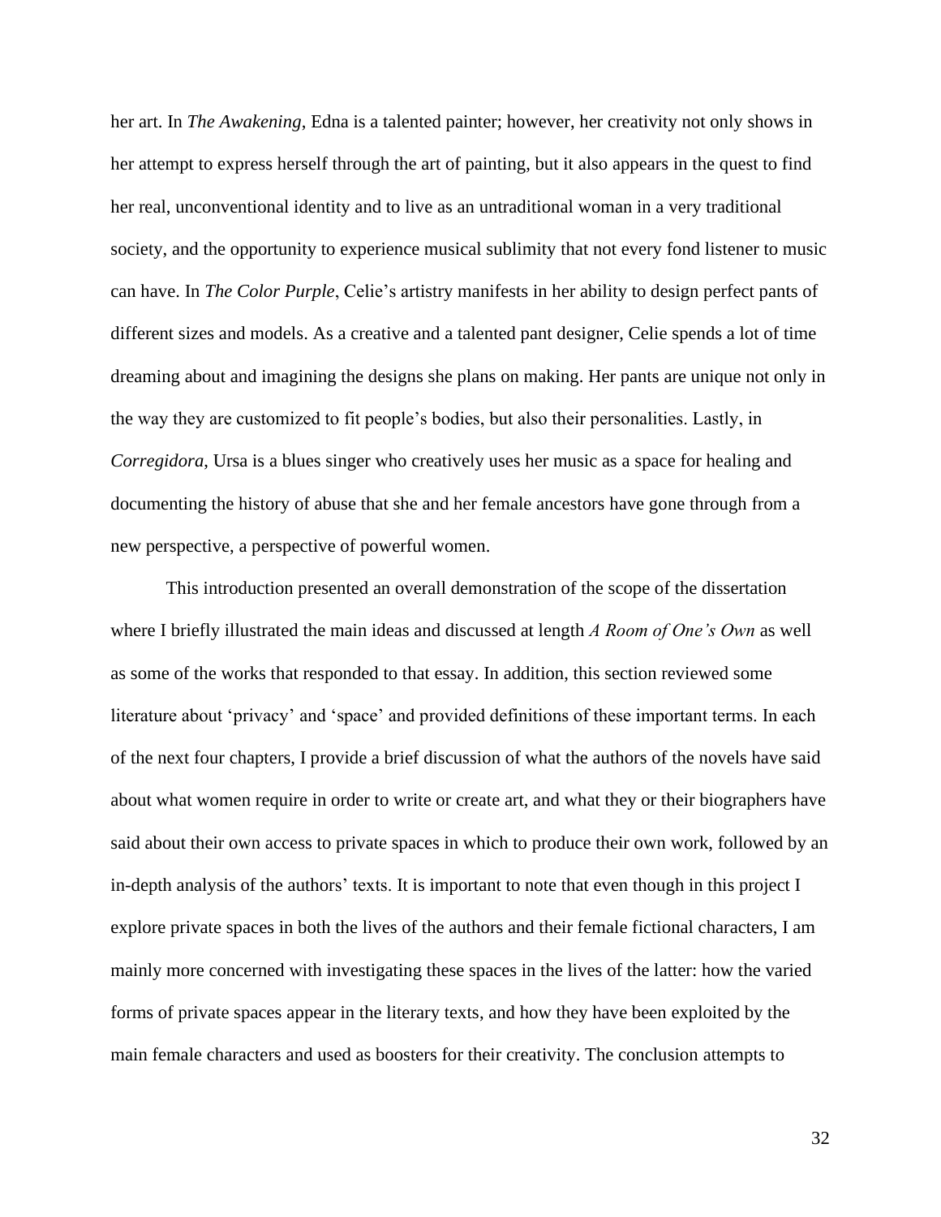her art. In *The Awakening*, Edna is a talented painter; however, her creativity not only shows in her attempt to express herself through the art of painting, but it also appears in the quest to find her real, unconventional identity and to live as an untraditional woman in a very traditional society, and the opportunity to experience musical sublimity that not every fond listener to music can have. In *The Color Purple*, Celie's artistry manifests in her ability to design perfect pants of different sizes and models. As a creative and a talented pant designer, Celie spends a lot of time dreaming about and imagining the designs she plans on making. Her pants are unique not only in the way they are customized to fit people's bodies, but also their personalities. Lastly, in *Corregidora*, Ursa is a blues singer who creatively uses her music as a space for healing and documenting the history of abuse that she and her female ancestors have gone through from a new perspective, a perspective of powerful women.

This introduction presented an overall demonstration of the scope of the dissertation where I briefly illustrated the main ideas and discussed at length *A Room of One's Own* as well as some of the works that responded to that essay. In addition, this section reviewed some literature about 'privacy' and 'space' and provided definitions of these important terms. In each of the next four chapters, I provide a brief discussion of what the authors of the novels have said about what women require in order to write or create art, and what they or their biographers have said about their own access to private spaces in which to produce their own work, followed by an in-depth analysis of the authors' texts. It is important to note that even though in this project I explore private spaces in both the lives of the authors and their female fictional characters, I am mainly more concerned with investigating these spaces in the lives of the latter: how the varied forms of private spaces appear in the literary texts, and how they have been exploited by the main female characters and used as boosters for their creativity. The conclusion attempts to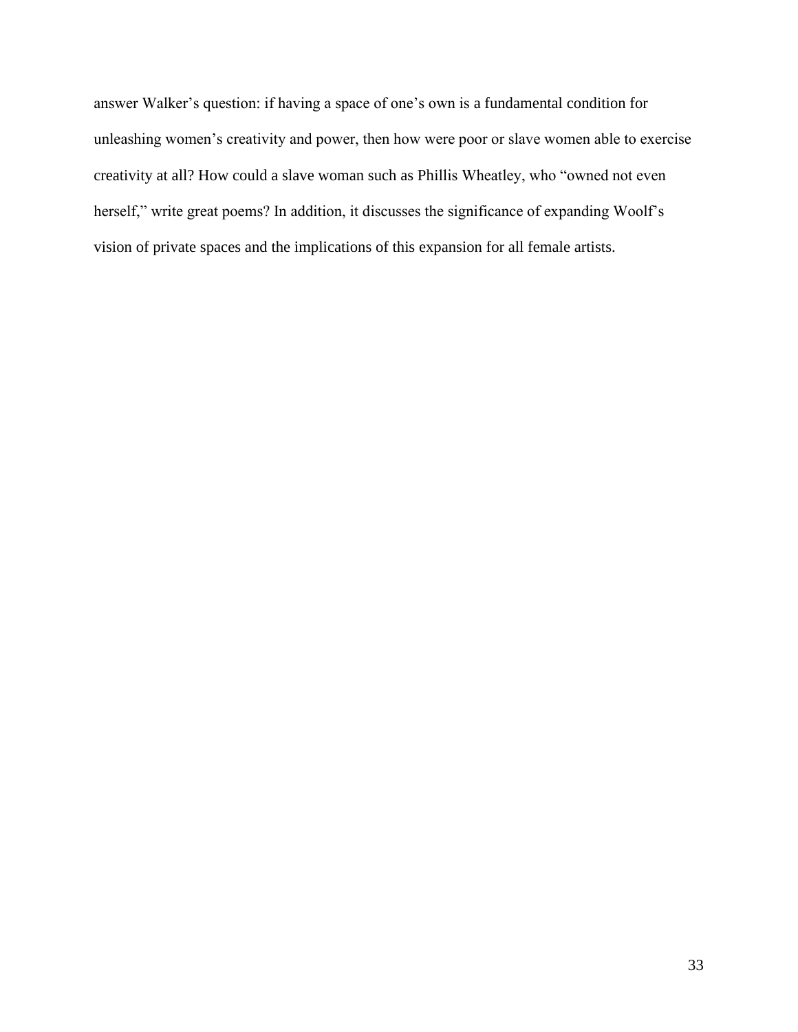answer Walker's question: if having a space of one's own is a fundamental condition for unleashing women's creativity and power, then how were poor or slave women able to exercise creativity at all? How could a slave woman such as Phillis Wheatley, who "owned not even herself," write great poems? In addition, it discusses the significance of expanding Woolf's vision of private spaces and the implications of this expansion for all female artists.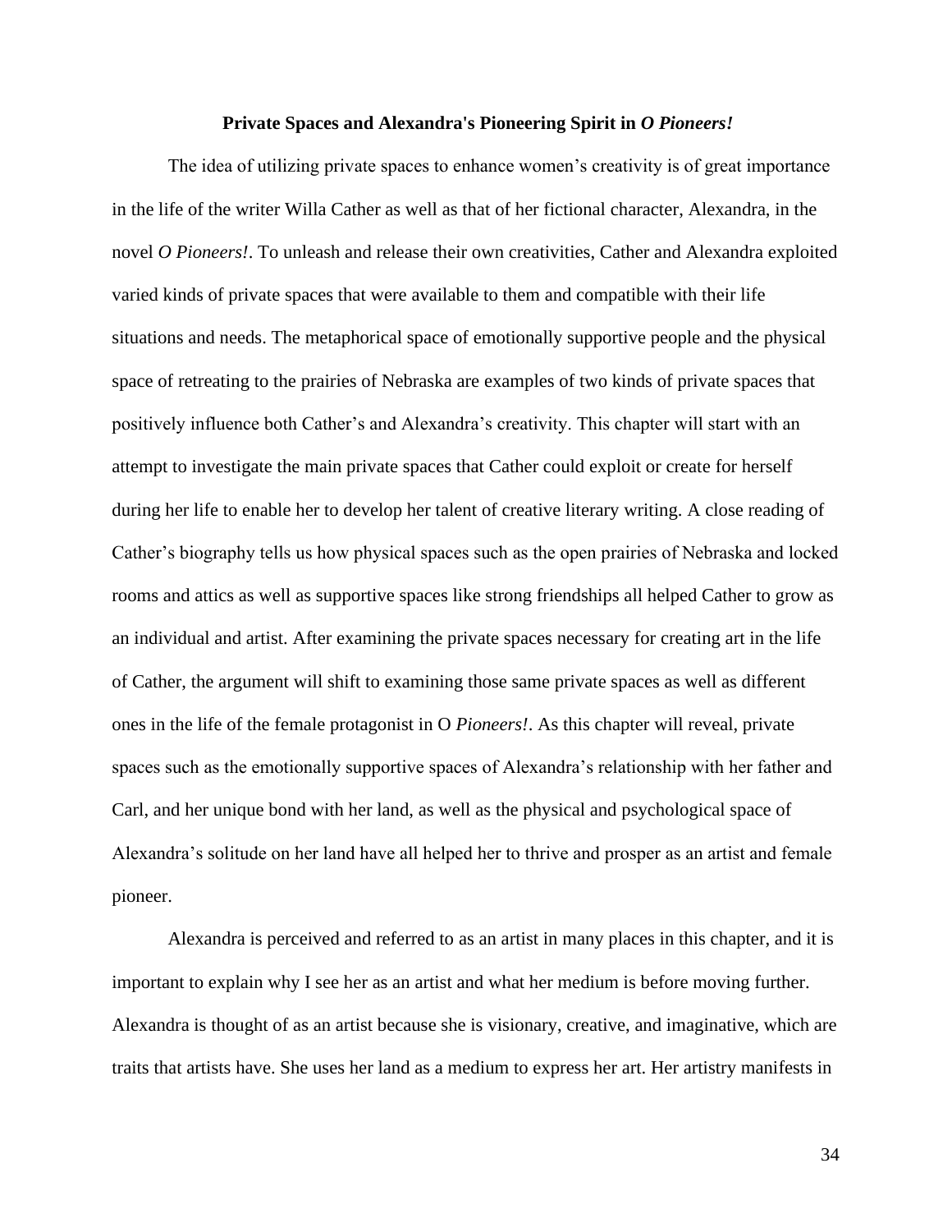**Private Spaces and Alexandra's Pioneering Spirit in *O Pioneers!***

The idea of utilizing private spaces to enhance women's creativity is of great importance in the life of the writer Willa Cather as well as that of her fictional character, Alexandra, in the novel *O Pioneers!*. To unleash and release their own creativities, Cather and Alexandra exploited varied kinds of private spaces that were available to them and compatible with their life situations and needs. The metaphorical space of emotionally supportive people and the physical space of retreating to the prairies of Nebraska are examples of two kinds of private spaces that positively influence both Cather's and Alexandra's creativity. This chapter will start with an attempt to investigate the main private spaces that Cather could exploit or create for herself during her life to enable her to develop her talent of creative literary writing. A close reading of Cather's biography tells us how physical spaces such as the open prairies of Nebraska and locked rooms and attics as well as supportive spaces like strong friendships all helped Cather to grow as an individual and artist. After examining the private spaces necessary for creating art in the life of Cather, the argument will shift to examining those same private spaces as well as different ones in the life of the female protagonist in O *Pioneers!*. As this chapter will reveal, private spaces such as the emotionally supportive spaces of Alexandra's relationship with her father and Carl, and her unique bond with her land, as well as the physical and psychological space of Alexandra's solitude on her land have all helped her to thrive and prosper as an artist and female pioneer.

Alexandra is perceived and referred to as an artist in many places in this chapter, and it is important to explain why I see her as an artist and what her medium is before moving further. Alexandra is thought of as an artist because she is visionary, creative, and imaginative, which are traits that artists have. She uses her land as a medium to express her art. Her artistry manifests in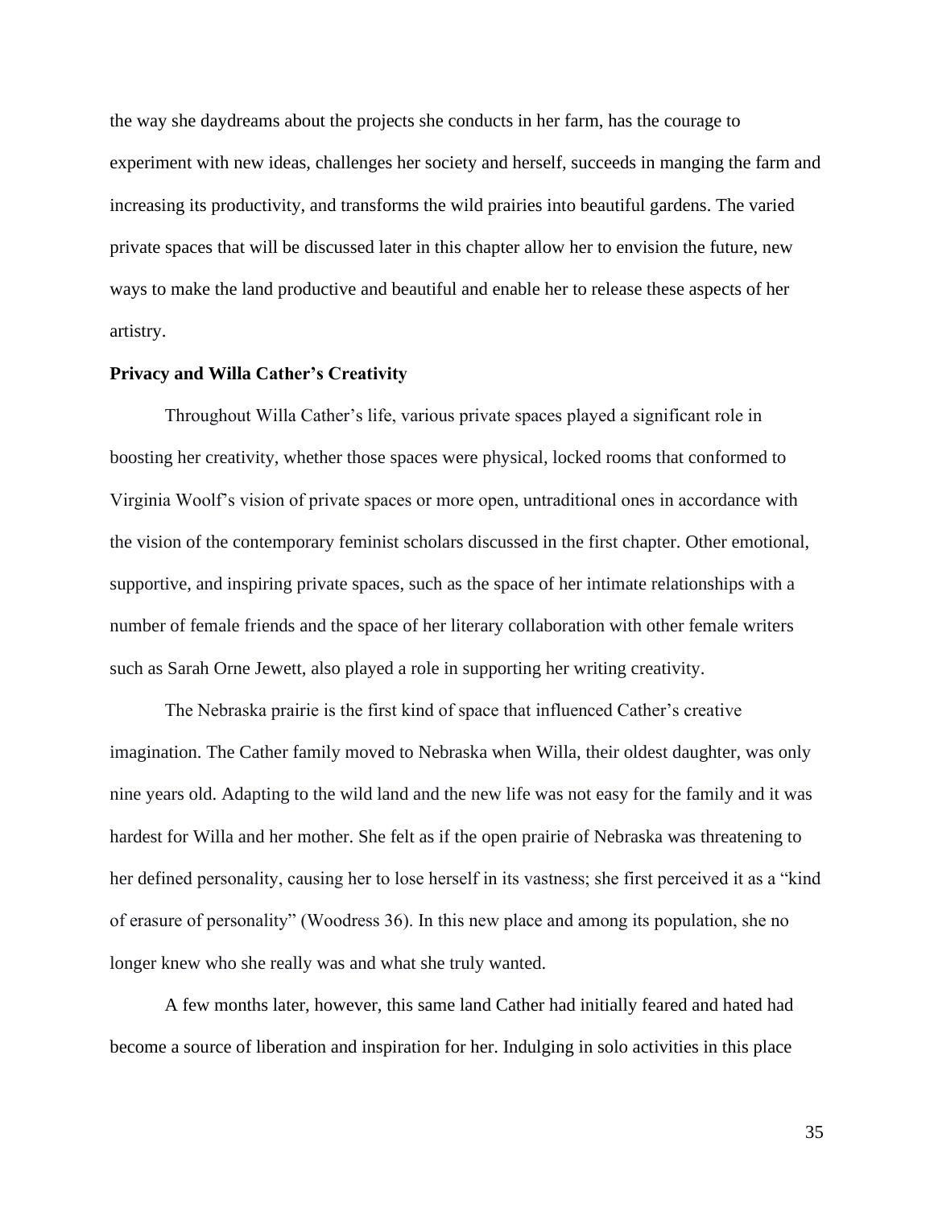the way she daydreams about the projects she conducts in her farm, has the courage to experiment with new ideas, challenges her society and herself, succeeds in manging the farm and increasing its productivity, and transforms the wild prairies into beautiful gardens. The varied private spaces that will be discussed later in this chapter allow her to envision the future, new ways to make the land productive and beautiful and enable her to release these aspects of her artistry.

**Privacy and Willa Cather's Creativity**

Throughout Willa Cather's life, various private spaces played a significant role in boosting her creativity, whether those spaces were physical, locked rooms that conformed to Virginia Woolf's vision of private spaces or more open, untraditional ones in accordance with the vision of the contemporary feminist scholars discussed in the first chapter. Other emotional, supportive, and inspiring private spaces, such as the space of her intimate relationships with a number of female friends and the space of her literary collaboration with other female writers such as Sarah Orne Jewett, also played a role in supporting her writing creativity.

The Nebraska prairie is the first kind of space that influenced Cather's creative imagination. The Cather family moved to Nebraska when Willa, their oldest daughter, was only nine years old. Adapting to the wild land and the new life was not easy for the family and it was hardest for Willa and her mother. She felt as if the open prairie of Nebraska was threatening to her defined personality, causing her to lose herself in its vastness; she first perceived it as a "kind of erasure of personality" (Woodress 36). In this new place and among its population, she no longer knew who she really was and what she truly wanted.

A few months later, however, this same land Cather had initially feared and hated had become a source of liberation and inspiration for her. Indulging in solo activities in this place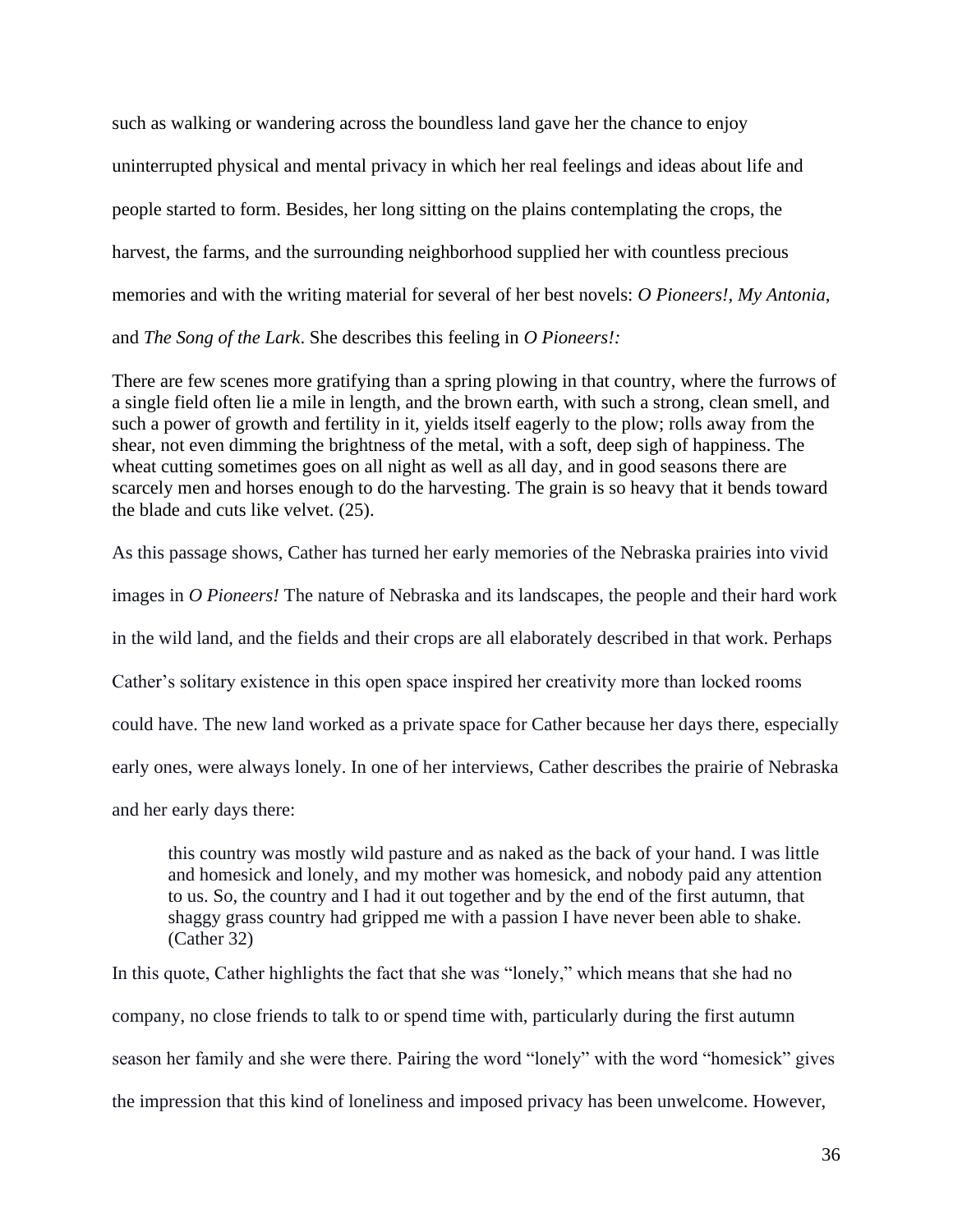such as walking or wandering across the boundless land gave her the chance to enjoy uninterrupted physical and mental privacy in which her real feelings and ideas about life and people started to form. Besides, her long sitting on the plains contemplating the crops, the harvest, the farms, and the surrounding neighborhood supplied her with countless precious memories and with the writing material for several of her best novels: *O Pioneers!, My Antonia*, and *The Song of the Lark*. She describes this feeling in *O Pioneers!:*

There are few scenes more gratifying than a spring plowing in that country, where the furrows of a single field often lie a mile in length, and the brown earth, with such a strong, clean smell, and such a power of growth and fertility in it, yields itself eagerly to the plow; rolls away from the shear, not even dimming the brightness of the metal, with a soft, deep sigh of happiness. The wheat cutting sometimes goes on all night as well as all day, and in good seasons there are scarcely men and horses enough to do the harvesting. The grain is so heavy that it bends toward the blade and cuts like velvet. (25).

As this passage shows, Cather has turned her early memories of the Nebraska prairies into vivid images in *O Pioneers!* The nature of Nebraska and its landscapes, the people and their hard work in the wild land, and the fields and their crops are all elaborately described in that work. Perhaps Cather's solitary existence in this open space inspired her creativity more than locked rooms could have. The new land worked as a private space for Cather because her days there, especially early ones, were always lonely. In one of her interviews, Cather describes the prairie of Nebraska and her early days there:

> this country was mostly wild pasture and as naked as the back of your hand. I was little and homesick and lonely, and my mother was homesick, and nobody paid any attention to us. So, the country and I had it out together and by the end of the first autumn, that shaggy grass country had gripped me with a passion I have never been able to shake. (Cather 32)

In this quote, Cather highlights the fact that she was "lonely," which means that she had no company, no close friends to talk to or spend time with, particularly during the first autumn season her family and she were there. Pairing the word "lonely" with the word "homesick" gives the impression that this kind of loneliness and imposed privacy has been unwelcome. However,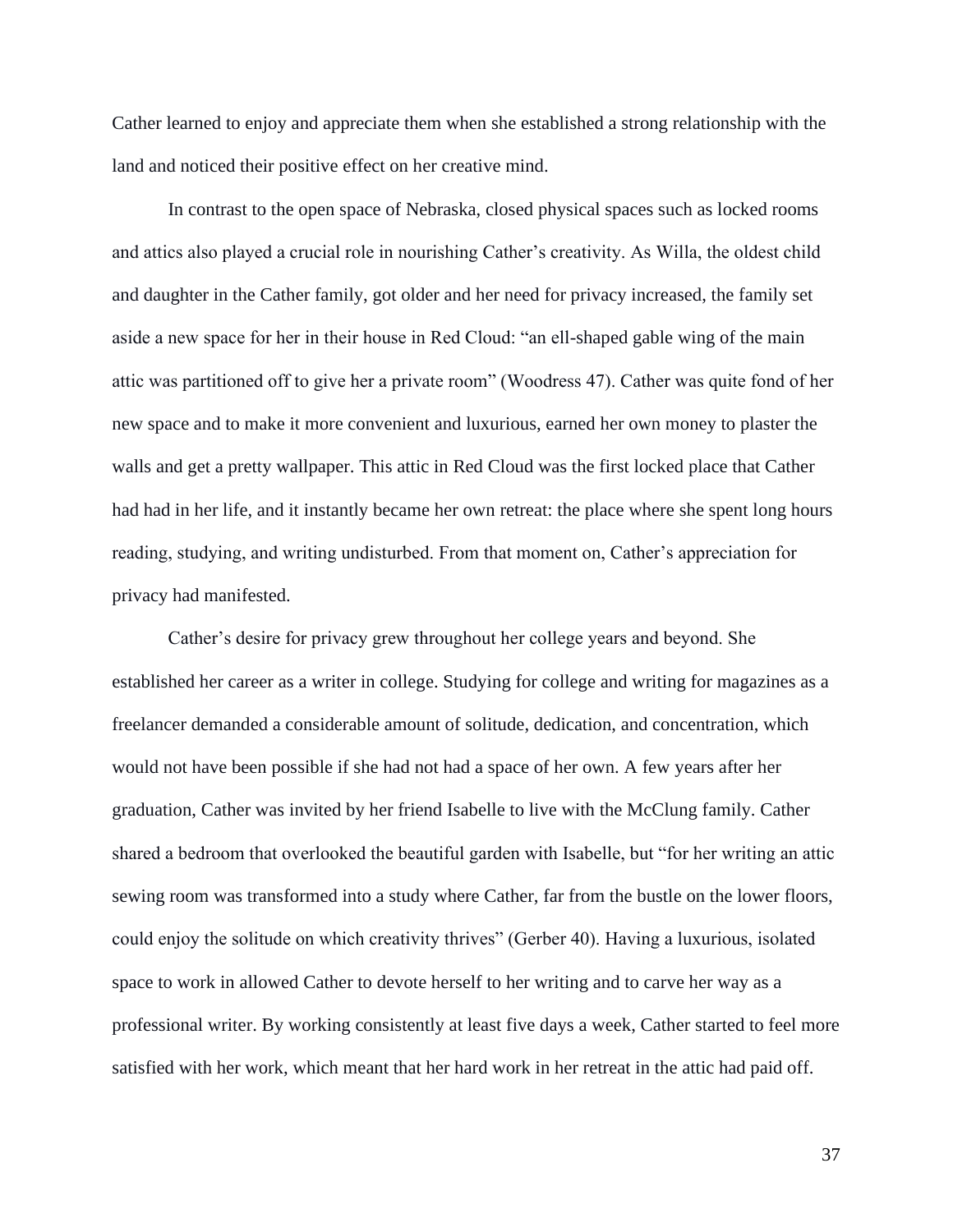Cather learned to enjoy and appreciate them when she established a strong relationship with the land and noticed their positive effect on her creative mind.

In contrast to the open space of Nebraska, closed physical spaces such as locked rooms and attics also played a crucial role in nourishing Cather's creativity. As Willa, the oldest child and daughter in the Cather family, got older and her need for privacy increased, the family set aside a new space for her in their house in Red Cloud: "an ell-shaped gable wing of the main attic was partitioned off to give her a private room" (Woodress 47). Cather was quite fond of her new space and to make it more convenient and luxurious, earned her own money to plaster the walls and get a pretty wallpaper. This attic in Red Cloud was the first locked place that Cather had had in her life, and it instantly became her own retreat: the place where she spent long hours reading, studying, and writing undisturbed. From that moment on, Cather's appreciation for privacy had manifested.

Cather's desire for privacy grew throughout her college years and beyond. She established her career as a writer in college. Studying for college and writing for magazines as a freelancer demanded a considerable amount of solitude, dedication, and concentration, which would not have been possible if she had not had a space of her own. A few years after her graduation, Cather was invited by her friend Isabelle to live with the McClung family. Cather shared a bedroom that overlooked the beautiful garden with Isabelle, but "for her writing an attic sewing room was transformed into a study where Cather, far from the bustle on the lower floors, could enjoy the solitude on which creativity thrives" (Gerber 40). Having a luxurious, isolated space to work in allowed Cather to devote herself to her writing and to carve her way as a professional writer. By working consistently at least five days a week, Cather started to feel more satisfied with her work, which meant that her hard work in her retreat in the attic had paid off.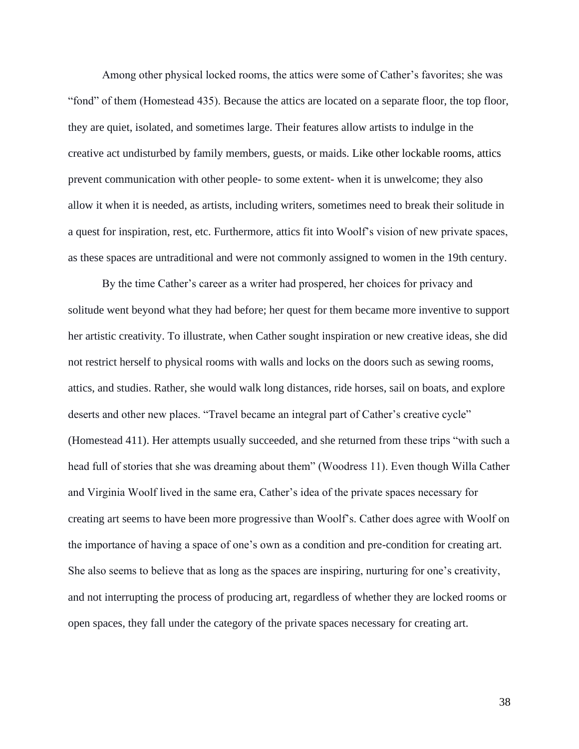Among other physical locked rooms, the attics were some of Cather's favorites; she was "fond" of them (Homestead 435). Because the attics are located on a separate floor, the top floor, they are quiet, isolated, and sometimes large. Their features allow artists to indulge in the creative act undisturbed by family members, guests, or maids. Like other lockable rooms, attics prevent communication with other people- to some extent- when it is unwelcome; they also allow it when it is needed, as artists, including writers, sometimes need to break their solitude in a quest for inspiration, rest, etc. Furthermore, attics fit into Woolf's vision of new private spaces, as these spaces are untraditional and were not commonly assigned to women in the 19th century.

By the time Cather's career as a writer had prospered, her choices for privacy and solitude went beyond what they had before; her quest for them became more inventive to support her artistic creativity. To illustrate, when Cather sought inspiration or new creative ideas, she did not restrict herself to physical rooms with walls and locks on the doors such as sewing rooms, attics, and studies. Rather, she would walk long distances, ride horses, sail on boats, and explore deserts and other new places. "Travel became an integral part of Cather's creative cycle" (Homestead 411). Her attempts usually succeeded, and she returned from these trips "with such a head full of stories that she was dreaming about them" (Woodress 11). Even though Willa Cather and Virginia Woolf lived in the same era, Cather's idea of the private spaces necessary for creating art seems to have been more progressive than Woolf's. Cather does agree with Woolf on the importance of having a space of one's own as a condition and pre-condition for creating art. She also seems to believe that as long as the spaces are inspiring, nurturing for one's creativity, and not interrupting the process of producing art, regardless of whether they are locked rooms or open spaces, they fall under the category of the private spaces necessary for creating art.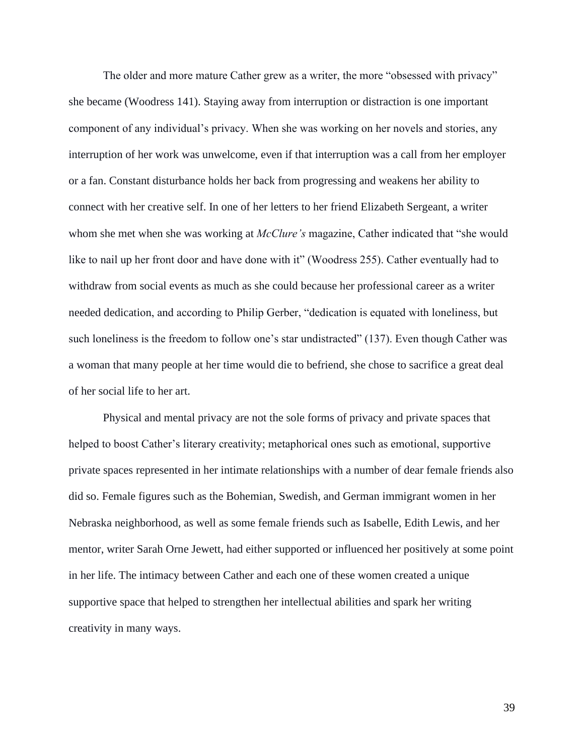The older and more mature Cather grew as a writer, the more "obsessed with privacy" she became (Woodress 141). Staying away from interruption or distraction is one important component of any individual's privacy. When she was working on her novels and stories, any interruption of her work was unwelcome, even if that interruption was a call from her employer or a fan. Constant disturbance holds her back from progressing and weakens her ability to connect with her creative self. In one of her letters to her friend Elizabeth Sergeant, a writer whom she met when she was working at *McClure's* magazine, Cather indicated that "she would like to nail up her front door and have done with it" (Woodress 255). Cather eventually had to withdraw from social events as much as she could because her professional career as a writer needed dedication, and according to Philip Gerber, "dedication is equated with loneliness, but such loneliness is the freedom to follow one's star undistracted" (137). Even though Cather was a woman that many people at her time would die to befriend, she chose to sacrifice a great deal of her social life to her art.

Physical and mental privacy are not the sole forms of privacy and private spaces that helped to boost Cather's literary creativity; metaphorical ones such as emotional, supportive private spaces represented in her intimate relationships with a number of dear female friends also did so. Female figures such as the Bohemian, Swedish, and German immigrant women in her Nebraska neighborhood, as well as some female friends such as Isabelle, Edith Lewis, and her mentor, writer Sarah Orne Jewett, had either supported or influenced her positively at some point in her life. The intimacy between Cather and each one of these women created a unique supportive space that helped to strengthen her intellectual abilities and spark her writing creativity in many ways.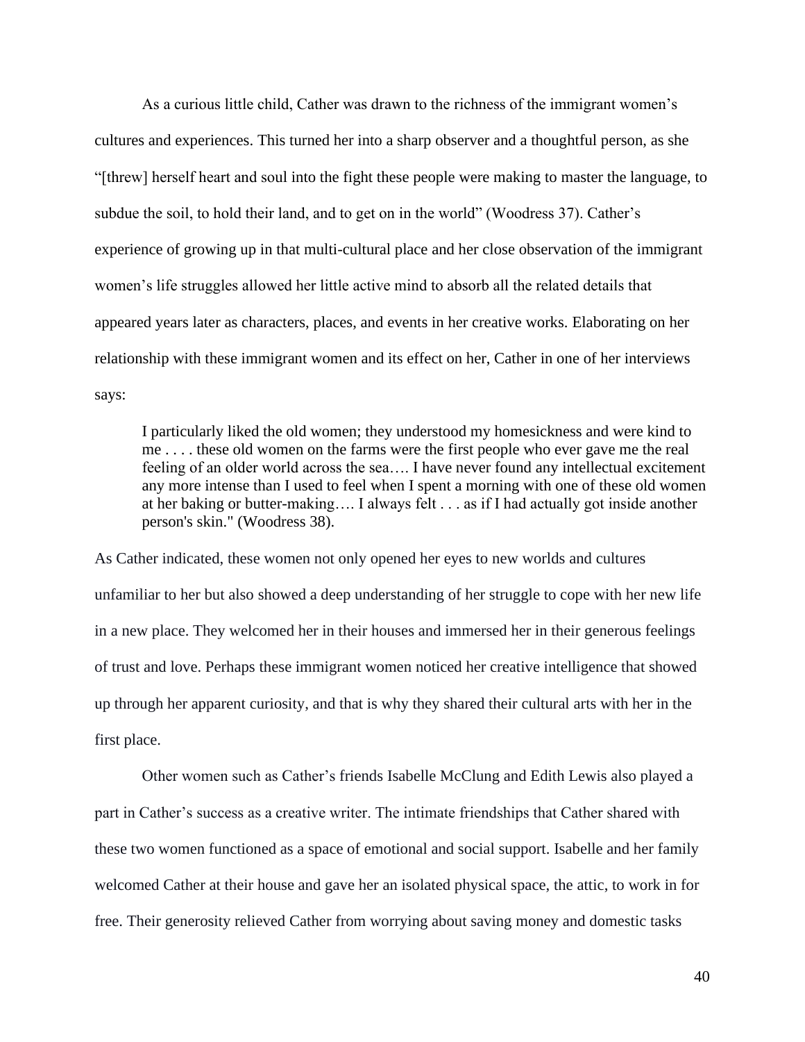As a curious little child, Cather was drawn to the richness of the immigrant women's cultures and experiences. This turned her into a sharp observer and a thoughtful person, as she "[threw] herself heart and soul into the fight these people were making to master the language, to subdue the soil, to hold their land, and to get on in the world" (Woodress 37). Cather's experience of growing up in that multi-cultural place and her close observation of the immigrant women's life struggles allowed her little active mind to absorb all the related details that appeared years later as characters, places, and events in her creative works. Elaborating on her relationship with these immigrant women and its effect on her, Cather in one of her interviews says:

> I particularly liked the old women; they understood my homesickness and were kind to me . . . . these old women on the farms were the first people who ever gave me the real feeling of an older world across the sea…. I have never found any intellectual excitement any more intense than I used to feel when I spent a morning with one of these old women at her baking or butter-making…. I always felt . . . as if I had actually got inside another person's skin." (Woodress 38).

As Cather indicated, these women not only opened her eyes to new worlds and cultures unfamiliar to her but also showed a deep understanding of her struggle to cope with her new life in a new place. They welcomed her in their houses and immersed her in their generous feelings of trust and love. Perhaps these immigrant women noticed her creative intelligence that showed up through her apparent curiosity, and that is why they shared their cultural arts with her in the first place.

Other women such as Cather's friends Isabelle McClung and Edith Lewis also played a part in Cather's success as a creative writer. The intimate friendships that Cather shared with these two women functioned as a space of emotional and social support. Isabelle and her family welcomed Cather at their house and gave her an isolated physical space, the attic, to work in for free. Their generosity relieved Cather from worrying about saving money and domestic tasks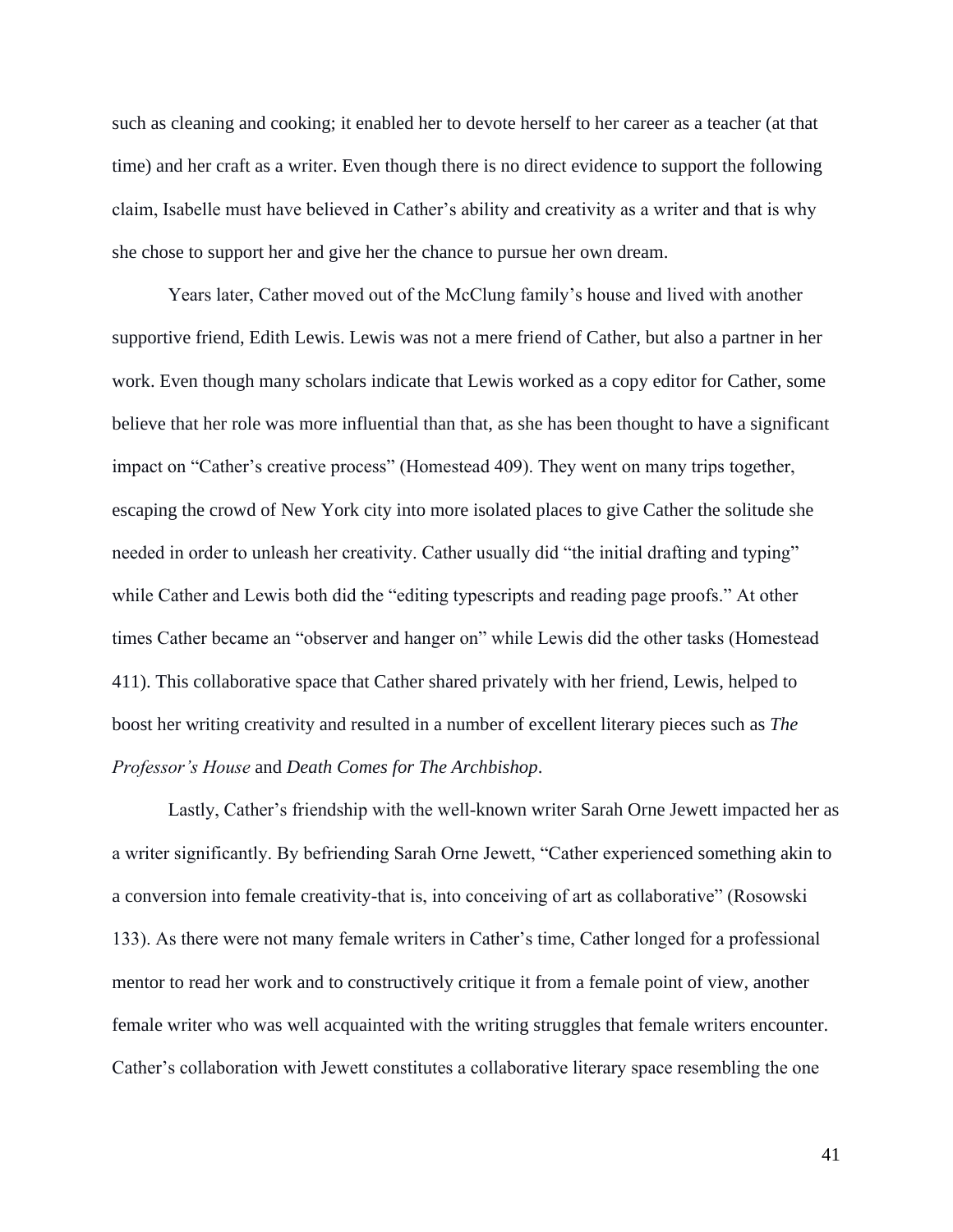such as cleaning and cooking; it enabled her to devote herself to her career as a teacher (at that time) and her craft as a writer. Even though there is no direct evidence to support the following claim, Isabelle must have believed in Cather's ability and creativity as a writer and that is why she chose to support her and give her the chance to pursue her own dream.

Years later, Cather moved out of the McClung family's house and lived with another supportive friend, Edith Lewis. Lewis was not a mere friend of Cather, but also a partner in her work. Even though many scholars indicate that Lewis worked as a copy editor for Cather, some believe that her role was more influential than that, as she has been thought to have a significant impact on "Cather's creative process" (Homestead 409). They went on many trips together, escaping the crowd of New York city into more isolated places to give Cather the solitude she needed in order to unleash her creativity. Cather usually did "the initial drafting and typing" while Cather and Lewis both did the "editing typescripts and reading page proofs." At other times Cather became an "observer and hanger on" while Lewis did the other tasks (Homestead 411). This collaborative space that Cather shared privately with her friend, Lewis, helped to boost her writing creativity and resulted in a number of excellent literary pieces such as *The Professor's House* and *Death Comes for The Archbishop*.

Lastly, Cather's friendship with the well-known writer Sarah Orne Jewett impacted her as a writer significantly. By befriending Sarah Orne Jewett, "Cather experienced something akin to a conversion into female creativity-that is, into conceiving of art as collaborative" (Rosowski 133). As there were not many female writers in Cather's time, Cather longed for a professional mentor to read her work and to constructively critique it from a female point of view, another female writer who was well acquainted with the writing struggles that female writers encounter. Cather's collaboration with Jewett constitutes a collaborative literary space resembling the one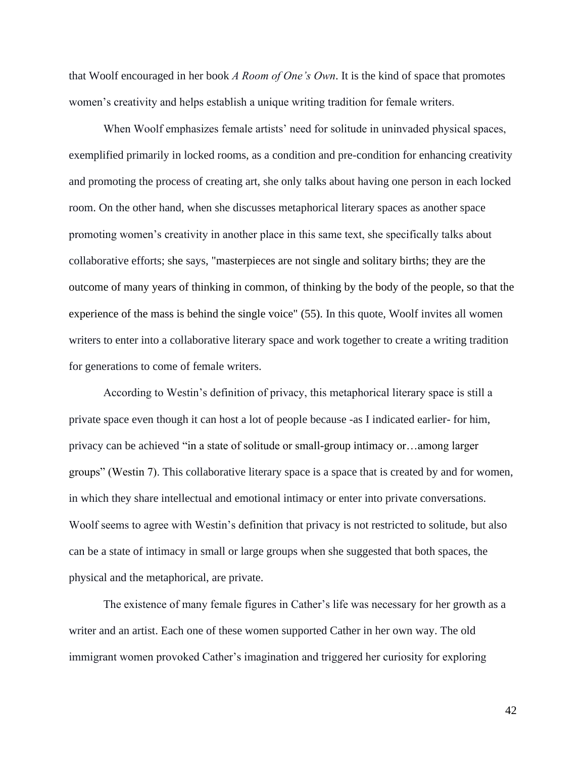that Woolf encouraged in her book *A Room of One's Own*. It is the kind of space that promotes women's creativity and helps establish a unique writing tradition for female writers.

When Woolf emphasizes female artists' need for solitude in uninvaded physical spaces, exemplified primarily in locked rooms, as a condition and pre-condition for enhancing creativity and promoting the process of creating art, she only talks about having one person in each locked room. On the other hand, when she discusses metaphorical literary spaces as another space promoting women's creativity in another place in this same text, she specifically talks about collaborative efforts; she says, "masterpieces are not single and solitary births; they are the outcome of many years of thinking in common, of thinking by the body of the people, so that the experience of the mass is behind the single voice" (55). In this quote, Woolf invites all women writers to enter into a collaborative literary space and work together to create a writing tradition for generations to come of female writers.

According to Westin's definition of privacy, this metaphorical literary space is still a private space even though it can host a lot of people because -as I indicated earlier- for him, privacy can be achieved "in a state of solitude or small-group intimacy or…among larger groups" (Westin 7). This collaborative literary space is a space that is created by and for women, in which they share intellectual and emotional intimacy or enter into private conversations. Woolf seems to agree with Westin's definition that privacy is not restricted to solitude, but also can be a state of intimacy in small or large groups when she suggested that both spaces, the physical and the metaphorical, are private.

The existence of many female figures in Cather's life was necessary for her growth as a writer and an artist. Each one of these women supported Cather in her own way. The old immigrant women provoked Cather's imagination and triggered her curiosity for exploring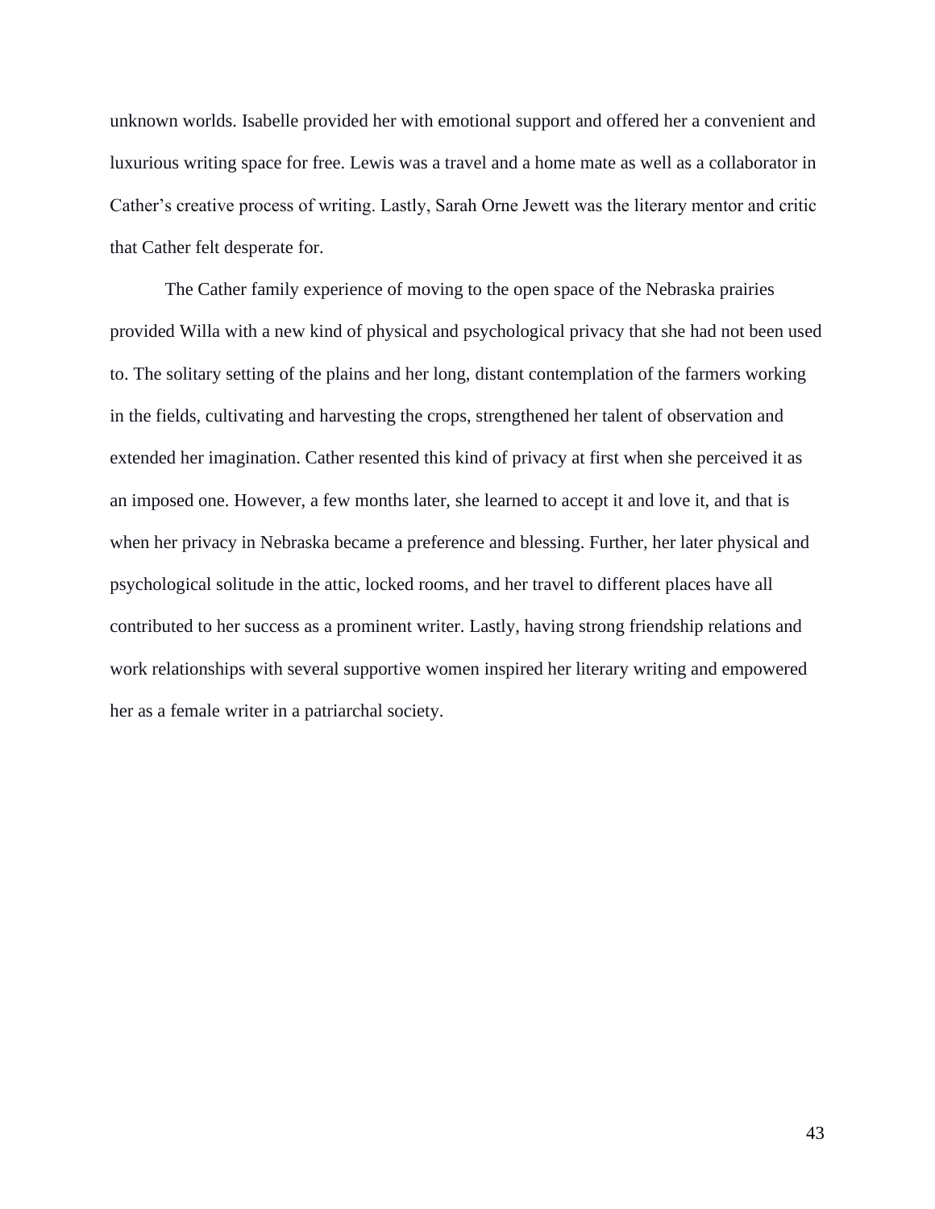unknown worlds. Isabelle provided her with emotional support and offered her a convenient and luxurious writing space for free. Lewis was a travel and a home mate as well as a collaborator in Cather's creative process of writing. Lastly, Sarah Orne Jewett was the literary mentor and critic that Cather felt desperate for.

The Cather family experience of moving to the open space of the Nebraska prairies provided Willa with a new kind of physical and psychological privacy that she had not been used to. The solitary setting of the plains and her long, distant contemplation of the farmers working in the fields, cultivating and harvesting the crops, strengthened her talent of observation and extended her imagination. Cather resented this kind of privacy at first when she perceived it as an imposed one. However, a few months later, she learned to accept it and love it, and that is when her privacy in Nebraska became a preference and blessing. Further, her later physical and psychological solitude in the attic, locked rooms, and her travel to different places have all contributed to her success as a prominent writer. Lastly, having strong friendship relations and work relationships with several supportive women inspired her literary writing and empowered her as a female writer in a patriarchal society.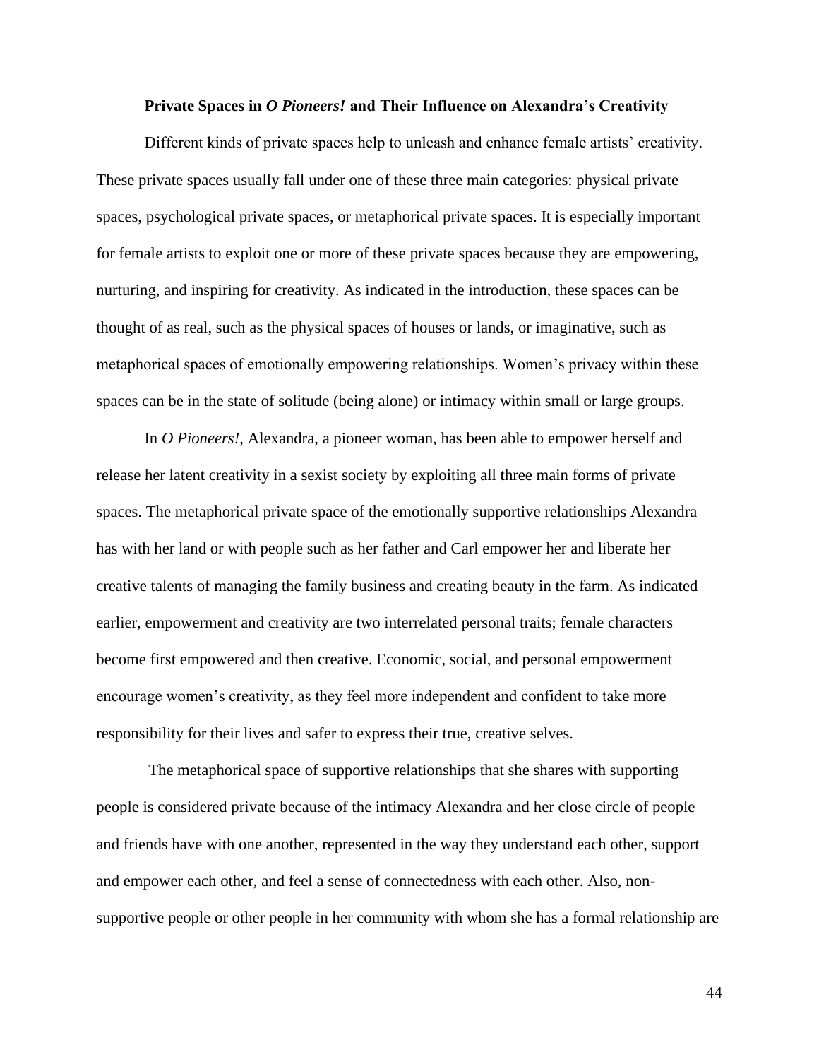### Private Spaces in *O Pioneers!* and Their Influence on Alexandra's Creativity

Different kinds of private spaces help to unleash and enhance female artists' creativity. These private spaces usually fall under one of these three main categories: physical private spaces, psychological private spaces, or metaphorical private spaces. It is especially important for female artists to exploit one or more of these private spaces because they are empowering, nurturing, and inspiring for creativity. As indicated in the introduction, these spaces can be thought of as real, such as the physical spaces of houses or lands, or imaginative, such as metaphorical spaces of emotionally empowering relationships. Women's privacy within these spaces can be in the state of solitude (being alone) or intimacy within small or large groups.

In *O Pioneers!*, Alexandra, a pioneer woman, has been able to empower herself and release her latent creativity in a sexist society by exploiting all three main forms of private spaces. The metaphorical private space of the emotionally supportive relationships Alexandra has with her land or with people such as her father and Carl empower her and liberate her creative talents of managing the family business and creating beauty in the farm. As indicated earlier, empowerment and creativity are two interrelated personal traits; female characters become first empowered and then creative. Economic, social, and personal empowerment encourage women's creativity, as they feel more independent and confident to take more responsibility for their lives and safer to express their true, creative selves.

The metaphorical space of supportive relationships that she shares with supporting people is considered private because of the intimacy Alexandra and her close circle of people and friends have with one another, represented in the way they understand each other, support and empower each other, and feel a sense of connectedness with each other. Also, non-supportive people or other people in her community with whom she has a formal relationship are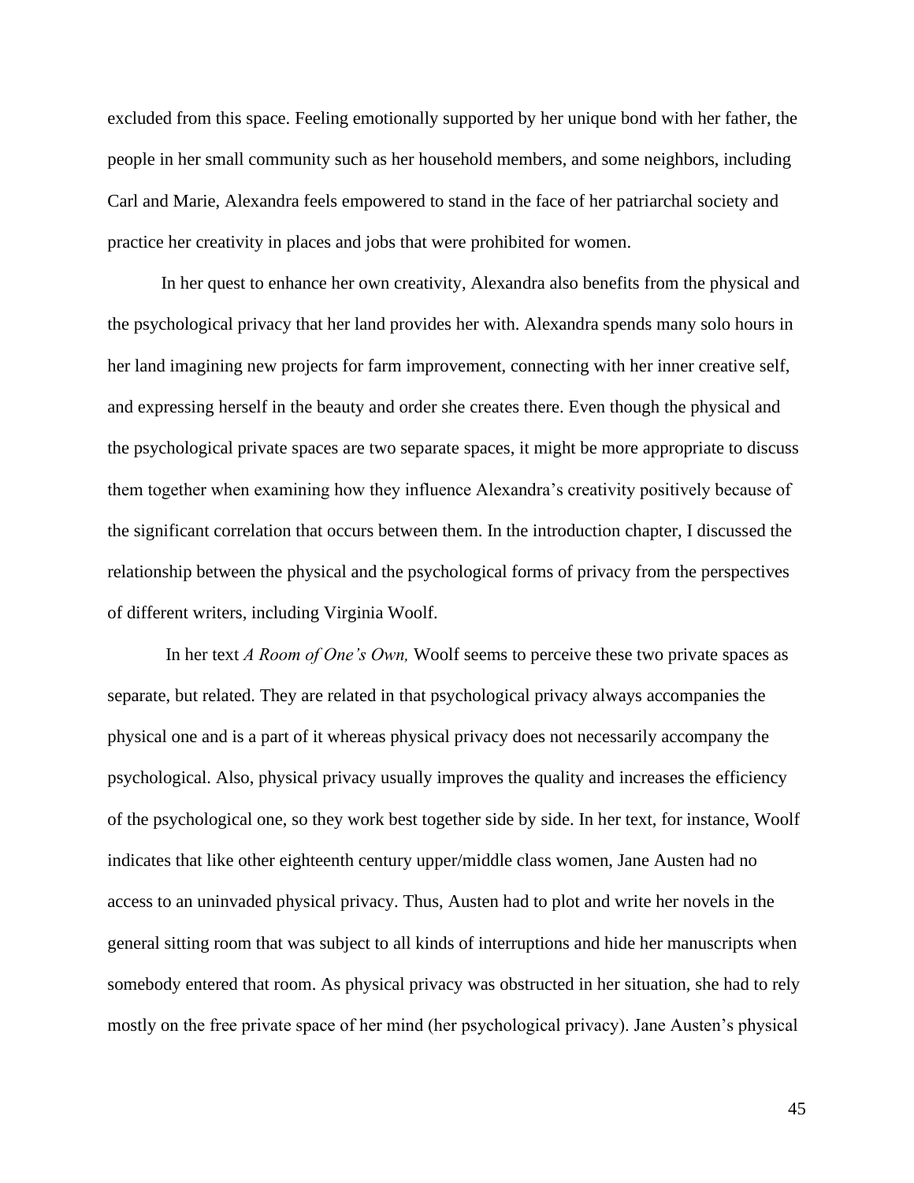excluded from this space. Feeling emotionally supported by her unique bond with her father, the people in her small community such as her household members, and some neighbors, including Carl and Marie, Alexandra feels empowered to stand in the face of her patriarchal society and practice her creativity in places and jobs that were prohibited for women.

In her quest to enhance her own creativity, Alexandra also benefits from the physical and the psychological privacy that her land provides her with. Alexandra spends many solo hours in her land imagining new projects for farm improvement, connecting with her inner creative self, and expressing herself in the beauty and order she creates there. Even though the physical and the psychological private spaces are two separate spaces, it might be more appropriate to discuss them together when examining how they influence Alexandra's creativity positively because of the significant correlation that occurs between them. In the introduction chapter, I discussed the relationship between the physical and the psychological forms of privacy from the perspectives of different writers, including Virginia Woolf.

In her text *A Room of One's Own,* Woolf seems to perceive these two private spaces as separate, but related. They are related in that psychological privacy always accompanies the physical one and is a part of it whereas physical privacy does not necessarily accompany the psychological. Also, physical privacy usually improves the quality and increases the efficiency of the psychological one, so they work best together side by side. In her text, for instance, Woolf indicates that like other eighteenth century upper/middle class women, Jane Austen had no access to an uninvaded physical privacy. Thus, Austen had to plot and write her novels in the general sitting room that was subject to all kinds of interruptions and hide her manuscripts when somebody entered that room. As physical privacy was obstructed in her situation, she had to rely mostly on the free private space of her mind (her psychological privacy). Jane Austen's physical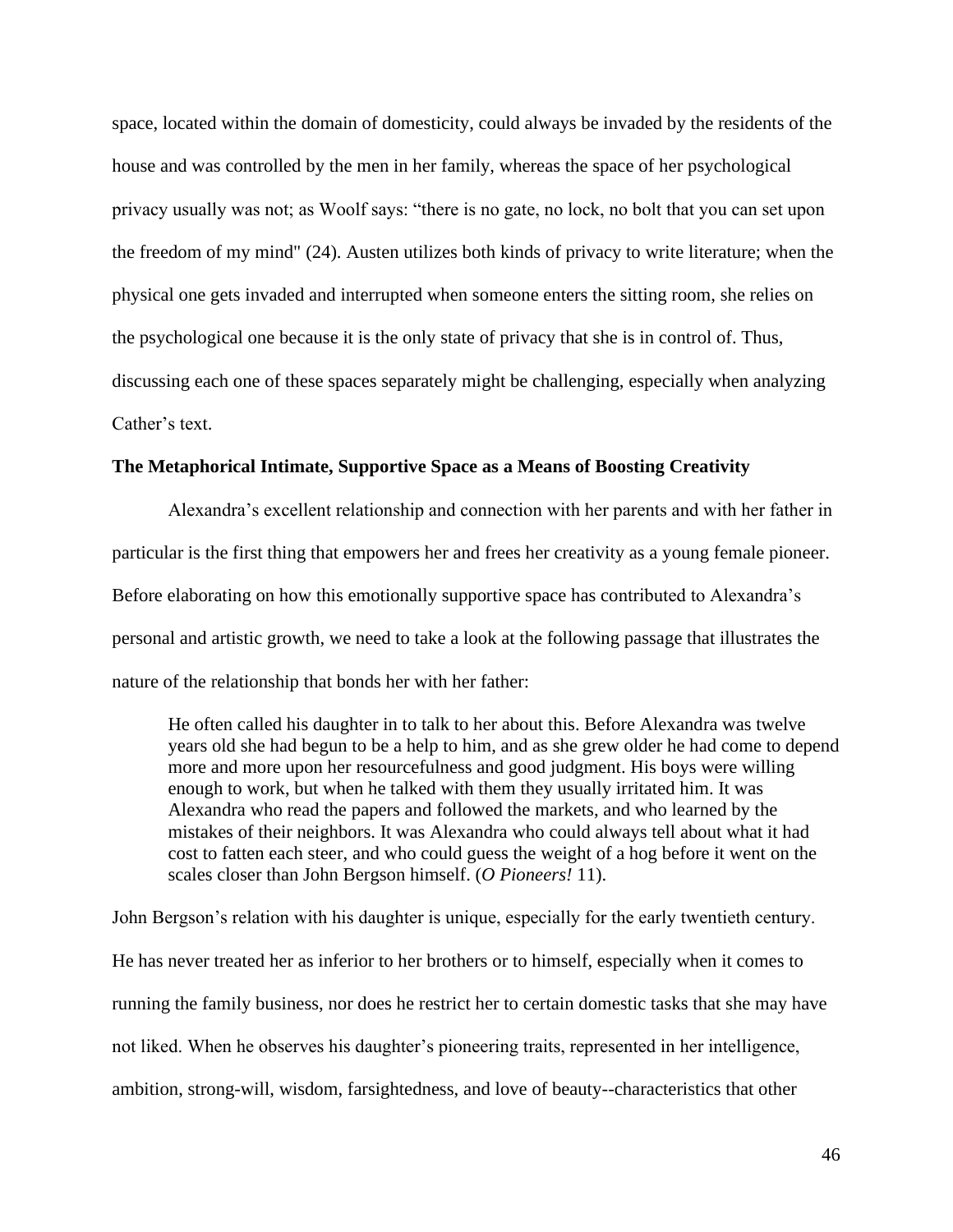space, located within the domain of domesticity, could always be invaded by the residents of the house and was controlled by the men in her family, whereas the space of her psychological privacy usually was not; as Woolf says: "there is no gate, no lock, no bolt that you can set upon the freedom of my mind" (24). Austen utilizes both kinds of privacy to write literature; when the physical one gets invaded and interrupted when someone enters the sitting room, she relies on the psychological one because it is the only state of privacy that she is in control of. Thus, discussing each one of these spaces separately might be challenging, especially when analyzing Cather's text.

**The Metaphorical Intimate, Supportive Space as a Means of Boosting Creativity**

Alexandra's excellent relationship and connection with her parents and with her father in particular is the first thing that empowers her and frees her creativity as a young female pioneer. Before elaborating on how this emotionally supportive space has contributed to Alexandra's personal and artistic growth, we need to take a look at the following passage that illustrates the nature of the relationship that bonds her with her father:

> He often called his daughter in to talk to her about this. Before Alexandra was twelve years old she had begun to be a help to him, and as she grew older he had come to depend more and more upon her resourcefulness and good judgment. His boys were willing enough to work, but when he talked with them they usually irritated him. It was Alexandra who read the papers and followed the markets, and who learned by the mistakes of their neighbors. It was Alexandra who could always tell about what it had cost to fatten each steer, and who could guess the weight of a hog before it went on the scales closer than John Bergson himself. (*O Pioneers!* 11).

John Bergson's relation with his daughter is unique, especially for the early twentieth century. He has never treated her as inferior to her brothers or to himself, especially when it comes to running the family business, nor does he restrict her to certain domestic tasks that she may have not liked. When he observes his daughter's pioneering traits, represented in her intelligence, ambition, strong-will, wisdom, farsightedness, and love of beauty--characteristics that other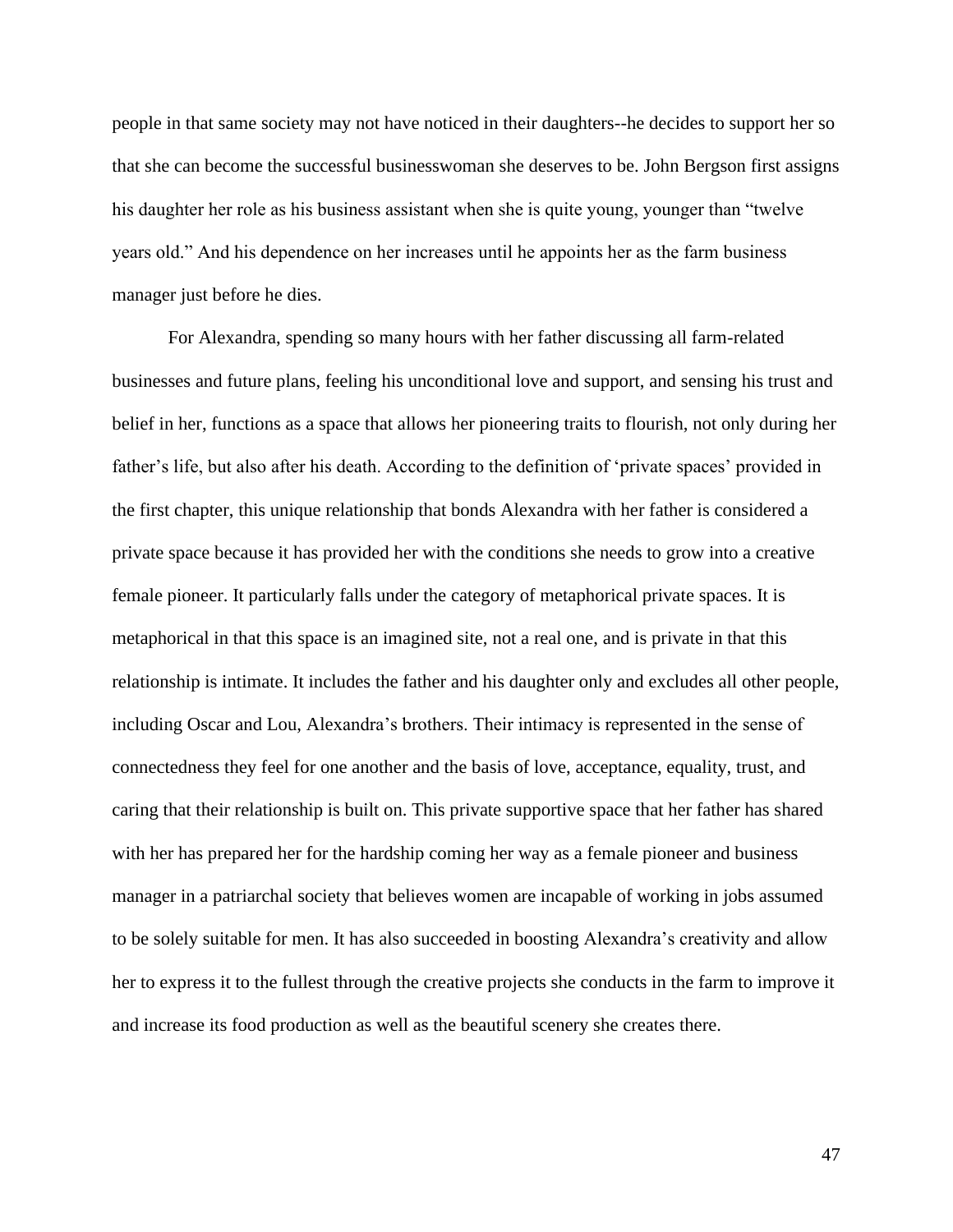people in that same society may not have noticed in their daughters--he decides to support her so that she can become the successful businesswoman she deserves to be. John Bergson first assigns his daughter her role as his business assistant when she is quite young, younger than "twelve years old." And his dependence on her increases until he appoints her as the farm business manager just before he dies.

For Alexandra, spending so many hours with her father discussing all farm-related businesses and future plans, feeling his unconditional love and support, and sensing his trust and belief in her, functions as a space that allows her pioneering traits to flourish, not only during her father's life, but also after his death. According to the definition of 'private spaces' provided in the first chapter, this unique relationship that bonds Alexandra with her father is considered a private space because it has provided her with the conditions she needs to grow into a creative female pioneer. It particularly falls under the category of metaphorical private spaces. It is metaphorical in that this space is an imagined site, not a real one, and is private in that this relationship is intimate. It includes the father and his daughter only and excludes all other people, including Oscar and Lou, Alexandra's brothers. Their intimacy is represented in the sense of connectedness they feel for one another and the basis of love, acceptance, equality, trust, and caring that their relationship is built on. This private supportive space that her father has shared with her has prepared her for the hardship coming her way as a female pioneer and business manager in a patriarchal society that believes women are incapable of working in jobs assumed to be solely suitable for men. It has also succeeded in boosting Alexandra's creativity and allow her to express it to the fullest through the creative projects she conducts in the farm to improve it and increase its food production as well as the beautiful scenery she creates there.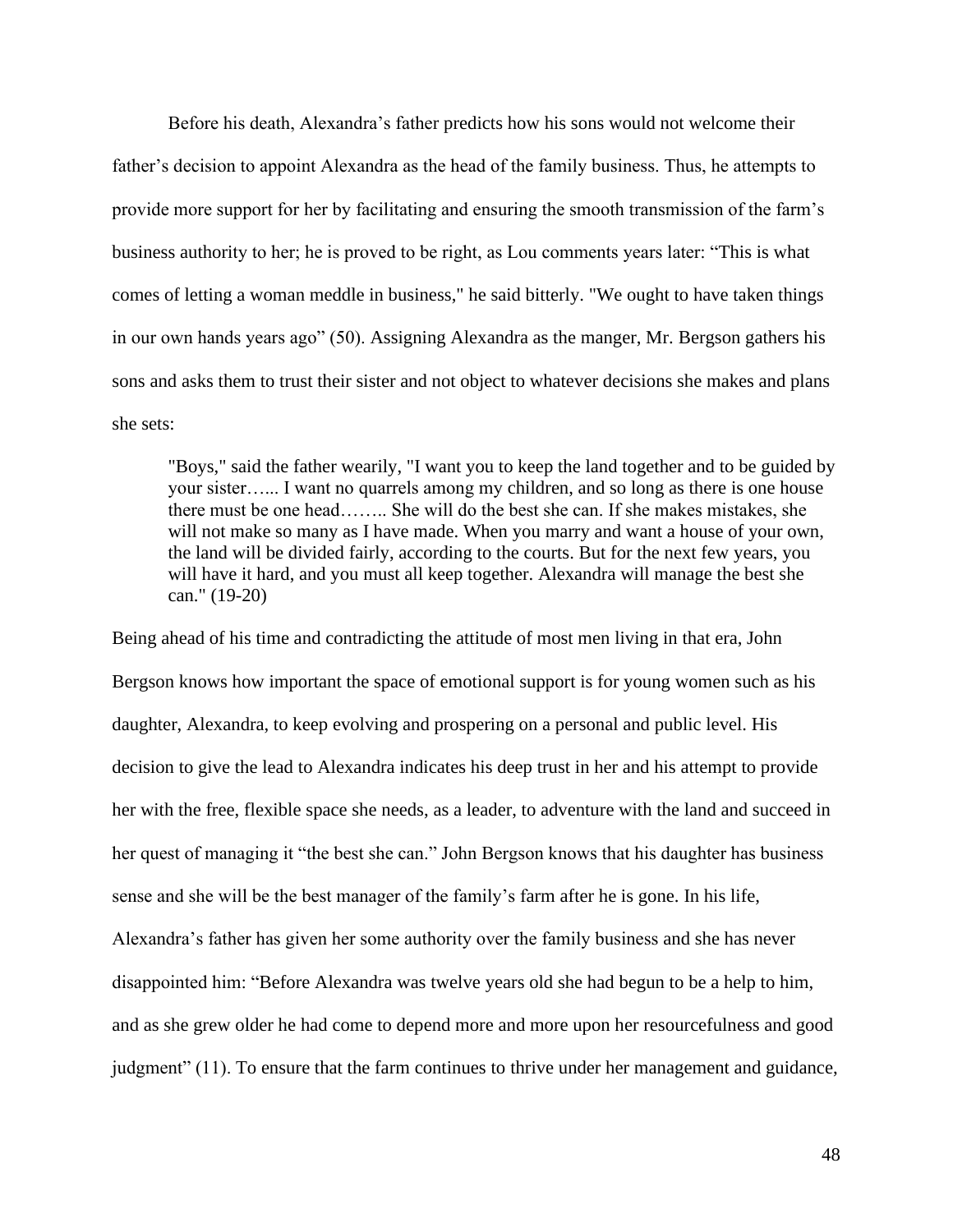Before his death, Alexandra's father predicts how his sons would not welcome their father's decision to appoint Alexandra as the head of the family business. Thus, he attempts to provide more support for her by facilitating and ensuring the smooth transmission of the farm's business authority to her; he is proved to be right, as Lou comments years later: "This is what comes of letting a woman meddle in business," he said bitterly. "We ought to have taken things in our own hands years ago" (50). Assigning Alexandra as the manger, Mr. Bergson gathers his sons and asks them to trust their sister and not object to whatever decisions she makes and plans she sets:

> "Boys," said the father wearily, "I want you to keep the land together and to be guided by your sister…... I want no quarrels among my children, and so long as there is one house there must be one head…….. She will do the best she can. If she makes mistakes, she will not make so many as I have made. When you marry and want a house of your own, the land will be divided fairly, according to the courts. But for the next few years, you will have it hard, and you must all keep together. Alexandra will manage the best she can." (19-20)

Being ahead of his time and contradicting the attitude of most men living in that era, John Bergson knows how important the space of emotional support is for young women such as his daughter, Alexandra, to keep evolving and prospering on a personal and public level. His decision to give the lead to Alexandra indicates his deep trust in her and his attempt to provide her with the free, flexible space she needs, as a leader, to adventure with the land and succeed in her quest of managing it "the best she can." John Bergson knows that his daughter has business sense and she will be the best manager of the family's farm after he is gone. In his life, Alexandra's father has given her some authority over the family business and she has never disappointed him: "Before Alexandra was twelve years old she had begun to be a help to him, and as she grew older he had come to depend more and more upon her resourcefulness and good judgment" (11). To ensure that the farm continues to thrive under her management and guidance,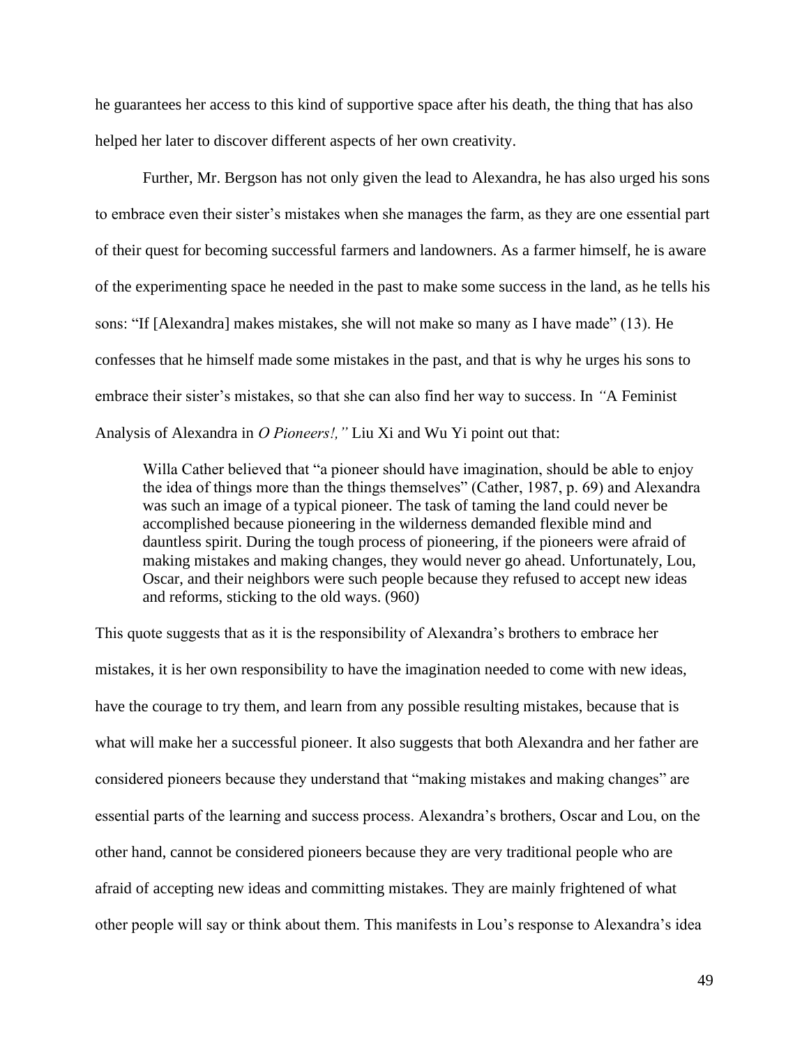he guarantees her access to this kind of supportive space after his death, the thing that has also helped her later to discover different aspects of her own creativity.

Further, Mr. Bergson has not only given the lead to Alexandra, he has also urged his sons to embrace even their sister's mistakes when she manages the farm, as they are one essential part of their quest for becoming successful farmers and landowners. As a farmer himself, he is aware of the experimenting space he needed in the past to make some success in the land, as he tells his sons: "If [Alexandra] makes mistakes, she will not make so many as I have made" (13). He confesses that he himself made some mistakes in the past, and that is why he urges his sons to embrace their sister's mistakes, so that she can also find her way to success. In "A Feminist Analysis of Alexandra in *O Pioneers!,"* Liu Xi and Wu Yi point out that:

> Willa Cather believed that "a pioneer should have imagination, should be able to enjoy the idea of things more than the things themselves" (Cather, 1987, p. 69) and Alexandra was such an image of a typical pioneer. The task of taming the land could never be accomplished because pioneering in the wilderness demanded flexible mind and dauntless spirit. During the tough process of pioneering, if the pioneers were afraid of making mistakes and making changes, they would never go ahead. Unfortunately, Lou, Oscar, and their neighbors were such people because they refused to accept new ideas and reforms, sticking to the old ways. (960)

This quote suggests that as it is the responsibility of Alexandra's brothers to embrace her mistakes, it is her own responsibility to have the imagination needed to come with new ideas, have the courage to try them, and learn from any possible resulting mistakes, because that is what will make her a successful pioneer. It also suggests that both Alexandra and her father are considered pioneers because they understand that "making mistakes and making changes" are essential parts of the learning and success process. Alexandra's brothers, Oscar and Lou, on the other hand, cannot be considered pioneers because they are very traditional people who are afraid of accepting new ideas and committing mistakes. They are mainly frightened of what other people will say or think about them. This manifests in Lou's response to Alexandra's idea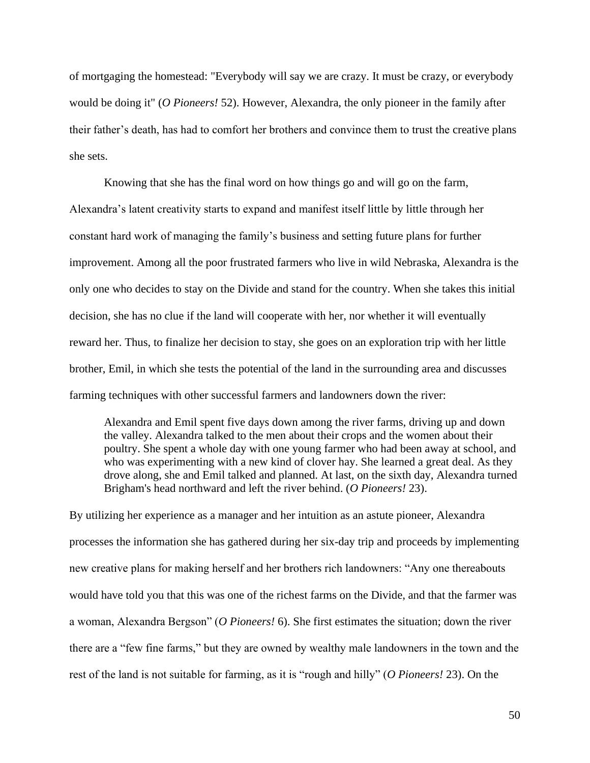of mortgaging the homestead: "Everybody will say we are crazy. It must be crazy, or everybody would be doing it" (*O Pioneers!* 52). However, Alexandra, the only pioneer in the family after their father's death, has had to comfort her brothers and convince them to trust the creative plans she sets.

Knowing that she has the final word on how things go and will go on the farm, Alexandra's latent creativity starts to expand and manifest itself little by little through her constant hard work of managing the family's business and setting future plans for further improvement. Among all the poor frustrated farmers who live in wild Nebraska, Alexandra is the only one who decides to stay on the Divide and stand for the country. When she takes this initial decision, she has no clue if the land will cooperate with her, nor whether it will eventually reward her. Thus, to finalize her decision to stay, she goes on an exploration trip with her little brother, Emil, in which she tests the potential of the land in the surrounding area and discusses farming techniques with other successful farmers and landowners down the river:

> Alexandra and Emil spent five days down among the river farms, driving up and down the valley. Alexandra talked to the men about their crops and the women about their poultry. She spent a whole day with one young farmer who had been away at school, and who was experimenting with a new kind of clover hay. She learned a great deal. As they drove along, she and Emil talked and planned. At last, on the sixth day, Alexandra turned Brigham's head northward and left the river behind. (*O Pioneers!* 23).

By utilizing her experience as a manager and her intuition as an astute pioneer, Alexandra processes the information she has gathered during her six-day trip and proceeds by implementing new creative plans for making herself and her brothers rich landowners: "Any one thereabouts would have told you that this was one of the richest farms on the Divide, and that the farmer was a woman, Alexandra Bergson" (*O Pioneers!* 6). She first estimates the situation; down the river there are a "few fine farms," but they are owned by wealthy male landowners in the town and the rest of the land is not suitable for farming, as it is "rough and hilly" (*O Pioneers!* 23). On the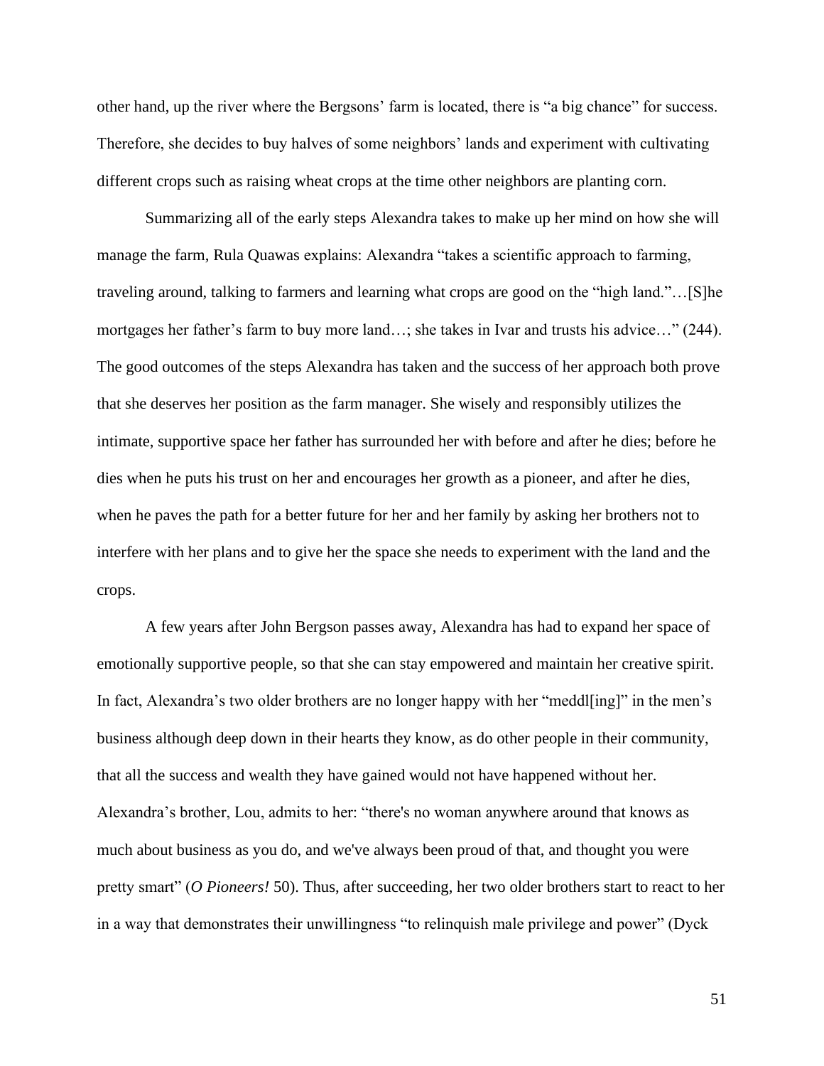other hand, up the river where the Bergsons' farm is located, there is "a big chance" for success. Therefore, she decides to buy halves of some neighbors' lands and experiment with cultivating different crops such as raising wheat crops at the time other neighbors are planting corn.

Summarizing all of the early steps Alexandra takes to make up her mind on how she will manage the farm, Rula Quawas explains: Alexandra "takes a scientific approach to farming, traveling around, talking to farmers and learning what crops are good on the "high land."…[S]he mortgages her father's farm to buy more land…; she takes in Ivar and trusts his advice…" (244). The good outcomes of the steps Alexandra has taken and the success of her approach both prove that she deserves her position as the farm manager. She wisely and responsibly utilizes the intimate, supportive space her father has surrounded her with before and after he dies; before he dies when he puts his trust on her and encourages her growth as a pioneer, and after he dies, when he paves the path for a better future for her and her family by asking her brothers not to interfere with her plans and to give her the space she needs to experiment with the land and the crops.

A few years after John Bergson passes away, Alexandra has had to expand her space of emotionally supportive people, so that she can stay empowered and maintain her creative spirit. In fact, Alexandra's two older brothers are no longer happy with her "meddl[ing]" in the men's business although deep down in their hearts they know, as do other people in their community, that all the success and wealth they have gained would not have happened without her. Alexandra's brother, Lou, admits to her: "there's no woman anywhere around that knows as much about business as you do, and we've always been proud of that, and thought you were pretty smart" (*O Pioneers!* 50). Thus, after succeeding, her two older brothers start to react to her in a way that demonstrates their unwillingness "to relinquish male privilege and power" (Dyck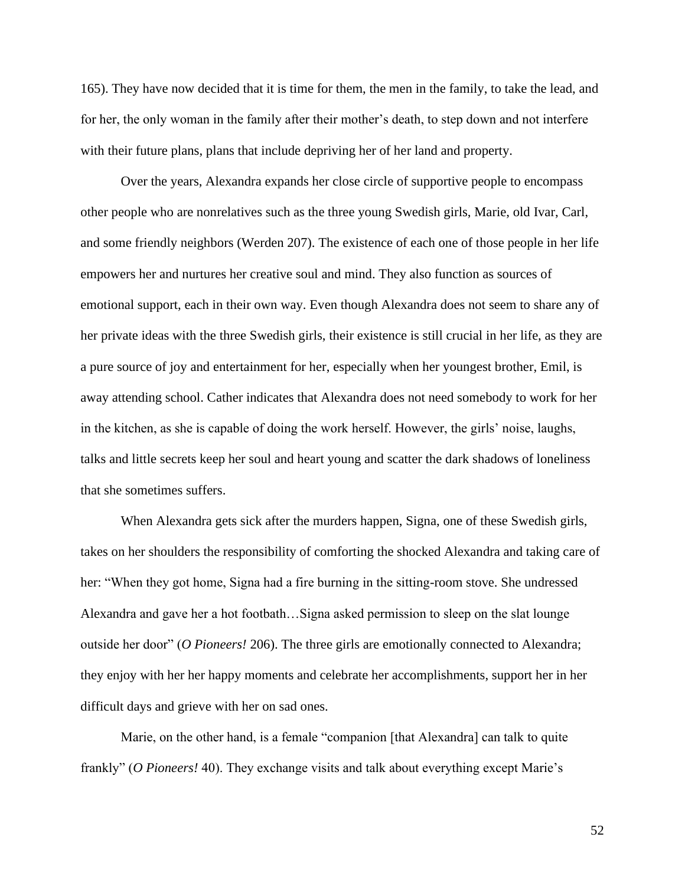165). They have now decided that it is time for them, the men in the family, to take the lead, and for her, the only woman in the family after their mother's death, to step down and not interfere with their future plans, plans that include depriving her of her land and property.

Over the years, Alexandra expands her close circle of supportive people to encompass other people who are nonrelatives such as the three young Swedish girls, Marie, old Ivar, Carl, and some friendly neighbors (Werden 207). The existence of each one of those people in her life empowers her and nurtures her creative soul and mind. They also function as sources of emotional support, each in their own way. Even though Alexandra does not seem to share any of her private ideas with the three Swedish girls, their existence is still crucial in her life, as they are a pure source of joy and entertainment for her, especially when her youngest brother, Emil, is away attending school. Cather indicates that Alexandra does not need somebody to work for her in the kitchen, as she is capable of doing the work herself. However, the girls' noise, laughs, talks and little secrets keep her soul and heart young and scatter the dark shadows of loneliness that she sometimes suffers.

When Alexandra gets sick after the murders happen, Signa, one of these Swedish girls, takes on her shoulders the responsibility of comforting the shocked Alexandra and taking care of her: "When they got home, Signa had a fire burning in the sitting-room stove. She undressed Alexandra and gave her a hot footbath…Signa asked permission to sleep on the slat lounge outside her door" (*O Pioneers!* 206). The three girls are emotionally connected to Alexandra; they enjoy with her her happy moments and celebrate her accomplishments, support her in her difficult days and grieve with her on sad ones.

Marie, on the other hand, is a female "companion [that Alexandra] can talk to quite frankly" (*O Pioneers!* 40). They exchange visits and talk about everything except Marie's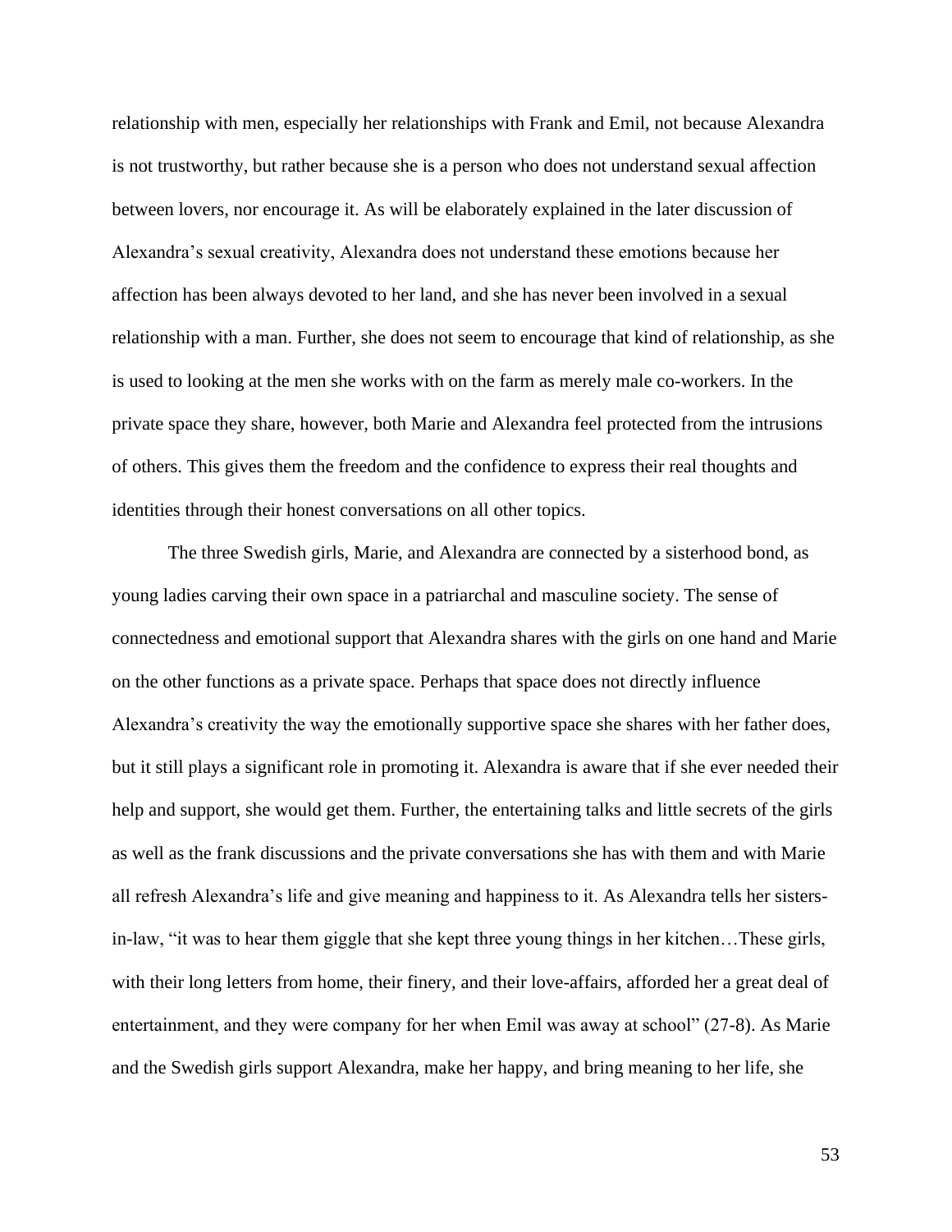relationship with men, especially her relationships with Frank and Emil, not because Alexandra is not trustworthy, but rather because she is a person who does not understand sexual affection between lovers, nor encourage it. As will be elaborately explained in the later discussion of Alexandra's sexual creativity, Alexandra does not understand these emotions because her affection has been always devoted to her land, and she has never been involved in a sexual relationship with a man. Further, she does not seem to encourage that kind of relationship, as she is used to looking at the men she works with on the farm as merely male co-workers. In the private space they share, however, both Marie and Alexandra feel protected from the intrusions of others. This gives them the freedom and the confidence to express their real thoughts and identities through their honest conversations on all other topics.

The three Swedish girls, Marie, and Alexandra are connected by a sisterhood bond, as young ladies carving their own space in a patriarchal and masculine society. The sense of connectedness and emotional support that Alexandra shares with the girls on one hand and Marie on the other functions as a private space. Perhaps that space does not directly influence Alexandra's creativity the way the emotionally supportive space she shares with her father does, but it still plays a significant role in promoting it. Alexandra is aware that if she ever needed their help and support, she would get them. Further, the entertaining talks and little secrets of the girls as well as the frank discussions and the private conversations she has with them and with Marie all refresh Alexandra's life and give meaning and happiness to it. As Alexandra tells her sisters-in-law, "it was to hear them giggle that she kept three young things in her kitchen…These girls, with their long letters from home, their finery, and their love-affairs, afforded her a great deal of entertainment, and they were company for her when Emil was away at school" (27-8). As Marie and the Swedish girls support Alexandra, make her happy, and bring meaning to her life, she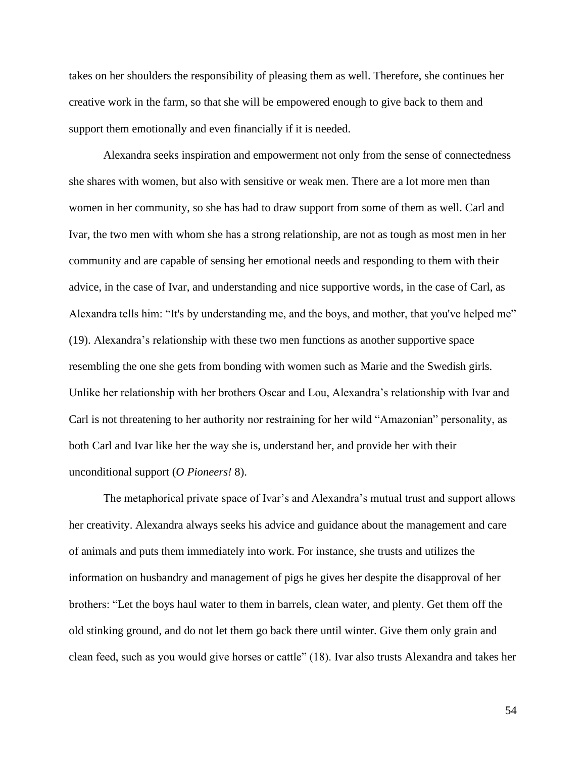takes on her shoulders the responsibility of pleasing them as well. Therefore, she continues her creative work in the farm, so that she will be empowered enough to give back to them and support them emotionally and even financially if it is needed.

Alexandra seeks inspiration and empowerment not only from the sense of connectedness she shares with women, but also with sensitive or weak men. There are a lot more men than women in her community, so she has had to draw support from some of them as well. Carl and Ivar, the two men with whom she has a strong relationship, are not as tough as most men in her community and are capable of sensing her emotional needs and responding to them with their advice, in the case of Ivar, and understanding and nice supportive words, in the case of Carl, as Alexandra tells him: "It's by understanding me, and the boys, and mother, that you've helped me" (19). Alexandra's relationship with these two men functions as another supportive space resembling the one she gets from bonding with women such as Marie and the Swedish girls. Unlike her relationship with her brothers Oscar and Lou, Alexandra's relationship with Ivar and Carl is not threatening to her authority nor restraining for her wild "Amazonian" personality, as both Carl and Ivar like her the way she is, understand her, and provide her with their unconditional support (*O Pioneers!* 8).

The metaphorical private space of Ivar's and Alexandra's mutual trust and support allows her creativity. Alexandra always seeks his advice and guidance about the management and care of animals and puts them immediately into work. For instance, she trusts and utilizes the information on husbandry and management of pigs he gives her despite the disapproval of her brothers: "Let the boys haul water to them in barrels, clean water, and plenty. Get them off the old stinking ground, and do not let them go back there until winter. Give them only grain and clean feed, such as you would give horses or cattle" (18). Ivar also trusts Alexandra and takes her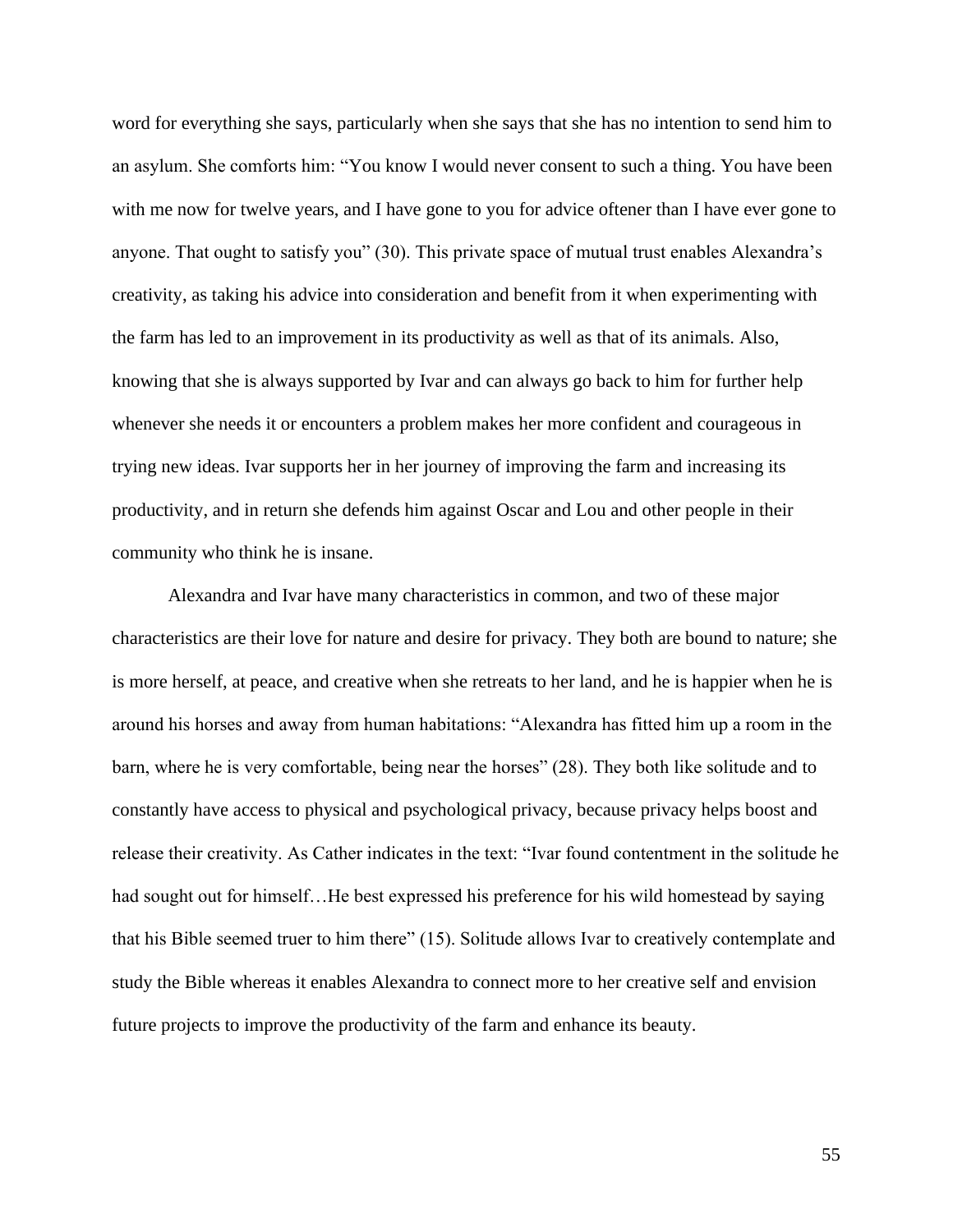word for everything she says, particularly when she says that she has no intention to send him to an asylum. She comforts him: “You know I would never consent to such a thing. You have been with me now for twelve years, and I have gone to you for advice oftener than I have ever gone to anyone. That ought to satisfy you” (30). This private space of mutual trust enables Alexandra’s creativity, as taking his advice into consideration and benefit from it when experimenting with the farm has led to an improvement in its productivity as well as that of its animals. Also, knowing that she is always supported by Ivar and can always go back to him for further help whenever she needs it or encounters a problem makes her more confident and courageous in trying new ideas. Ivar supports her in her journey of improving the farm and increasing its productivity, and in return she defends him against Oscar and Lou and other people in their community who think he is insane.

Alexandra and Ivar have many characteristics in common, and two of these major characteristics are their love for nature and desire for privacy. They both are bound to nature; she is more herself, at peace, and creative when she retreats to her land, and he is happier when he is around his horses and away from human habitations: “Alexandra has fitted him up a room in the barn, where he is very comfortable, being near the horses” (28). They both like solitude and to constantly have access to physical and psychological privacy, because privacy helps boost and release their creativity. As Cather indicates in the text: “Ivar found contentment in the solitude he had sought out for himself…He best expressed his preference for his wild homestead by saying that his Bible seemed truer to him there” (15). Solitude allows Ivar to creatively contemplate and study the Bible whereas it enables Alexandra to connect more to her creative self and envision future projects to improve the productivity of the farm and enhance its beauty.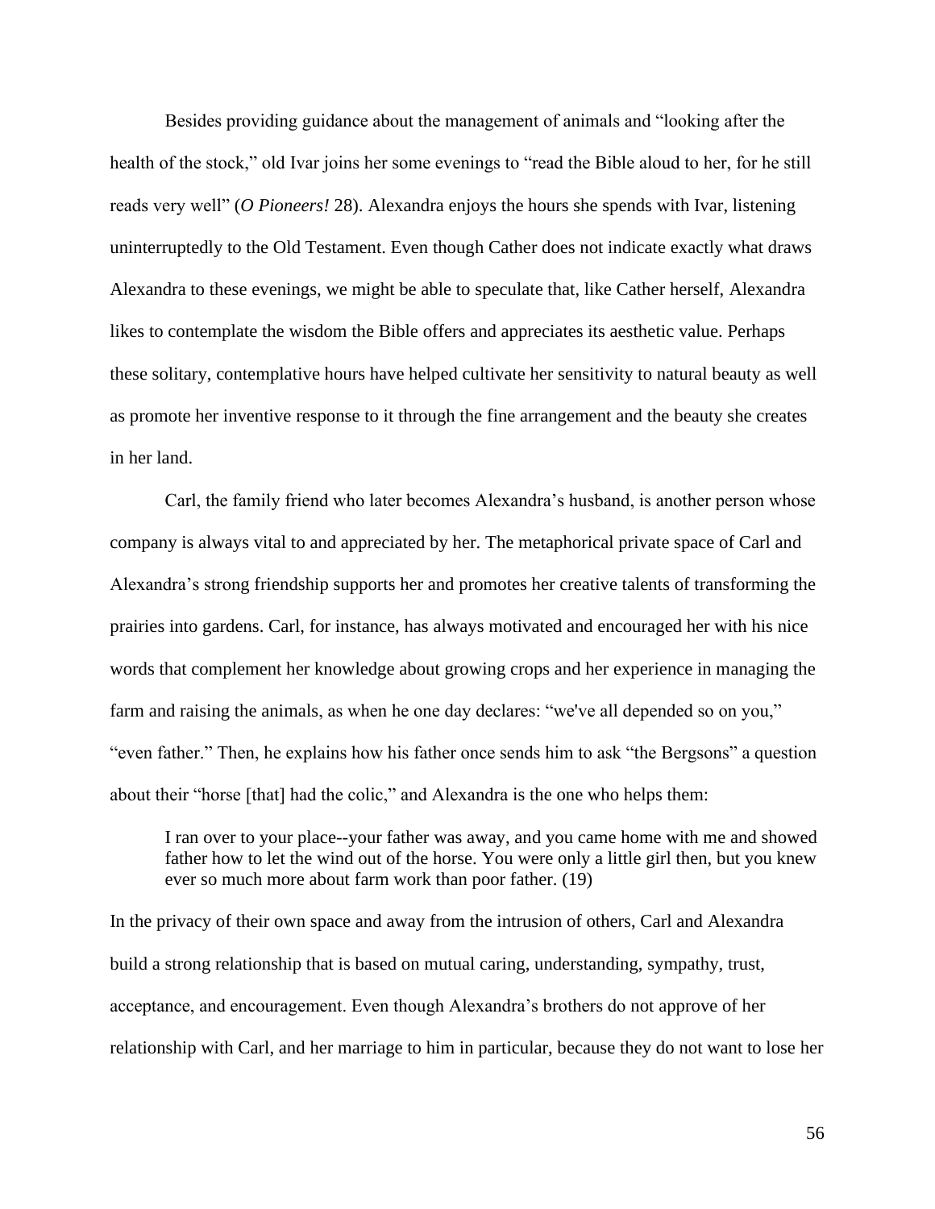Besides providing guidance about the management of animals and "looking after the health of the stock," old Ivar joins her some evenings to "read the Bible aloud to her, for he still reads very well" (*O Pioneers!* 28). Alexandra enjoys the hours she spends with Ivar, listening uninterruptedly to the Old Testament. Even though Cather does not indicate exactly what draws Alexandra to these evenings, we might be able to speculate that, like Cather herself, Alexandra likes to contemplate the wisdom the Bible offers and appreciates its aesthetic value. Perhaps these solitary, contemplative hours have helped cultivate her sensitivity to natural beauty as well as promote her inventive response to it through the fine arrangement and the beauty she creates in her land.

Carl, the family friend who later becomes Alexandra's husband, is another person whose company is always vital to and appreciated by her. The metaphorical private space of Carl and Alexandra's strong friendship supports her and promotes her creative talents of transforming the prairies into gardens. Carl, for instance, has always motivated and encouraged her with his nice words that complement her knowledge about growing crops and her experience in managing the farm and raising the animals, as when he one day declares: "we've all depended so on you," "even father." Then, he explains how his father once sends him to ask "the Bergsons" a question about their "horse [that] had the colic," and Alexandra is the one who helps them:

> I ran over to your place--your father was away, and you came home with me and showed father how to let the wind out of the horse. You were only a little girl then, but you knew ever so much more about farm work than poor father. (19)

In the privacy of their own space and away from the intrusion of others, Carl and Alexandra build a strong relationship that is based on mutual caring, understanding, sympathy, trust, acceptance, and encouragement. Even though Alexandra's brothers do not approve of her relationship with Carl, and her marriage to him in particular, because they do not want to lose her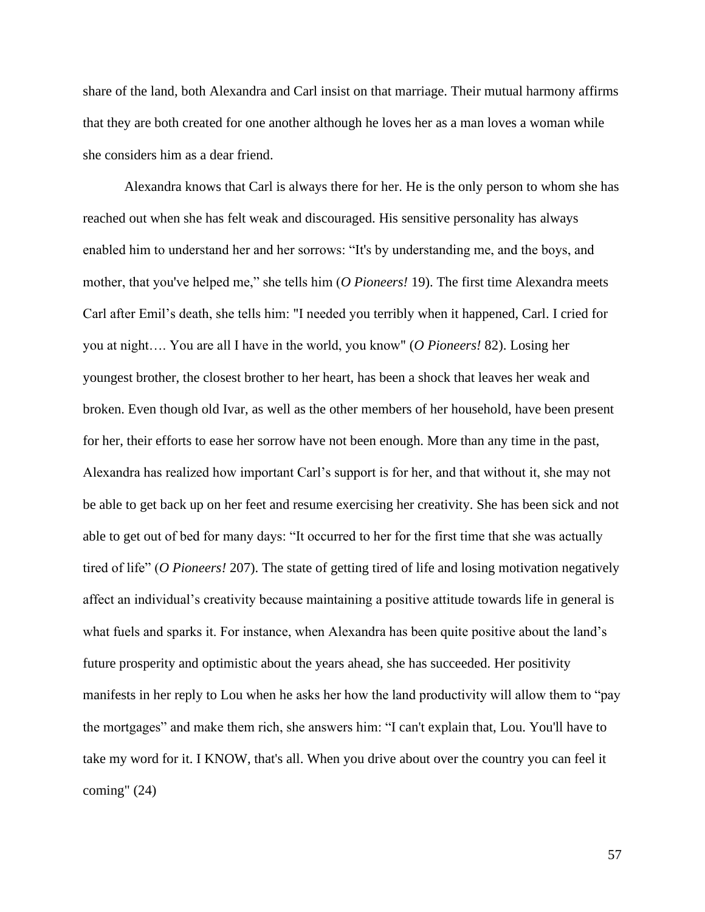share of the land, both Alexandra and Carl insist on that marriage. Their mutual harmony affirms that they are both created for one another although he loves her as a man loves a woman while she considers him as a dear friend.

Alexandra knows that Carl is always there for her. He is the only person to whom she has reached out when she has felt weak and discouraged. His sensitive personality has always enabled him to understand her and her sorrows: “It's by understanding me, and the boys, and mother, that you've helped me,” she tells him (*O Pioneers!* 19). The first time Alexandra meets Carl after Emil’s death, she tells him: "I needed you terribly when it happened, Carl. I cried for you at night…. You are all I have in the world, you know" (*O Pioneers!* 82). Losing her youngest brother, the closest brother to her heart, has been a shock that leaves her weak and broken. Even though old Ivar, as well as the other members of her household, have been present for her, their efforts to ease her sorrow have not been enough. More than any time in the past, Alexandra has realized how important Carl’s support is for her, and that without it, she may not be able to get back up on her feet and resume exercising her creativity. She has been sick and not able to get out of bed for many days: “It occurred to her for the first time that she was actually tired of life” (*O Pioneers!* 207). The state of getting tired of life and losing motivation negatively affect an individual’s creativity because maintaining a positive attitude towards life in general is what fuels and sparks it. For instance, when Alexandra has been quite positive about the land’s future prosperity and optimistic about the years ahead, she has succeeded. Her positivity manifests in her reply to Lou when he asks her how the land productivity will allow them to “pay the mortgages” and make them rich, she answers him: “I can't explain that, Lou. You'll have to take my word for it. I KNOW, that's all. When you drive about over the country you can feel it coming" (24)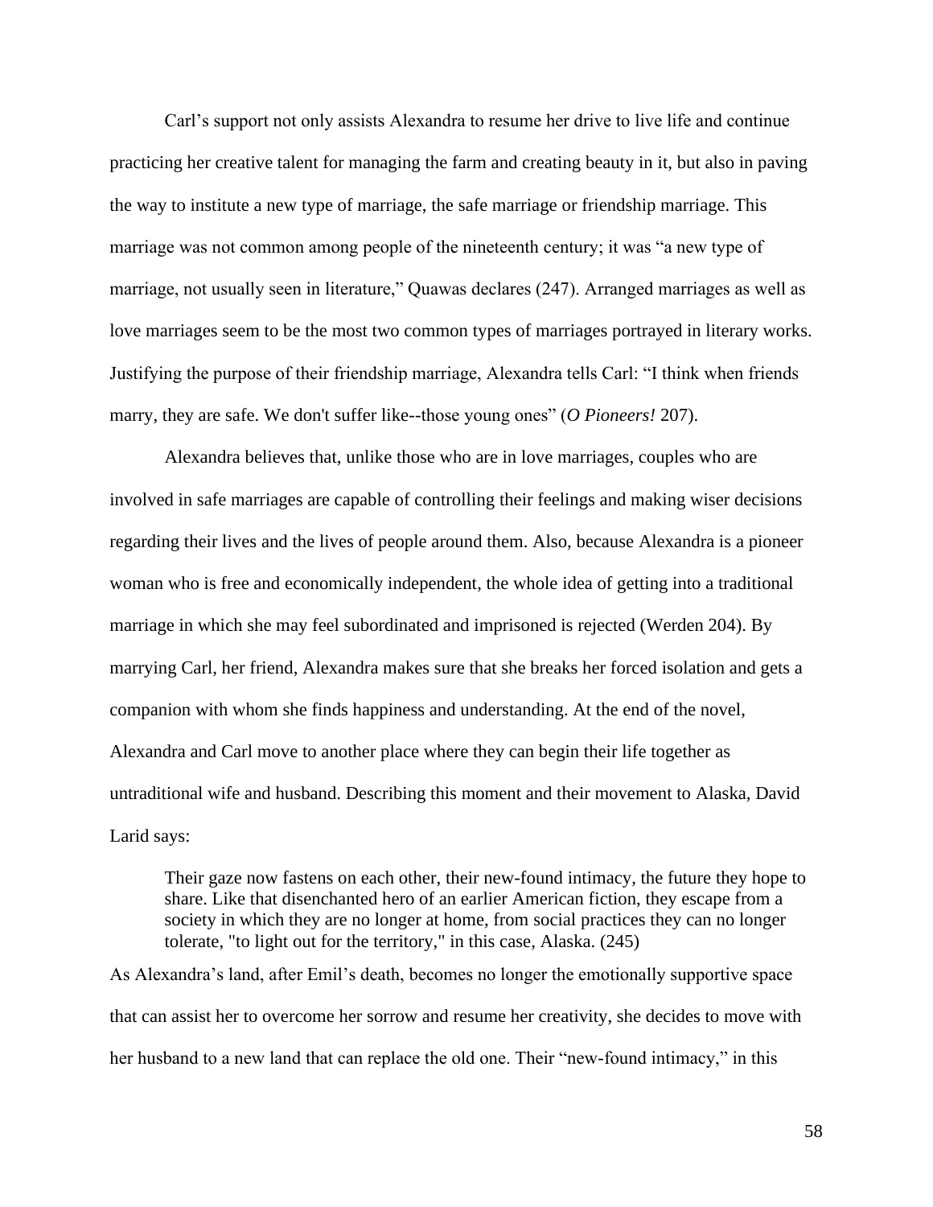Carl's support not only assists Alexandra to resume her drive to live life and continue practicing her creative talent for managing the farm and creating beauty in it, but also in paving the way to institute a new type of marriage, the safe marriage or friendship marriage. This marriage was not common among people of the nineteenth century; it was "a new type of marriage, not usually seen in literature," Quawas declares (247). Arranged marriages as well as love marriages seem to be the most two common types of marriages portrayed in literary works. Justifying the purpose of their friendship marriage, Alexandra tells Carl: "I think when friends marry, they are safe. We don't suffer like--those young ones" (*O Pioneers!* 207).

Alexandra believes that, unlike those who are in love marriages, couples who are involved in safe marriages are capable of controlling their feelings and making wiser decisions regarding their lives and the lives of people around them. Also, because Alexandra is a pioneer woman who is free and economically independent, the whole idea of getting into a traditional marriage in which she may feel subordinated and imprisoned is rejected (Werden 204). By marrying Carl, her friend, Alexandra makes sure that she breaks her forced isolation and gets a companion with whom she finds happiness and understanding. At the end of the novel, Alexandra and Carl move to another place where they can begin their life together as untraditional wife and husband. Describing this moment and their movement to Alaska, David Larid says:

> Their gaze now fastens on each other, their new-found intimacy, the future they hope to share. Like that disenchanted hero of an earlier American fiction, they escape from a society in which they are no longer at home, from social practices they can no longer tolerate, "to light out for the territory," in this case, Alaska. (245)

As Alexandra's land, after Emil's death, becomes no longer the emotionally supportive space that can assist her to overcome her sorrow and resume her creativity, she decides to move with her husband to a new land that can replace the old one. Their "new-found intimacy," in this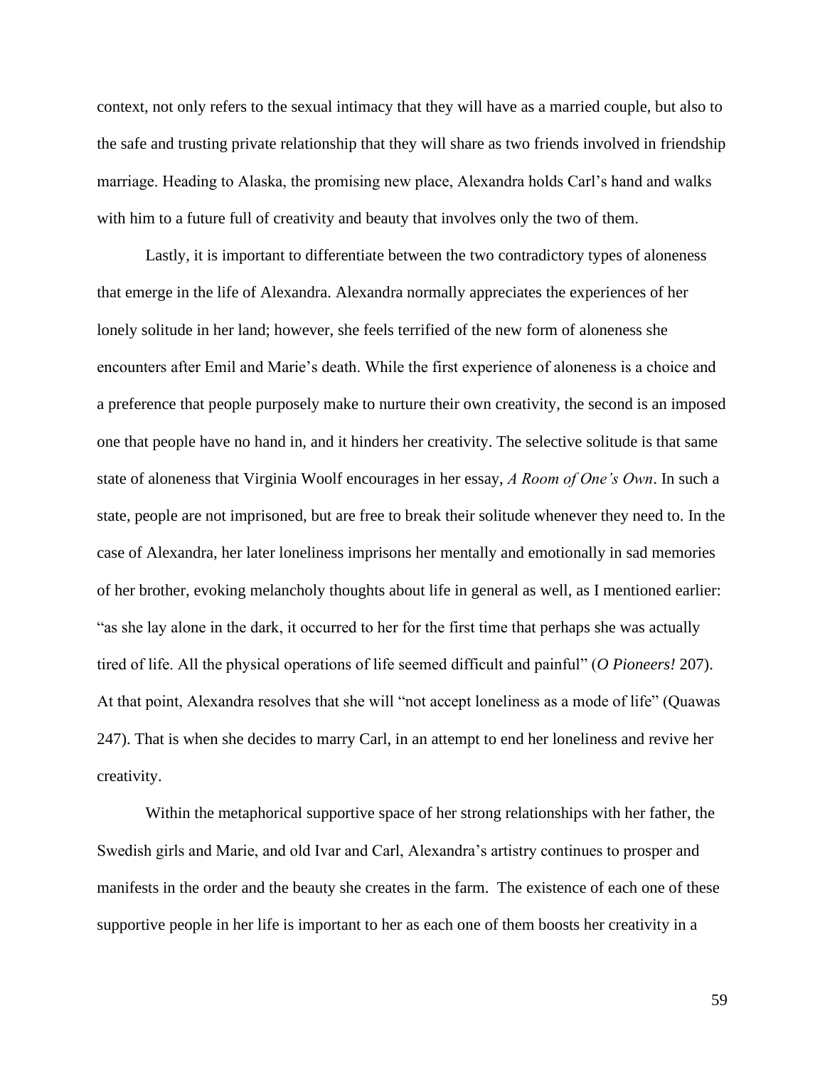context, not only refers to the sexual intimacy that they will have as a married couple, but also to the safe and trusting private relationship that they will share as two friends involved in friendship marriage. Heading to Alaska, the promising new place, Alexandra holds Carl's hand and walks with him to a future full of creativity and beauty that involves only the two of them.

Lastly, it is important to differentiate between the two contradictory types of aloneness that emerge in the life of Alexandra. Alexandra normally appreciates the experiences of her lonely solitude in her land; however, she feels terrified of the new form of aloneness she encounters after Emil and Marie's death. While the first experience of aloneness is a choice and a preference that people purposely make to nurture their own creativity, the second is an imposed one that people have no hand in, and it hinders her creativity. The selective solitude is that same state of aloneness that Virginia Woolf encourages in her essay, *A Room of One's Own*. In such a state, people are not imprisoned, but are free to break their solitude whenever they need to. In the case of Alexandra, her later loneliness imprisons her mentally and emotionally in sad memories of her brother, evoking melancholy thoughts about life in general as well, as I mentioned earlier: "as she lay alone in the dark, it occurred to her for the first time that perhaps she was actually tired of life. All the physical operations of life seemed difficult and painful" (*O Pioneers!* 207). At that point, Alexandra resolves that she will "not accept loneliness as a mode of life" (Quawas 247). That is when she decides to marry Carl, in an attempt to end her loneliness and revive her creativity.

Within the metaphorical supportive space of her strong relationships with her father, the Swedish girls and Marie, and old Ivar and Carl, Alexandra's artistry continues to prosper and manifests in the order and the beauty she creates in the farm. The existence of each one of these supportive people in her life is important to her as each one of them boosts her creativity in a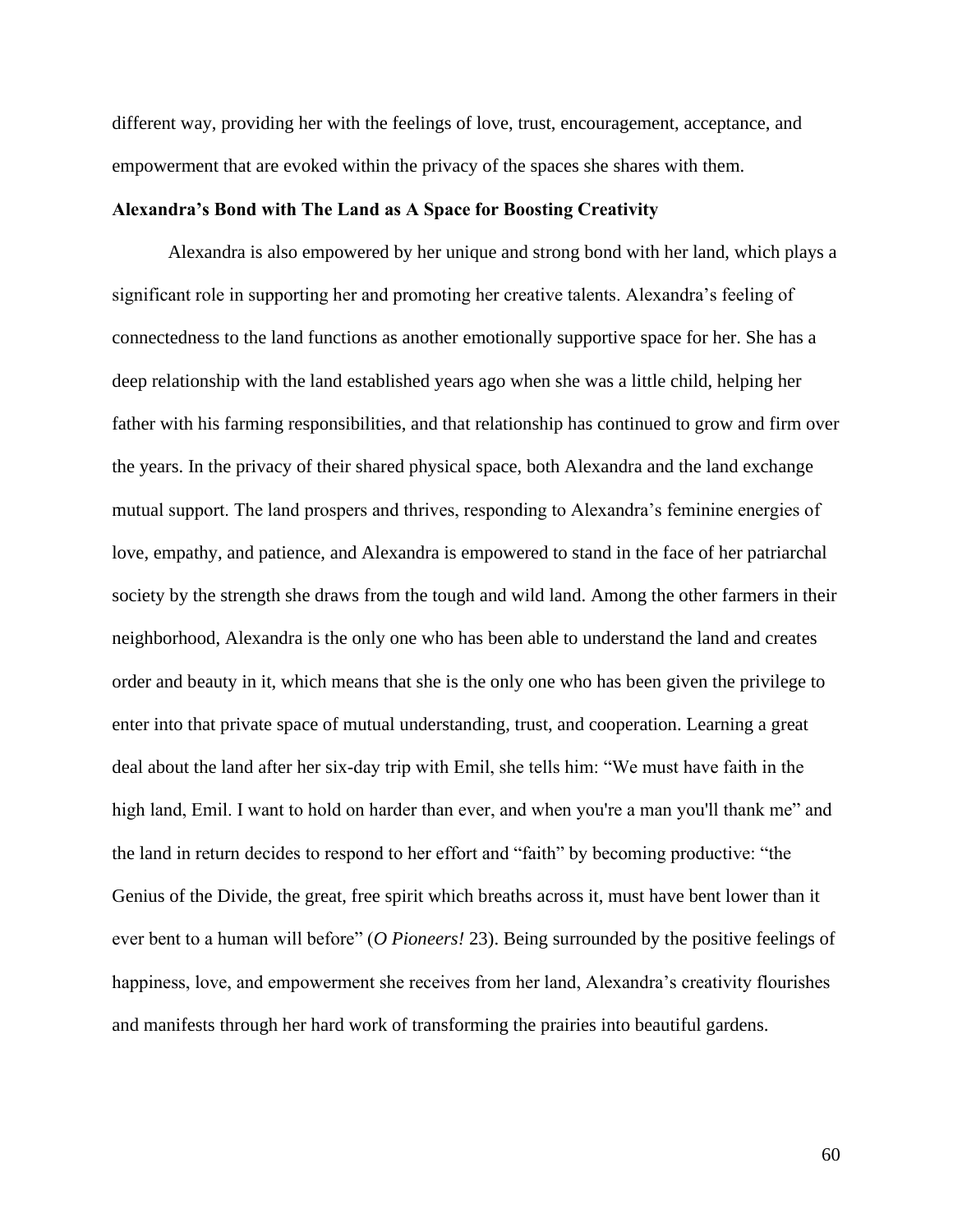different way, providing her with the feelings of love, trust, encouragement, acceptance, and empowerment that are evoked within the privacy of the spaces she shares with them.

**Alexandra's Bond with The Land as A Space for Boosting Creativity**

Alexandra is also empowered by her unique and strong bond with her land, which plays a significant role in supporting her and promoting her creative talents. Alexandra's feeling of connectedness to the land functions as another emotionally supportive space for her. She has a deep relationship with the land established years ago when she was a little child, helping her father with his farming responsibilities, and that relationship has continued to grow and firm over the years. In the privacy of their shared physical space, both Alexandra and the land exchange mutual support. The land prospers and thrives, responding to Alexandra's feminine energies of love, empathy, and patience, and Alexandra is empowered to stand in the face of her patriarchal society by the strength she draws from the tough and wild land. Among the other farmers in their neighborhood, Alexandra is the only one who has been able to understand the land and creates order and beauty in it, which means that she is the only one who has been given the privilege to enter into that private space of mutual understanding, trust, and cooperation. Learning a great deal about the land after her six-day trip with Emil, she tells him: "We must have faith in the high land, Emil. I want to hold on harder than ever, and when you're a man you'll thank me" and the land in return decides to respond to her effort and "faith" by becoming productive: "the Genius of the Divide, the great, free spirit which breaths across it, must have bent lower than it ever bent to a human will before" (*O Pioneers!* 23). Being surrounded by the positive feelings of happiness, love, and empowerment she receives from her land, Alexandra's creativity flourishes and manifests through her hard work of transforming the prairies into beautiful gardens.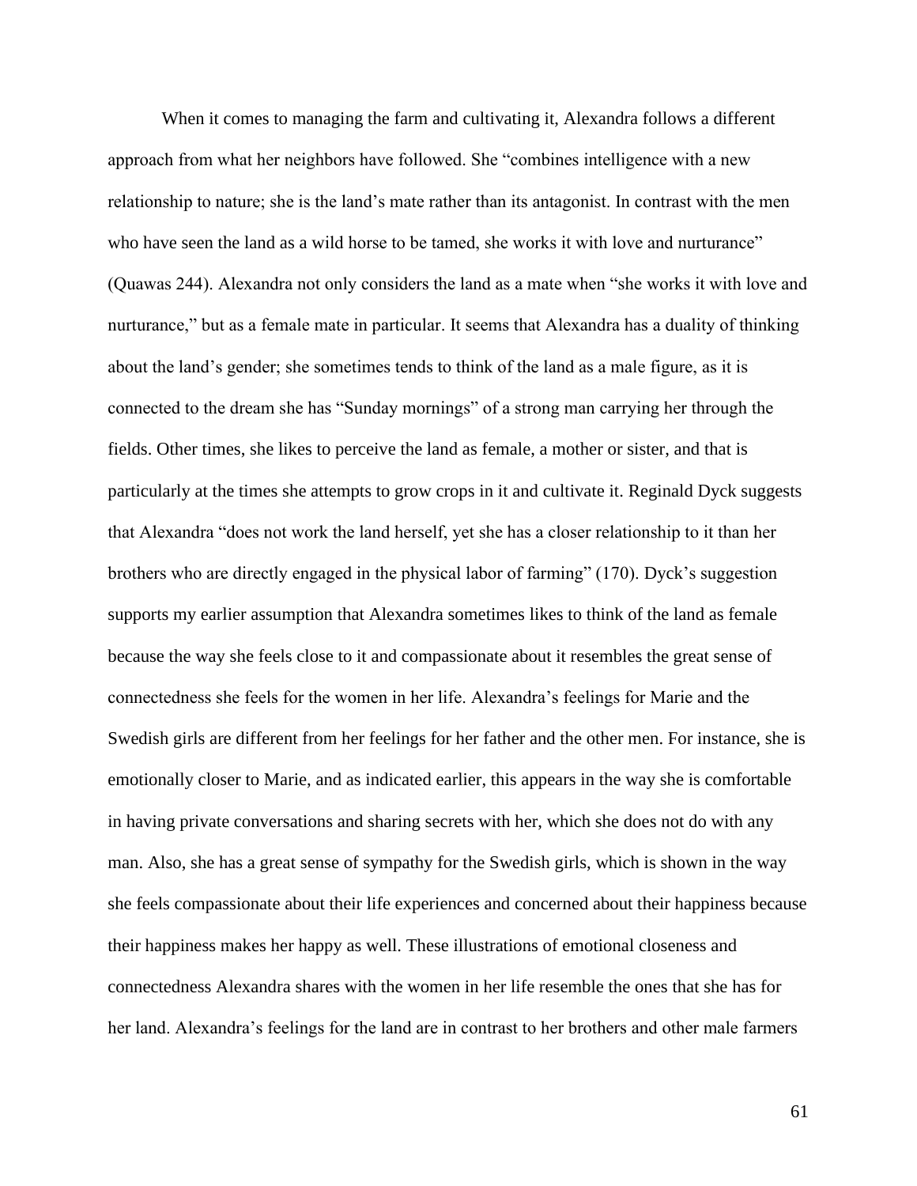When it comes to managing the farm and cultivating it, Alexandra follows a different approach from what her neighbors have followed. She "combines intelligence with a new relationship to nature; she is the land's mate rather than its antagonist. In contrast with the men who have seen the land as a wild horse to be tamed, she works it with love and nurturance" (Quawas 244). Alexandra not only considers the land as a mate when "she works it with love and nurturance," but as a female mate in particular. It seems that Alexandra has a duality of thinking about the land's gender; she sometimes tends to think of the land as a male figure, as it is connected to the dream she has "Sunday mornings" of a strong man carrying her through the fields. Other times, she likes to perceive the land as female, a mother or sister, and that is particularly at the times she attempts to grow crops in it and cultivate it. Reginald Dyck suggests that Alexandra "does not work the land herself, yet she has a closer relationship to it than her brothers who are directly engaged in the physical labor of farming" (170). Dyck's suggestion supports my earlier assumption that Alexandra sometimes likes to think of the land as female because the way she feels close to it and compassionate about it resembles the great sense of connectedness she feels for the women in her life. Alexandra's feelings for Marie and the Swedish girls are different from her feelings for her father and the other men. For instance, she is emotionally closer to Marie, and as indicated earlier, this appears in the way she is comfortable in having private conversations and sharing secrets with her, which she does not do with any man. Also, she has a great sense of sympathy for the Swedish girls, which is shown in the way she feels compassionate about their life experiences and concerned about their happiness because their happiness makes her happy as well. These illustrations of emotional closeness and connectedness Alexandra shares with the women in her life resemble the ones that she has for her land. Alexandra's feelings for the land are in contrast to her brothers and other male farmers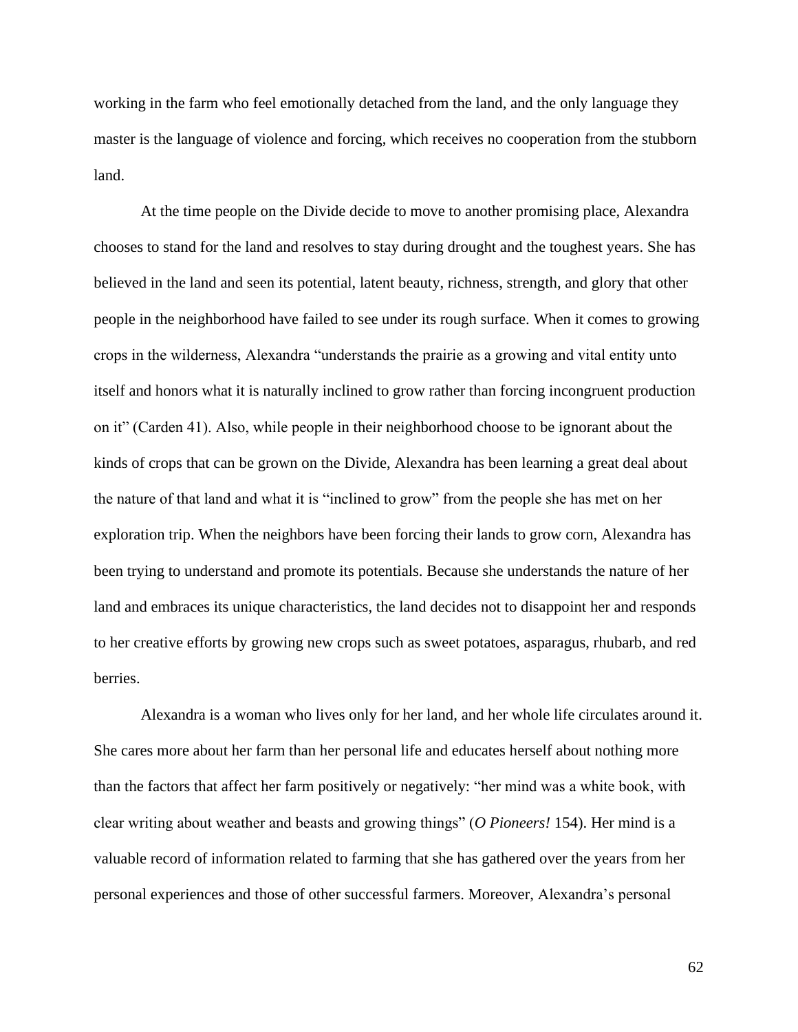working in the farm who feel emotionally detached from the land, and the only language they master is the language of violence and forcing, which receives no cooperation from the stubborn land.

At the time people on the Divide decide to move to another promising place, Alexandra chooses to stand for the land and resolves to stay during drought and the toughest years. She has believed in the land and seen its potential, latent beauty, richness, strength, and glory that other people in the neighborhood have failed to see under its rough surface. When it comes to growing crops in the wilderness, Alexandra "understands the prairie as a growing and vital entity unto itself and honors what it is naturally inclined to grow rather than forcing incongruent production on it" (Carden 41). Also, while people in their neighborhood choose to be ignorant about the kinds of crops that can be grown on the Divide, Alexandra has been learning a great deal about the nature of that land and what it is "inclined to grow" from the people she has met on her exploration trip. When the neighbors have been forcing their lands to grow corn, Alexandra has been trying to understand and promote its potentials. Because she understands the nature of her land and embraces its unique characteristics, the land decides not to disappoint her and responds to her creative efforts by growing new crops such as sweet potatoes, asparagus, rhubarb, and red berries.

Alexandra is a woman who lives only for her land, and her whole life circulates around it. She cares more about her farm than her personal life and educates herself about nothing more than the factors that affect her farm positively or negatively: "her mind was a white book, with clear writing about weather and beasts and growing things" (*O Pioneers!* 154). Her mind is a valuable record of information related to farming that she has gathered over the years from her personal experiences and those of other successful farmers. Moreover, Alexandra's personal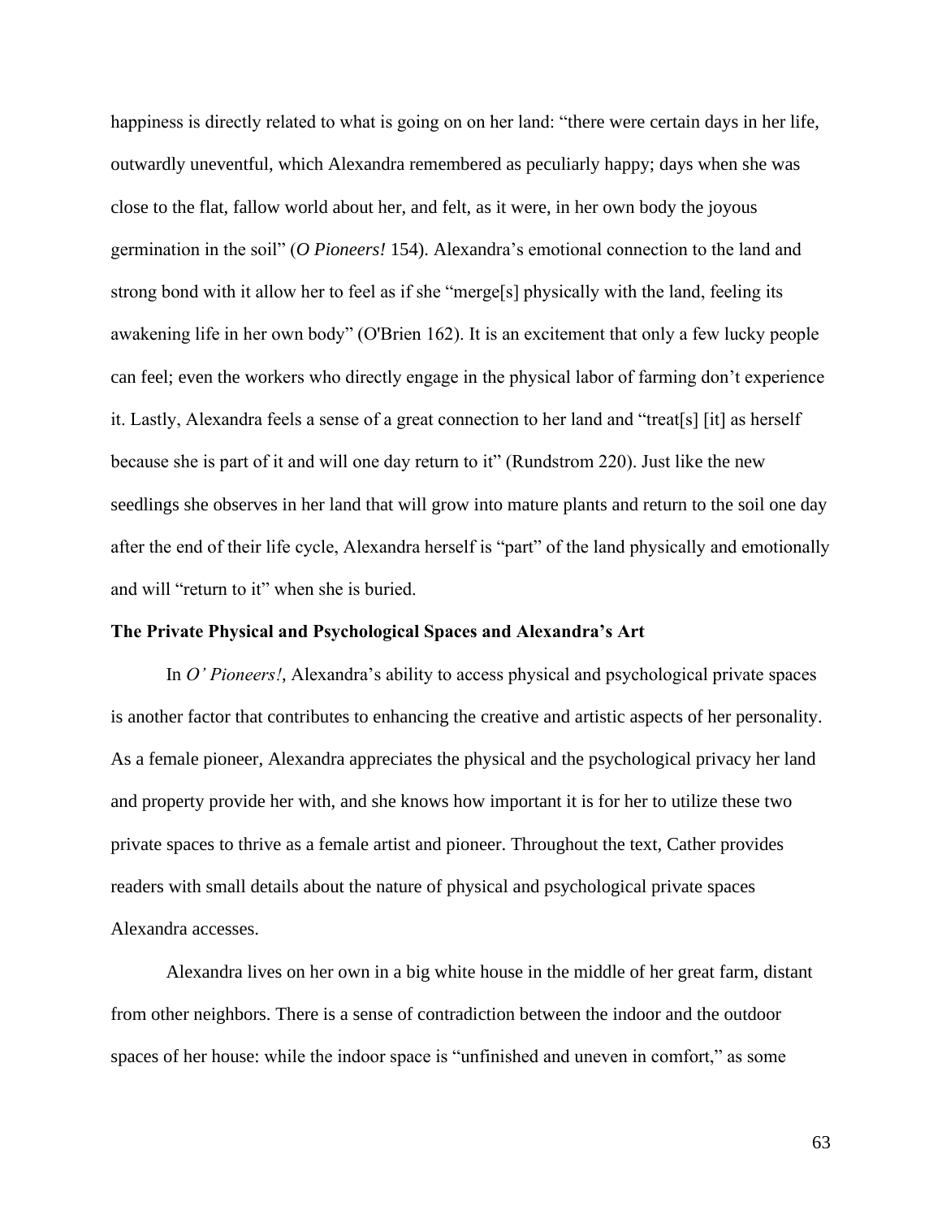happiness is directly related to what is going on on her land: "there were certain days in her life, outwardly uneventful, which Alexandra remembered as peculiarly happy; days when she was close to the flat, fallow world about her, and felt, as it were, in her own body the joyous germination in the soil" (*O Pioneers!* 154). Alexandra's emotional connection to the land and strong bond with it allow her to feel as if she "merge[s] physically with the land, feeling its awakening life in her own body" (O'Brien 162). It is an excitement that only a few lucky people can feel; even the workers who directly engage in the physical labor of farming don't experience it. Lastly, Alexandra feels a sense of a great connection to her land and "treat[s] [it] as herself because she is part of it and will one day return to it" (Rundstrom 220). Just like the new seedlings she observes in her land that will grow into mature plants and return to the soil one day after the end of their life cycle, Alexandra herself is "part" of the land physically and emotionally and will "return to it" when she is buried.

**The Private Physical and Psychological Spaces and Alexandra's Art**

In *O' Pioneers!*, Alexandra's ability to access physical and psychological private spaces is another factor that contributes to enhancing the creative and artistic aspects of her personality. As a female pioneer, Alexandra appreciates the physical and the psychological privacy her land and property provide her with, and she knows how important it is for her to utilize these two private spaces to thrive as a female artist and pioneer. Throughout the text, Cather provides readers with small details about the nature of physical and psychological private spaces Alexandra accesses.

Alexandra lives on her own in a big white house in the middle of her great farm, distant from other neighbors. There is a sense of contradiction between the indoor and the outdoor spaces of her house: while the indoor space is "unfinished and uneven in comfort," as some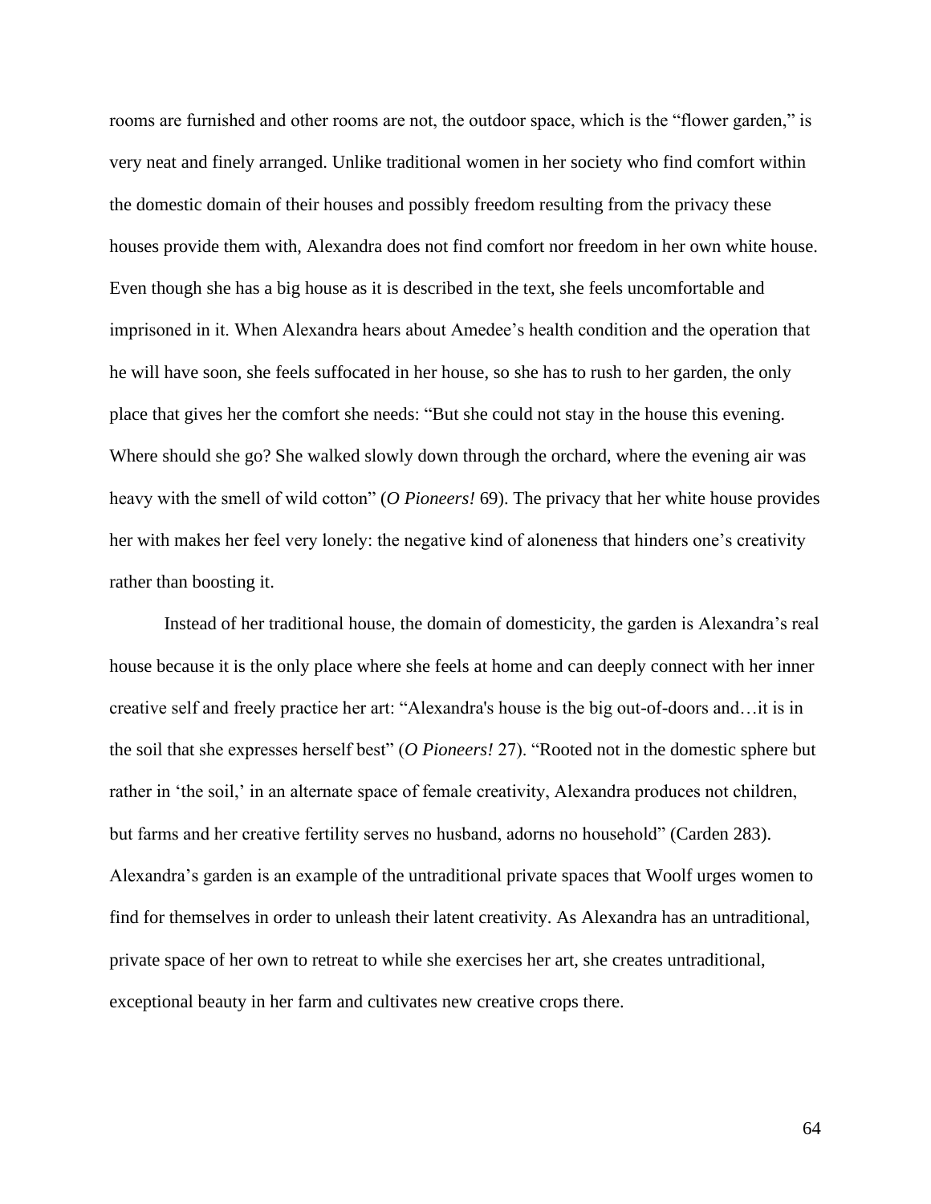rooms are furnished and other rooms are not, the outdoor space, which is the "flower garden," is very neat and finely arranged. Unlike traditional women in her society who find comfort within the domestic domain of their houses and possibly freedom resulting from the privacy these houses provide them with, Alexandra does not find comfort nor freedom in her own white house. Even though she has a big house as it is described in the text, she feels uncomfortable and imprisoned in it. When Alexandra hears about Amedee's health condition and the operation that he will have soon, she feels suffocated in her house, so she has to rush to her garden, the only place that gives her the comfort she needs: "But she could not stay in the house this evening. Where should she go? She walked slowly down through the orchard, where the evening air was heavy with the smell of wild cotton" (*O Pioneers!* 69). The privacy that her white house provides her with makes her feel very lonely: the negative kind of aloneness that hinders one's creativity rather than boosting it.

Instead of her traditional house, the domain of domesticity, the garden is Alexandra's real house because it is the only place where she feels at home and can deeply connect with her inner creative self and freely practice her art: "Alexandra's house is the big out-of-doors and…it is in the soil that she expresses herself best" (*O Pioneers!* 27). "Rooted not in the domestic sphere but rather in 'the soil,' in an alternate space of female creativity, Alexandra produces not children, but farms and her creative fertility serves no husband, adorns no household" (Carden 283). Alexandra's garden is an example of the untraditional private spaces that Woolf urges women to find for themselves in order to unleash their latent creativity. As Alexandra has an untraditional, private space of her own to retreat to while she exercises her art, she creates untraditional, exceptional beauty in her farm and cultivates new creative crops there.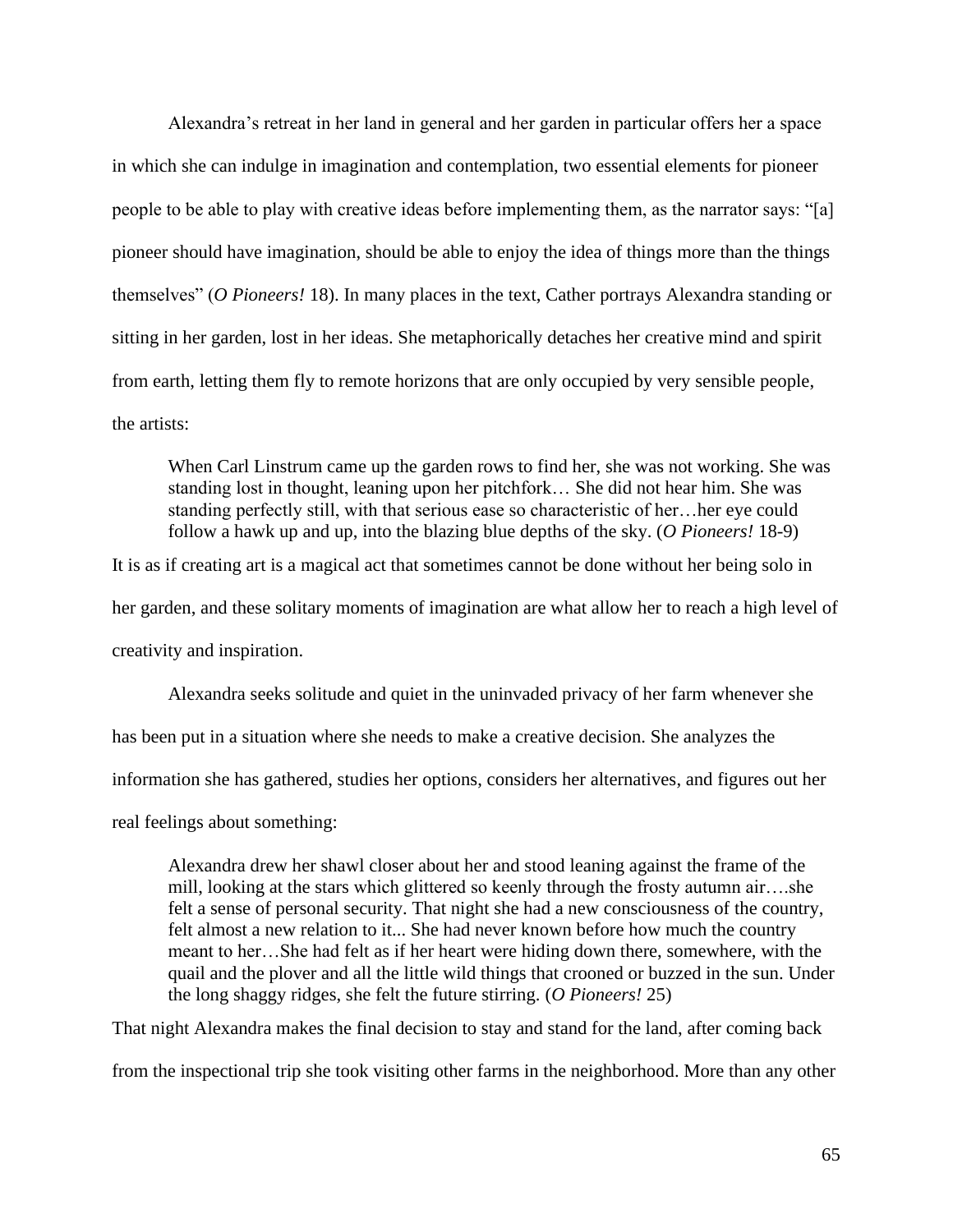Alexandra's retreat in her land in general and her garden in particular offers her a space in which she can indulge in imagination and contemplation, two essential elements for pioneer people to be able to play with creative ideas before implementing them, as the narrator says: "[a] pioneer should have imagination, should be able to enjoy the idea of things more than the things themselves" (*O Pioneers!* 18). In many places in the text, Cather portrays Alexandra standing or sitting in her garden, lost in her ideas. She metaphorically detaches her creative mind and spirit from earth, letting them fly to remote horizons that are only occupied by very sensible people, the artists:

> When Carl Linstrum came up the garden rows to find her, she was not working. She was standing lost in thought, leaning upon her pitchfork… She did not hear him. She was standing perfectly still, with that serious ease so characteristic of her…her eye could follow a hawk up and up, into the blazing blue depths of the sky. (*O Pioneers!* 18-9)

It is as if creating art is a magical act that sometimes cannot be done without her being solo in her garden, and these solitary moments of imagination are what allow her to reach a high level of creativity and inspiration.

Alexandra seeks solitude and quiet in the uninvaded privacy of her farm whenever she has been put in a situation where she needs to make a creative decision. She analyzes the information she has gathered, studies her options, considers her alternatives, and figures out her real feelings about something:

> Alexandra drew her shawl closer about her and stood leaning against the frame of the mill, looking at the stars which glittered so keenly through the frosty autumn air….she felt a sense of personal security. That night she had a new consciousness of the country, felt almost a new relation to it... She had never known before how much the country meant to her…She had felt as if her heart were hiding down there, somewhere, with the quail and the plover and all the little wild things that crooned or buzzed in the sun. Under the long shaggy ridges, she felt the future stirring. (*O Pioneers!* 25)

That night Alexandra makes the final decision to stay and stand for the land, after coming back from the inspectional trip she took visiting other farms in the neighborhood. More than any other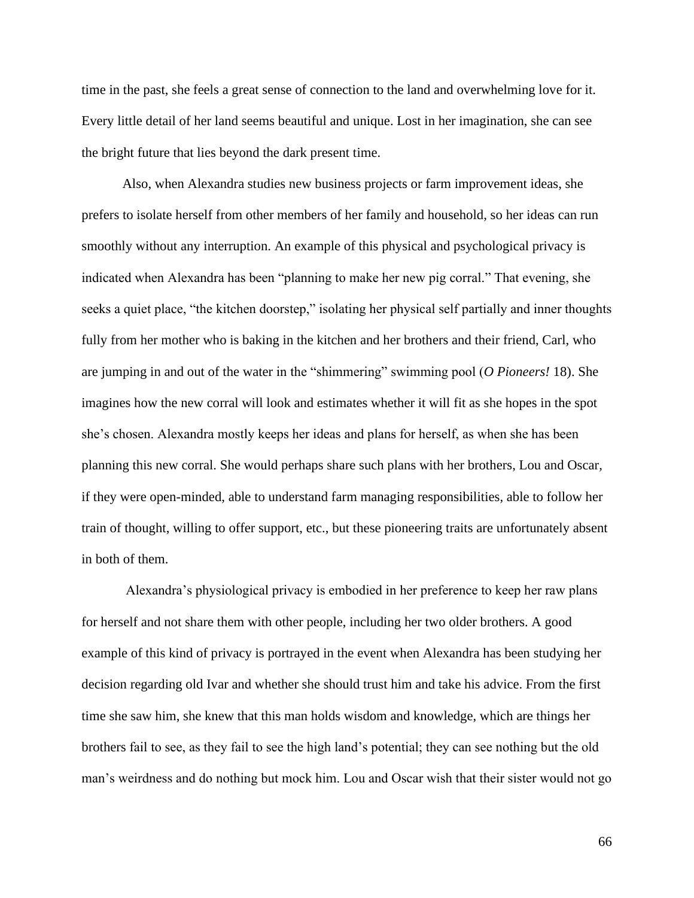time in the past, she feels a great sense of connection to the land and overwhelming love for it. Every little detail of her land seems beautiful and unique. Lost in her imagination, she can see the bright future that lies beyond the dark present time.

Also, when Alexandra studies new business projects or farm improvement ideas, she prefers to isolate herself from other members of her family and household, so her ideas can run smoothly without any interruption. An example of this physical and psychological privacy is indicated when Alexandra has been "planning to make her new pig corral." That evening, she seeks a quiet place, "the kitchen doorstep," isolating her physical self partially and inner thoughts fully from her mother who is baking in the kitchen and her brothers and their friend, Carl, who are jumping in and out of the water in the "shimmering" swimming pool (*O Pioneers!* 18). She imagines how the new corral will look and estimates whether it will fit as she hopes in the spot she's chosen. Alexandra mostly keeps her ideas and plans for herself, as when she has been planning this new corral. She would perhaps share such plans with her brothers, Lou and Oscar, if they were open-minded, able to understand farm managing responsibilities, able to follow her train of thought, willing to offer support, etc., but these pioneering traits are unfortunately absent in both of them.

Alexandra's physiological privacy is embodied in her preference to keep her raw plans for herself and not share them with other people, including her two older brothers. A good example of this kind of privacy is portrayed in the event when Alexandra has been studying her decision regarding old Ivar and whether she should trust him and take his advice. From the first time she saw him, she knew that this man holds wisdom and knowledge, which are things her brothers fail to see, as they fail to see the high land's potential; they can see nothing but the old man's weirdness and do nothing but mock him. Lou and Oscar wish that their sister would not go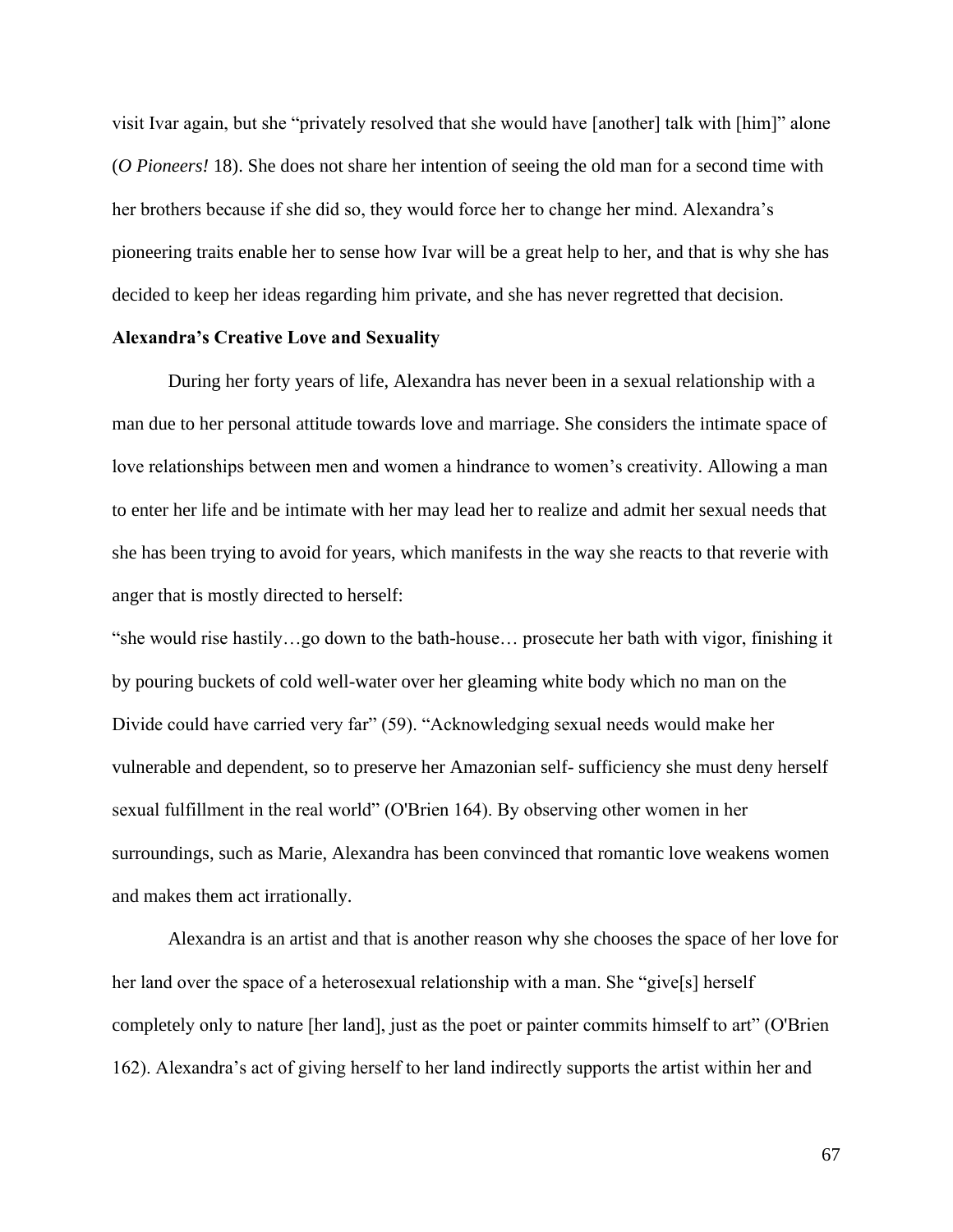visit Ivar again, but she "privately resolved that she would have [another] talk with [him]" alone (*O Pioneers!* 18). She does not share her intention of seeing the old man for a second time with her brothers because if she did so, they would force her to change her mind. Alexandra's pioneering traits enable her to sense how Ivar will be a great help to her, and that is why she has decided to keep her ideas regarding him private, and she has never regretted that decision.

**Alexandra's Creative Love and Sexuality**

During her forty years of life, Alexandra has never been in a sexual relationship with a man due to her personal attitude towards love and marriage. She considers the intimate space of love relationships between men and women a hindrance to women's creativity. Allowing a man to enter her life and be intimate with her may lead her to realize and admit her sexual needs that she has been trying to avoid for years, which manifests in the way she reacts to that reverie with anger that is mostly directed to herself:

"she would rise hastily…go down to the bath-house… prosecute her bath with vigor, finishing it by pouring buckets of cold well-water over her gleaming white body which no man on the Divide could have carried very far" (59). "Acknowledging sexual needs would make her vulnerable and dependent, so to preserve her Amazonian self- sufficiency she must deny herself sexual fulfillment in the real world" (O'Brien 164). By observing other women in her surroundings, such as Marie, Alexandra has been convinced that romantic love weakens women and makes them act irrationally.

Alexandra is an artist and that is another reason why she chooses the space of her love for her land over the space of a heterosexual relationship with a man. She "give[s] herself completely only to nature [her land], just as the poet or painter commits himself to art" (O'Brien 162). Alexandra's act of giving herself to her land indirectly supports the artist within her and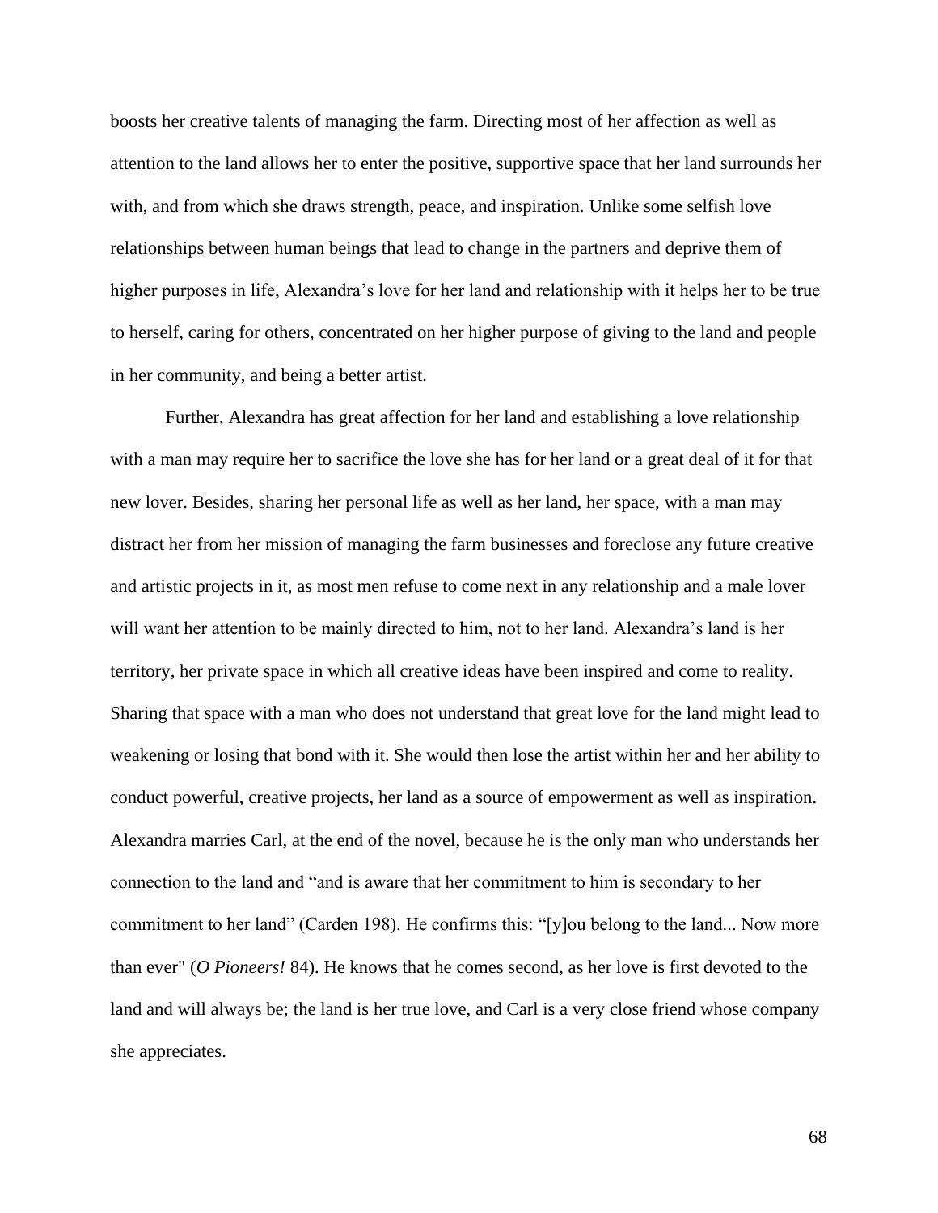boosts her creative talents of managing the farm. Directing most of her affection as well as attention to the land allows her to enter the positive, supportive space that her land surrounds her with, and from which she draws strength, peace, and inspiration. Unlike some selfish love relationships between human beings that lead to change in the partners and deprive them of higher purposes in life, Alexandra's love for her land and relationship with it helps her to be true to herself, caring for others, concentrated on her higher purpose of giving to the land and people in her community, and being a better artist.

Further, Alexandra has great affection for her land and establishing a love relationship with a man may require her to sacrifice the love she has for her land or a great deal of it for that new lover. Besides, sharing her personal life as well as her land, her space, with a man may distract her from her mission of managing the farm businesses and foreclose any future creative and artistic projects in it, as most men refuse to come next in any relationship and a male lover will want her attention to be mainly directed to him, not to her land. Alexandra's land is her territory, her private space in which all creative ideas have been inspired and come to reality. Sharing that space with a man who does not understand that great love for the land might lead to weakening or losing that bond with it. She would then lose the artist within her and her ability to conduct powerful, creative projects, her land as a source of empowerment as well as inspiration. Alexandra marries Carl, at the end of the novel, because he is the only man who understands her connection to the land and "and is aware that her commitment to him is secondary to her commitment to her land" (Carden 198). He confirms this: "[y]ou belong to the land... Now more than ever" (*O Pioneers!* 84). He knows that he comes second, as her love is first devoted to the land and will always be; the land is her true love, and Carl is a very close friend whose company she appreciates.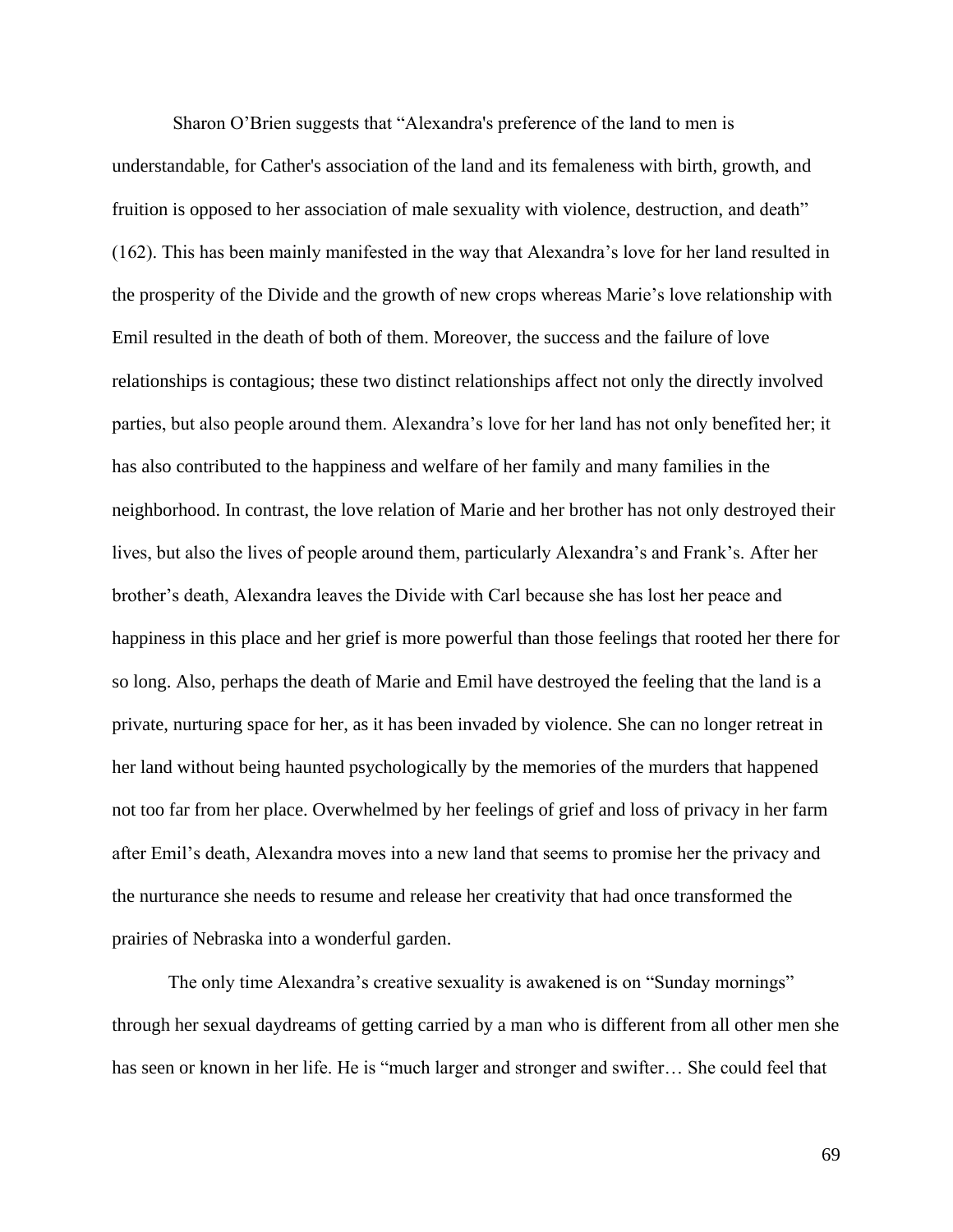Sharon O'Brien suggests that "Alexandra's preference of the land to men is understandable, for Cather's association of the land and its femaleness with birth, growth, and fruition is opposed to her association of male sexuality with violence, destruction, and death" (162). This has been mainly manifested in the way that Alexandra's love for her land resulted in the prosperity of the Divide and the growth of new crops whereas Marie's love relationship with Emil resulted in the death of both of them. Moreover, the success and the failure of love relationships is contagious; these two distinct relationships affect not only the directly involved parties, but also people around them. Alexandra's love for her land has not only benefited her; it has also contributed to the happiness and welfare of her family and many families in the neighborhood. In contrast, the love relation of Marie and her brother has not only destroyed their lives, but also the lives of people around them, particularly Alexandra's and Frank's. After her brother's death, Alexandra leaves the Divide with Carl because she has lost her peace and happiness in this place and her grief is more powerful than those feelings that rooted her there for so long. Also, perhaps the death of Marie and Emil have destroyed the feeling that the land is a private, nurturing space for her, as it has been invaded by violence. She can no longer retreat in her land without being haunted psychologically by the memories of the murders that happened not too far from her place. Overwhelmed by her feelings of grief and loss of privacy in her farm after Emil's death, Alexandra moves into a new land that seems to promise her the privacy and the nurturance she needs to resume and release her creativity that had once transformed the prairies of Nebraska into a wonderful garden.

The only time Alexandra's creative sexuality is awakened is on "Sunday mornings" through her sexual daydreams of getting carried by a man who is different from all other men she has seen or known in her life. He is "much larger and stronger and swifter… She could feel that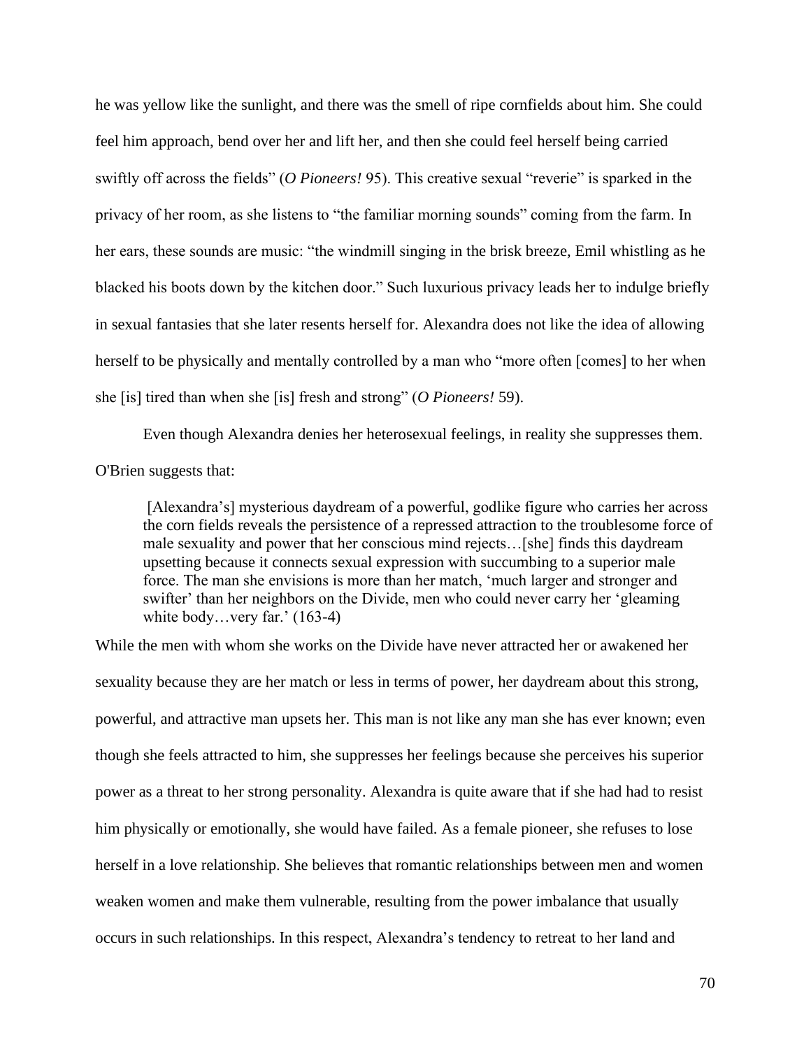he was yellow like the sunlight, and there was the smell of ripe cornfields about him. She could feel him approach, bend over her and lift her, and then she could feel herself being carried swiftly off across the fields" (*O Pioneers!* 95). This creative sexual "reverie" is sparked in the privacy of her room, as she listens to "the familiar morning sounds" coming from the farm. In her ears, these sounds are music: "the windmill singing in the brisk breeze, Emil whistling as he blacked his boots down by the kitchen door." Such luxurious privacy leads her to indulge briefly in sexual fantasies that she later resents herself for. Alexandra does not like the idea of allowing herself to be physically and mentally controlled by a man who "more often [comes] to her when she [is] tired than when she [is] fresh and strong" (*O Pioneers!* 59).

Even though Alexandra denies her heterosexual feelings, in reality she suppresses them. O'Brien suggests that:

> [Alexandra's] mysterious daydream of a powerful, godlike figure who carries her across the corn fields reveals the persistence of a repressed attraction to the troublesome force of male sexuality and power that her conscious mind rejects…[she] finds this daydream upsetting because it connects sexual expression with succumbing to a superior male force. The man she envisions is more than her match, 'much larger and stronger and swifter' than her neighbors on the Divide, men who could never carry her 'gleaming white body…very far.' (163-4)

While the men with whom she works on the Divide have never attracted her or awakened her sexuality because they are her match or less in terms of power, her daydream about this strong, powerful, and attractive man upsets her. This man is not like any man she has ever known; even though she feels attracted to him, she suppresses her feelings because she perceives his superior power as a threat to her strong personality. Alexandra is quite aware that if she had had to resist him physically or emotionally, she would have failed. As a female pioneer, she refuses to lose herself in a love relationship. She believes that romantic relationships between men and women weaken women and make them vulnerable, resulting from the power imbalance that usually occurs in such relationships. In this respect, Alexandra's tendency to retreat to her land and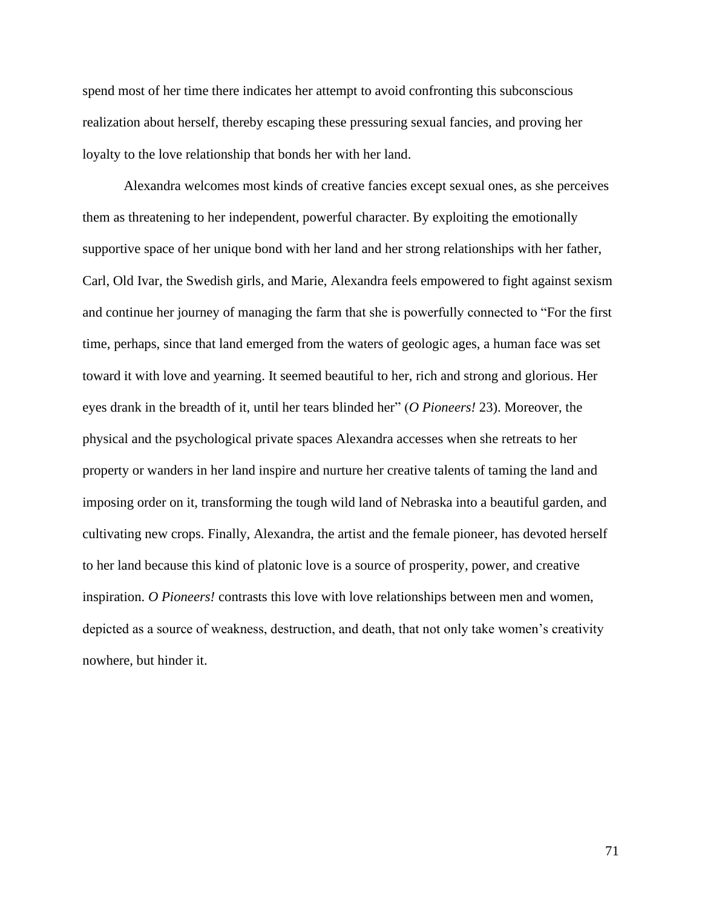spend most of her time there indicates her attempt to avoid confronting this subconscious realization about herself, thereby escaping these pressuring sexual fancies, and proving her loyalty to the love relationship that bonds her with her land.

Alexandra welcomes most kinds of creative fancies except sexual ones, as she perceives them as threatening to her independent, powerful character. By exploiting the emotionally supportive space of her unique bond with her land and her strong relationships with her father, Carl, Old Ivar, the Swedish girls, and Marie, Alexandra feels empowered to fight against sexism and continue her journey of managing the farm that she is powerfully connected to "For the first time, perhaps, since that land emerged from the waters of geologic ages, a human face was set toward it with love and yearning. It seemed beautiful to her, rich and strong and glorious. Her eyes drank in the breadth of it, until her tears blinded her" (*O Pioneers!* 23). Moreover, the physical and the psychological private spaces Alexandra accesses when she retreats to her property or wanders in her land inspire and nurture her creative talents of taming the land and imposing order on it, transforming the tough wild land of Nebraska into a beautiful garden, and cultivating new crops. Finally, Alexandra, the artist and the female pioneer, has devoted herself to her land because this kind of platonic love is a source of prosperity, power, and creative inspiration. *O Pioneers!* contrasts this love with love relationships between men and women, depicted as a source of weakness, destruction, and death, that not only take women's creativity nowhere, but hinder it.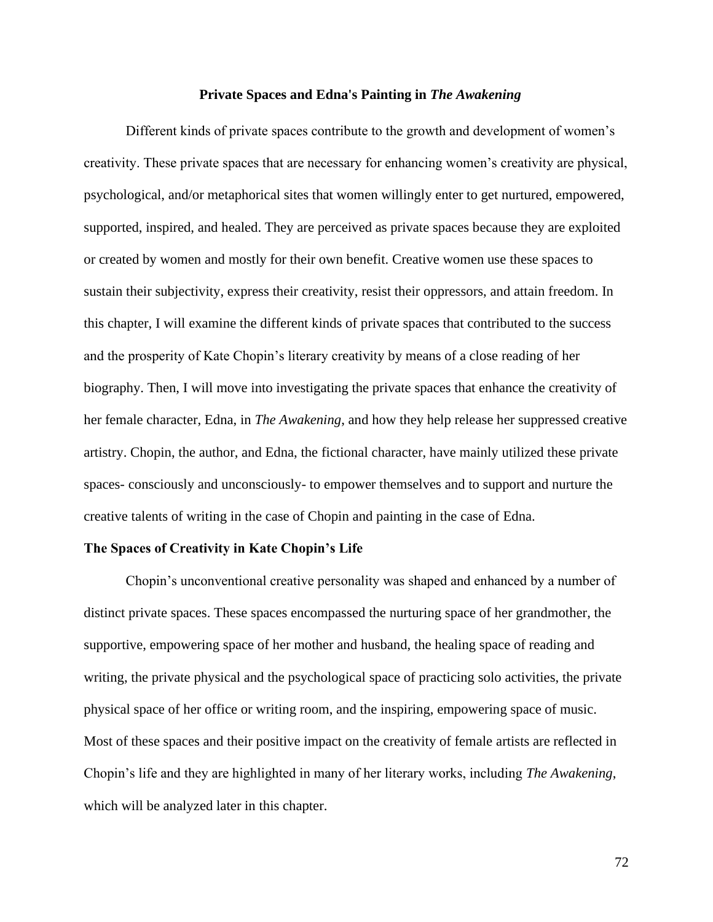## Private Spaces and Edna's Painting in *The Awakening*

Different kinds of private spaces contribute to the growth and development of women's creativity. These private spaces that are necessary for enhancing women's creativity are physical, psychological, and/or metaphorical sites that women willingly enter to get nurtured, empowered, supported, inspired, and healed. They are perceived as private spaces because they are exploited or created by women and mostly for their own benefit. Creative women use these spaces to sustain their subjectivity, express their creativity, resist their oppressors, and attain freedom. In this chapter, I will examine the different kinds of private spaces that contributed to the success and the prosperity of Kate Chopin's literary creativity by means of a close reading of her biography. Then, I will move into investigating the private spaces that enhance the creativity of her female character, Edna, in *The Awakening*, and how they help release her suppressed creative artistry. Chopin, the author, and Edna, the fictional character, have mainly utilized these private spaces- consciously and unconsciously- to empower themselves and to support and nurture the creative talents of writing in the case of Chopin and painting in the case of Edna.

### The Spaces of Creativity in Kate Chopin's Life

Chopin's unconventional creative personality was shaped and enhanced by a number of distinct private spaces. These spaces encompassed the nurturing space of her grandmother, the supportive, empowering space of her mother and husband, the healing space of reading and writing, the private physical and the psychological space of practicing solo activities, the private physical space of her office or writing room, and the inspiring, empowering space of music. Most of these spaces and their positive impact on the creativity of female artists are reflected in Chopin's life and they are highlighted in many of her literary works, including *The Awakening*, which will be analyzed later in this chapter.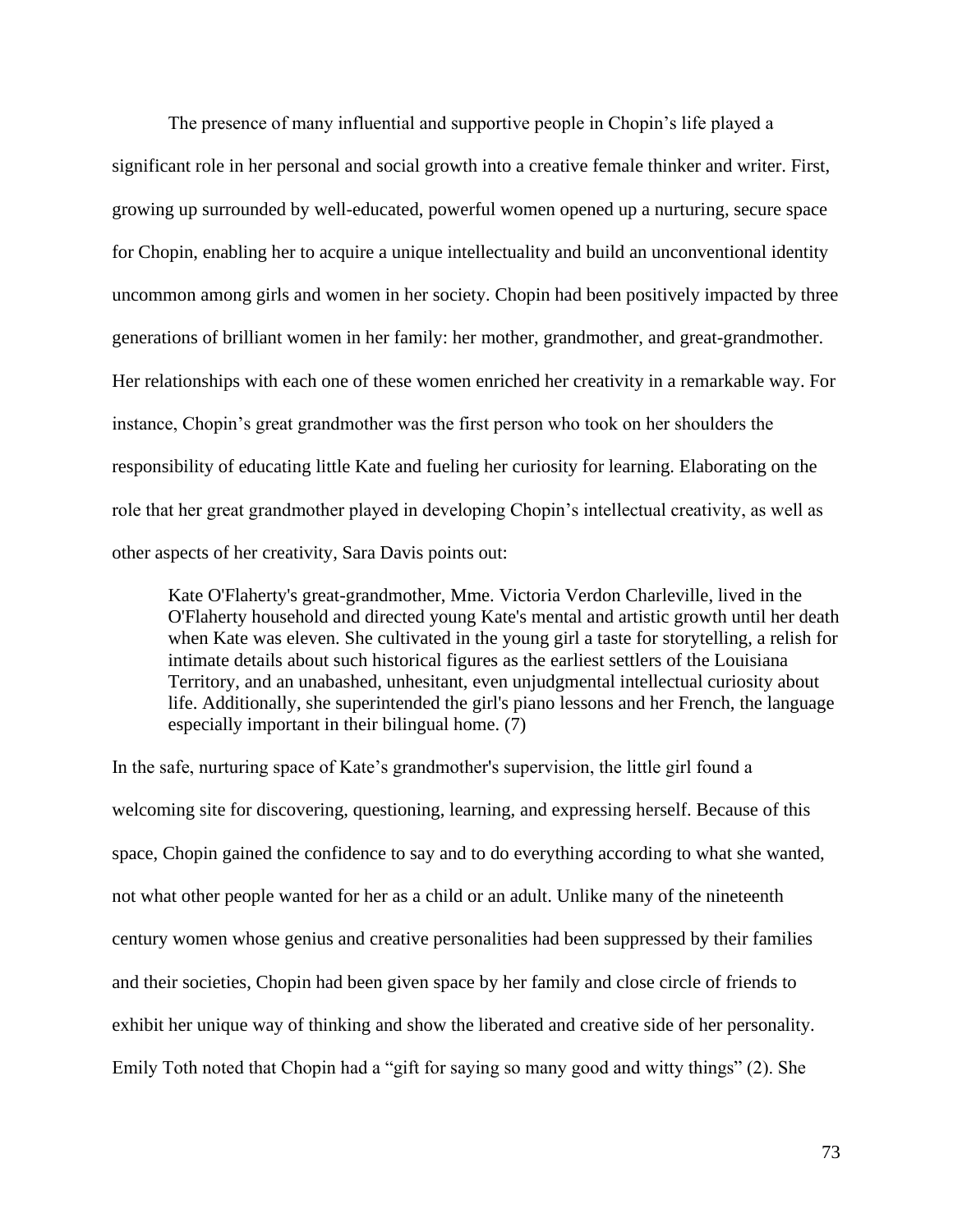The presence of many influential and supportive people in Chopin's life played a significant role in her personal and social growth into a creative female thinker and writer. First, growing up surrounded by well-educated, powerful women opened up a nurturing, secure space for Chopin, enabling her to acquire a unique intellectuality and build an unconventional identity uncommon among girls and women in her society. Chopin had been positively impacted by three generations of brilliant women in her family: her mother, grandmother, and great-grandmother. Her relationships with each one of these women enriched her creativity in a remarkable way. For instance, Chopin's great grandmother was the first person who took on her shoulders the responsibility of educating little Kate and fueling her curiosity for learning. Elaborating on the role that her great grandmother played in developing Chopin's intellectual creativity, as well as other aspects of her creativity, Sara Davis points out:

> Kate O'Flaherty's great-grandmother, Mme. Victoria Verdon Charleville, lived in the O'Flaherty household and directed young Kate's mental and artistic growth until her death when Kate was eleven. She cultivated in the young girl a taste for storytelling, a relish for intimate details about such historical figures as the earliest settlers of the Louisiana Territory, and an unabashed, unhesitant, even unjudgmental intellectual curiosity about life. Additionally, she superintended the girl's piano lessons and her French, the language especially important in their bilingual home. (7)

In the safe, nurturing space of Kate's grandmother's supervision, the little girl found a welcoming site for discovering, questioning, learning, and expressing herself. Because of this space, Chopin gained the confidence to say and to do everything according to what she wanted, not what other people wanted for her as a child or an adult. Unlike many of the nineteenth century women whose genius and creative personalities had been suppressed by their families and their societies, Chopin had been given space by her family and close circle of friends to exhibit her unique way of thinking and show the liberated and creative side of her personality. Emily Toth noted that Chopin had a "gift for saying so many good and witty things" (2). She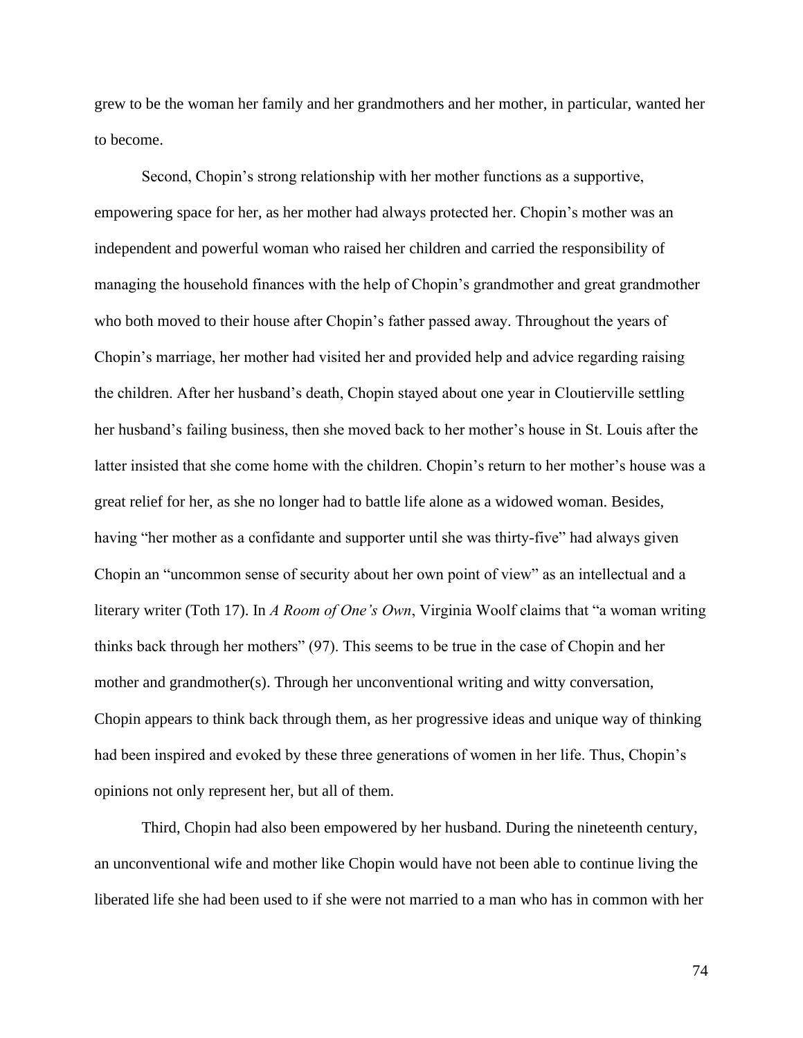grew to be the woman her family and her grandmothers and her mother, in particular, wanted her to become.

Second, Chopin's strong relationship with her mother functions as a supportive, empowering space for her, as her mother had always protected her. Chopin's mother was an independent and powerful woman who raised her children and carried the responsibility of managing the household finances with the help of Chopin's grandmother and great grandmother who both moved to their house after Chopin's father passed away. Throughout the years of Chopin's marriage, her mother had visited her and provided help and advice regarding raising the children. After her husband's death, Chopin stayed about one year in Cloutierville settling her husband's failing business, then she moved back to her mother's house in St. Louis after the latter insisted that she come home with the children. Chopin's return to her mother's house was a great relief for her, as she no longer had to battle life alone as a widowed woman. Besides, having "her mother as a confidante and supporter until she was thirty-five" had always given Chopin an "uncommon sense of security about her own point of view" as an intellectual and a literary writer (Toth 17). In *A Room of One's Own*, Virginia Woolf claims that "a woman writing thinks back through her mothers" (97). This seems to be true in the case of Chopin and her mother and grandmother(s). Through her unconventional writing and witty conversation, Chopin appears to think back through them, as her progressive ideas and unique way of thinking had been inspired and evoked by these three generations of women in her life. Thus, Chopin's opinions not only represent her, but all of them.

Third, Chopin had also been empowered by her husband. During the nineteenth century, an unconventional wife and mother like Chopin would have not been able to continue living the liberated life she had been used to if she were not married to a man who has in common with her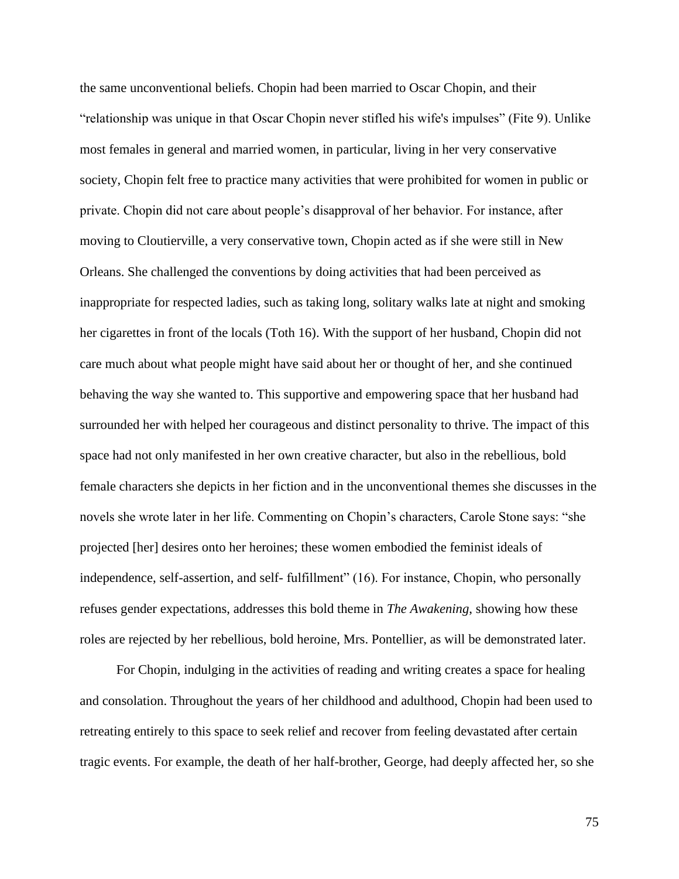the same unconventional beliefs. Chopin had been married to Oscar Chopin, and their "relationship was unique in that Oscar Chopin never stifled his wife's impulses" (Fite 9). Unlike most females in general and married women, in particular, living in her very conservative society, Chopin felt free to practice many activities that were prohibited for women in public or private. Chopin did not care about people's disapproval of her behavior. For instance, after moving to Cloutierville, a very conservative town, Chopin acted as if she were still in New Orleans. She challenged the conventions by doing activities that had been perceived as inappropriate for respected ladies, such as taking long, solitary walks late at night and smoking her cigarettes in front of the locals (Toth 16). With the support of her husband, Chopin did not care much about what people might have said about her or thought of her, and she continued behaving the way she wanted to. This supportive and empowering space that her husband had surrounded her with helped her courageous and distinct personality to thrive. The impact of this space had not only manifested in her own creative character, but also in the rebellious, bold female characters she depicts in her fiction and in the unconventional themes she discusses in the novels she wrote later in her life. Commenting on Chopin's characters, Carole Stone says: "she projected [her] desires onto her heroines; these women embodied the feminist ideals of independence, self-assertion, and self- fulfillment" (16). For instance, Chopin, who personally refuses gender expectations, addresses this bold theme in *The Awakening*, showing how these roles are rejected by her rebellious, bold heroine, Mrs. Pontellier, as will be demonstrated later.

For Chopin, indulging in the activities of reading and writing creates a space for healing and consolation. Throughout the years of her childhood and adulthood, Chopin had been used to retreating entirely to this space to seek relief and recover from feeling devastated after certain tragic events. For example, the death of her half-brother, George, had deeply affected her, so she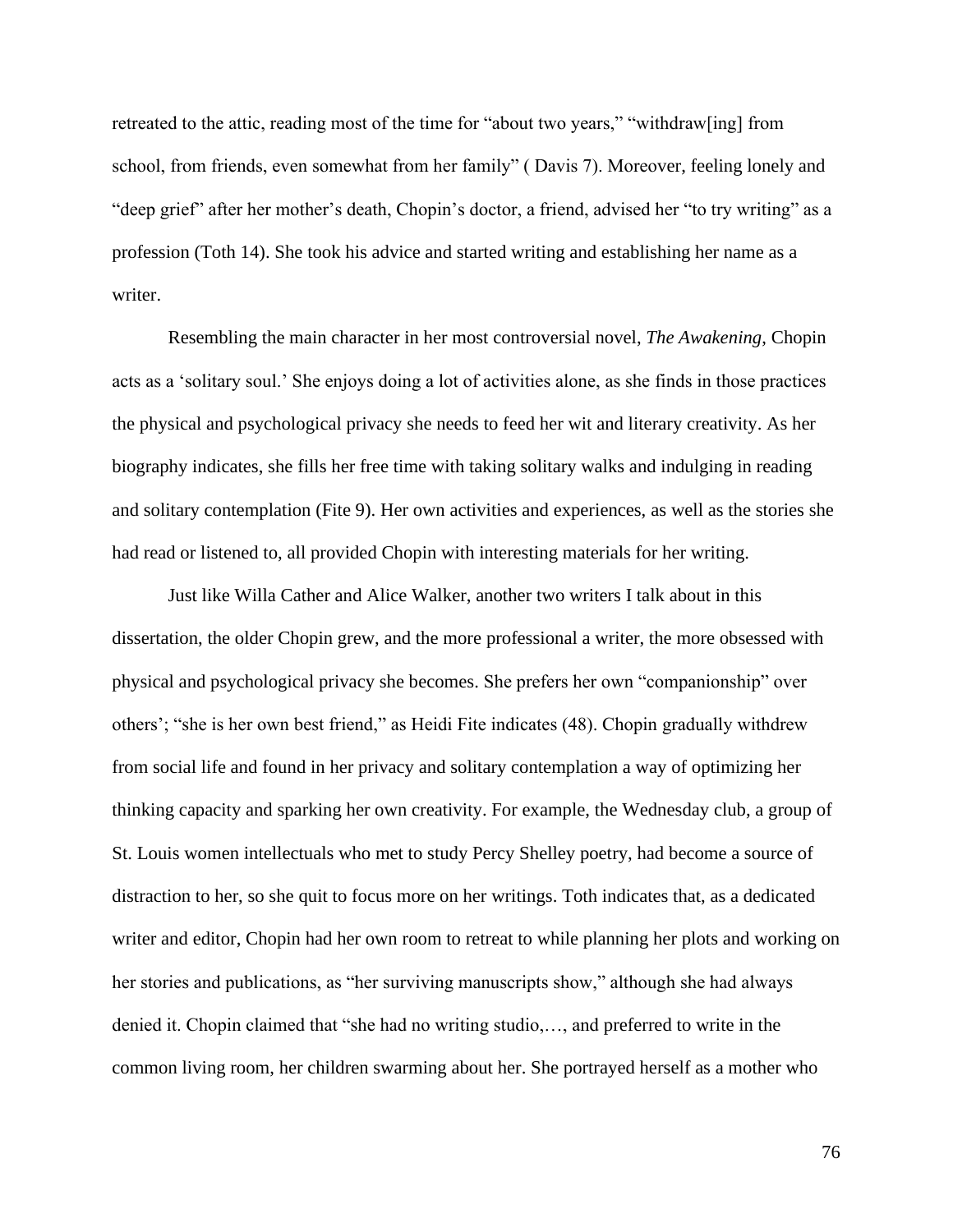retreated to the attic, reading most of the time for "about two years," "withdraw[ing] from school, from friends, even somewhat from her family" ( Davis 7). Moreover, feeling lonely and "deep grief" after her mother's death, Chopin's doctor, a friend, advised her "to try writing" as a profession (Toth 14). She took his advice and started writing and establishing her name as a writer.

Resembling the main character in her most controversial novel, *The Awakening*, Chopin acts as a 'solitary soul.' She enjoys doing a lot of activities alone, as she finds in those practices the physical and psychological privacy she needs to feed her wit and literary creativity. As her biography indicates, she fills her free time with taking solitary walks and indulging in reading and solitary contemplation (Fite 9). Her own activities and experiences, as well as the stories she had read or listened to, all provided Chopin with interesting materials for her writing.

Just like Willa Cather and Alice Walker, another two writers I talk about in this dissertation, the older Chopin grew, and the more professional a writer, the more obsessed with physical and psychological privacy she becomes. She prefers her own "companionship" over others'; "she is her own best friend," as Heidi Fite indicates (48). Chopin gradually withdrew from social life and found in her privacy and solitary contemplation a way of optimizing her thinking capacity and sparking her own creativity. For example, the Wednesday club, a group of St. Louis women intellectuals who met to study Percy Shelley poetry, had become a source of distraction to her, so she quit to focus more on her writings. Toth indicates that, as a dedicated writer and editor, Chopin had her own room to retreat to while planning her plots and working on her stories and publications, as "her surviving manuscripts show," although she had always denied it. Chopin claimed that "she had no writing studio,…, and preferred to write in the common living room, her children swarming about her. She portrayed herself as a mother who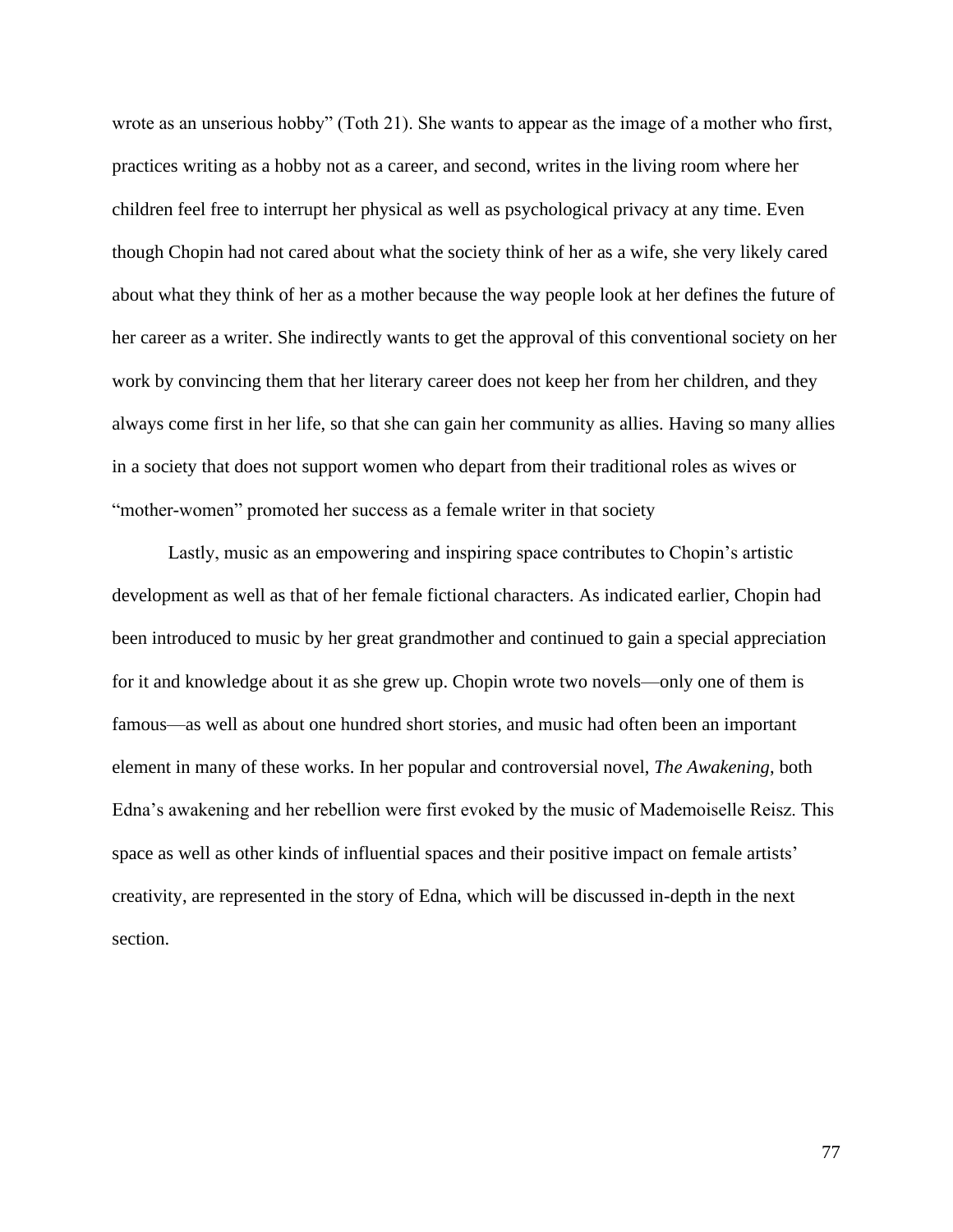wrote as an unserious hobby" (Toth 21). She wants to appear as the image of a mother who first, practices writing as a hobby not as a career, and second, writes in the living room where her children feel free to interrupt her physical as well as psychological privacy at any time. Even though Chopin had not cared about what the society think of her as a wife, she very likely cared about what they think of her as a mother because the way people look at her defines the future of her career as a writer. She indirectly wants to get the approval of this conventional society on her work by convincing them that her literary career does not keep her from her children, and they always come first in her life, so that she can gain her community as allies. Having so many allies in a society that does not support women who depart from their traditional roles as wives or "mother-women" promoted her success as a female writer in that society

Lastly, music as an empowering and inspiring space contributes to Chopin's artistic development as well as that of her female fictional characters. As indicated earlier, Chopin had been introduced to music by her great grandmother and continued to gain a special appreciation for it and knowledge about it as she grew up. Chopin wrote two novels—only one of them is famous—as well as about one hundred short stories, and music had often been an important element in many of these works. In her popular and controversial novel, *The Awakening*, both Edna's awakening and her rebellion were first evoked by the music of Mademoiselle Reisz. This space as well as other kinds of influential spaces and their positive impact on female artists' creativity, are represented in the story of Edna, which will be discussed in-depth in the next section.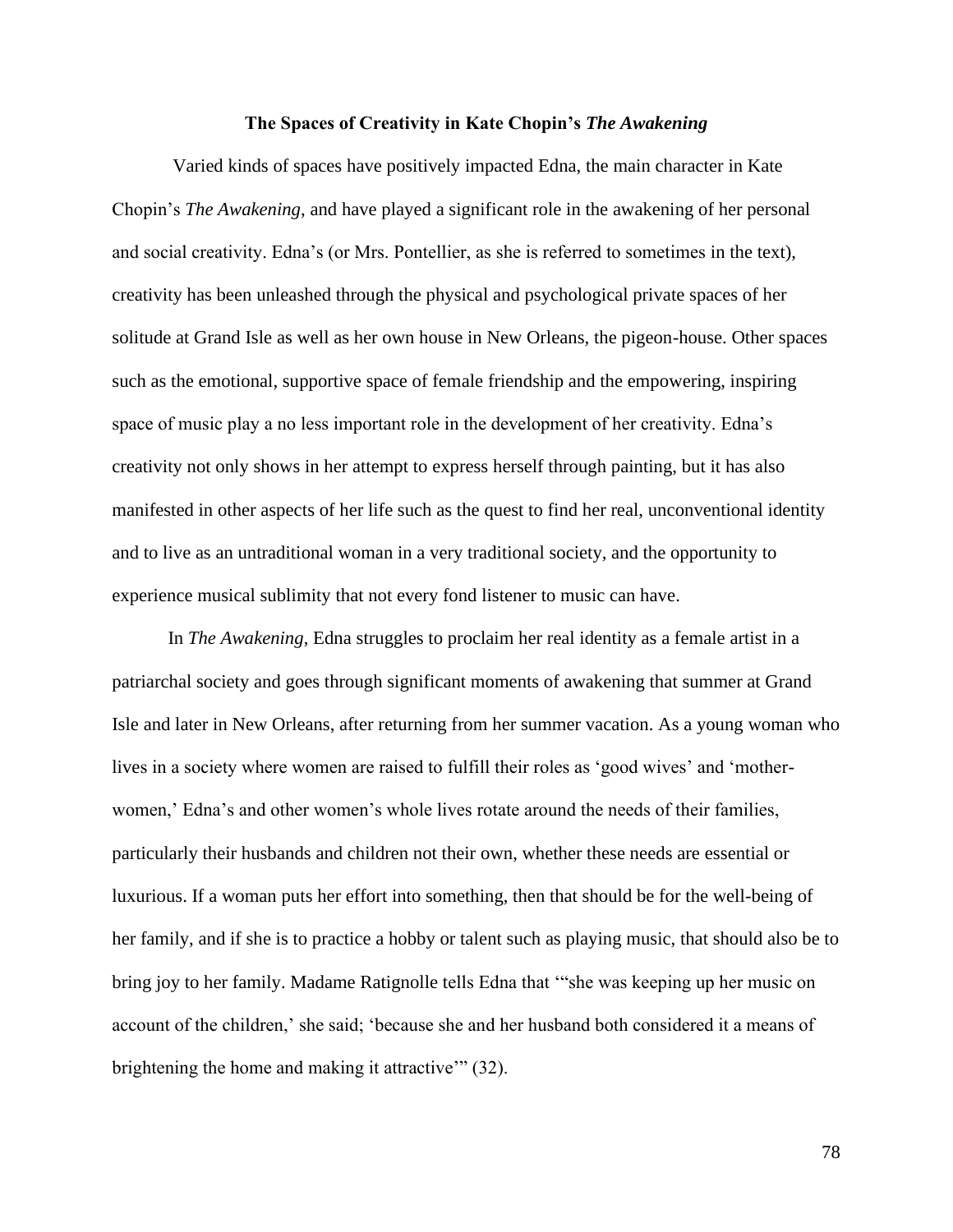**The Spaces of Creativity in Kate Chopin's *The Awakening***

Varied kinds of spaces have positively impacted Edna, the main character in Kate Chopin's *The Awakening*, and have played a significant role in the awakening of her personal and social creativity. Edna's (or Mrs. Pontellier, as she is referred to sometimes in the text), creativity has been unleashed through the physical and psychological private spaces of her solitude at Grand Isle as well as her own house in New Orleans, the pigeon-house. Other spaces such as the emotional, supportive space of female friendship and the empowering, inspiring space of music play a no less important role in the development of her creativity. Edna's creativity not only shows in her attempt to express herself through painting, but it has also manifested in other aspects of her life such as the quest to find her real, unconventional identity and to live as an untraditional woman in a very traditional society, and the opportunity to experience musical sublimity that not every fond listener to music can have.

In *The Awakening*, Edna struggles to proclaim her real identity as a female artist in a patriarchal society and goes through significant moments of awakening that summer at Grand Isle and later in New Orleans, after returning from her summer vacation. As a young woman who lives in a society where women are raised to fulfill their roles as 'good wives' and 'mother-women,' Edna's and other women's whole lives rotate around the needs of their families, particularly their husbands and children not their own, whether these needs are essential or luxurious. If a woman puts her effort into something, then that should be for the well-being of her family, and if she is to practice a hobby or talent such as playing music, that should also be to bring joy to her family. Madame Ratignolle tells Edna that '"she was keeping up her music on account of the children,' she said; 'because she and her husband both considered it a means of brightening the home and making it attractive'" (32).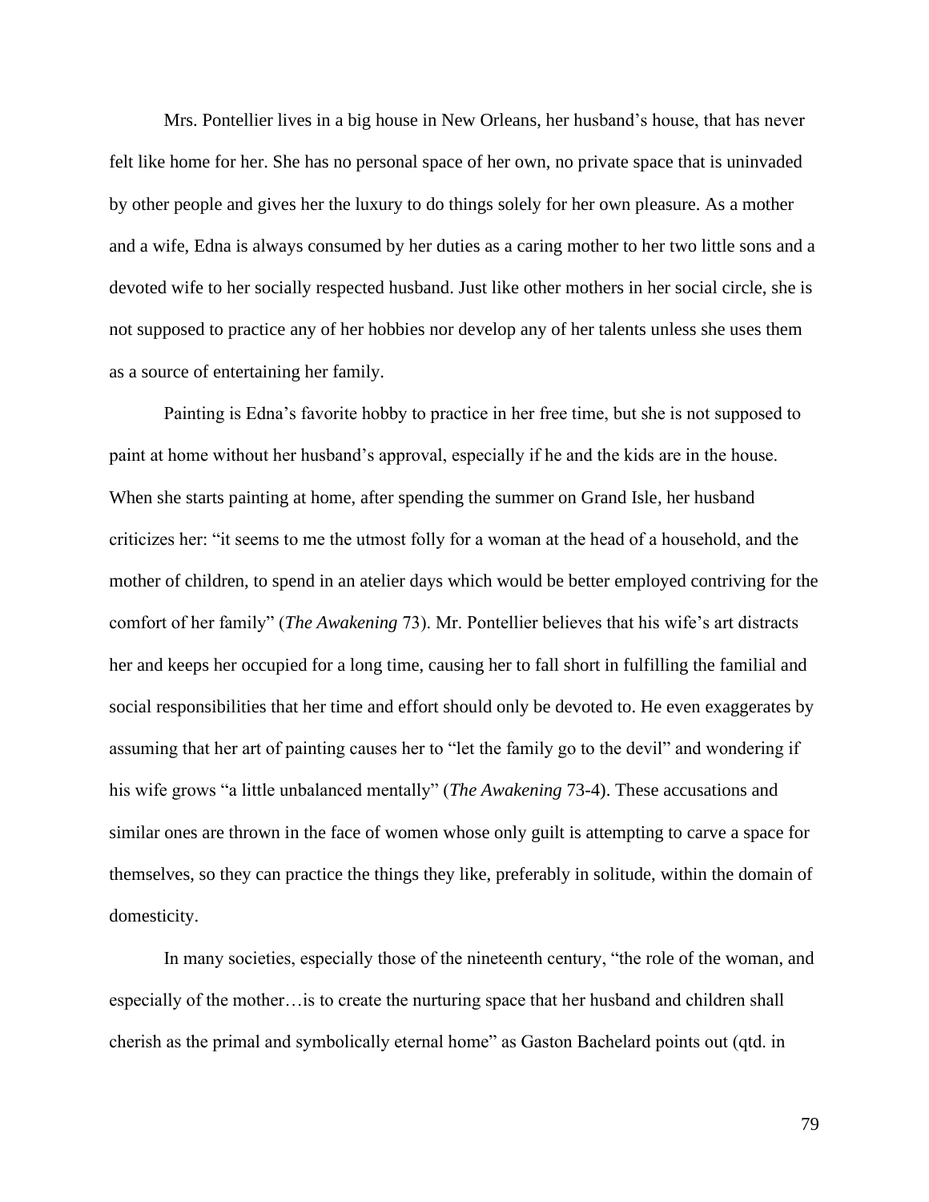Mrs. Pontellier lives in a big house in New Orleans, her husband's house, that has never felt like home for her. She has no personal space of her own, no private space that is uninvaded by other people and gives her the luxury to do things solely for her own pleasure. As a mother and a wife, Edna is always consumed by her duties as a caring mother to her two little sons and a devoted wife to her socially respected husband. Just like other mothers in her social circle, she is not supposed to practice any of her hobbies nor develop any of her talents unless she uses them as a source of entertaining her family.

Painting is Edna's favorite hobby to practice in her free time, but she is not supposed to paint at home without her husband's approval, especially if he and the kids are in the house. When she starts painting at home, after spending the summer on Grand Isle, her husband criticizes her: "it seems to me the utmost folly for a woman at the head of a household, and the mother of children, to spend in an atelier days which would be better employed contriving for the comfort of her family" (*The Awakening* 73). Mr. Pontellier believes that his wife's art distracts her and keeps her occupied for a long time, causing her to fall short in fulfilling the familial and social responsibilities that her time and effort should only be devoted to. He even exaggerates by assuming that her art of painting causes her to "let the family go to the devil" and wondering if his wife grows "a little unbalanced mentally" (*The Awakening* 73-4). These accusations and similar ones are thrown in the face of women whose only guilt is attempting to carve a space for themselves, so they can practice the things they like, preferably in solitude, within the domain of domesticity.

In many societies, especially those of the nineteenth century, "the role of the woman, and especially of the mother…is to create the nurturing space that her husband and children shall cherish as the primal and symbolically eternal home" as Gaston Bachelard points out (qtd. in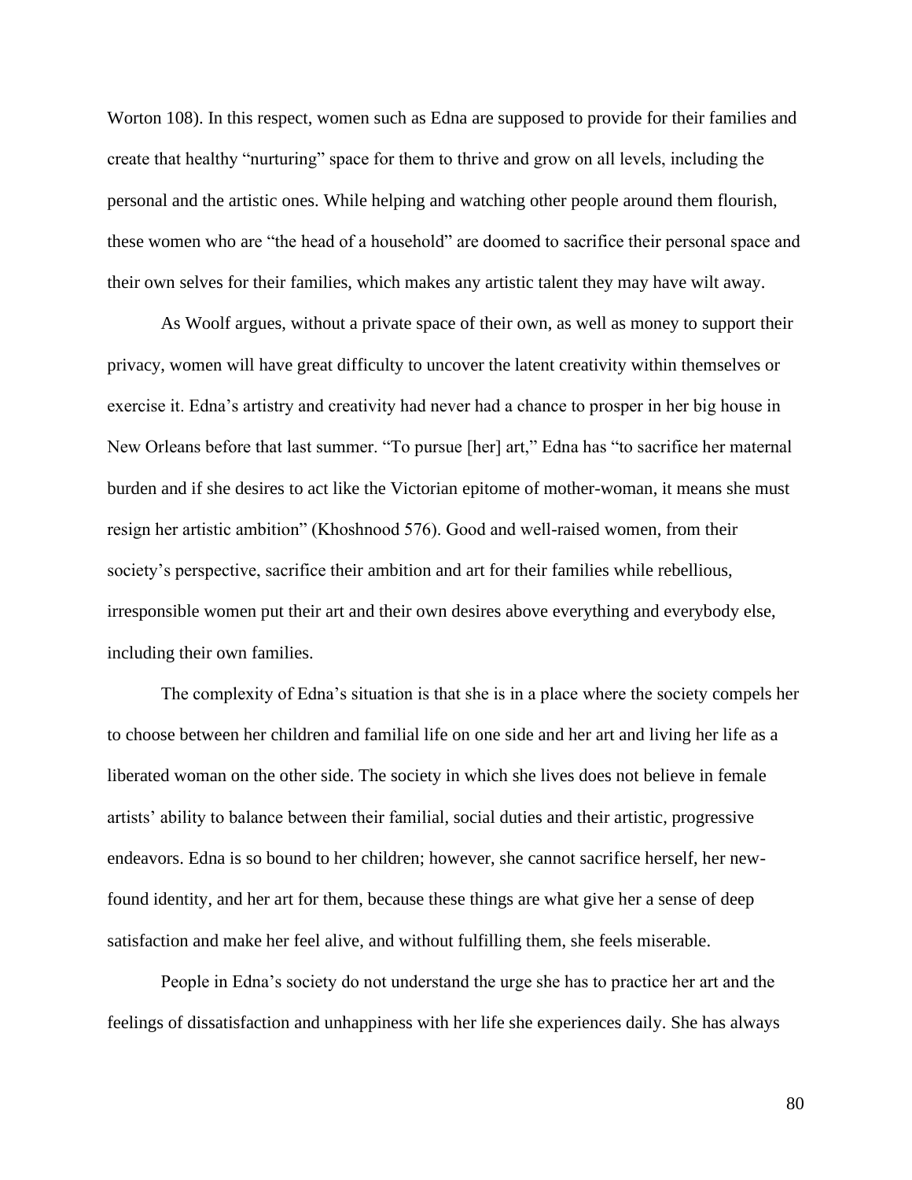Worton 108). In this respect, women such as Edna are supposed to provide for their families and create that healthy "nurturing" space for them to thrive and grow on all levels, including the personal and the artistic ones. While helping and watching other people around them flourish, these women who are "the head of a household" are doomed to sacrifice their personal space and their own selves for their families, which makes any artistic talent they may have wilt away.

As Woolf argues, without a private space of their own, as well as money to support their privacy, women will have great difficulty to uncover the latent creativity within themselves or exercise it. Edna's artistry and creativity had never had a chance to prosper in her big house in New Orleans before that last summer. "To pursue [her] art," Edna has "to sacrifice her maternal burden and if she desires to act like the Victorian epitome of mother-woman, it means she must resign her artistic ambition" (Khoshnood 576). Good and well-raised women, from their society's perspective, sacrifice their ambition and art for their families while rebellious, irresponsible women put their art and their own desires above everything and everybody else, including their own families.

The complexity of Edna's situation is that she is in a place where the society compels her to choose between her children and familial life on one side and her art and living her life as a liberated woman on the other side. The society in which she lives does not believe in female artists' ability to balance between their familial, social duties and their artistic, progressive endeavors. Edna is so bound to her children; however, she cannot sacrifice herself, her new-found identity, and her art for them, because these things are what give her a sense of deep satisfaction and make her feel alive, and without fulfilling them, she feels miserable.

People in Edna's society do not understand the urge she has to practice her art and the feelings of dissatisfaction and unhappiness with her life she experiences daily. She has always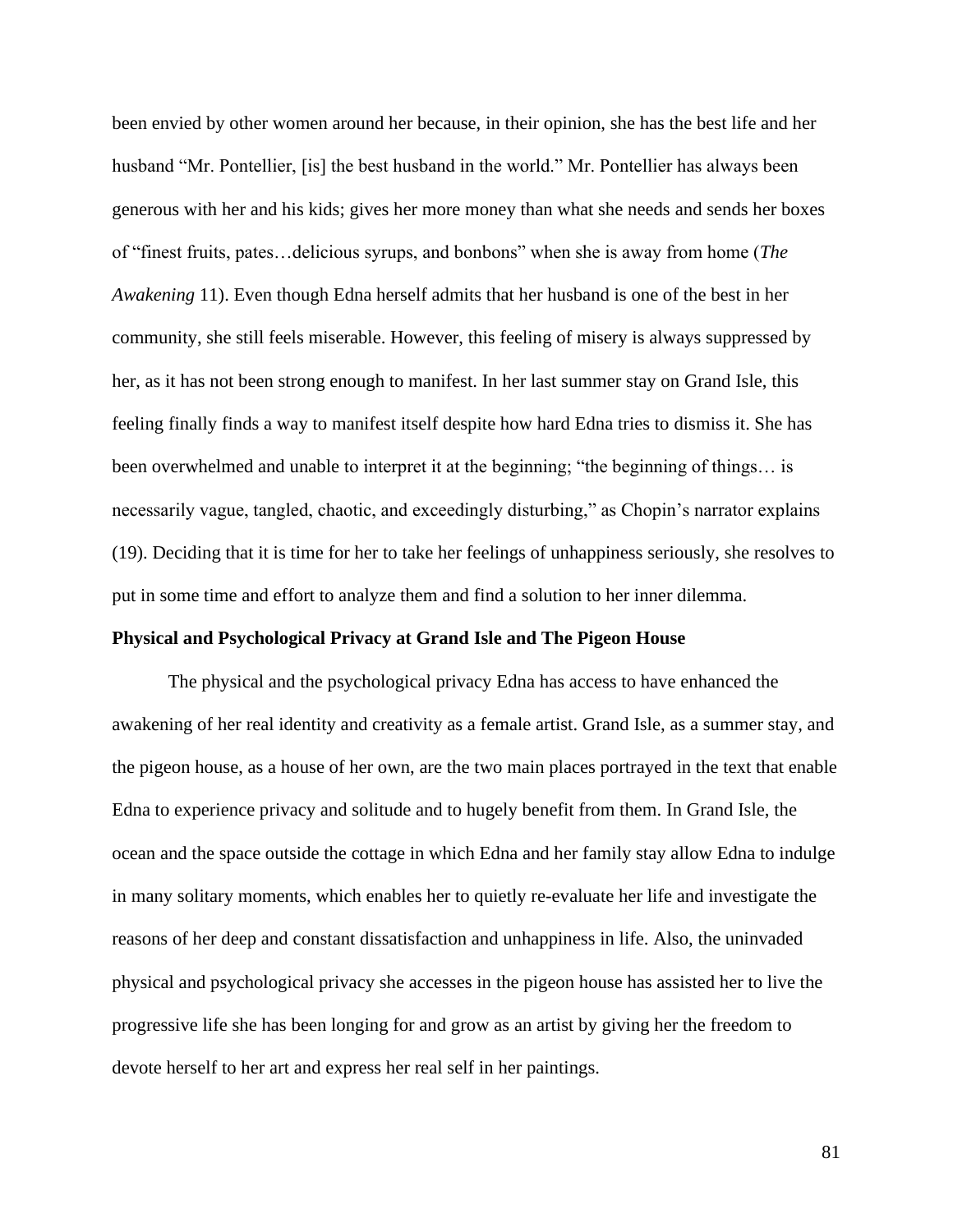been envied by other women around her because, in their opinion, she has the best life and her husband "Mr. Pontellier, [is] the best husband in the world." Mr. Pontellier has always been generous with her and his kids; gives her more money than what she needs and sends her boxes of "finest fruits, pates…delicious syrups, and bonbons" when she is away from home (*The Awakening* 11). Even though Edna herself admits that her husband is one of the best in her community, she still feels miserable. However, this feeling of misery is always suppressed by her, as it has not been strong enough to manifest. In her last summer stay on Grand Isle, this feeling finally finds a way to manifest itself despite how hard Edna tries to dismiss it. She has been overwhelmed and unable to interpret it at the beginning; "the beginning of things… is necessarily vague, tangled, chaotic, and exceedingly disturbing," as Chopin's narrator explains (19). Deciding that it is time for her to take her feelings of unhappiness seriously, she resolves to put in some time and effort to analyze them and find a solution to her inner dilemma.

**Physical and Psychological Privacy at Grand Isle and The Pigeon House**

The physical and the psychological privacy Edna has access to have enhanced the awakening of her real identity and creativity as a female artist. Grand Isle, as a summer stay, and the pigeon house, as a house of her own, are the two main places portrayed in the text that enable Edna to experience privacy and solitude and to hugely benefit from them. In Grand Isle, the ocean and the space outside the cottage in which Edna and her family stay allow Edna to indulge in many solitary moments, which enables her to quietly re-evaluate her life and investigate the reasons of her deep and constant dissatisfaction and unhappiness in life. Also, the uninvaded physical and psychological privacy she accesses in the pigeon house has assisted her to live the progressive life she has been longing for and grow as an artist by giving her the freedom to devote herself to her art and express her real self in her paintings.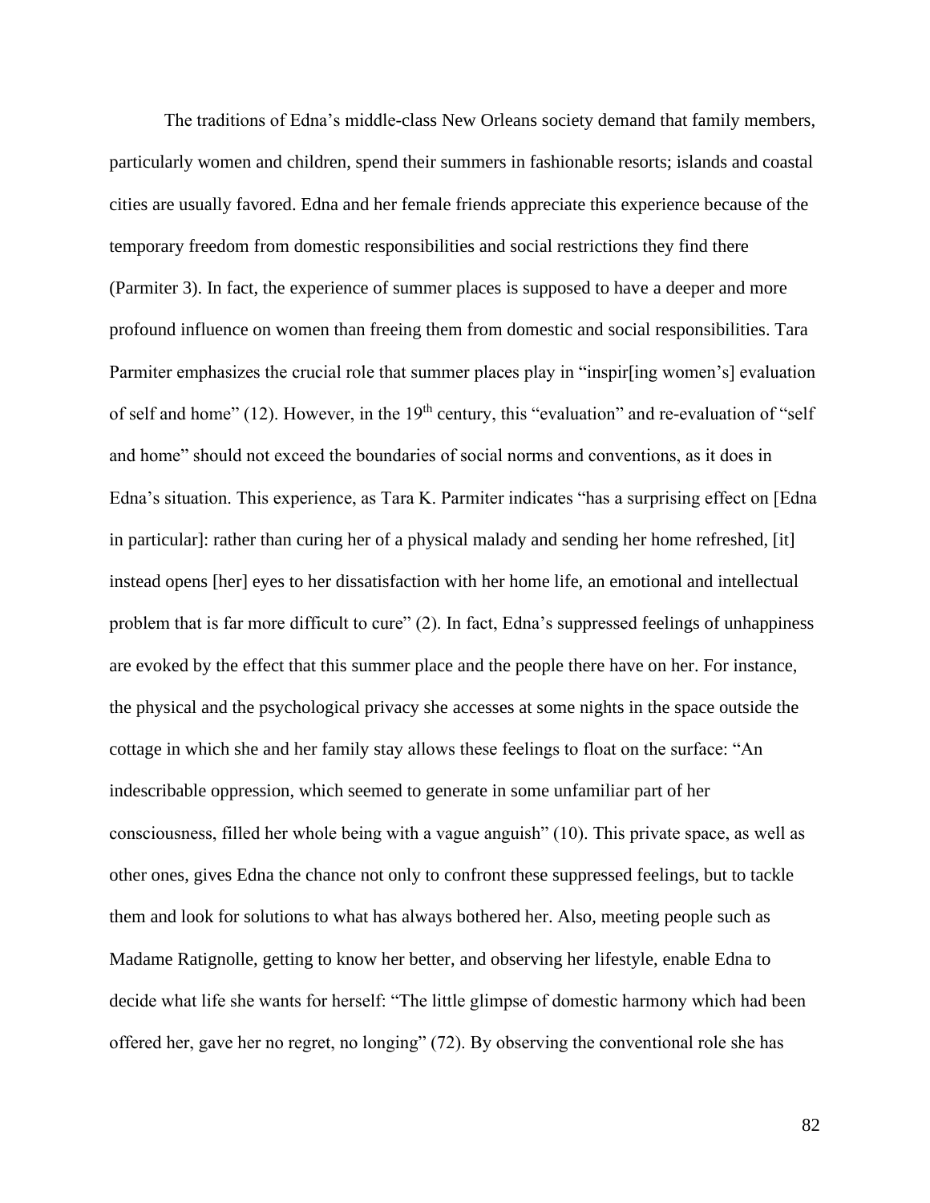The traditions of Edna's middle-class New Orleans society demand that family members, particularly women and children, spend their summers in fashionable resorts; islands and coastal cities are usually favored. Edna and her female friends appreciate this experience because of the temporary freedom from domestic responsibilities and social restrictions they find there (Parmiter 3). In fact, the experience of summer places is supposed to have a deeper and more profound influence on women than freeing them from domestic and social responsibilities. Tara Parmiter emphasizes the crucial role that summer places play in "inspir[ing women's] evaluation of self and home" (12). However, in the 19th century, this "evaluation" and re-evaluation of "self and home" should not exceed the boundaries of social norms and conventions, as it does in Edna's situation. This experience, as Tara K. Parmiter indicates "has a surprising effect on [Edna in particular]: rather than curing her of a physical malady and sending her home refreshed, [it] instead opens [her] eyes to her dissatisfaction with her home life, an emotional and intellectual problem that is far more difficult to cure" (2). In fact, Edna's suppressed feelings of unhappiness are evoked by the effect that this summer place and the people there have on her. For instance, the physical and the psychological privacy she accesses at some nights in the space outside the cottage in which she and her family stay allows these feelings to float on the surface: "An indescribable oppression, which seemed to generate in some unfamiliar part of her consciousness, filled her whole being with a vague anguish" (10). This private space, as well as other ones, gives Edna the chance not only to confront these suppressed feelings, but to tackle them and look for solutions to what has always bothered her. Also, meeting people such as Madame Ratignolle, getting to know her better, and observing her lifestyle, enable Edna to decide what life she wants for herself: "The little glimpse of domestic harmony which had been offered her, gave her no regret, no longing" (72). By observing the conventional role she has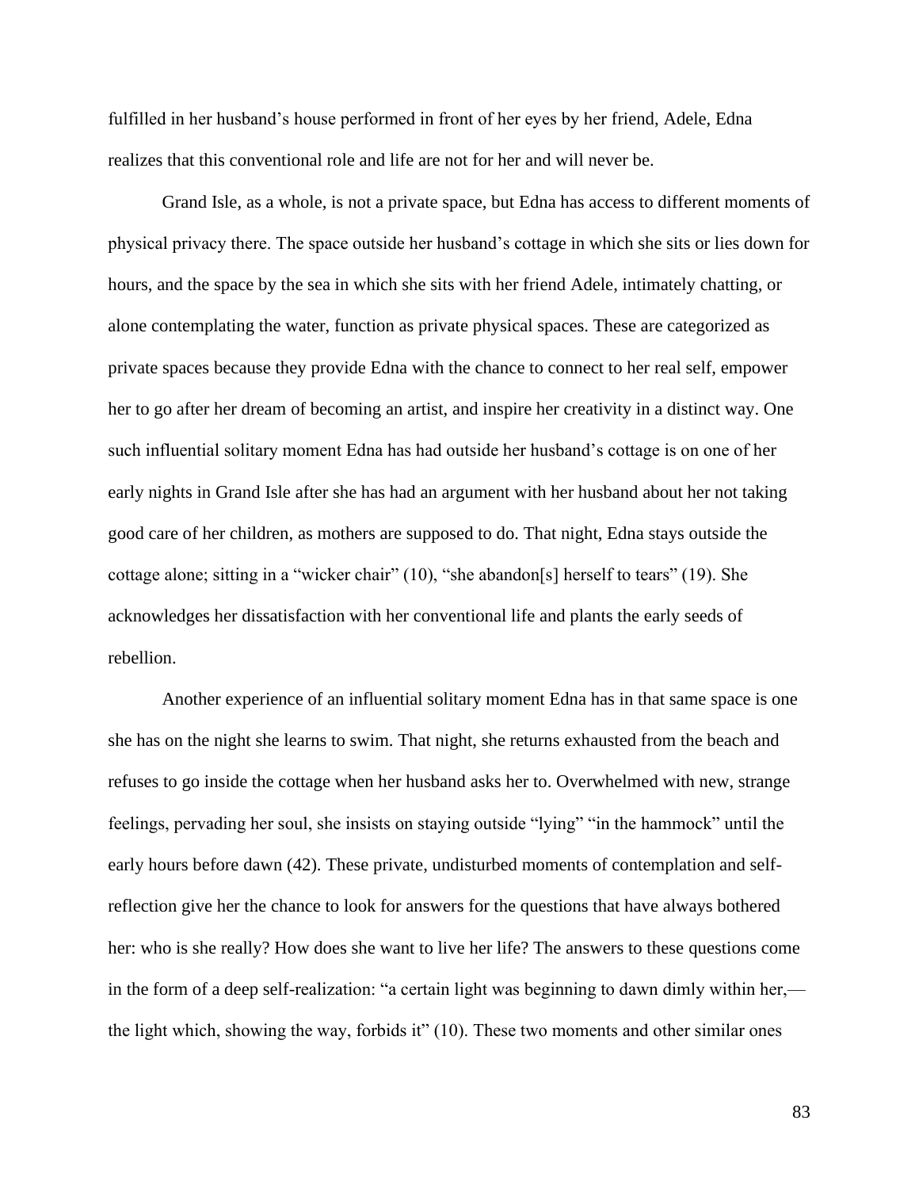fulfilled in her husband's house performed in front of her eyes by her friend, Adele, Edna realizes that this conventional role and life are not for her and will never be.

Grand Isle, as a whole, is not a private space, but Edna has access to different moments of physical privacy there. The space outside her husband's cottage in which she sits or lies down for hours, and the space by the sea in which she sits with her friend Adele, intimately chatting, or alone contemplating the water, function as private physical spaces. These are categorized as private spaces because they provide Edna with the chance to connect to her real self, empower her to go after her dream of becoming an artist, and inspire her creativity in a distinct way. One such influential solitary moment Edna has had outside her husband's cottage is on one of her early nights in Grand Isle after she has had an argument with her husband about her not taking good care of her children, as mothers are supposed to do. That night, Edna stays outside the cottage alone; sitting in a "wicker chair" (10), "she abandon[s] herself to tears" (19). She acknowledges her dissatisfaction with her conventional life and plants the early seeds of rebellion.

Another experience of an influential solitary moment Edna has in that same space is one she has on the night she learns to swim. That night, she returns exhausted from the beach and refuses to go inside the cottage when her husband asks her to. Overwhelmed with new, strange feelings, pervading her soul, she insists on staying outside "lying" "in the hammock" until the early hours before dawn (42). These private, undisturbed moments of contemplation and self-reflection give her the chance to look for answers for the questions that have always bothered her: who is she really? How does she want to live her life? The answers to these questions come in the form of a deep self-realization: "a certain light was beginning to dawn dimly within her,—the light which, showing the way, forbids it" (10). These two moments and other similar ones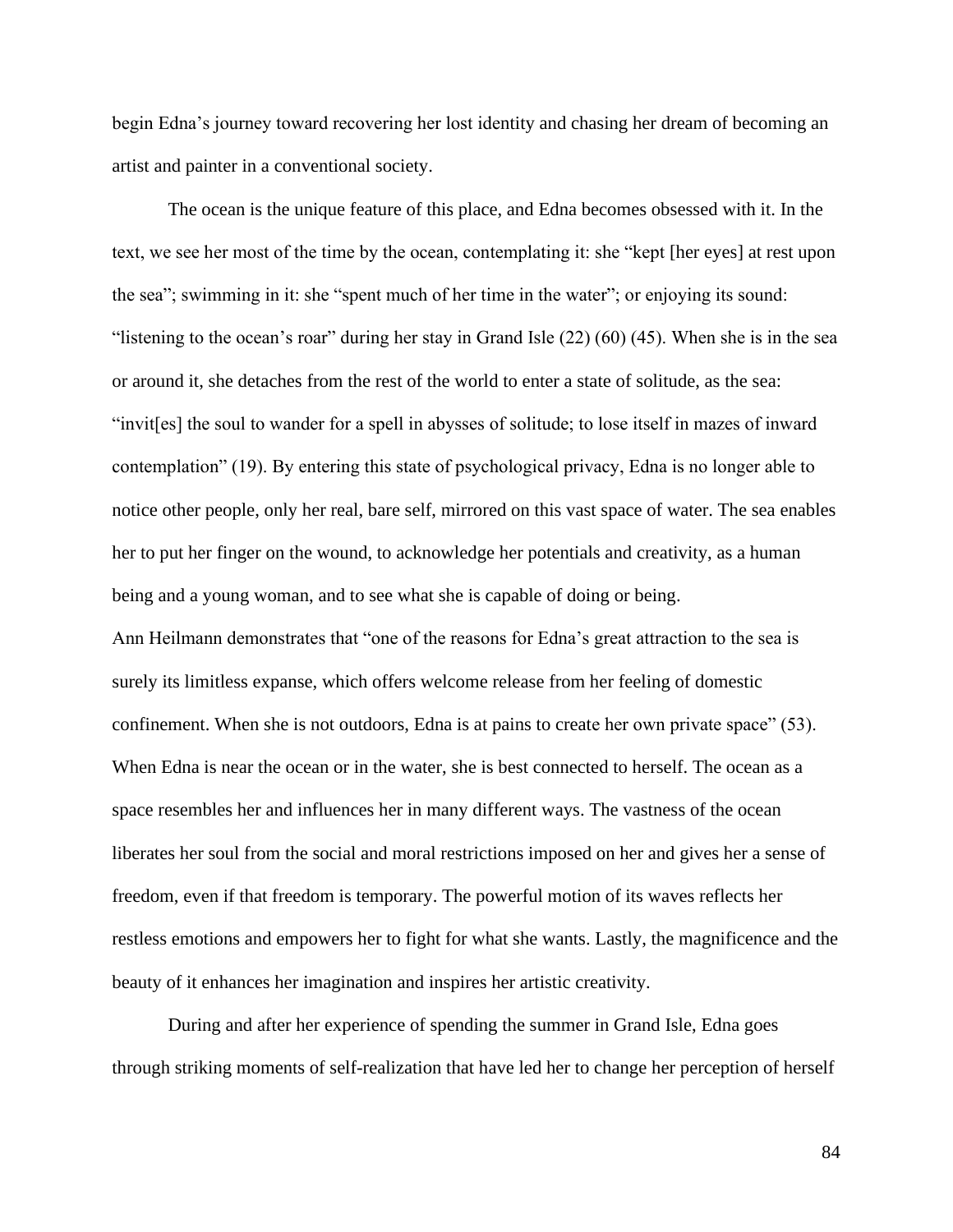begin Edna's journey toward recovering her lost identity and chasing her dream of becoming an artist and painter in a conventional society.

The ocean is the unique feature of this place, and Edna becomes obsessed with it. In the text, we see her most of the time by the ocean, contemplating it: she "kept [her eyes] at rest upon the sea"; swimming in it: she "spent much of her time in the water"; or enjoying its sound: "listening to the ocean's roar" during her stay in Grand Isle (22) (60) (45). When she is in the sea or around it, she detaches from the rest of the world to enter a state of solitude, as the sea: "invit[es] the soul to wander for a spell in abysses of solitude; to lose itself in mazes of inward contemplation" (19). By entering this state of psychological privacy, Edna is no longer able to notice other people, only her real, bare self, mirrored on this vast space of water. The sea enables her to put her finger on the wound, to acknowledge her potentials and creativity, as a human being and a young woman, and to see what she is capable of doing or being.

Ann Heilmann demonstrates that "one of the reasons for Edna's great attraction to the sea is surely its limitless expanse, which offers welcome release from her feeling of domestic confinement. When she is not outdoors, Edna is at pains to create her own private space" (53). When Edna is near the ocean or in the water, she is best connected to herself. The ocean as a space resembles her and influences her in many different ways. The vastness of the ocean liberates her soul from the social and moral restrictions imposed on her and gives her a sense of freedom, even if that freedom is temporary. The powerful motion of its waves reflects her restless emotions and empowers her to fight for what she wants. Lastly, the magnificence and the beauty of it enhances her imagination and inspires her artistic creativity.

During and after her experience of spending the summer in Grand Isle, Edna goes through striking moments of self-realization that have led her to change her perception of herself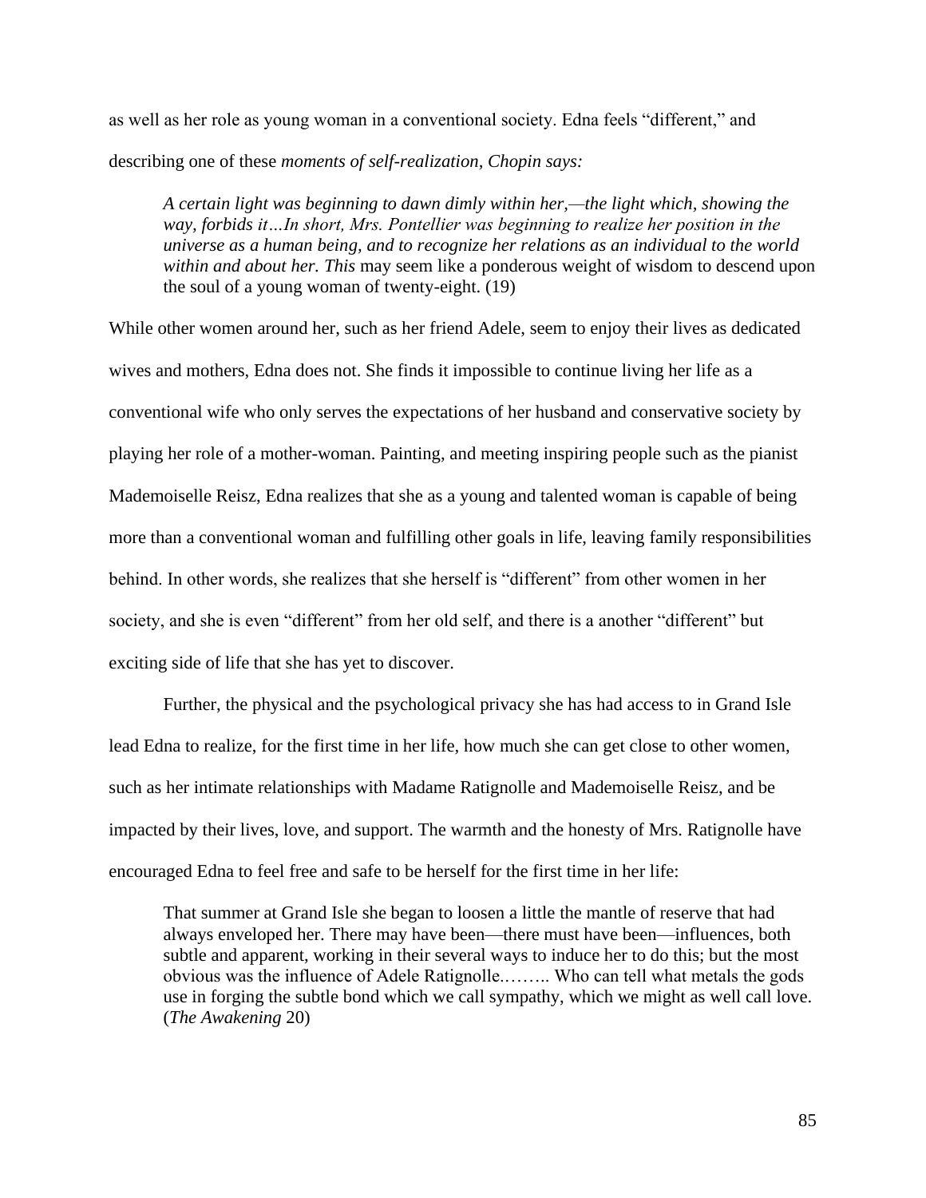as well as her role as young woman in a conventional society. Edna feels "different," and describing one of these *moments of self-realization, Chopin says:*

> *A certain light was beginning to dawn dimly within her,—the light which, showing the way, forbids it…In short, Mrs. Pontellier was beginning to realize her position in the universe as a human being, and to recognize her relations as an individual to the world within and about her. This* may seem like a ponderous weight of wisdom to descend upon the soul of a young woman of twenty-eight. (19)

While other women around her, such as her friend Adele, seem to enjoy their lives as dedicated wives and mothers, Edna does not. She finds it impossible to continue living her life as a conventional wife who only serves the expectations of her husband and conservative society by playing her role of a mother-woman. Painting, and meeting inspiring people such as the pianist Mademoiselle Reisz, Edna realizes that she as a young and talented woman is capable of being more than a conventional woman and fulfilling other goals in life, leaving family responsibilities behind. In other words, she realizes that she herself is "different" from other women in her society, and she is even "different" from her old self, and there is a another "different" but exciting side of life that she has yet to discover.

Further, the physical and the psychological privacy she has had access to in Grand Isle lead Edna to realize, for the first time in her life, how much she can get close to other women, such as her intimate relationships with Madame Ratignolle and Mademoiselle Reisz, and be impacted by their lives, love, and support. The warmth and the honesty of Mrs. Ratignolle have encouraged Edna to feel free and safe to be herself for the first time in her life:

> That summer at Grand Isle she began to loosen a little the mantle of reserve that had always enveloped her. There may have been—there must have been—influences, both subtle and apparent, working in their several ways to induce her to do this; but the most obvious was the influence of Adele Ratignolle.…….. Who can tell what metals the gods use in forging the subtle bond which we call sympathy, which we might as well call love. (*The Awakening* 20)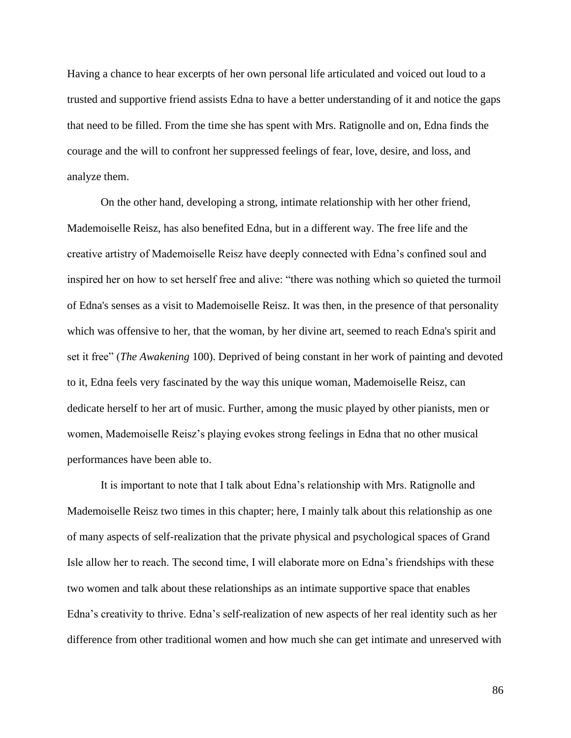Having a chance to hear excerpts of her own personal life articulated and voiced out loud to a trusted and supportive friend assists Edna to have a better understanding of it and notice the gaps that need to be filled. From the time she has spent with Mrs. Ratignolle and on, Edna finds the courage and the will to confront her suppressed feelings of fear, love, desire, and loss, and analyze them.

On the other hand, developing a strong, intimate relationship with her other friend, Mademoiselle Reisz, has also benefited Edna, but in a different way. The free life and the creative artistry of Mademoiselle Reisz have deeply connected with Edna's confined soul and inspired her on how to set herself free and alive: "there was nothing which so quieted the turmoil of Edna's senses as a visit to Mademoiselle Reisz. It was then, in the presence of that personality which was offensive to her, that the woman, by her divine art, seemed to reach Edna's spirit and set it free" (*The Awakening* 100). Deprived of being constant in her work of painting and devoted to it, Edna feels very fascinated by the way this unique woman, Mademoiselle Reisz, can dedicate herself to her art of music. Further, among the music played by other pianists, men or women, Mademoiselle Reisz's playing evokes strong feelings in Edna that no other musical performances have been able to.

It is important to note that I talk about Edna's relationship with Mrs. Ratignolle and Mademoiselle Reisz two times in this chapter; here, I mainly talk about this relationship as one of many aspects of self-realization that the private physical and psychological spaces of Grand Isle allow her to reach. The second time, I will elaborate more on Edna's friendships with these two women and talk about these relationships as an intimate supportive space that enables Edna's creativity to thrive. Edna's self-realization of new aspects of her real identity such as her difference from other traditional women and how much she can get intimate and unreserved with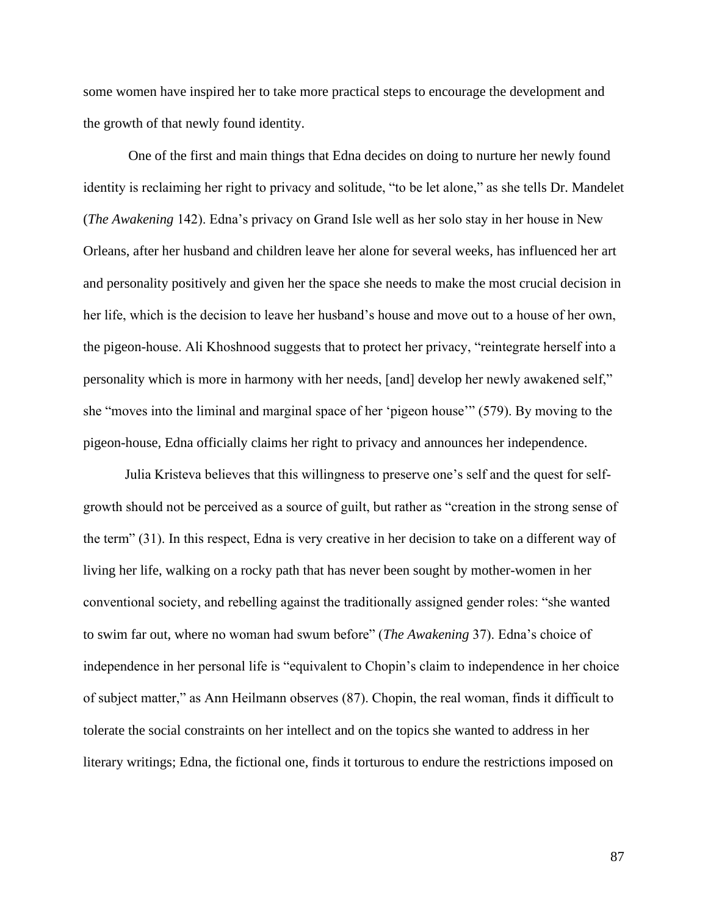some women have inspired her to take more practical steps to encourage the development and the growth of that newly found identity.

One of the first and main things that Edna decides on doing to nurture her newly found identity is reclaiming her right to privacy and solitude, "to be let alone," as she tells Dr. Mandelet (*The Awakening* 142). Edna's privacy on Grand Isle well as her solo stay in her house in New Orleans, after her husband and children leave her alone for several weeks, has influenced her art and personality positively and given her the space she needs to make the most crucial decision in her life, which is the decision to leave her husband's house and move out to a house of her own, the pigeon-house. Ali Khoshnood suggests that to protect her privacy, "reintegrate herself into a personality which is more in harmony with her needs, [and] develop her newly awakened self," she "moves into the liminal and marginal space of her 'pigeon house'" (579). By moving to the pigeon-house, Edna officially claims her right to privacy and announces her independence.

Julia Kristeva believes that this willingness to preserve one's self and the quest for self-growth should not be perceived as a source of guilt, but rather as "creation in the strong sense of the term" (31). In this respect, Edna is very creative in her decision to take on a different way of living her life, walking on a rocky path that has never been sought by mother-women in her conventional society, and rebelling against the traditionally assigned gender roles: "she wanted to swim far out, where no woman had swum before" (*The Awakening* 37). Edna's choice of independence in her personal life is "equivalent to Chopin's claim to independence in her choice of subject matter," as Ann Heilmann observes (87). Chopin, the real woman, finds it difficult to tolerate the social constraints on her intellect and on the topics she wanted to address in her literary writings; Edna, the fictional one, finds it torturous to endure the restrictions imposed on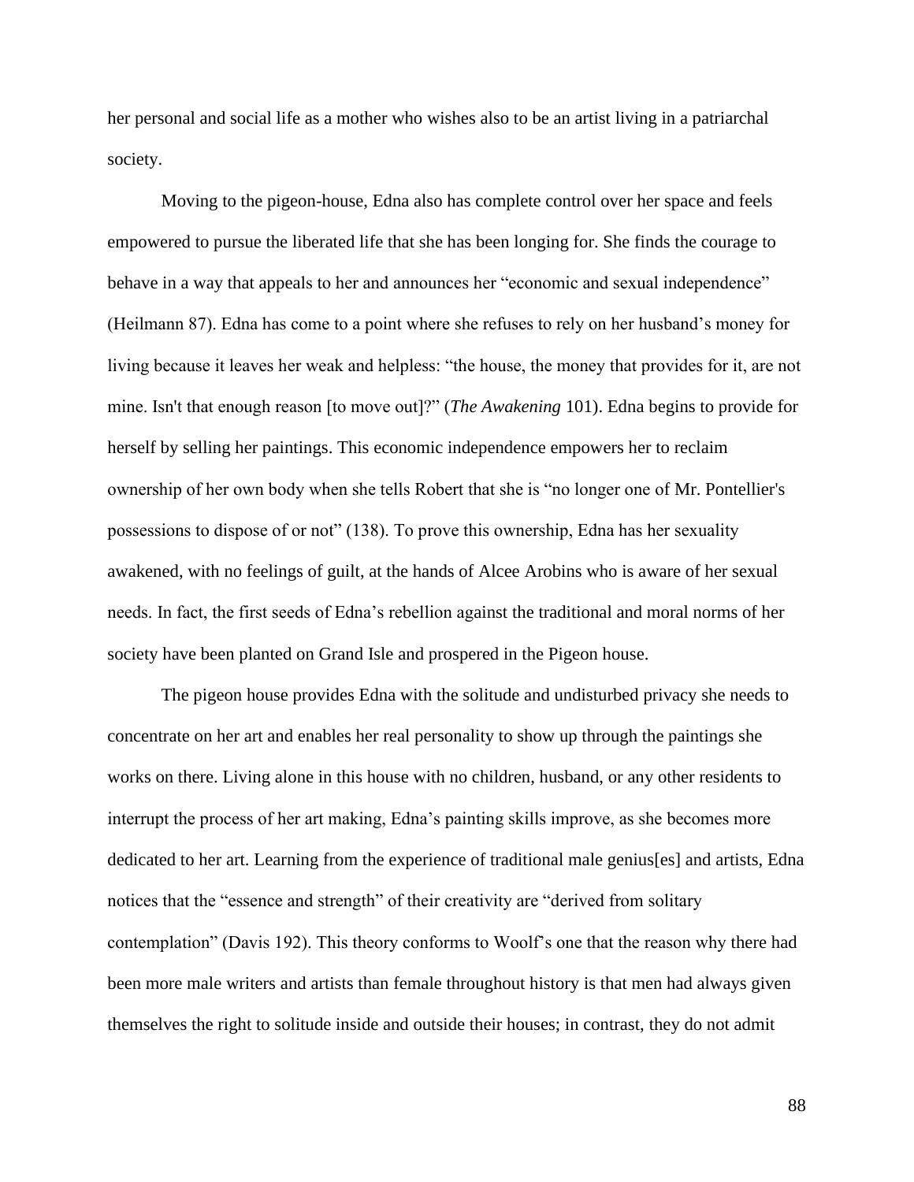her personal and social life as a mother who wishes also to be an artist living in a patriarchal society.

Moving to the pigeon-house, Edna also has complete control over her space and feels empowered to pursue the liberated life that she has been longing for. She finds the courage to behave in a way that appeals to her and announces her "economic and sexual independence" (Heilmann 87). Edna has come to a point where she refuses to rely on her husband's money for living because it leaves her weak and helpless: "the house, the money that provides for it, are not mine. Isn't that enough reason [to move out]?" (*The Awakening* 101). Edna begins to provide for herself by selling her paintings. This economic independence empowers her to reclaim ownership of her own body when she tells Robert that she is "no longer one of Mr. Pontellier's possessions to dispose of or not" (138). To prove this ownership, Edna has her sexuality awakened, with no feelings of guilt, at the hands of Alcee Arobins who is aware of her sexual needs. In fact, the first seeds of Edna's rebellion against the traditional and moral norms of her society have been planted on Grand Isle and prospered in the Pigeon house.

The pigeon house provides Edna with the solitude and undisturbed privacy she needs to concentrate on her art and enables her real personality to show up through the paintings she works on there. Living alone in this house with no children, husband, or any other residents to interrupt the process of her art making, Edna's painting skills improve, as she becomes more dedicated to her art. Learning from the experience of traditional male genius[es] and artists, Edna notices that the "essence and strength" of their creativity are "derived from solitary contemplation" (Davis 192). This theory conforms to Woolf's one that the reason why there had been more male writers and artists than female throughout history is that men had always given themselves the right to solitude inside and outside their houses; in contrast, they do not admit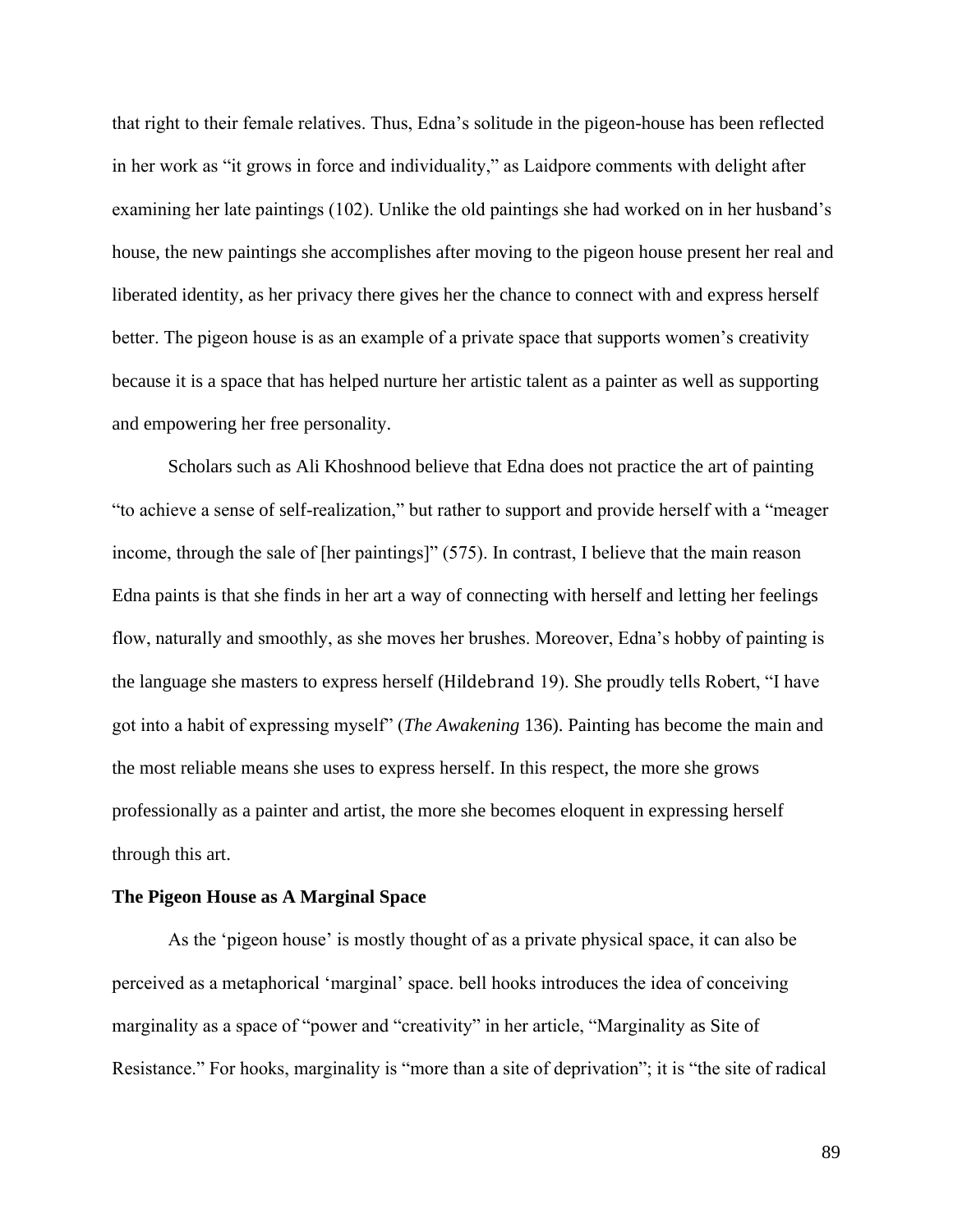that right to their female relatives. Thus, Edna's solitude in the pigeon-house has been reflected in her work as "it grows in force and individuality," as Laidpore comments with delight after examining her late paintings (102). Unlike the old paintings she had worked on in her husband's house, the new paintings she accomplishes after moving to the pigeon house present her real and liberated identity, as her privacy there gives her the chance to connect with and express herself better. The pigeon house is as an example of a private space that supports women's creativity because it is a space that has helped nurture her artistic talent as a painter as well as supporting and empowering her free personality.

Scholars such as Ali Khoshnood believe that Edna does not practice the art of painting "to achieve a sense of self-realization," but rather to support and provide herself with a "meager income, through the sale of [her paintings]" (575). In contrast, I believe that the main reason Edna paints is that she finds in her art a way of connecting with herself and letting her feelings flow, naturally and smoothly, as she moves her brushes. Moreover, Edna's hobby of painting is the language she masters to express herself (Hildebrand 19). She proudly tells Robert, "I have got into a habit of expressing myself" (*The Awakening* 136). Painting has become the main and the most reliable means she uses to express herself. In this respect, the more she grows professionally as a painter and artist, the more she becomes eloquent in expressing herself through this art.

**The Pigeon House as A Marginal Space**

As the 'pigeon house' is mostly thought of as a private physical space, it can also be perceived as a metaphorical 'marginal' space. bell hooks introduces the idea of conceiving marginality as a space of "power and "creativity" in her article, "Marginality as Site of Resistance." For hooks, marginality is "more than a site of deprivation"; it is "the site of radical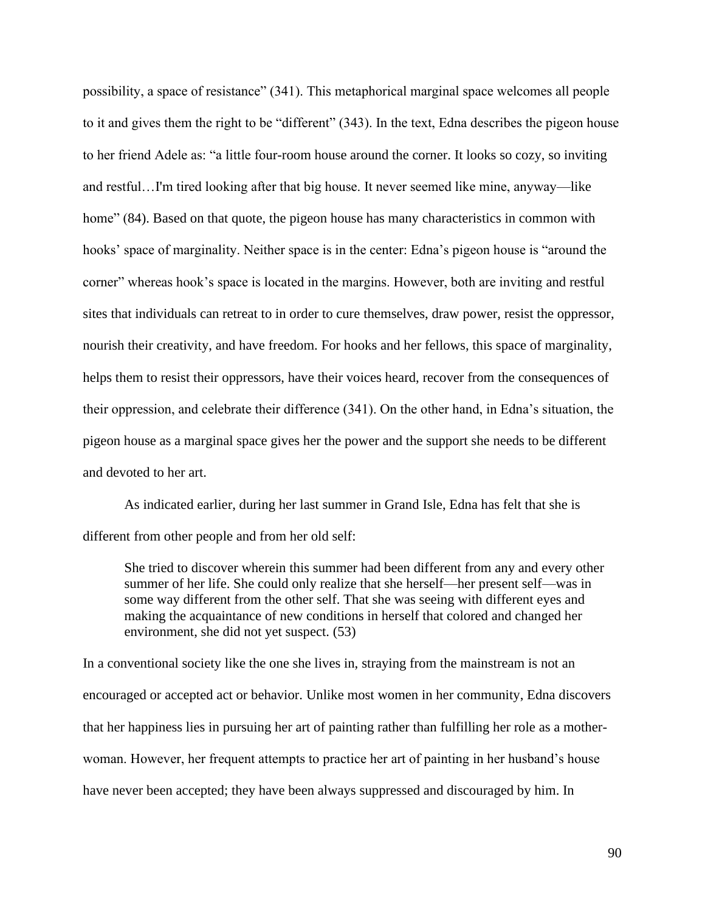possibility, a space of resistance" (341). This metaphorical marginal space welcomes all people to it and gives them the right to be "different" (343). In the text, Edna describes the pigeon house to her friend Adele as: "a little four-room house around the corner. It looks so cozy, so inviting and restful…I'm tired looking after that big house. It never seemed like mine, anyway—like home" (84). Based on that quote, the pigeon house has many characteristics in common with hooks' space of marginality. Neither space is in the center: Edna's pigeon house is "around the corner" whereas hook's space is located in the margins. However, both are inviting and restful sites that individuals can retreat to in order to cure themselves, draw power, resist the oppressor, nourish their creativity, and have freedom. For hooks and her fellows, this space of marginality, helps them to resist their oppressors, have their voices heard, recover from the consequences of their oppression, and celebrate their difference (341). On the other hand, in Edna's situation, the pigeon house as a marginal space gives her the power and the support she needs to be different and devoted to her art.

As indicated earlier, during her last summer in Grand Isle, Edna has felt that she is different from other people and from her old self:

> She tried to discover wherein this summer had been different from any and every other summer of her life. She could only realize that she herself—her present self—was in some way different from the other self. That she was seeing with different eyes and making the acquaintance of new conditions in herself that colored and changed her environment, she did not yet suspect. (53)

In a conventional society like the one she lives in, straying from the mainstream is not an encouraged or accepted act or behavior. Unlike most women in her community, Edna discovers that her happiness lies in pursuing her art of painting rather than fulfilling her role as a mother-woman. However, her frequent attempts to practice her art of painting in her husband's house have never been accepted; they have been always suppressed and discouraged by him. In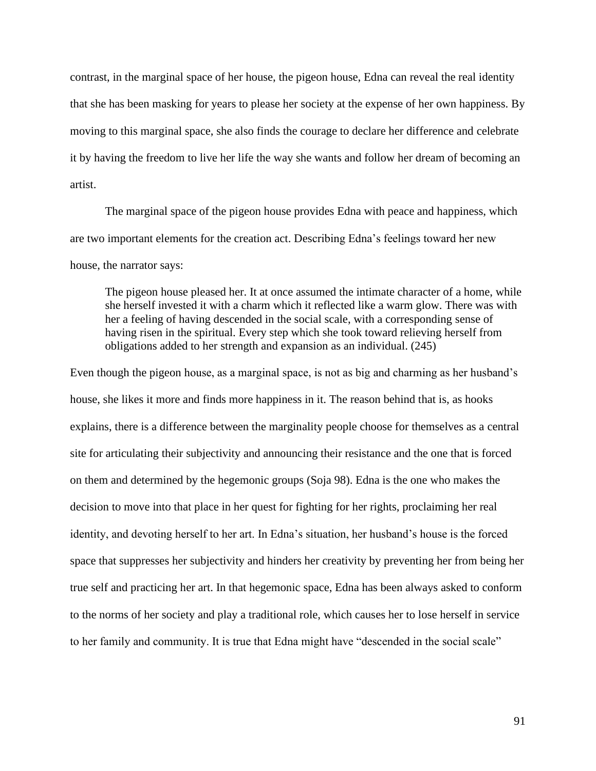contrast, in the marginal space of her house, the pigeon house, Edna can reveal the real identity that she has been masking for years to please her society at the expense of her own happiness. By moving to this marginal space, she also finds the courage to declare her difference and celebrate it by having the freedom to live her life the way she wants and follow her dream of becoming an artist.

The marginal space of the pigeon house provides Edna with peace and happiness, which are two important elements for the creation act. Describing Edna's feelings toward her new house, the narrator says:

> The pigeon house pleased her. It at once assumed the intimate character of a home, while she herself invested it with a charm which it reflected like a warm glow. There was with her a feeling of having descended in the social scale, with a corresponding sense of having risen in the spiritual. Every step which she took toward relieving herself from obligations added to her strength and expansion as an individual. (245)

Even though the pigeon house, as a marginal space, is not as big and charming as her husband's house, she likes it more and finds more happiness in it. The reason behind that is, as hooks explains, there is a difference between the marginality people choose for themselves as a central site for articulating their subjectivity and announcing their resistance and the one that is forced on them and determined by the hegemonic groups (Soja 98). Edna is the one who makes the decision to move into that place in her quest for fighting for her rights, proclaiming her real identity, and devoting herself to her art. In Edna's situation, her husband's house is the forced space that suppresses her subjectivity and hinders her creativity by preventing her from being her true self and practicing her art. In that hegemonic space, Edna has been always asked to conform to the norms of her society and play a traditional role, which causes her to lose herself in service to her family and community. It is true that Edna might have "descended in the social scale"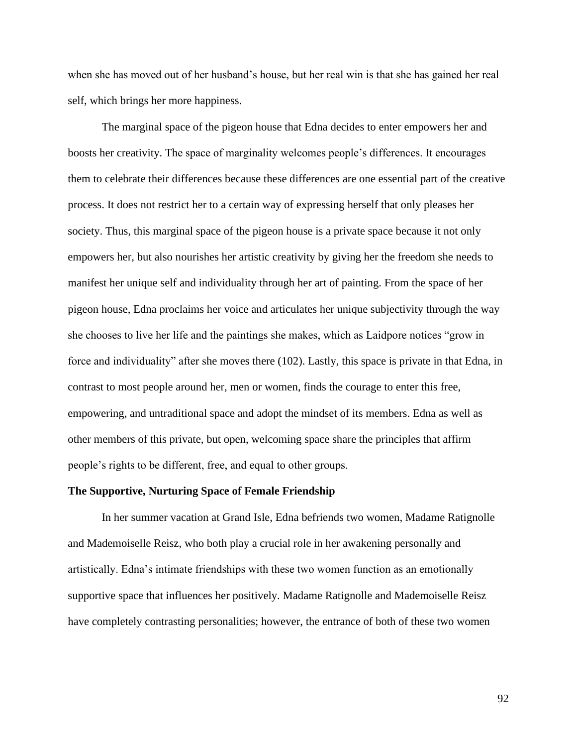when she has moved out of her husband's house, but her real win is that she has gained her real self, which brings her more happiness.

The marginal space of the pigeon house that Edna decides to enter empowers her and boosts her creativity. The space of marginality welcomes people's differences. It encourages them to celebrate their differences because these differences are one essential part of the creative process. It does not restrict her to a certain way of expressing herself that only pleases her society. Thus, this marginal space of the pigeon house is a private space because it not only empowers her, but also nourishes her artistic creativity by giving her the freedom she needs to manifest her unique self and individuality through her art of painting. From the space of her pigeon house, Edna proclaims her voice and articulates her unique subjectivity through the way she chooses to live her life and the paintings she makes, which as Laidpore notices "grow in force and individuality" after she moves there (102). Lastly, this space is private in that Edna, in contrast to most people around her, men or women, finds the courage to enter this free, empowering, and untraditional space and adopt the mindset of its members. Edna as well as other members of this private, but open, welcoming space share the principles that affirm people's rights to be different, free, and equal to other groups.

**The Supportive, Nurturing Space of Female Friendship**

In her summer vacation at Grand Isle, Edna befriends two women, Madame Ratignolle and Mademoiselle Reisz, who both play a crucial role in her awakening personally and artistically. Edna's intimate friendships with these two women function as an emotionally supportive space that influences her positively. Madame Ratignolle and Mademoiselle Reisz have completely contrasting personalities; however, the entrance of both of these two women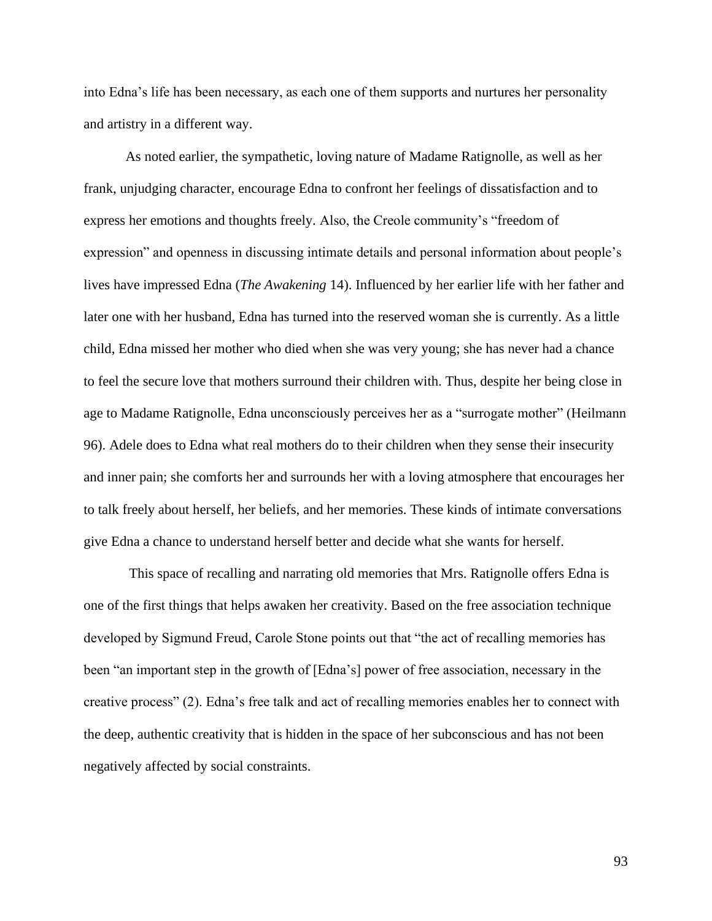into Edna's life has been necessary, as each one of them supports and nurtures her personality and artistry in a different way.

As noted earlier, the sympathetic, loving nature of Madame Ratignolle, as well as her frank, unjudging character, encourage Edna to confront her feelings of dissatisfaction and to express her emotions and thoughts freely. Also, the Creole community's "freedom of expression" and openness in discussing intimate details and personal information about people's lives have impressed Edna (*The Awakening* 14). Influenced by her earlier life with her father and later one with her husband, Edna has turned into the reserved woman she is currently. As a little child, Edna missed her mother who died when she was very young; she has never had a chance to feel the secure love that mothers surround their children with. Thus, despite her being close in age to Madame Ratignolle, Edna unconsciously perceives her as a "surrogate mother" (Heilmann 96). Adele does to Edna what real mothers do to their children when they sense their insecurity and inner pain; she comforts her and surrounds her with a loving atmosphere that encourages her to talk freely about herself, her beliefs, and her memories. These kinds of intimate conversations give Edna a chance to understand herself better and decide what she wants for herself.

This space of recalling and narrating old memories that Mrs. Ratignolle offers Edna is one of the first things that helps awaken her creativity. Based on the free association technique developed by Sigmund Freud, Carole Stone points out that "the act of recalling memories has been "an important step in the growth of [Edna's] power of free association, necessary in the creative process" (2). Edna's free talk and act of recalling memories enables her to connect with the deep, authentic creativity that is hidden in the space of her subconscious and has not been negatively affected by social constraints.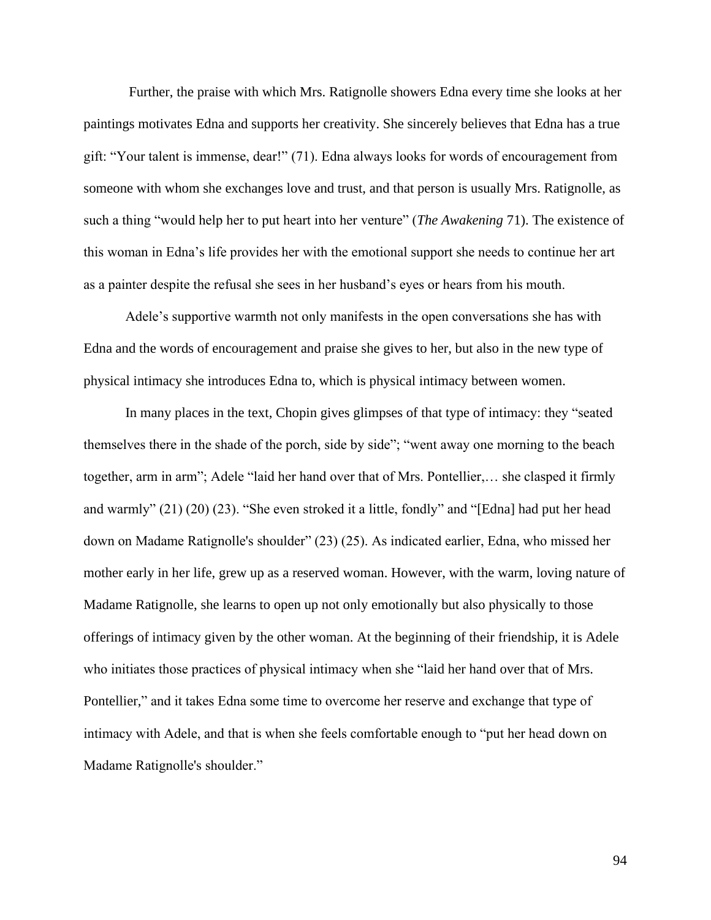Further, the praise with which Mrs. Ratignolle showers Edna every time she looks at her paintings motivates Edna and supports her creativity. She sincerely believes that Edna has a true gift: "Your talent is immense, dear!" (71). Edna always looks for words of encouragement from someone with whom she exchanges love and trust, and that person is usually Mrs. Ratignolle, as such a thing "would help her to put heart into her venture" (*The Awakening* 71). The existence of this woman in Edna's life provides her with the emotional support she needs to continue her art as a painter despite the refusal she sees in her husband's eyes or hears from his mouth.

Adele's supportive warmth not only manifests in the open conversations she has with Edna and the words of encouragement and praise she gives to her, but also in the new type of physical intimacy she introduces Edna to, which is physical intimacy between women.

In many places in the text, Chopin gives glimpses of that type of intimacy: they "seated themselves there in the shade of the porch, side by side"; "went away one morning to the beach together, arm in arm"; Adele "laid her hand over that of Mrs. Pontellier,… she clasped it firmly and warmly" (21) (20) (23). "She even stroked it a little, fondly" and "[Edna] had put her head down on Madame Ratignolle's shoulder" (23) (25). As indicated earlier, Edna, who missed her mother early in her life, grew up as a reserved woman. However, with the warm, loving nature of Madame Ratignolle, she learns to open up not only emotionally but also physically to those offerings of intimacy given by the other woman. At the beginning of their friendship, it is Adele who initiates those practices of physical intimacy when she "laid her hand over that of Mrs. Pontellier," and it takes Edna some time to overcome her reserve and exchange that type of intimacy with Adele, and that is when she feels comfortable enough to "put her head down on Madame Ratignolle's shoulder."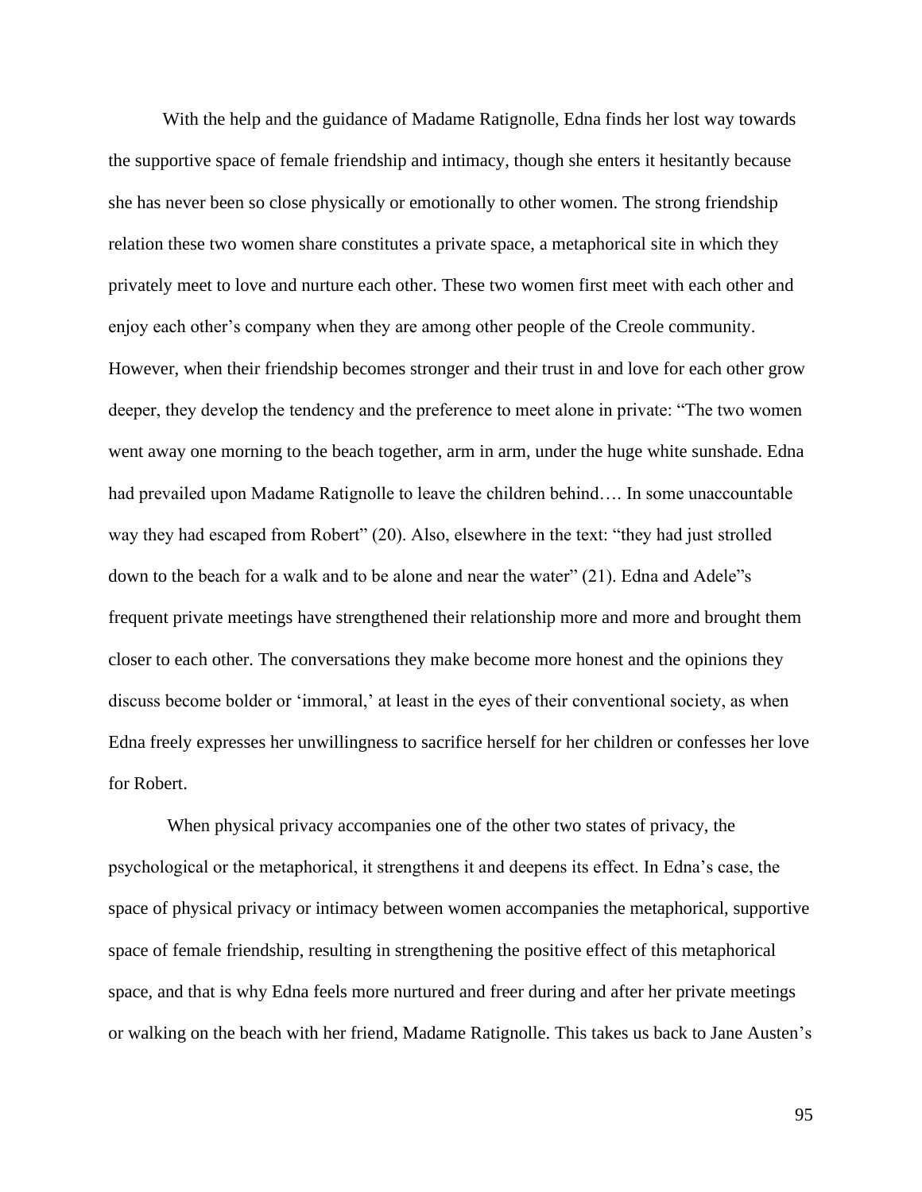With the help and the guidance of Madame Ratignolle, Edna finds her lost way towards the supportive space of female friendship and intimacy, though she enters it hesitantly because she has never been so close physically or emotionally to other women. The strong friendship relation these two women share constitutes a private space, a metaphorical site in which they privately meet to love and nurture each other. These two women first meet with each other and enjoy each other's company when they are among other people of the Creole community. However, when their friendship becomes stronger and their trust in and love for each other grow deeper, they develop the tendency and the preference to meet alone in private: "The two women went away one morning to the beach together, arm in arm, under the huge white sunshade. Edna had prevailed upon Madame Ratignolle to leave the children behind…. In some unaccountable way they had escaped from Robert" (20). Also, elsewhere in the text: "they had just strolled down to the beach for a walk and to be alone and near the water" (21). Edna and Adele"s frequent private meetings have strengthened their relationship more and more and brought them closer to each other. The conversations they make become more honest and the opinions they discuss become bolder or 'immoral,' at least in the eyes of their conventional society, as when Edna freely expresses her unwillingness to sacrifice herself for her children or confesses her love for Robert.

When physical privacy accompanies one of the other two states of privacy, the psychological or the metaphorical, it strengthens it and deepens its effect. In Edna's case, the space of physical privacy or intimacy between women accompanies the metaphorical, supportive space of female friendship, resulting in strengthening the positive effect of this metaphorical space, and that is why Edna feels more nurtured and freer during and after her private meetings or walking on the beach with her friend, Madame Ratignolle. This takes us back to Jane Austen's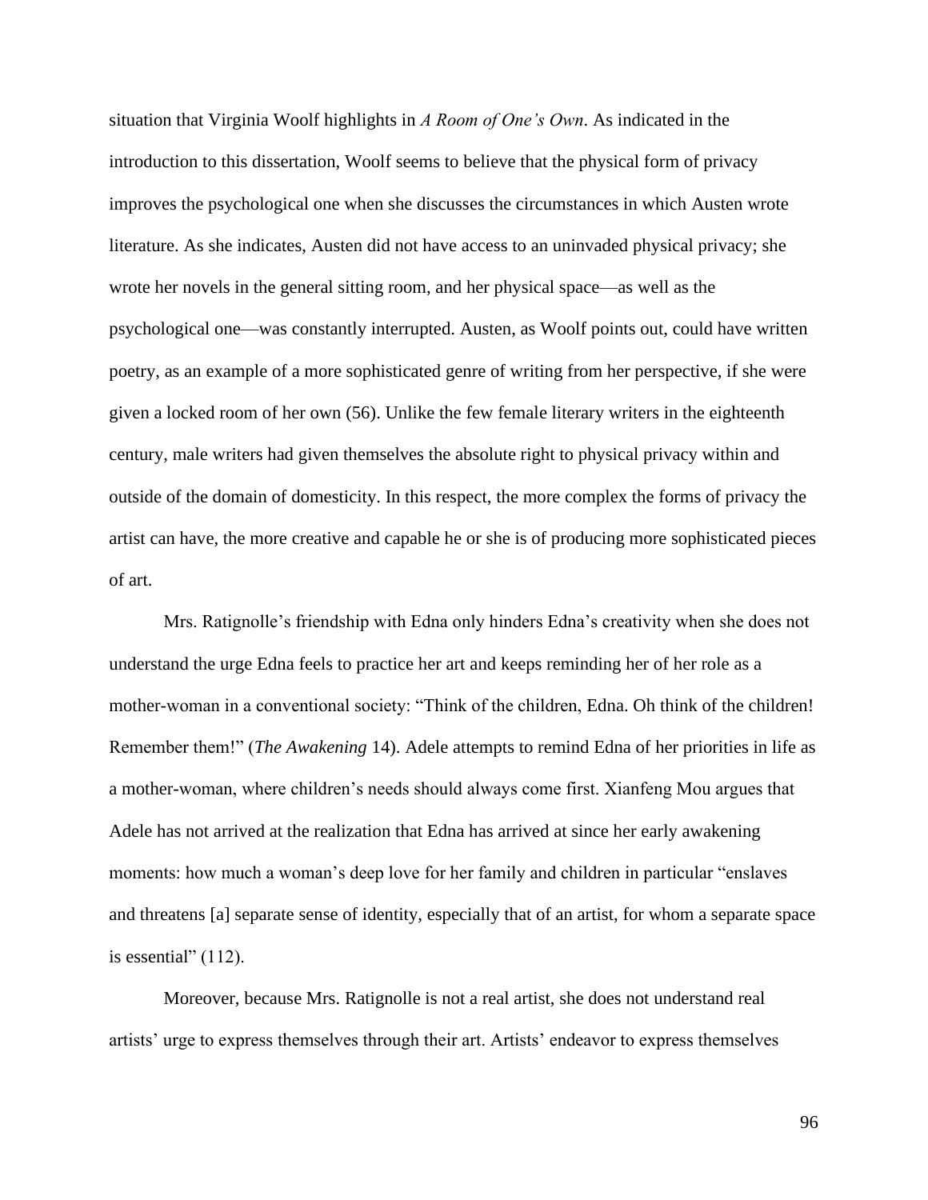situation that Virginia Woolf highlights in *A Room of One's Own*. As indicated in the introduction to this dissertation, Woolf seems to believe that the physical form of privacy improves the psychological one when she discusses the circumstances in which Austen wrote literature. As she indicates, Austen did not have access to an uninvaded physical privacy; she wrote her novels in the general sitting room, and her physical space—as well as the psychological one—was constantly interrupted. Austen, as Woolf points out, could have written poetry, as an example of a more sophisticated genre of writing from her perspective, if she were given a locked room of her own (56). Unlike the few female literary writers in the eighteenth century, male writers had given themselves the absolute right to physical privacy within and outside of the domain of domesticity. In this respect, the more complex the forms of privacy the artist can have, the more creative and capable he or she is of producing more sophisticated pieces of art.

Mrs. Ratignolle's friendship with Edna only hinders Edna's creativity when she does not understand the urge Edna feels to practice her art and keeps reminding her of her role as a mother-woman in a conventional society: "Think of the children, Edna. Oh think of the children! Remember them!" (*The Awakening* 14). Adele attempts to remind Edna of her priorities in life as a mother-woman, where children's needs should always come first. Xianfeng Mou argues that Adele has not arrived at the realization that Edna has arrived at since her early awakening moments: how much a woman's deep love for her family and children in particular "enslaves and threatens [a] separate sense of identity, especially that of an artist, for whom a separate space is essential" (112).

Moreover, because Mrs. Ratignolle is not a real artist, she does not understand real artists' urge to express themselves through their art. Artists' endeavor to express themselves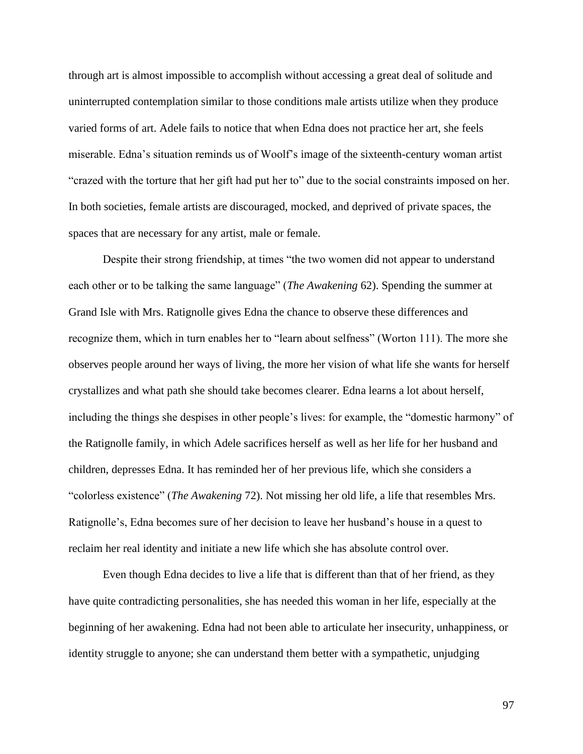through art is almost impossible to accomplish without accessing a great deal of solitude and uninterrupted contemplation similar to those conditions male artists utilize when they produce varied forms of art. Adele fails to notice that when Edna does not practice her art, she feels miserable. Edna's situation reminds us of Woolf's image of the sixteenth-century woman artist "crazed with the torture that her gift had put her to" due to the social constraints imposed on her. In both societies, female artists are discouraged, mocked, and deprived of private spaces, the spaces that are necessary for any artist, male or female.

Despite their strong friendship, at times "the two women did not appear to understand each other or to be talking the same language" (*The Awakening* 62). Spending the summer at Grand Isle with Mrs. Ratignolle gives Edna the chance to observe these differences and recognize them, which in turn enables her to "learn about selfness" (Worton 111). The more she observes people around her ways of living, the more her vision of what life she wants for herself crystallizes and what path she should take becomes clearer. Edna learns a lot about herself, including the things she despises in other people's lives: for example, the "domestic harmony" of the Ratignolle family, in which Adele sacrifices herself as well as her life for her husband and children, depresses Edna. It has reminded her of her previous life, which she considers a "colorless existence" (*The Awakening* 72). Not missing her old life, a life that resembles Mrs. Ratignolle's, Edna becomes sure of her decision to leave her husband's house in a quest to reclaim her real identity and initiate a new life which she has absolute control over.

Even though Edna decides to live a life that is different than that of her friend, as they have quite contradicting personalities, she has needed this woman in her life, especially at the beginning of her awakening. Edna had not been able to articulate her insecurity, unhappiness, or identity struggle to anyone; she can understand them better with a sympathetic, unjudging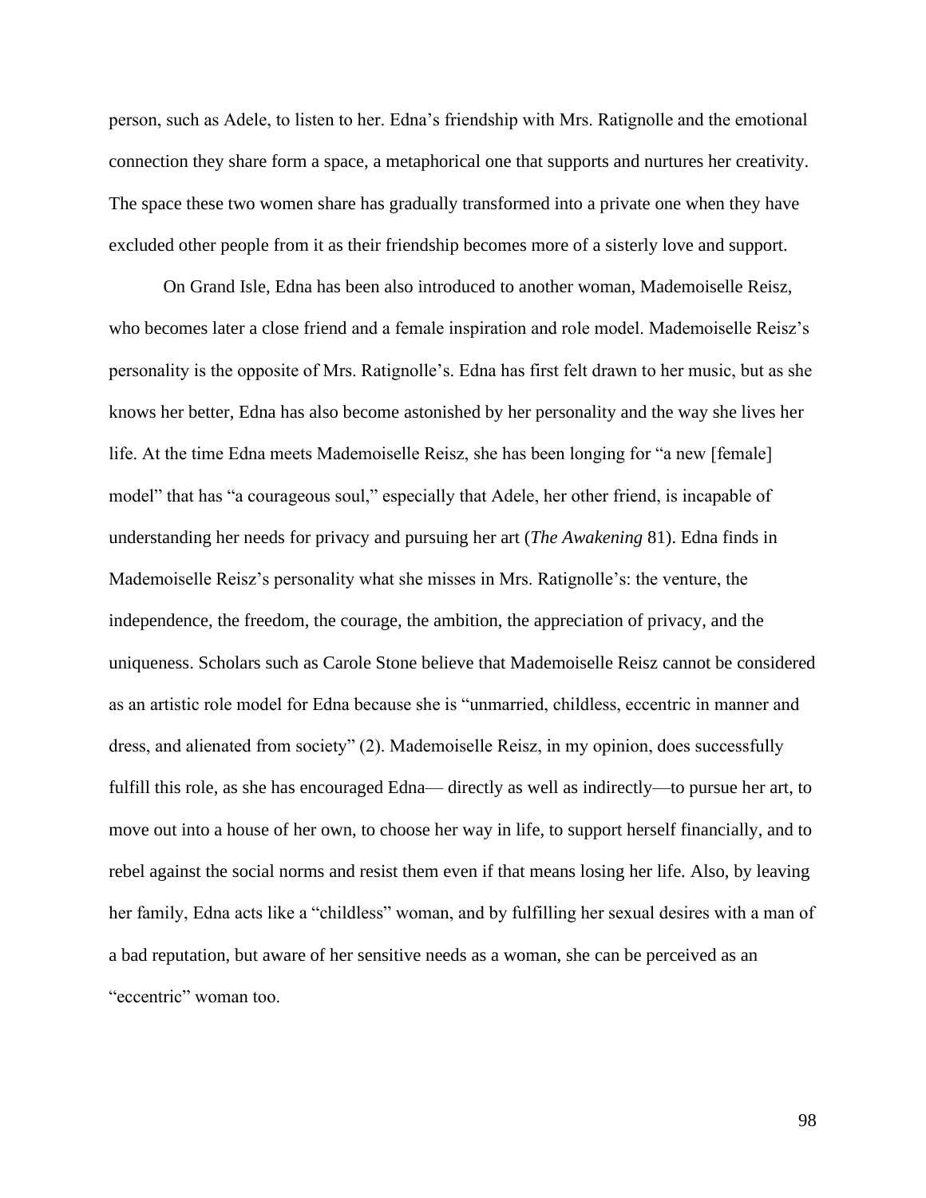person, such as Adele, to listen to her. Edna's friendship with Mrs. Ratignolle and the emotional connection they share form a space, a metaphorical one that supports and nurtures her creativity. The space these two women share has gradually transformed into a private one when they have excluded other people from it as their friendship becomes more of a sisterly love and support.

On Grand Isle, Edna has been also introduced to another woman, Mademoiselle Reisz, who becomes later a close friend and a female inspiration and role model. Mademoiselle Reisz's personality is the opposite of Mrs. Ratignolle's. Edna has first felt drawn to her music, but as she knows her better, Edna has also become astonished by her personality and the way she lives her life. At the time Edna meets Mademoiselle Reisz, she has been longing for "a new [female] model" that has "a courageous soul," especially that Adele, her other friend, is incapable of understanding her needs for privacy and pursuing her art (*The Awakening* 81). Edna finds in Mademoiselle Reisz's personality what she misses in Mrs. Ratignolle's: the venture, the independence, the freedom, the courage, the ambition, the appreciation of privacy, and the uniqueness. Scholars such as Carole Stone believe that Mademoiselle Reisz cannot be considered as an artistic role model for Edna because she is "unmarried, childless, eccentric in manner and dress, and alienated from society" (2). Mademoiselle Reisz, in my opinion, does successfully fulfill this role, as she has encouraged Edna— directly as well as indirectly—to pursue her art, to move out into a house of her own, to choose her way in life, to support herself financially, and to rebel against the social norms and resist them even if that means losing her life. Also, by leaving her family, Edna acts like a "childless" woman, and by fulfilling her sexual desires with a man of a bad reputation, but aware of her sensitive needs as a woman, she can be perceived as an "eccentric" woman too.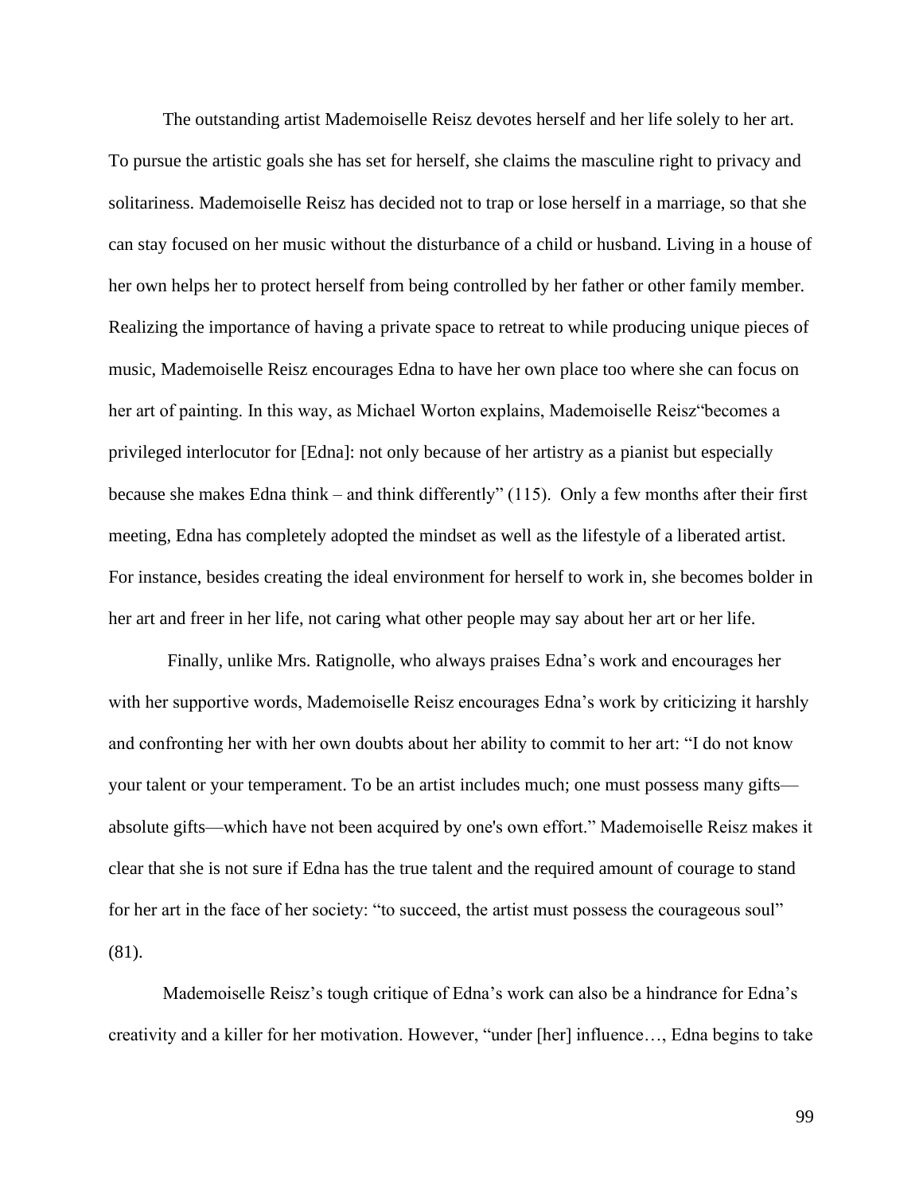The outstanding artist Mademoiselle Reisz devotes herself and her life solely to her art. To pursue the artistic goals she has set for herself, she claims the masculine right to privacy and solitariness. Mademoiselle Reisz has decided not to trap or lose herself in a marriage, so that she can stay focused on her music without the disturbance of a child or husband. Living in a house of her own helps her to protect herself from being controlled by her father or other family member. Realizing the importance of having a private space to retreat to while producing unique pieces of music, Mademoiselle Reisz encourages Edna to have her own place too where she can focus on her art of painting. In this way, as Michael Worton explains, Mademoiselle Reisz"becomes a privileged interlocutor for [Edna]: not only because of her artistry as a pianist but especially because she makes Edna think – and think differently" (115). Only a few months after their first meeting, Edna has completely adopted the mindset as well as the lifestyle of a liberated artist. For instance, besides creating the ideal environment for herself to work in, she becomes bolder in her art and freer in her life, not caring what other people may say about her art or her life.

Finally, unlike Mrs. Ratignolle, who always praises Edna's work and encourages her with her supportive words, Mademoiselle Reisz encourages Edna's work by criticizing it harshly and confronting her with her own doubts about her ability to commit to her art: "I do not know your talent or your temperament. To be an artist includes much; one must possess many gifts—absolute gifts—which have not been acquired by one's own effort." Mademoiselle Reisz makes it clear that she is not sure if Edna has the true talent and the required amount of courage to stand for her art in the face of her society: "to succeed, the artist must possess the courageous soul" (81).

Mademoiselle Reisz's tough critique of Edna's work can also be a hindrance for Edna's creativity and a killer for her motivation. However, "under [her] influence…, Edna begins to take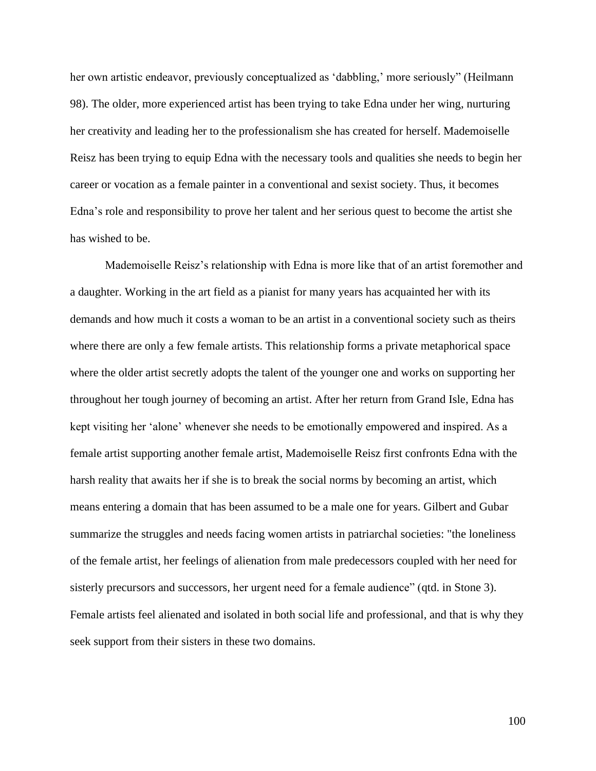her own artistic endeavor, previously conceptualized as 'dabbling,' more seriously" (Heilmann 98). The older, more experienced artist has been trying to take Edna under her wing, nurturing her creativity and leading her to the professionalism she has created for herself. Mademoiselle Reisz has been trying to equip Edna with the necessary tools and qualities she needs to begin her career or vocation as a female painter in a conventional and sexist society. Thus, it becomes Edna's role and responsibility to prove her talent and her serious quest to become the artist she has wished to be.

Mademoiselle Reisz's relationship with Edna is more like that of an artist foremother and a daughter. Working in the art field as a pianist for many years has acquainted her with its demands and how much it costs a woman to be an artist in a conventional society such as theirs where there are only a few female artists. This relationship forms a private metaphorical space where the older artist secretly adopts the talent of the younger one and works on supporting her throughout her tough journey of becoming an artist. After her return from Grand Isle, Edna has kept visiting her 'alone' whenever she needs to be emotionally empowered and inspired. As a female artist supporting another female artist, Mademoiselle Reisz first confronts Edna with the harsh reality that awaits her if she is to break the social norms by becoming an artist, which means entering a domain that has been assumed to be a male one for years. Gilbert and Gubar summarize the struggles and needs facing women artists in patriarchal societies: "the loneliness of the female artist, her feelings of alienation from male predecessors coupled with her need for sisterly precursors and successors, her urgent need for a female audience" (qtd. in Stone 3). Female artists feel alienated and isolated in both social life and professional, and that is why they seek support from their sisters in these two domains.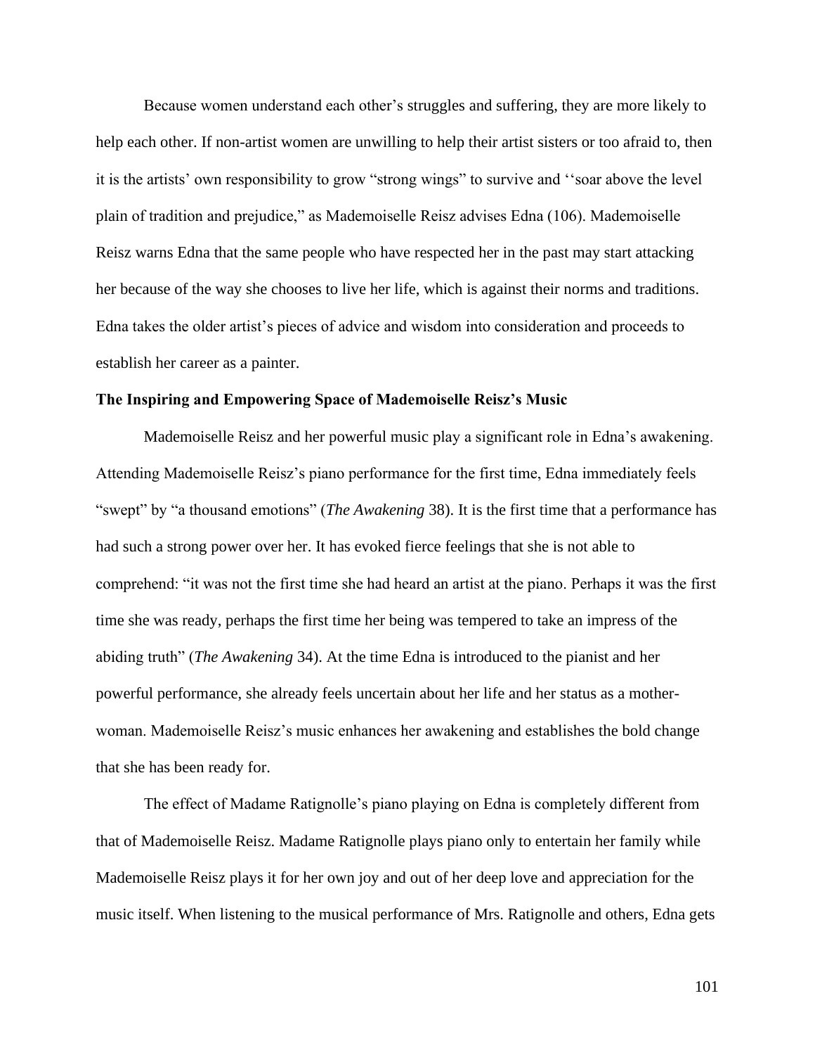Because women understand each other's struggles and suffering, they are more likely to help each other. If non-artist women are unwilling to help their artist sisters or too afraid to, then it is the artists' own responsibility to grow "strong wings" to survive and ''soar above the level plain of tradition and prejudice," as Mademoiselle Reisz advises Edna (106). Mademoiselle Reisz warns Edna that the same people who have respected her in the past may start attacking her because of the way she chooses to live her life, which is against their norms and traditions. Edna takes the older artist's pieces of advice and wisdom into consideration and proceeds to establish her career as a painter.

**The Inspiring and Empowering Space of Mademoiselle Reisz's Music**

Mademoiselle Reisz and her powerful music play a significant role in Edna's awakening. Attending Mademoiselle Reisz's piano performance for the first time, Edna immediately feels "swept" by "a thousand emotions" (*The Awakening* 38). It is the first time that a performance has had such a strong power over her. It has evoked fierce feelings that she is not able to comprehend: "it was not the first time she had heard an artist at the piano. Perhaps it was the first time she was ready, perhaps the first time her being was tempered to take an impress of the abiding truth" (*The Awakening* 34). At the time Edna is introduced to the pianist and her powerful performance, she already feels uncertain about her life and her status as a mother-woman. Mademoiselle Reisz's music enhances her awakening and establishes the bold change that she has been ready for.

The effect of Madame Ratignolle's piano playing on Edna is completely different from that of Mademoiselle Reisz. Madame Ratignolle plays piano only to entertain her family while Mademoiselle Reisz plays it for her own joy and out of her deep love and appreciation for the music itself. When listening to the musical performance of Mrs. Ratignolle and others, Edna gets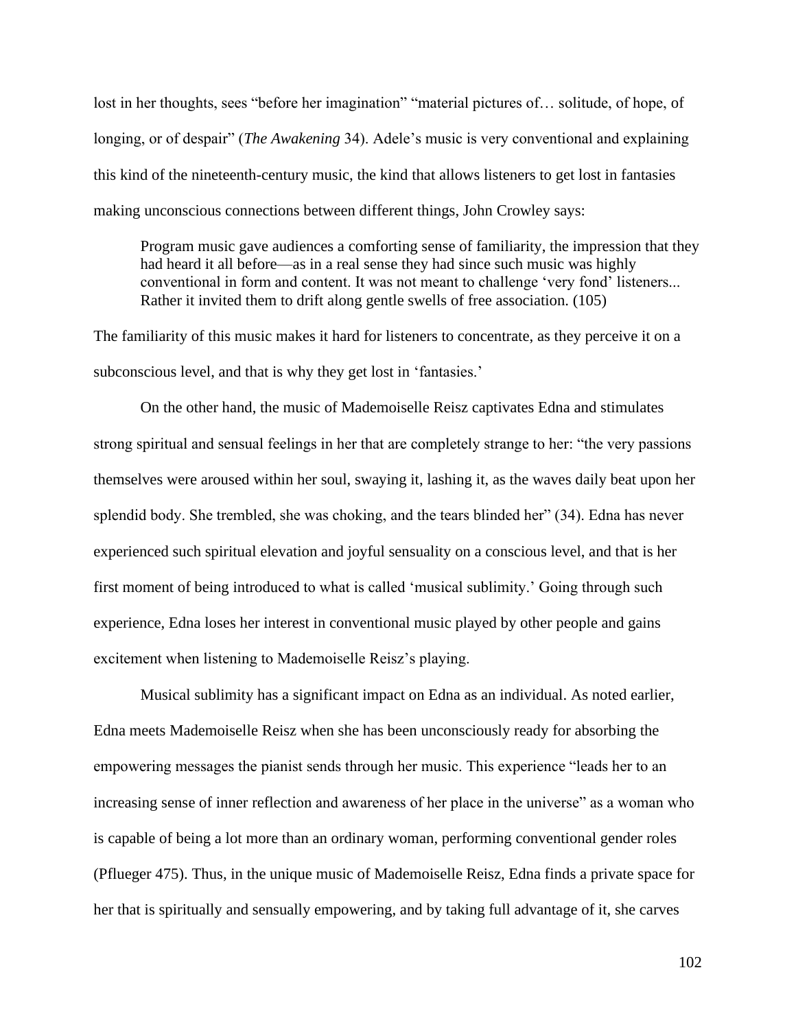lost in her thoughts, sees "before her imagination" "material pictures of… solitude, of hope, of longing, or of despair" (*The Awakening* 34). Adele's music is very conventional and explaining this kind of the nineteenth-century music, the kind that allows listeners to get lost in fantasies making unconscious connections between different things, John Crowley says:

> Program music gave audiences a comforting sense of familiarity, the impression that they had heard it all before—as in a real sense they had since such music was highly conventional in form and content. It was not meant to challenge 'very fond' listeners... Rather it invited them to drift along gentle swells of free association. (105)

The familiarity of this music makes it hard for listeners to concentrate, as they perceive it on a subconscious level, and that is why they get lost in 'fantasies.'

On the other hand, the music of Mademoiselle Reisz captivates Edna and stimulates strong spiritual and sensual feelings in her that are completely strange to her: "the very passions themselves were aroused within her soul, swaying it, lashing it, as the waves daily beat upon her splendid body. She trembled, she was choking, and the tears blinded her" (34). Edna has never experienced such spiritual elevation and joyful sensuality on a conscious level, and that is her first moment of being introduced to what is called 'musical sublimity.' Going through such experience, Edna loses her interest in conventional music played by other people and gains excitement when listening to Mademoiselle Reisz's playing.

Musical sublimity has a significant impact on Edna as an individual. As noted earlier, Edna meets Mademoiselle Reisz when she has been unconsciously ready for absorbing the empowering messages the pianist sends through her music. This experience "leads her to an increasing sense of inner reflection and awareness of her place in the universe" as a woman who is capable of being a lot more than an ordinary woman, performing conventional gender roles (Pflueger 475). Thus, in the unique music of Mademoiselle Reisz, Edna finds a private space for her that is spiritually and sensually empowering, and by taking full advantage of it, she carves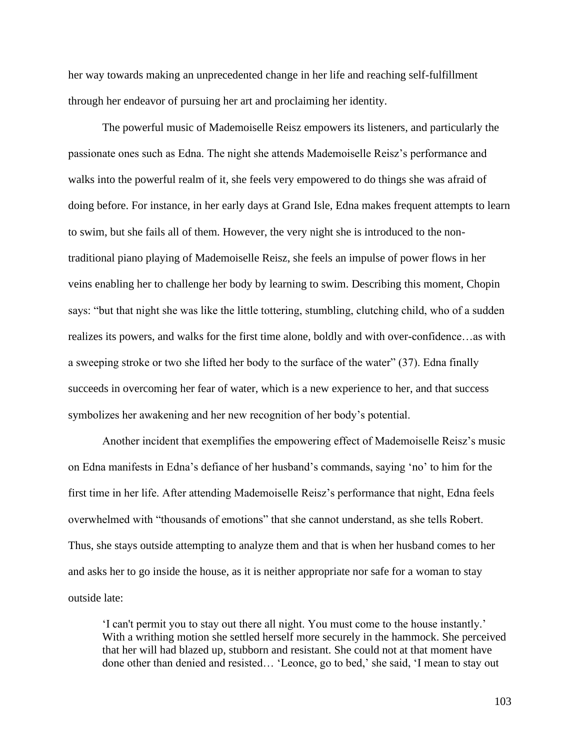her way towards making an unprecedented change in her life and reaching self-fulfillment through her endeavor of pursuing her art and proclaiming her identity.

The powerful music of Mademoiselle Reisz empowers its listeners, and particularly the passionate ones such as Edna. The night she attends Mademoiselle Reisz's performance and walks into the powerful realm of it, she feels very empowered to do things she was afraid of doing before. For instance, in her early days at Grand Isle, Edna makes frequent attempts to learn to swim, but she fails all of them. However, the very night she is introduced to the non-traditional piano playing of Mademoiselle Reisz, she feels an impulse of power flows in her veins enabling her to challenge her body by learning to swim. Describing this moment, Chopin says: "but that night she was like the little tottering, stumbling, clutching child, who of a sudden realizes its powers, and walks for the first time alone, boldly and with over-confidence…as with a sweeping stroke or two she lifted her body to the surface of the water" (37). Edna finally succeeds in overcoming her fear of water, which is a new experience to her, and that success symbolizes her awakening and her new recognition of her body's potential.

Another incident that exemplifies the empowering effect of Mademoiselle Reisz's music on Edna manifests in Edna's defiance of her husband's commands, saying 'no' to him for the first time in her life. After attending Mademoiselle Reisz's performance that night, Edna feels overwhelmed with "thousands of emotions" that she cannot understand, as she tells Robert. Thus, she stays outside attempting to analyze them and that is when her husband comes to her and asks her to go inside the house, as it is neither appropriate nor safe for a woman to stay outside late:

> 'I can't permit you to stay out there all night. You must come to the house instantly.' With a writhing motion she settled herself more securely in the hammock. She perceived that her will had blazed up, stubborn and resistant. She could not at that moment have done other than denied and resisted… 'Leonce, go to bed,' she said, 'I mean to stay out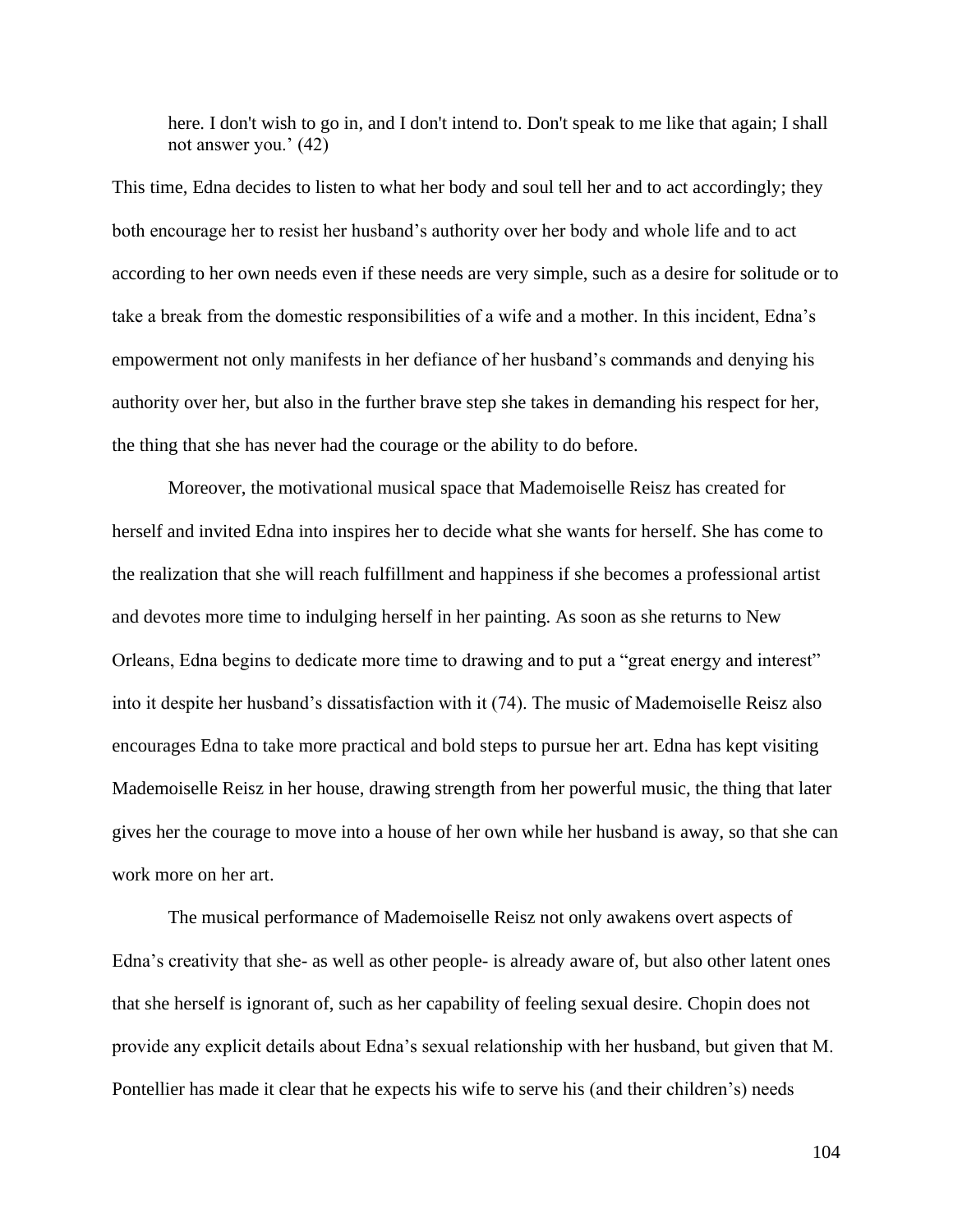> here. I don't wish to go in, and I don't intend to. Don't speak to me like that again; I shall not answer you.' (42)

This time, Edna decides to listen to what her body and soul tell her and to act accordingly; they both encourage her to resist her husband's authority over her body and whole life and to act according to her own needs even if these needs are very simple, such as a desire for solitude or to take a break from the domestic responsibilities of a wife and a mother. In this incident, Edna's empowerment not only manifests in her defiance of her husband's commands and denying his authority over her, but also in the further brave step she takes in demanding his respect for her, the thing that she has never had the courage or the ability to do before.

Moreover, the motivational musical space that Mademoiselle Reisz has created for herself and invited Edna into inspires her to decide what she wants for herself. She has come to the realization that she will reach fulfillment and happiness if she becomes a professional artist and devotes more time to indulging herself in her painting. As soon as she returns to New Orleans, Edna begins to dedicate more time to drawing and to put a "great energy and interest" into it despite her husband's dissatisfaction with it (74). The music of Mademoiselle Reisz also encourages Edna to take more practical and bold steps to pursue her art. Edna has kept visiting Mademoiselle Reisz in her house, drawing strength from her powerful music, the thing that later gives her the courage to move into a house of her own while her husband is away, so that she can work more on her art.

The musical performance of Mademoiselle Reisz not only awakens overt aspects of Edna's creativity that she- as well as other people- is already aware of, but also other latent ones that she herself is ignorant of, such as her capability of feeling sexual desire. Chopin does not provide any explicit details about Edna's sexual relationship with her husband, but given that M. Pontellier has made it clear that he expects his wife to serve his (and their children's) needs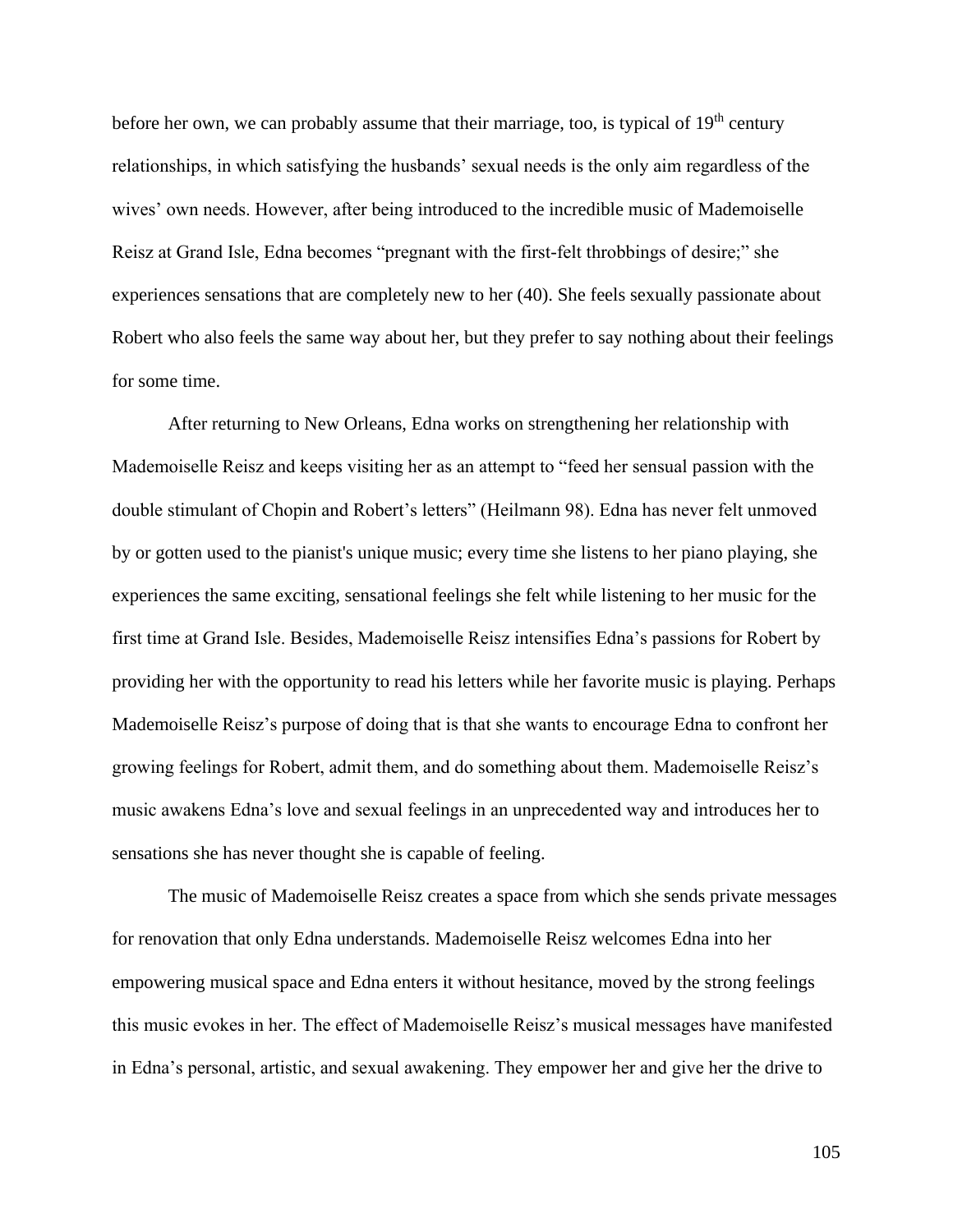before her own, we can probably assume that their marriage, too, is typical of 19th century relationships, in which satisfying the husbands' sexual needs is the only aim regardless of the wives' own needs. However, after being introduced to the incredible music of Mademoiselle Reisz at Grand Isle, Edna becomes "pregnant with the first-felt throbbings of desire;" she experiences sensations that are completely new to her (40). She feels sexually passionate about Robert who also feels the same way about her, but they prefer to say nothing about their feelings for some time.

After returning to New Orleans, Edna works on strengthening her relationship with Mademoiselle Reisz and keeps visiting her as an attempt to "feed her sensual passion with the double stimulant of Chopin and Robert's letters" (Heilmann 98). Edna has never felt unmoved by or gotten used to the pianist's unique music; every time she listens to her piano playing, she experiences the same exciting, sensational feelings she felt while listening to her music for the first time at Grand Isle. Besides, Mademoiselle Reisz intensifies Edna's passions for Robert by providing her with the opportunity to read his letters while her favorite music is playing. Perhaps Mademoiselle Reisz's purpose of doing that is that she wants to encourage Edna to confront her growing feelings for Robert, admit them, and do something about them. Mademoiselle Reisz's music awakens Edna's love and sexual feelings in an unprecedented way and introduces her to sensations she has never thought she is capable of feeling.

The music of Mademoiselle Reisz creates a space from which she sends private messages for renovation that only Edna understands. Mademoiselle Reisz welcomes Edna into her empowering musical space and Edna enters it without hesitance, moved by the strong feelings this music evokes in her. The effect of Mademoiselle Reisz's musical messages have manifested in Edna's personal, artistic, and sexual awakening. They empower her and give her the drive to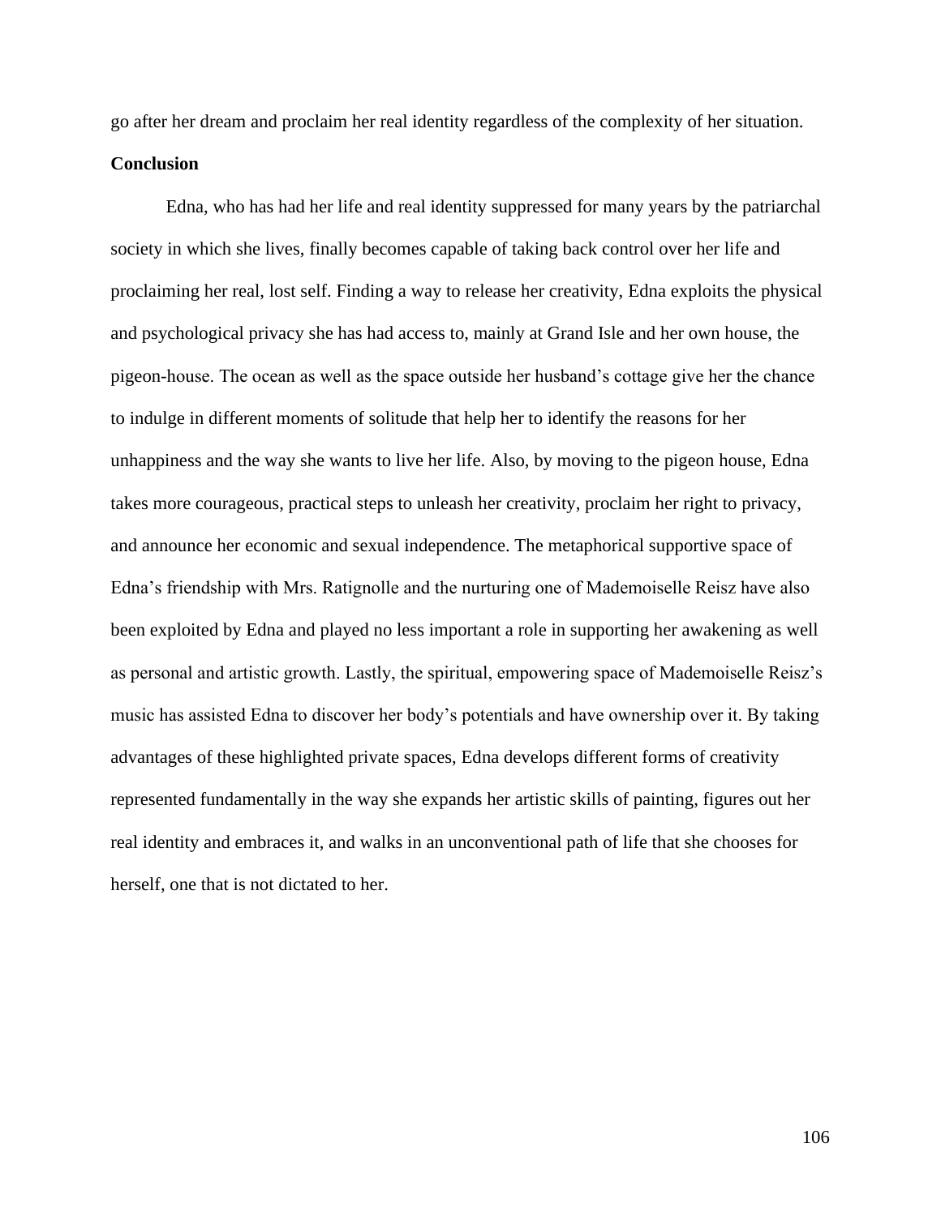go after her dream and proclaim her real identity regardless of the complexity of her situation.

## Conclusion

Edna, who has had her life and real identity suppressed for many years by the patriarchal society in which she lives, finally becomes capable of taking back control over her life and proclaiming her real, lost self. Finding a way to release her creativity, Edna exploits the physical and psychological privacy she has had access to, mainly at Grand Isle and her own house, the pigeon-house. The ocean as well as the space outside her husband's cottage give her the chance to indulge in different moments of solitude that help her to identify the reasons for her unhappiness and the way she wants to live her life. Also, by moving to the pigeon house, Edna takes more courageous, practical steps to unleash her creativity, proclaim her right to privacy, and announce her economic and sexual independence. The metaphorical supportive space of Edna's friendship with Mrs. Ratignolle and the nurturing one of Mademoiselle Reisz have also been exploited by Edna and played no less important a role in supporting her awakening as well as personal and artistic growth. Lastly, the spiritual, empowering space of Mademoiselle Reisz's music has assisted Edna to discover her body's potentials and have ownership over it. By taking advantages of these highlighted private spaces, Edna develops different forms of creativity represented fundamentally in the way she expands her artistic skills of painting, figures out her real identity and embraces it, and walks in an unconventional path of life that she chooses for herself, one that is not dictated to her.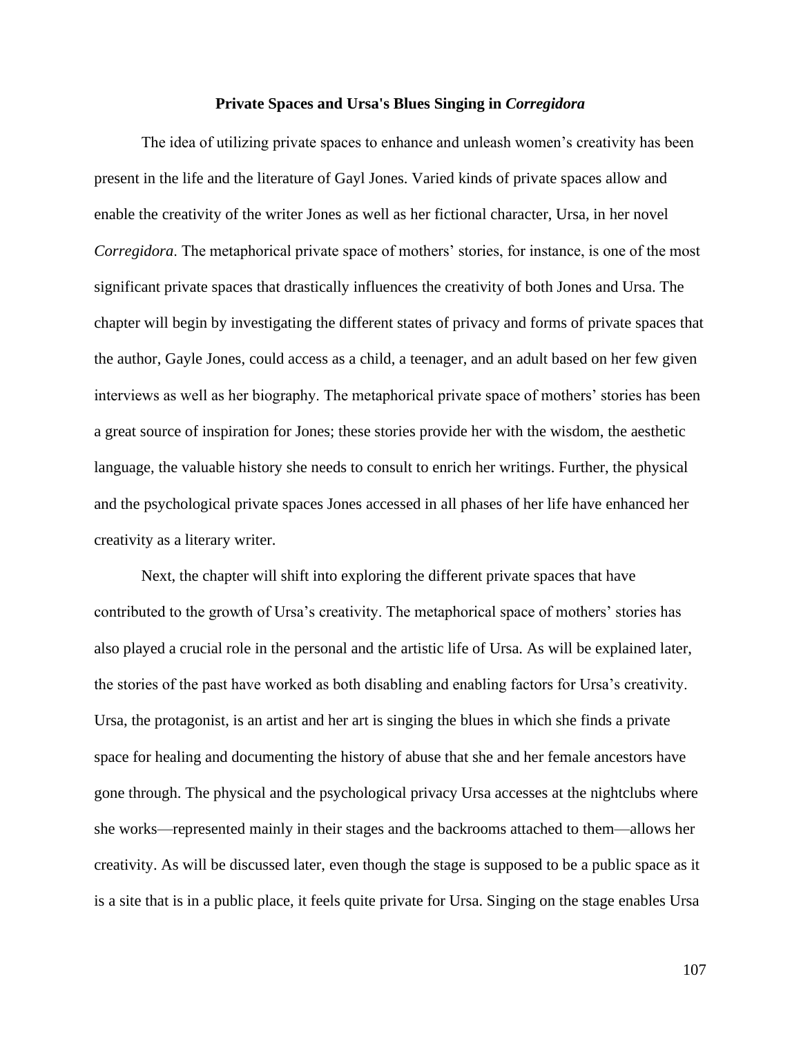**Private Spaces and Ursa's Blues Singing in *Corregidora***

The idea of utilizing private spaces to enhance and unleash women's creativity has been present in the life and the literature of Gayl Jones. Varied kinds of private spaces allow and enable the creativity of the writer Jones as well as her fictional character, Ursa, in her novel *Corregidora*. The metaphorical private space of mothers' stories, for instance, is one of the most significant private spaces that drastically influences the creativity of both Jones and Ursa. The chapter will begin by investigating the different states of privacy and forms of private spaces that the author, Gayle Jones, could access as a child, a teenager, and an adult based on her few given interviews as well as her biography. The metaphorical private space of mothers' stories has been a great source of inspiration for Jones; these stories provide her with the wisdom, the aesthetic language, the valuable history she needs to consult to enrich her writings. Further, the physical and the psychological private spaces Jones accessed in all phases of her life have enhanced her creativity as a literary writer.

Next, the chapter will shift into exploring the different private spaces that have contributed to the growth of Ursa's creativity. The metaphorical space of mothers' stories has also played a crucial role in the personal and the artistic life of Ursa. As will be explained later, the stories of the past have worked as both disabling and enabling factors for Ursa's creativity. Ursa, the protagonist, is an artist and her art is singing the blues in which she finds a private space for healing and documenting the history of abuse that she and her female ancestors have gone through. The physical and the psychological privacy Ursa accesses at the nightclubs where she works—represented mainly in their stages and the backrooms attached to them—allows her creativity. As will be discussed later, even though the stage is supposed to be a public space as it is a site that is in a public place, it feels quite private for Ursa. Singing on the stage enables Ursa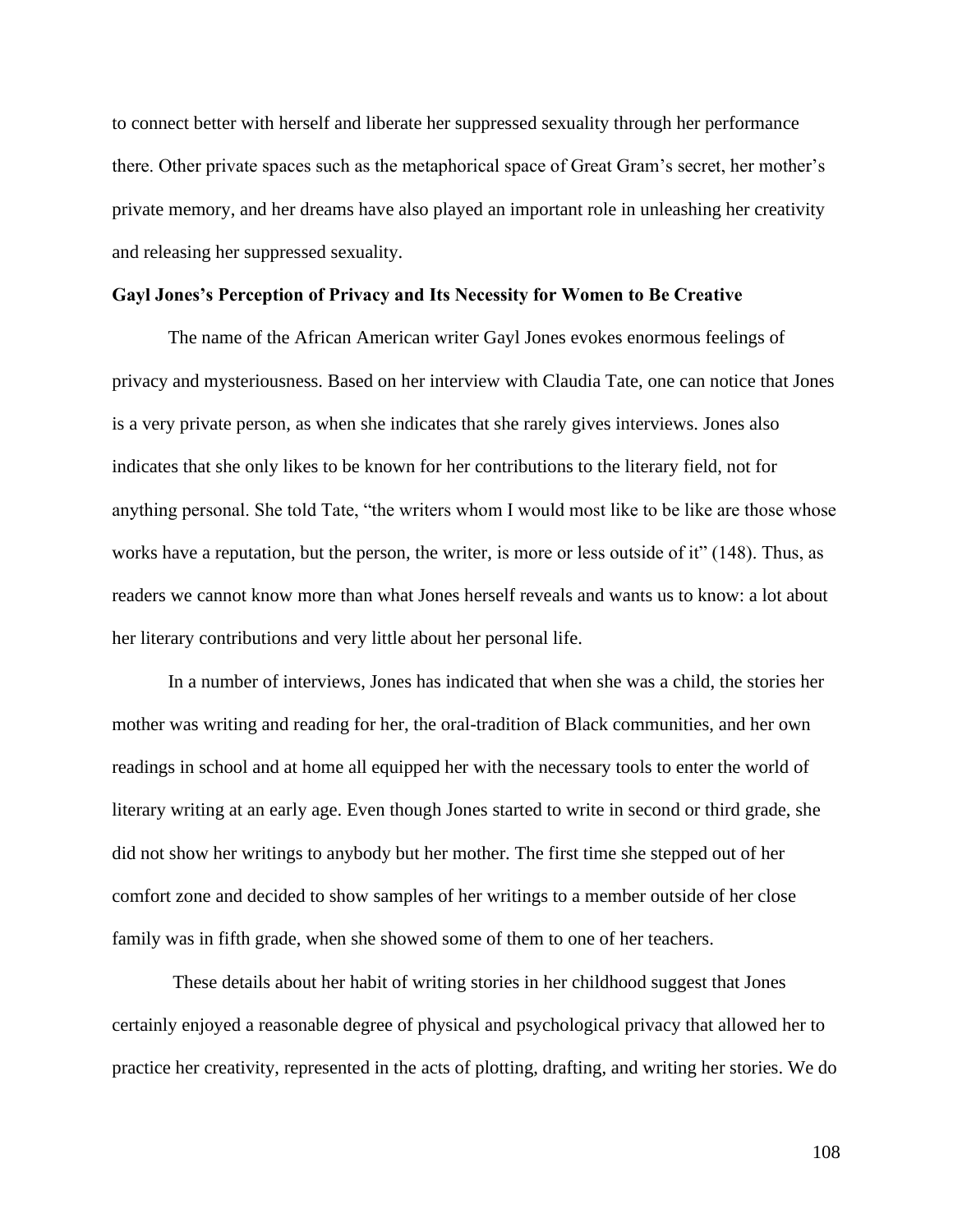to connect better with herself and liberate her suppressed sexuality through her performance there. Other private spaces such as the metaphorical space of Great Gram's secret, her mother's private memory, and her dreams have also played an important role in unleashing her creativity and releasing her suppressed sexuality.

**Gayl Jones's Perception of Privacy and Its Necessity for Women to Be Creative**

The name of the African American writer Gayl Jones evokes enormous feelings of privacy and mysteriousness. Based on her interview with Claudia Tate, one can notice that Jones is a very private person, as when she indicates that she rarely gives interviews. Jones also indicates that she only likes to be known for her contributions to the literary field, not for anything personal. She told Tate, "the writers whom I would most like to be like are those whose works have a reputation, but the person, the writer, is more or less outside of it" (148). Thus, as readers we cannot know more than what Jones herself reveals and wants us to know: a lot about her literary contributions and very little about her personal life.

In a number of interviews, Jones has indicated that when she was a child, the stories her mother was writing and reading for her, the oral-tradition of Black communities, and her own readings in school and at home all equipped her with the necessary tools to enter the world of literary writing at an early age. Even though Jones started to write in second or third grade, she did not show her writings to anybody but her mother. The first time she stepped out of her comfort zone and decided to show samples of her writings to a member outside of her close family was in fifth grade, when she showed some of them to one of her teachers.

These details about her habit of writing stories in her childhood suggest that Jones certainly enjoyed a reasonable degree of physical and psychological privacy that allowed her to practice her creativity, represented in the acts of plotting, drafting, and writing her stories. We do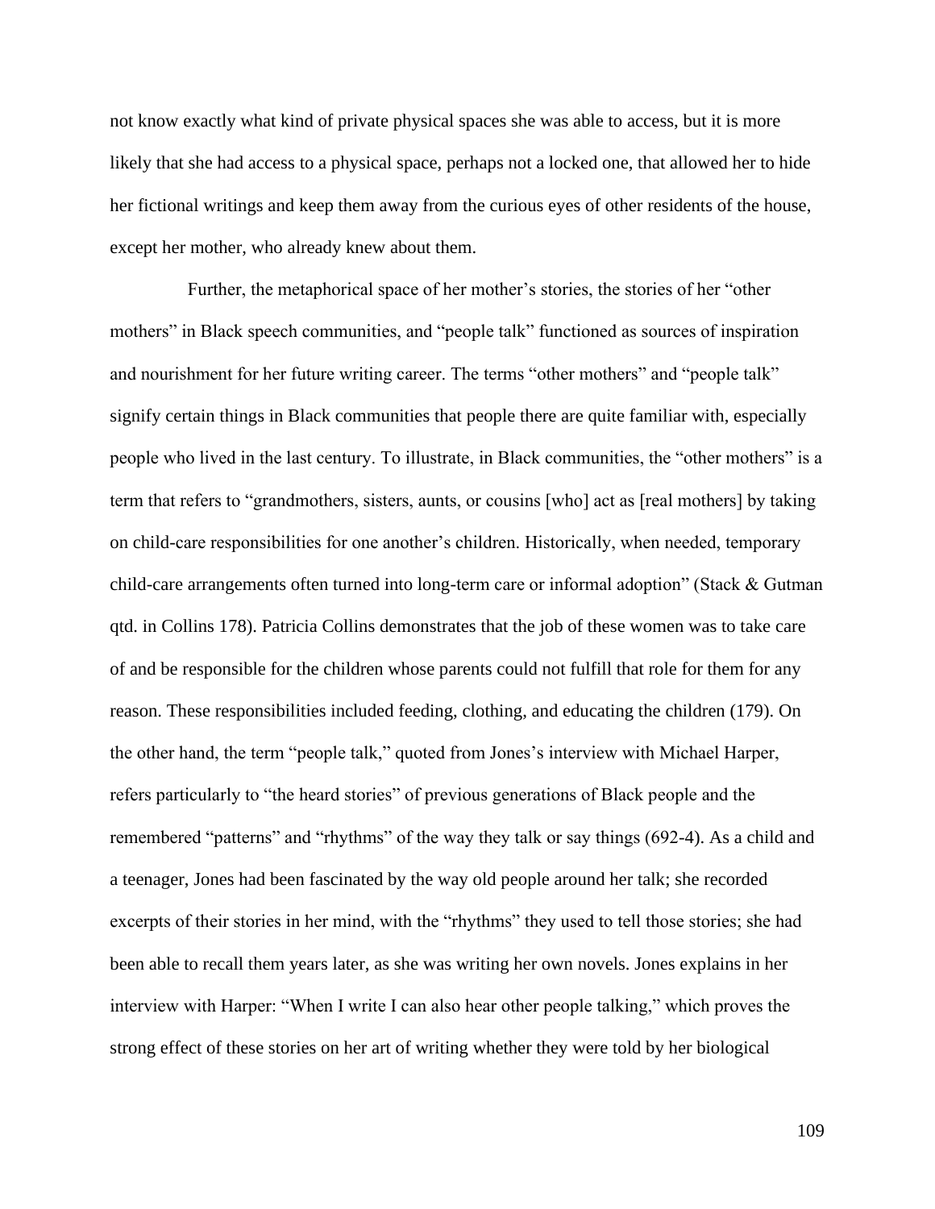not know exactly what kind of private physical spaces she was able to access, but it is more likely that she had access to a physical space, perhaps not a locked one, that allowed her to hide her fictional writings and keep them away from the curious eyes of other residents of the house, except her mother, who already knew about them.

Further, the metaphorical space of her mother's stories, the stories of her "other mothers" in Black speech communities, and "people talk" functioned as sources of inspiration and nourishment for her future writing career. The terms "other mothers" and "people talk" signify certain things in Black communities that people there are quite familiar with, especially people who lived in the last century. To illustrate, in Black communities, the "other mothers" is a term that refers to "grandmothers, sisters, aunts, or cousins [who] act as [real mothers] by taking on child-care responsibilities for one another's children. Historically, when needed, temporary child-care arrangements often turned into long-term care or informal adoption" (Stack & Gutman qtd. in Collins 178). Patricia Collins demonstrates that the job of these women was to take care of and be responsible for the children whose parents could not fulfill that role for them for any reason. These responsibilities included feeding, clothing, and educating the children (179). On the other hand, the term "people talk," quoted from Jones's interview with Michael Harper, refers particularly to "the heard stories" of previous generations of Black people and the remembered "patterns" and "rhythms" of the way they talk or say things (692-4). As a child and a teenager, Jones had been fascinated by the way old people around her talk; she recorded excerpts of their stories in her mind, with the "rhythms" they used to tell those stories; she had been able to recall them years later, as she was writing her own novels. Jones explains in her interview with Harper: "When I write I can also hear other people talking," which proves the strong effect of these stories on her art of writing whether they were told by her biological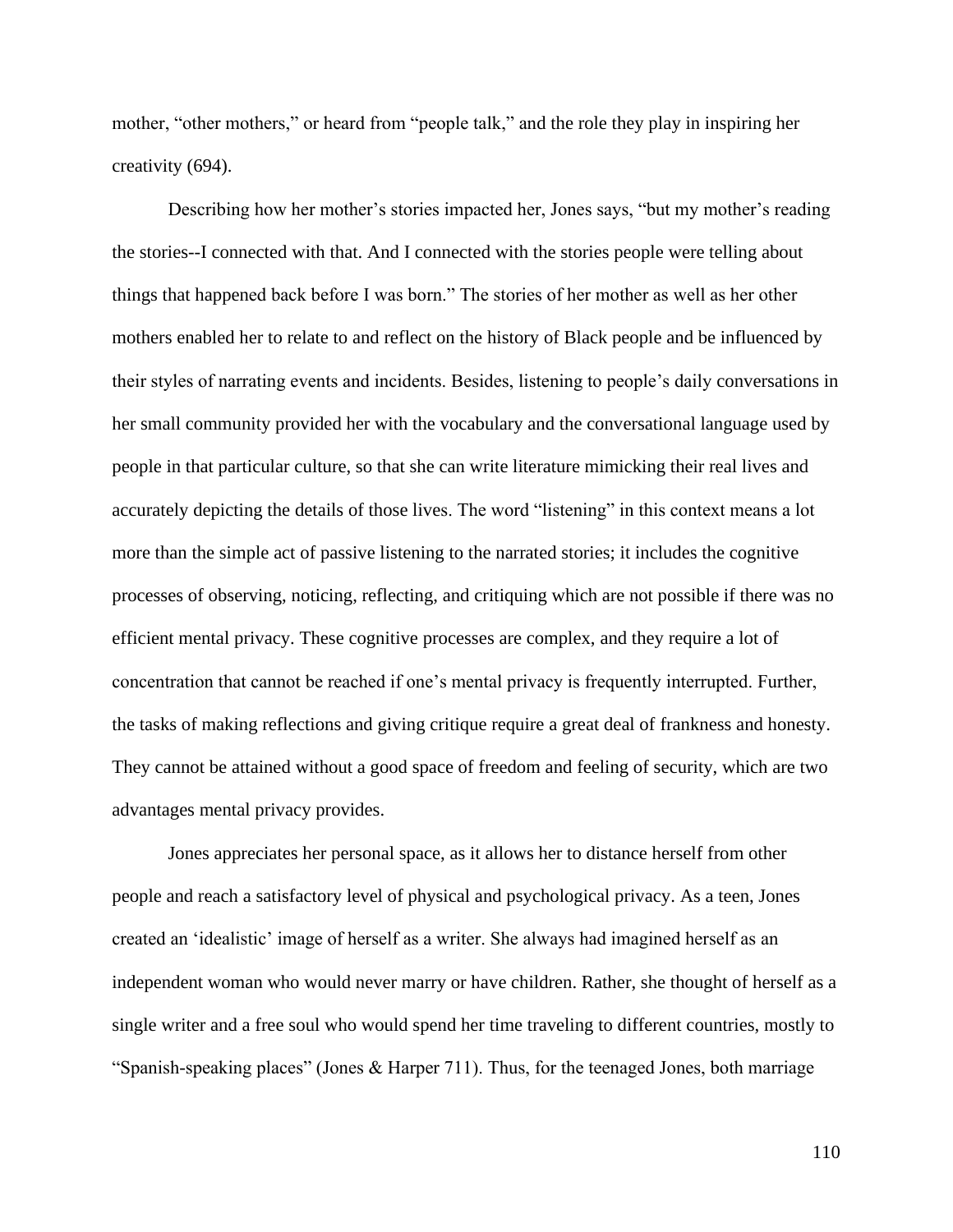mother, "other mothers," or heard from "people talk," and the role they play in inspiring her creativity (694).

Describing how her mother's stories impacted her, Jones says, "but my mother's reading the stories--I connected with that. And I connected with the stories people were telling about things that happened back before I was born." The stories of her mother as well as her other mothers enabled her to relate to and reflect on the history of Black people and be influenced by their styles of narrating events and incidents. Besides, listening to people's daily conversations in her small community provided her with the vocabulary and the conversational language used by people in that particular culture, so that she can write literature mimicking their real lives and accurately depicting the details of those lives. The word "listening" in this context means a lot more than the simple act of passive listening to the narrated stories; it includes the cognitive processes of observing, noticing, reflecting, and critiquing which are not possible if there was no efficient mental privacy. These cognitive processes are complex, and they require a lot of concentration that cannot be reached if one's mental privacy is frequently interrupted. Further, the tasks of making reflections and giving critique require a great deal of frankness and honesty. They cannot be attained without a good space of freedom and feeling of security, which are two advantages mental privacy provides.

Jones appreciates her personal space, as it allows her to distance herself from other people and reach a satisfactory level of physical and psychological privacy. As a teen, Jones created an 'idealistic' image of herself as a writer. She always had imagined herself as an independent woman who would never marry or have children. Rather, she thought of herself as a single writer and a free soul who would spend her time traveling to different countries, mostly to "Spanish-speaking places" (Jones & Harper 711). Thus, for the teenaged Jones, both marriage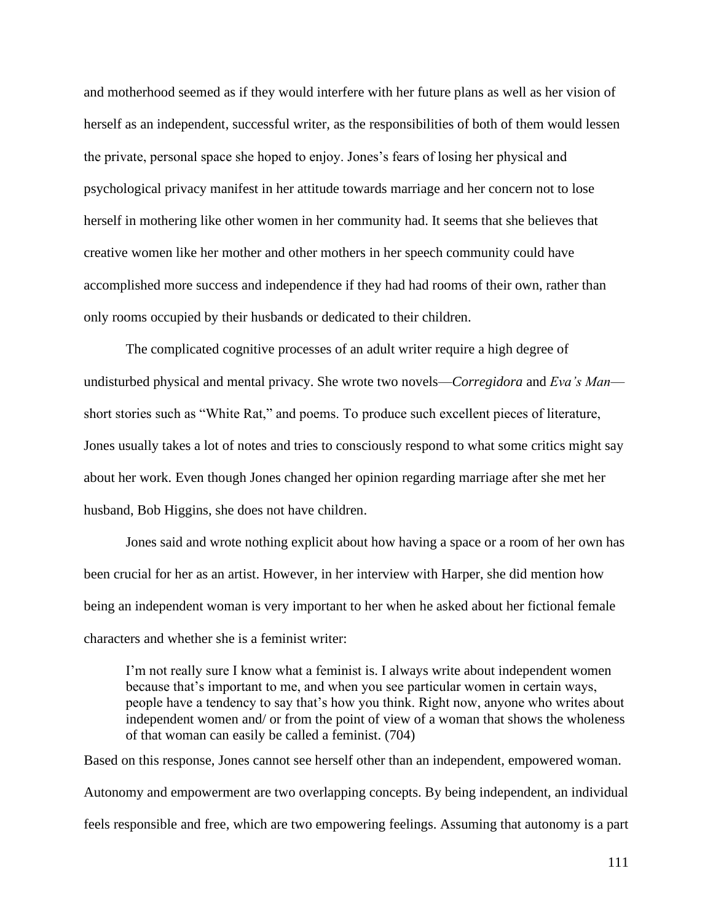and motherhood seemed as if they would interfere with her future plans as well as her vision of herself as an independent, successful writer, as the responsibilities of both of them would lessen the private, personal space she hoped to enjoy. Jones's fears of losing her physical and psychological privacy manifest in her attitude towards marriage and her concern not to lose herself in mothering like other women in her community had. It seems that she believes that creative women like her mother and other mothers in her speech community could have accomplished more success and independence if they had had rooms of their own, rather than only rooms occupied by their husbands or dedicated to their children.

The complicated cognitive processes of an adult writer require a high degree of undisturbed physical and mental privacy. She wrote two novels—*Corregidora* and *Eva's Man*—short stories such as "White Rat," and poems. To produce such excellent pieces of literature, Jones usually takes a lot of notes and tries to consciously respond to what some critics might say about her work. Even though Jones changed her opinion regarding marriage after she met her husband, Bob Higgins, she does not have children.

Jones said and wrote nothing explicit about how having a space or a room of her own has been crucial for her as an artist. However, in her interview with Harper, she did mention how being an independent woman is very important to her when he asked about her fictional female characters and whether she is a feminist writer:

> I'm not really sure I know what a feminist is. I always write about independent women because that's important to me, and when you see particular women in certain ways, people have a tendency to say that's how you think. Right now, anyone who writes about independent women and/ or from the point of view of a woman that shows the wholeness of that woman can easily be called a feminist. (704)

Based on this response, Jones cannot see herself other than an independent, empowered woman. Autonomy and empowerment are two overlapping concepts. By being independent, an individual feels responsible and free, which are two empowering feelings. Assuming that autonomy is a part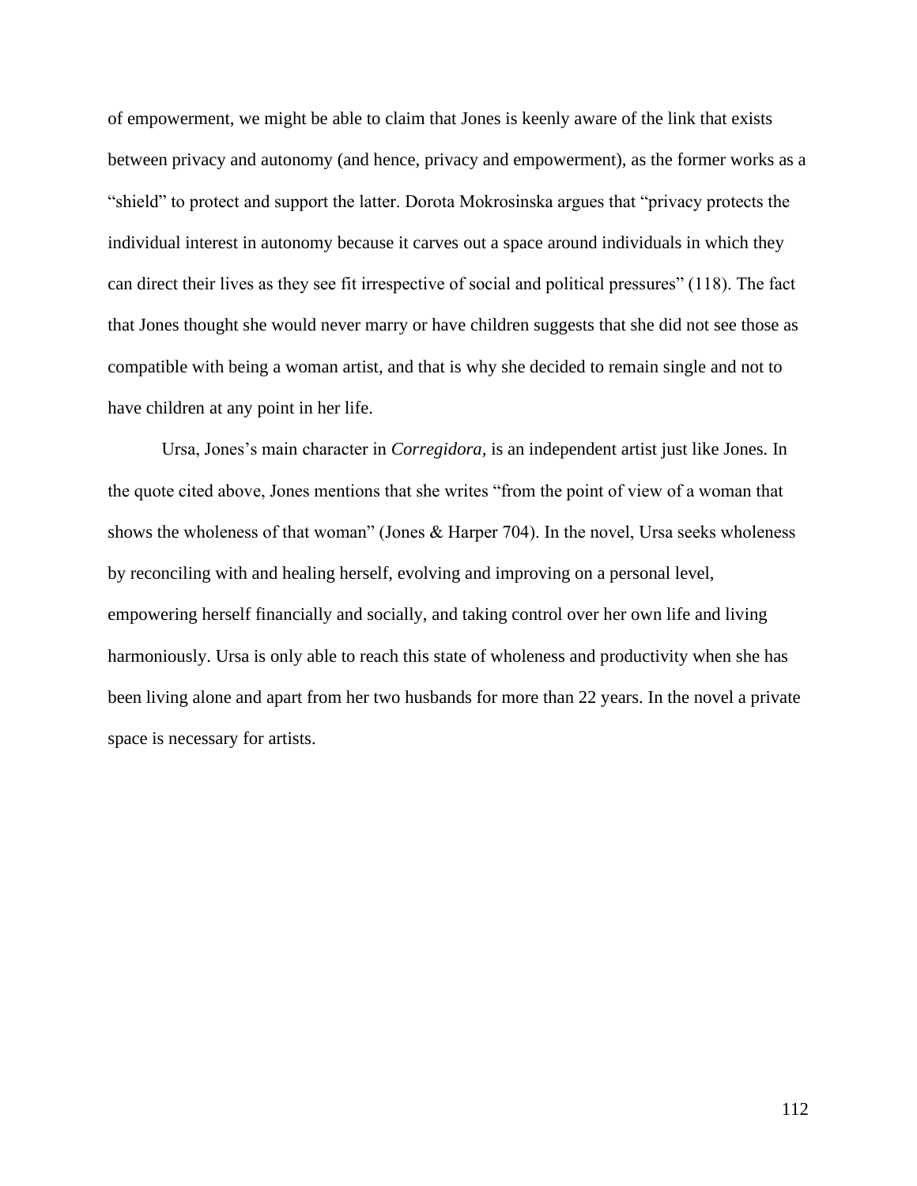of empowerment, we might be able to claim that Jones is keenly aware of the link that exists between privacy and autonomy (and hence, privacy and empowerment), as the former works as a "shield" to protect and support the latter. Dorota Mokrosinska argues that "privacy protects the individual interest in autonomy because it carves out a space around individuals in which they can direct their lives as they see fit irrespective of social and political pressures" (118). The fact that Jones thought she would never marry or have children suggests that she did not see those as compatible with being a woman artist, and that is why she decided to remain single and not to have children at any point in her life.

Ursa, Jones's main character in *Corregidora*, is an independent artist just like Jones. In the quote cited above, Jones mentions that she writes "from the point of view of a woman that shows the wholeness of that woman" (Jones & Harper 704). In the novel, Ursa seeks wholeness by reconciling with and healing herself, evolving and improving on a personal level, empowering herself financially and socially, and taking control over her own life and living harmoniously. Ursa is only able to reach this state of wholeness and productivity when she has been living alone and apart from her two husbands for more than 22 years. In the novel a private space is necessary for artists.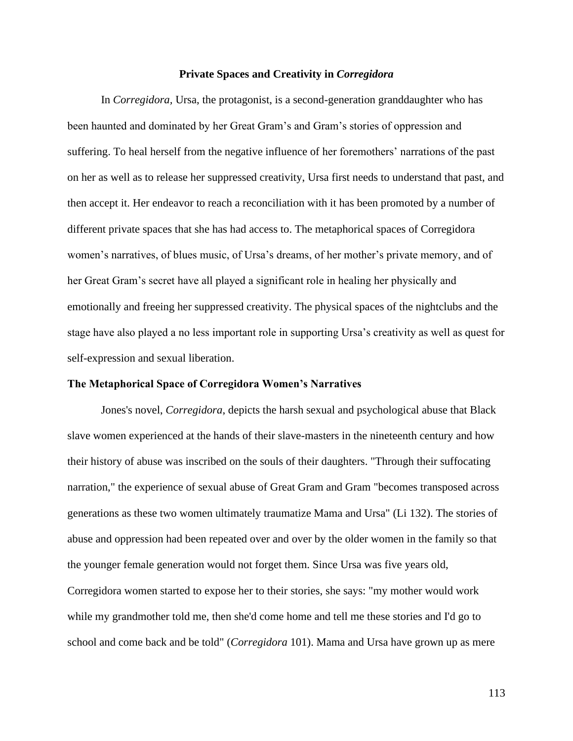## Private Spaces and Creativity in *Corregidora*

In *Corregidora*, Ursa, the protagonist, is a second-generation granddaughter who has been haunted and dominated by her Great Gram's and Gram's stories of oppression and suffering. To heal herself from the negative influence of her foremothers' narrations of the past on her as well as to release her suppressed creativity, Ursa first needs to understand that past, and then accept it. Her endeavor to reach a reconciliation with it has been promoted by a number of different private spaces that she has had access to. The metaphorical spaces of Corregidora women's narratives, of blues music, of Ursa's dreams, of her mother's private memory, and of her Great Gram's secret have all played a significant role in healing her physically and emotionally and freeing her suppressed creativity. The physical spaces of the nightclubs and the stage have also played a no less important role in supporting Ursa's creativity as well as quest for self-expression and sexual liberation.

### The Metaphorical Space of Corregidora Women's Narratives

Jones's novel, *Corregidora*, depicts the harsh sexual and psychological abuse that Black slave women experienced at the hands of their slave-masters in the nineteenth century and how their history of abuse was inscribed on the souls of their daughters. "Through their suffocating narration," the experience of sexual abuse of Great Gram and Gram "becomes transposed across generations as these two women ultimately traumatize Mama and Ursa" (Li 132). The stories of abuse and oppression had been repeated over and over by the older women in the family so that the younger female generation would not forget them. Since Ursa was five years old, Corregidora women started to expose her to their stories, she says: "my mother would work while my grandmother told me, then she'd come home and tell me these stories and I'd go to school and come back and be told" (*Corregidora* 101). Mama and Ursa have grown up as mere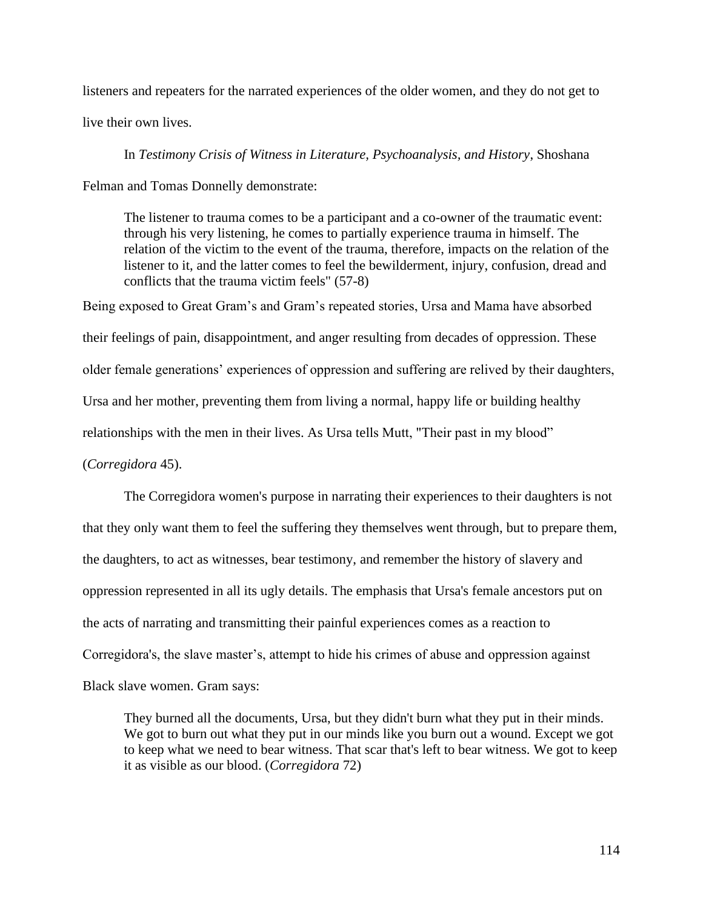listeners and repeaters for the narrated experiences of the older women, and they do not get to live their own lives.

In *Testimony Crisis of Witness in Literature, Psychoanalysis, and History*, Shoshana Felman and Tomas Donnelly demonstrate:

> The listener to trauma comes to be a participant and a co-owner of the traumatic event: through his very listening, he comes to partially experience trauma in himself. The relation of the victim to the event of the trauma, therefore, impacts on the relation of the listener to it, and the latter comes to feel the bewilderment, injury, confusion, dread and conflicts that the trauma victim feels" (57-8)

Being exposed to Great Gram's and Gram's repeated stories, Ursa and Mama have absorbed their feelings of pain, disappointment, and anger resulting from decades of oppression. These older female generations' experiences of oppression and suffering are relived by their daughters, Ursa and her mother, preventing them from living a normal, happy life or building healthy relationships with the men in their lives. As Ursa tells Mutt, "Their past in my blood" (*Corregidora* 45).

The Corregidora women's purpose in narrating their experiences to their daughters is not that they only want them to feel the suffering they themselves went through, but to prepare them, the daughters, to act as witnesses, bear testimony, and remember the history of slavery and oppression represented in all its ugly details. The emphasis that Ursa's female ancestors put on the acts of narrating and transmitting their painful experiences comes as a reaction to Corregidora's, the slave master's, attempt to hide his crimes of abuse and oppression against Black slave women. Gram says:

> They burned all the documents, Ursa, but they didn't burn what they put in their minds. We got to burn out what they put in our minds like you burn out a wound. Except we got to keep what we need to bear witness. That scar that's left to bear witness. We got to keep it as visible as our blood. (*Corregidora* 72)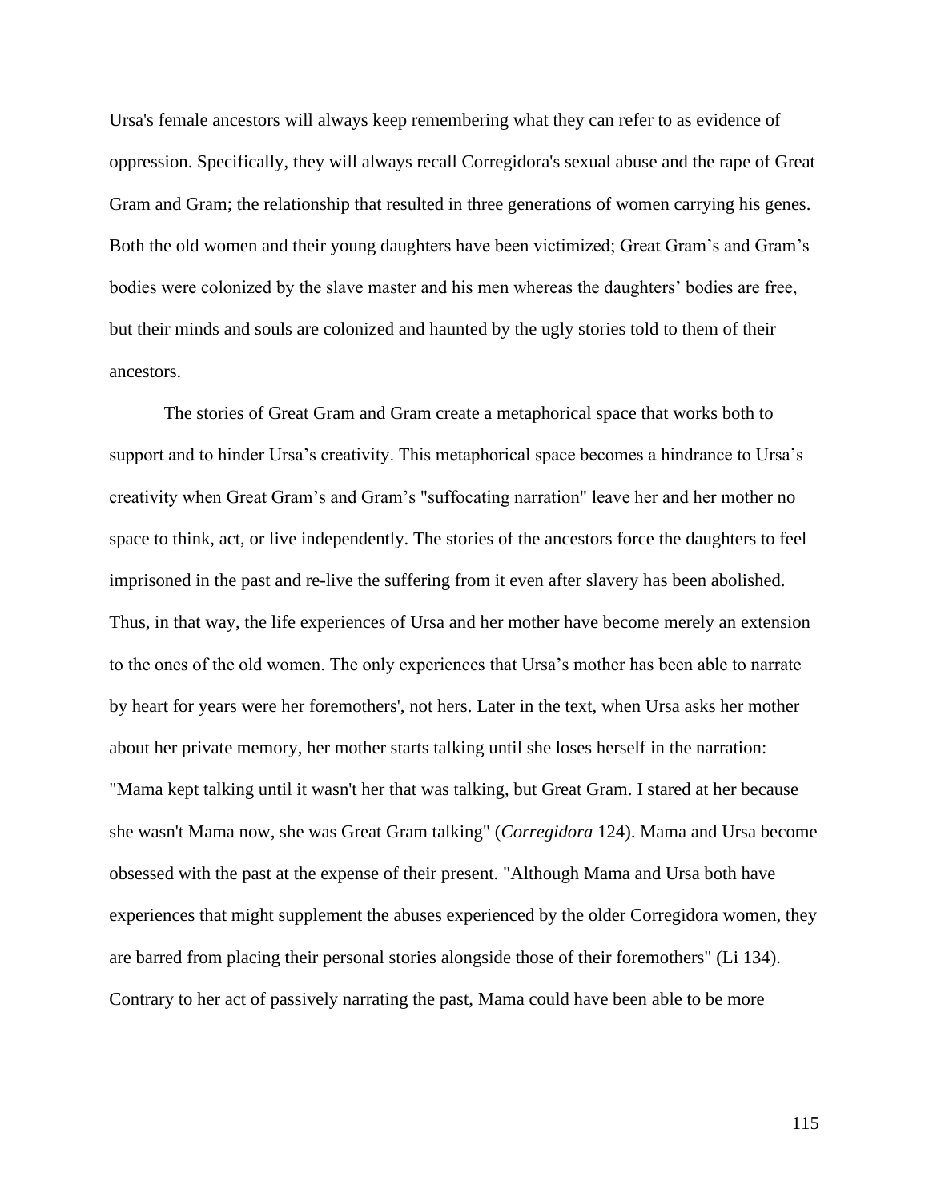Ursa's female ancestors will always keep remembering what they can refer to as evidence of oppression. Specifically, they will always recall Corregidora's sexual abuse and the rape of Great Gram and Gram; the relationship that resulted in three generations of women carrying his genes. Both the old women and their young daughters have been victimized; Great Gram's and Gram's bodies were colonized by the slave master and his men whereas the daughters' bodies are free, but their minds and souls are colonized and haunted by the ugly stories told to them of their ancestors.

The stories of Great Gram and Gram create a metaphorical space that works both to support and to hinder Ursa's creativity. This metaphorical space becomes a hindrance to Ursa's creativity when Great Gram's and Gram's "suffocating narration" leave her and her mother no space to think, act, or live independently. The stories of the ancestors force the daughters to feel imprisoned in the past and re-live the suffering from it even after slavery has been abolished. Thus, in that way, the life experiences of Ursa and her mother have become merely an extension to the ones of the old women. The only experiences that Ursa's mother has been able to narrate by heart for years were her foremothers', not hers. Later in the text, when Ursa asks her mother about her private memory, her mother starts talking until she loses herself in the narration: "Mama kept talking until it wasn't her that was talking, but Great Gram. I stared at her because she wasn't Mama now, she was Great Gram talking" (*Corregidora* 124). Mama and Ursa become obsessed with the past at the expense of their present. "Although Mama and Ursa both have experiences that might supplement the abuses experienced by the older Corregidora women, they are barred from placing their personal stories alongside those of their foremothers" (Li 134). Contrary to her act of passively narrating the past, Mama could have been able to be more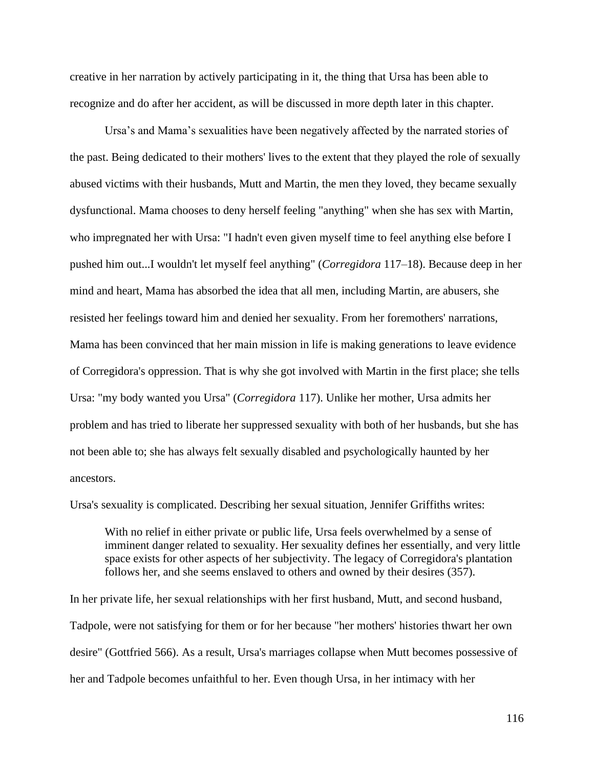creative in her narration by actively participating in it, the thing that Ursa has been able to recognize and do after her accident, as will be discussed in more depth later in this chapter.

Ursa's and Mama's sexualities have been negatively affected by the narrated stories of the past. Being dedicated to their mothers' lives to the extent that they played the role of sexually abused victims with their husbands, Mutt and Martin, the men they loved, they became sexually dysfunctional. Mama chooses to deny herself feeling "anything" when she has sex with Martin, who impregnated her with Ursa: "I hadn't even given myself time to feel anything else before I pushed him out...I wouldn't let myself feel anything" (*Corregidora* 117–18). Because deep in her mind and heart, Mama has absorbed the idea that all men, including Martin, are abusers, she resisted her feelings toward him and denied her sexuality. From her foremothers' narrations, Mama has been convinced that her main mission in life is making generations to leave evidence of Corregidora's oppression. That is why she got involved with Martin in the first place; she tells Ursa: "my body wanted you Ursa" (*Corregidora* 117). Unlike her mother, Ursa admits her problem and has tried to liberate her suppressed sexuality with both of her husbands, but she has not been able to; she has always felt sexually disabled and psychologically haunted by her ancestors.

Ursa's sexuality is complicated. Describing her sexual situation, Jennifer Griffiths writes:

> With no relief in either private or public life, Ursa feels overwhelmed by a sense of imminent danger related to sexuality. Her sexuality defines her essentially, and very little space exists for other aspects of her subjectivity. The legacy of Corregidora's plantation follows her, and she seems enslaved to others and owned by their desires (357).

In her private life, her sexual relationships with her first husband, Mutt, and second husband, Tadpole, were not satisfying for them or for her because "her mothers' histories thwart her own desire" (Gottfried 566). As a result, Ursa's marriages collapse when Mutt becomes possessive of her and Tadpole becomes unfaithful to her. Even though Ursa, in her intimacy with her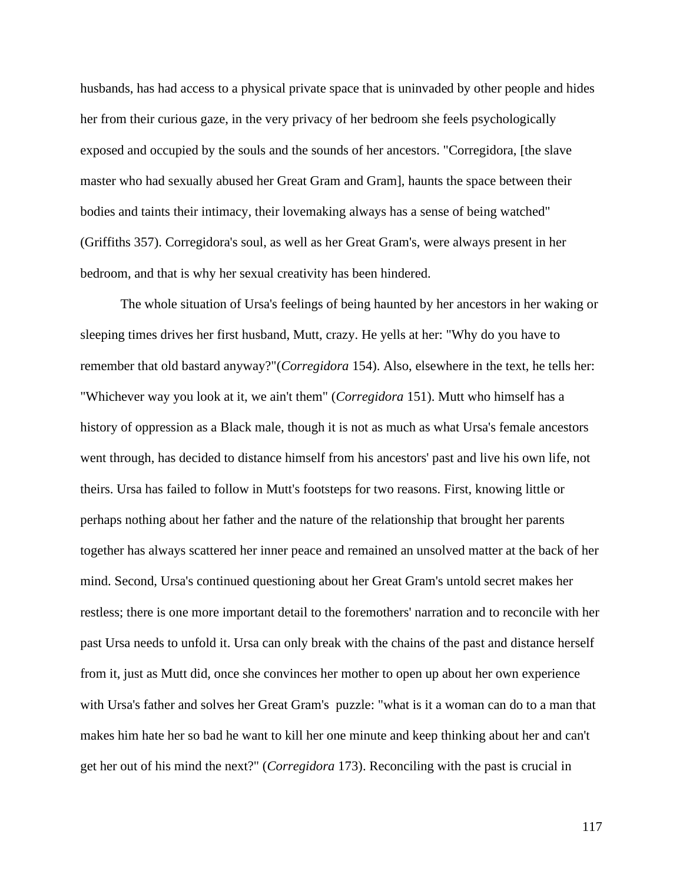husbands, has had access to a physical private space that is uninvaded by other people and hides her from their curious gaze, in the very privacy of her bedroom she feels psychologically exposed and occupied by the souls and the sounds of her ancestors. "Corregidora, [the slave master who had sexually abused her Great Gram and Gram], haunts the space between their bodies and taints their intimacy, their lovemaking always has a sense of being watched" (Griffiths 357). Corregidora's soul, as well as her Great Gram's, were always present in her bedroom, and that is why her sexual creativity has been hindered.

The whole situation of Ursa's feelings of being haunted by her ancestors in her waking or sleeping times drives her first husband, Mutt, crazy. He yells at her: "Why do you have to remember that old bastard anyway?"(*Corregidora* 154). Also, elsewhere in the text, he tells her: "Whichever way you look at it, we ain't them" (*Corregidora* 151). Mutt who himself has a history of oppression as a Black male, though it is not as much as what Ursa's female ancestors went through, has decided to distance himself from his ancestors' past and live his own life, not theirs. Ursa has failed to follow in Mutt's footsteps for two reasons. First, knowing little or perhaps nothing about her father and the nature of the relationship that brought her parents together has always scattered her inner peace and remained an unsolved matter at the back of her mind. Second, Ursa's continued questioning about her Great Gram's untold secret makes her restless; there is one more important detail to the foremothers' narration and to reconcile with her past Ursa needs to unfold it. Ursa can only break with the chains of the past and distance herself from it, just as Mutt did, once she convinces her mother to open up about her own experience with Ursa's father and solves her Great Gram's puzzle: "what is it a woman can do to a man that makes him hate her so bad he want to kill her one minute and keep thinking about her and can't get her out of his mind the next?" (*Corregidora* 173). Reconciling with the past is crucial in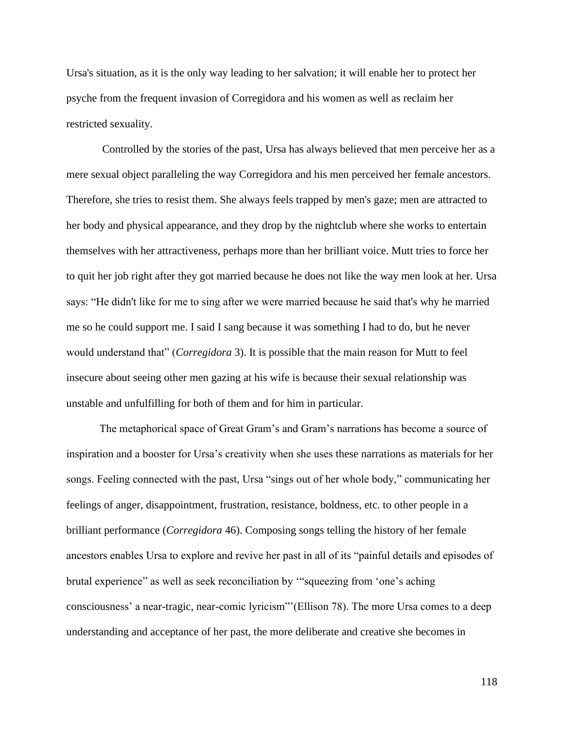Ursa's situation, as it is the only way leading to her salvation; it will enable her to protect her psyche from the frequent invasion of Corregidora and his women as well as reclaim her restricted sexuality.

Controlled by the stories of the past, Ursa has always believed that men perceive her as a mere sexual object paralleling the way Corregidora and his men perceived her female ancestors. Therefore, she tries to resist them. She always feels trapped by men's gaze; men are attracted to her body and physical appearance, and they drop by the nightclub where she works to entertain themselves with her attractiveness, perhaps more than her brilliant voice. Mutt tries to force her to quit her job right after they got married because he does not like the way men look at her. Ursa says: "He didn't like for me to sing after we were married because he said that's why he married me so he could support me. I said I sang because it was something I had to do, but he never would understand that" (*Corregidora* 3). It is possible that the main reason for Mutt to feel insecure about seeing other men gazing at his wife is because their sexual relationship was unstable and unfulfilling for both of them and for him in particular.

The metaphorical space of Great Gram's and Gram's narrations has become a source of inspiration and a booster for Ursa's creativity when she uses these narrations as materials for her songs. Feeling connected with the past, Ursa "sings out of her whole body," communicating her feelings of anger, disappointment, frustration, resistance, boldness, etc. to other people in a brilliant performance (*Corregidora* 46). Composing songs telling the history of her female ancestors enables Ursa to explore and revive her past in all of its "painful details and episodes of brutal experience" as well as seek reconciliation by '"squeezing from 'one's aching consciousness' a near-tragic, near-comic lyricism"'(Ellison 78). The more Ursa comes to a deep understanding and acceptance of her past, the more deliberate and creative she becomes in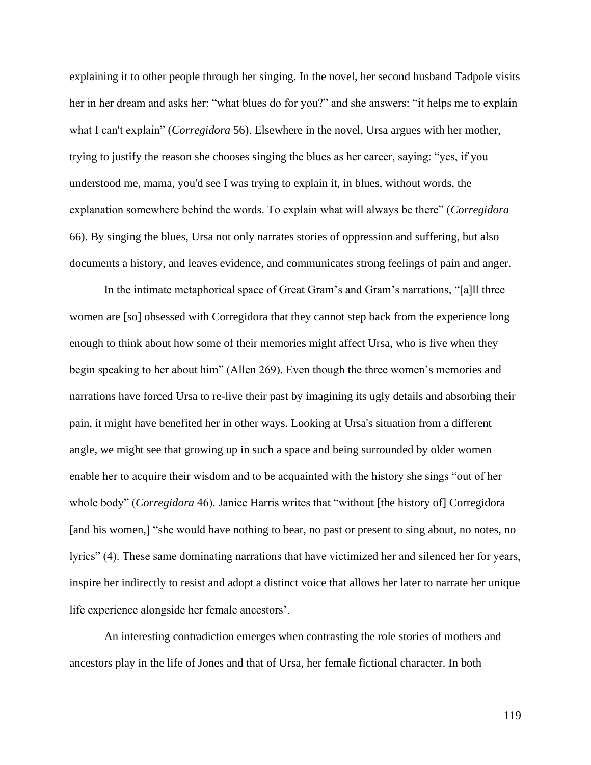explaining it to other people through her singing. In the novel, her second husband Tadpole visits her in her dream and asks her: "what blues do for you?" and she answers: "it helps me to explain what I can't explain" (*Corregidora* 56). Elsewhere in the novel, Ursa argues with her mother, trying to justify the reason she chooses singing the blues as her career, saying: "yes, if you understood me, mama, you'd see I was trying to explain it, in blues, without words, the explanation somewhere behind the words. To explain what will always be there" (*Corregidora* 66). By singing the blues, Ursa not only narrates stories of oppression and suffering, but also documents a history, and leaves evidence, and communicates strong feelings of pain and anger.

In the intimate metaphorical space of Great Gram's and Gram's narrations, "[a]ll three women are [so] obsessed with Corregidora that they cannot step back from the experience long enough to think about how some of their memories might affect Ursa, who is five when they begin speaking to her about him" (Allen 269). Even though the three women's memories and narrations have forced Ursa to re-live their past by imagining its ugly details and absorbing their pain, it might have benefited her in other ways. Looking at Ursa's situation from a different angle, we might see that growing up in such a space and being surrounded by older women enable her to acquire their wisdom and to be acquainted with the history she sings "out of her whole body" (*Corregidora* 46). Janice Harris writes that "without [the history of] Corregidora [and his women,] "she would have nothing to bear, no past or present to sing about, no notes, no lyrics" (4). These same dominating narrations that have victimized her and silenced her for years, inspire her indirectly to resist and adopt a distinct voice that allows her later to narrate her unique life experience alongside her female ancestors'.

An interesting contradiction emerges when contrasting the role stories of mothers and ancestors play in the life of Jones and that of Ursa, her female fictional character. In both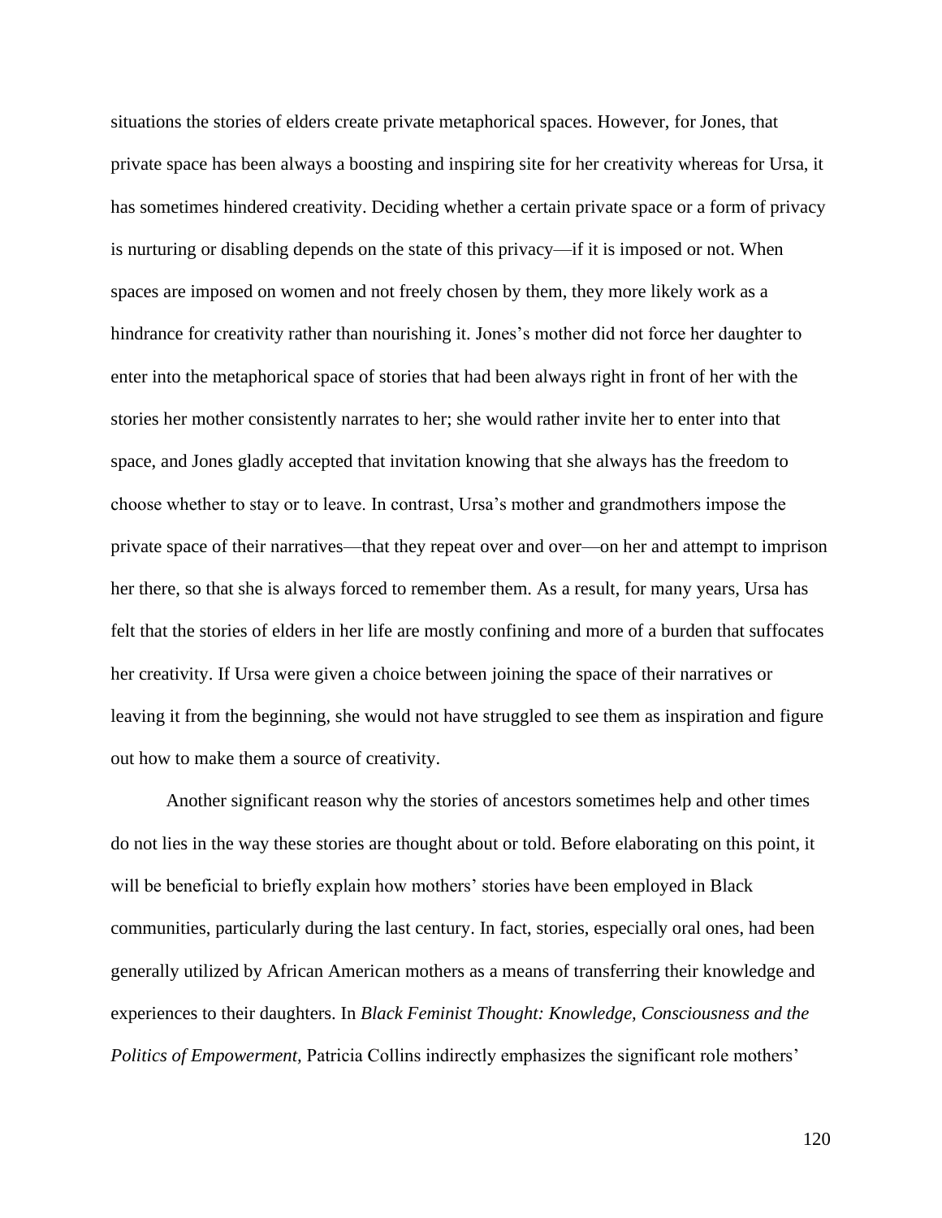situations the stories of elders create private metaphorical spaces. However, for Jones, that private space has been always a boosting and inspiring site for her creativity whereas for Ursa, it has sometimes hindered creativity. Deciding whether a certain private space or a form of privacy is nurturing or disabling depends on the state of this privacy—if it is imposed or not. When spaces are imposed on women and not freely chosen by them, they more likely work as a hindrance for creativity rather than nourishing it. Jones's mother did not force her daughter to enter into the metaphorical space of stories that had been always right in front of her with the stories her mother consistently narrates to her; she would rather invite her to enter into that space, and Jones gladly accepted that invitation knowing that she always has the freedom to choose whether to stay or to leave. In contrast, Ursa's mother and grandmothers impose the private space of their narratives—that they repeat over and over—on her and attempt to imprison her there, so that she is always forced to remember them. As a result, for many years, Ursa has felt that the stories of elders in her life are mostly confining and more of a burden that suffocates her creativity. If Ursa were given a choice between joining the space of their narratives or leaving it from the beginning, she would not have struggled to see them as inspiration and figure out how to make them a source of creativity.

Another significant reason why the stories of ancestors sometimes help and other times do not lies in the way these stories are thought about or told. Before elaborating on this point, it will be beneficial to briefly explain how mothers' stories have been employed in Black communities, particularly during the last century. In fact, stories, especially oral ones, had been generally utilized by African American mothers as a means of transferring their knowledge and experiences to their daughters. In *Black Feminist Thought: Knowledge, Consciousness and the Politics of Empowerment,* Patricia Collins indirectly emphasizes the significant role mothers'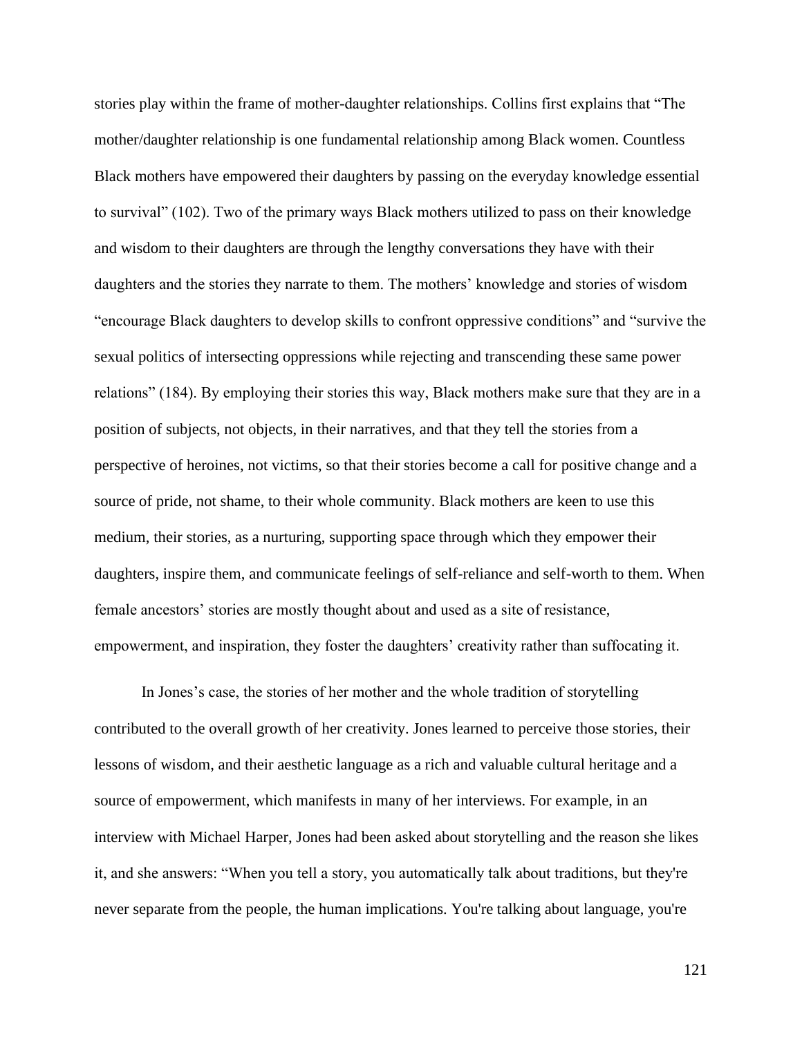stories play within the frame of mother-daughter relationships. Collins first explains that "The mother/daughter relationship is one fundamental relationship among Black women. Countless Black mothers have empowered their daughters by passing on the everyday knowledge essential to survival" (102). Two of the primary ways Black mothers utilized to pass on their knowledge and wisdom to their daughters are through the lengthy conversations they have with their daughters and the stories they narrate to them. The mothers' knowledge and stories of wisdom "encourage Black daughters to develop skills to confront oppressive conditions" and "survive the sexual politics of intersecting oppressions while rejecting and transcending these same power relations" (184). By employing their stories this way, Black mothers make sure that they are in a position of subjects, not objects, in their narratives, and that they tell the stories from a perspective of heroines, not victims, so that their stories become a call for positive change and a source of pride, not shame, to their whole community. Black mothers are keen to use this medium, their stories, as a nurturing, supporting space through which they empower their daughters, inspire them, and communicate feelings of self-reliance and self-worth to them. When female ancestors' stories are mostly thought about and used as a site of resistance, empowerment, and inspiration, they foster the daughters' creativity rather than suffocating it.

In Jones's case, the stories of her mother and the whole tradition of storytelling contributed to the overall growth of her creativity. Jones learned to perceive those stories, their lessons of wisdom, and their aesthetic language as a rich and valuable cultural heritage and a source of empowerment, which manifests in many of her interviews. For example, in an interview with Michael Harper, Jones had been asked about storytelling and the reason she likes it, and she answers: "When you tell a story, you automatically talk about traditions, but they're never separate from the people, the human implications. You're talking about language, you're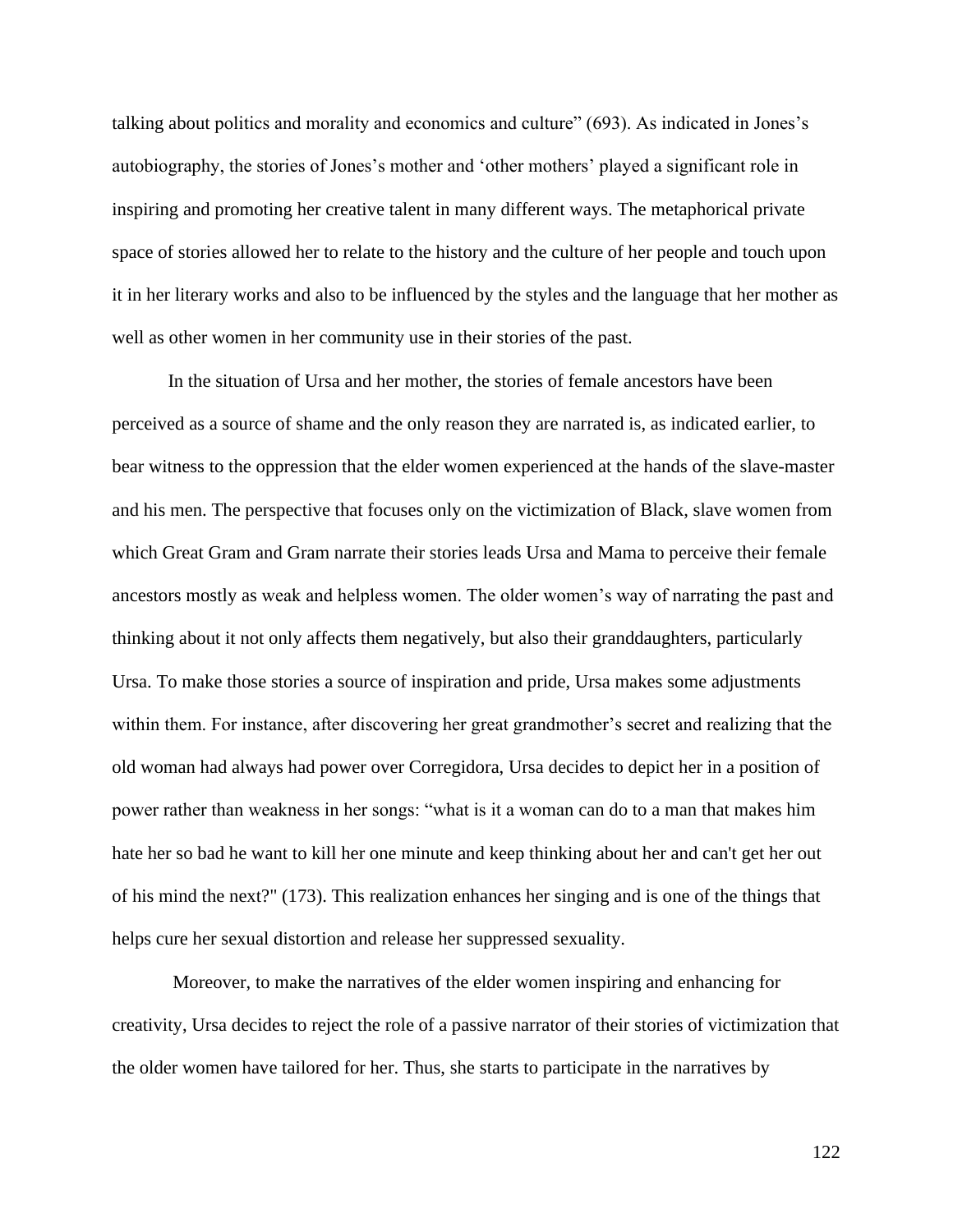talking about politics and morality and economics and culture" (693). As indicated in Jones's autobiography, the stories of Jones's mother and 'other mothers' played a significant role in inspiring and promoting her creative talent in many different ways. The metaphorical private space of stories allowed her to relate to the history and the culture of her people and touch upon it in her literary works and also to be influenced by the styles and the language that her mother as well as other women in her community use in their stories of the past.

In the situation of Ursa and her mother, the stories of female ancestors have been perceived as a source of shame and the only reason they are narrated is, as indicated earlier, to bear witness to the oppression that the elder women experienced at the hands of the slave-master and his men. The perspective that focuses only on the victimization of Black, slave women from which Great Gram and Gram narrate their stories leads Ursa and Mama to perceive their female ancestors mostly as weak and helpless women. The older women's way of narrating the past and thinking about it not only affects them negatively, but also their granddaughters, particularly Ursa. To make those stories a source of inspiration and pride, Ursa makes some adjustments within them. For instance, after discovering her great grandmother's secret and realizing that the old woman had always had power over Corregidora, Ursa decides to depict her in a position of power rather than weakness in her songs: "what is it a woman can do to a man that makes him hate her so bad he want to kill her one minute and keep thinking about her and can't get her out of his mind the next?" (173). This realization enhances her singing and is one of the things that helps cure her sexual distortion and release her suppressed sexuality.

Moreover, to make the narratives of the elder women inspiring and enhancing for creativity, Ursa decides to reject the role of a passive narrator of their stories of victimization that the older women have tailored for her. Thus, she starts to participate in the narratives by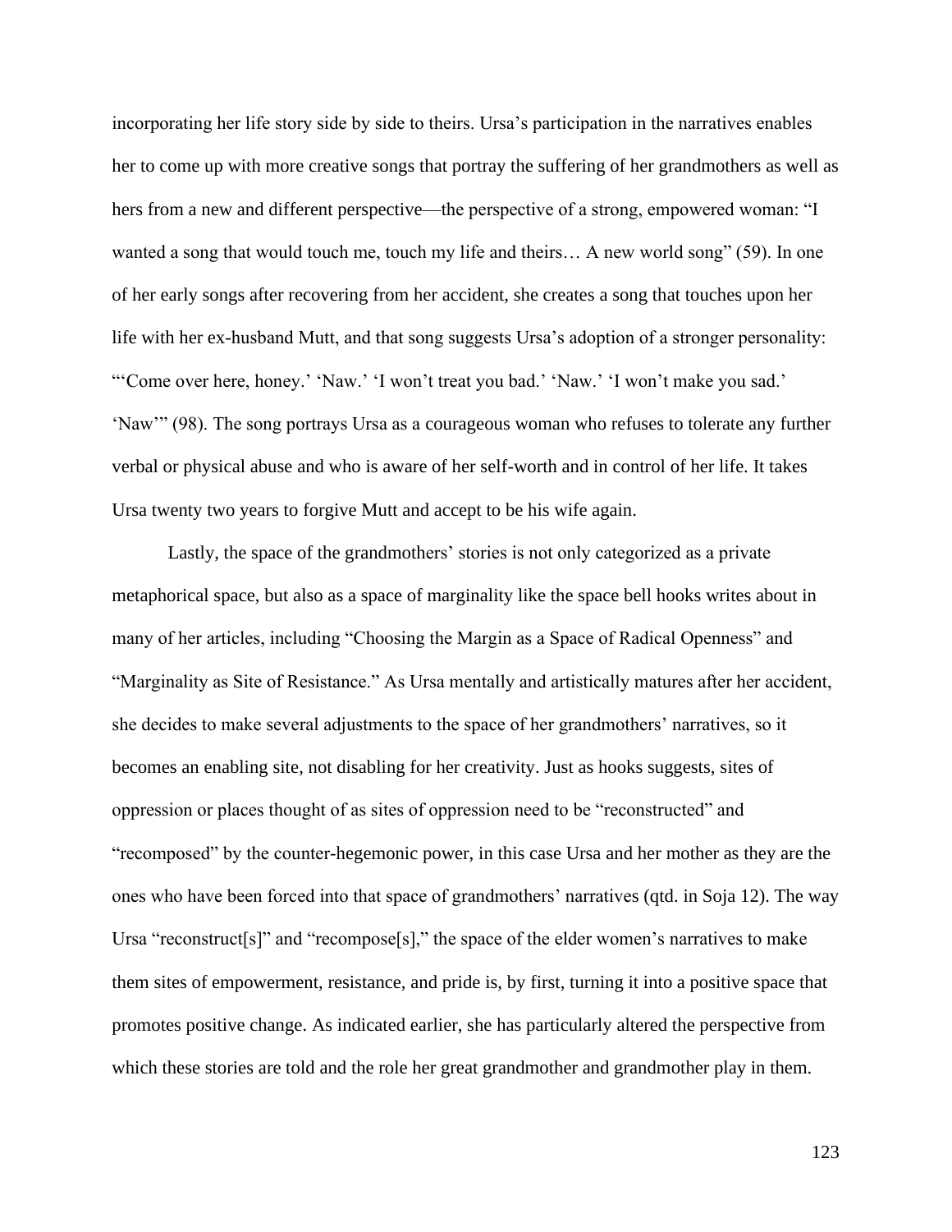incorporating her life story side by side to theirs. Ursa's participation in the narratives enables her to come up with more creative songs that portray the suffering of her grandmothers as well as hers from a new and different perspective—the perspective of a strong, empowered woman: "I wanted a song that would touch me, touch my life and theirs… A new world song" (59). In one of her early songs after recovering from her accident, she creates a song that touches upon her life with her ex-husband Mutt, and that song suggests Ursa's adoption of a stronger personality: "'Come over here, honey.' 'Naw.' 'I won't treat you bad.' 'Naw.' 'I won't make you sad.' 'Naw'" (98). The song portrays Ursa as a courageous woman who refuses to tolerate any further verbal or physical abuse and who is aware of her self-worth and in control of her life. It takes Ursa twenty two years to forgive Mutt and accept to be his wife again.

Lastly, the space of the grandmothers' stories is not only categorized as a private metaphorical space, but also as a space of marginality like the space bell hooks writes about in many of her articles, including "Choosing the Margin as a Space of Radical Openness" and "Marginality as Site of Resistance." As Ursa mentally and artistically matures after her accident, she decides to make several adjustments to the space of her grandmothers' narratives, so it becomes an enabling site, not disabling for her creativity. Just as hooks suggests, sites of oppression or places thought of as sites of oppression need to be "reconstructed" and "recomposed" by the counter-hegemonic power, in this case Ursa and her mother as they are the ones who have been forced into that space of grandmothers' narratives (qtd. in Soja 12). The way Ursa "reconstruct[s]" and "recompose[s]," the space of the elder women's narratives to make them sites of empowerment, resistance, and pride is, by first, turning it into a positive space that promotes positive change. As indicated earlier, she has particularly altered the perspective from which these stories are told and the role her great grandmother and grandmother play in them.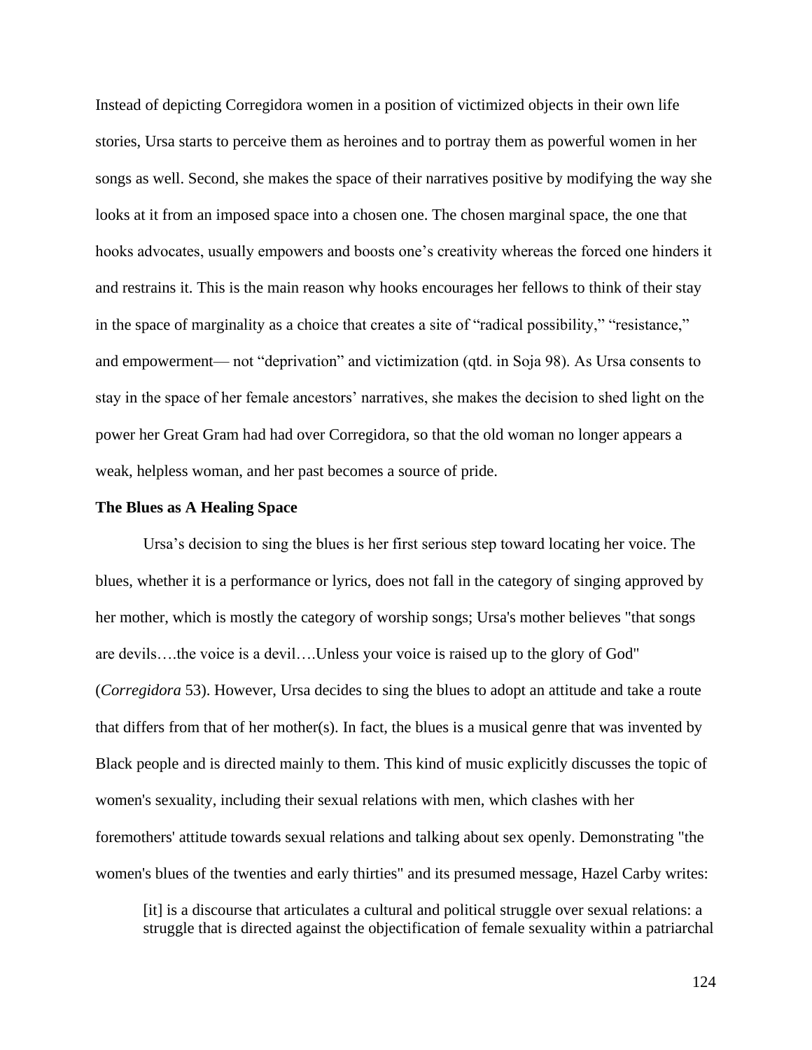Instead of depicting Corregidora women in a position of victimized objects in their own life stories, Ursa starts to perceive them as heroines and to portray them as powerful women in her songs as well. Second, she makes the space of their narratives positive by modifying the way she looks at it from an imposed space into a chosen one. The chosen marginal space, the one that hooks advocates, usually empowers and boosts one's creativity whereas the forced one hinders it and restrains it. This is the main reason why hooks encourages her fellows to think of their stay in the space of marginality as a choice that creates a site of "radical possibility," "resistance," and empowerment— not "deprivation" and victimization (qtd. in Soja 98). As Ursa consents to stay in the space of her female ancestors' narratives, she makes the decision to shed light on the power her Great Gram had had over Corregidora, so that the old woman no longer appears a weak, helpless woman, and her past becomes a source of pride.

### The Blues as A Healing Space

Ursa's decision to sing the blues is her first serious step toward locating her voice. The blues, whether it is a performance or lyrics, does not fall in the category of singing approved by her mother, which is mostly the category of worship songs; Ursa's mother believes "that songs are devils….the voice is a devil….Unless your voice is raised up to the glory of God" (*Corregidora* 53). However, Ursa decides to sing the blues to adopt an attitude and take a route that differs from that of her mother(s). In fact, the blues is a musical genre that was invented by Black people and is directed mainly to them. This kind of music explicitly discusses the topic of women's sexuality, including their sexual relations with men, which clashes with her foremothers' attitude towards sexual relations and talking about sex openly. Demonstrating "the women's blues of the twenties and early thirties" and its presumed message, Hazel Carby writes:

> [it] is a discourse that articulates a cultural and political struggle over sexual relations: a struggle that is directed against the objectification of female sexuality within a patriarchal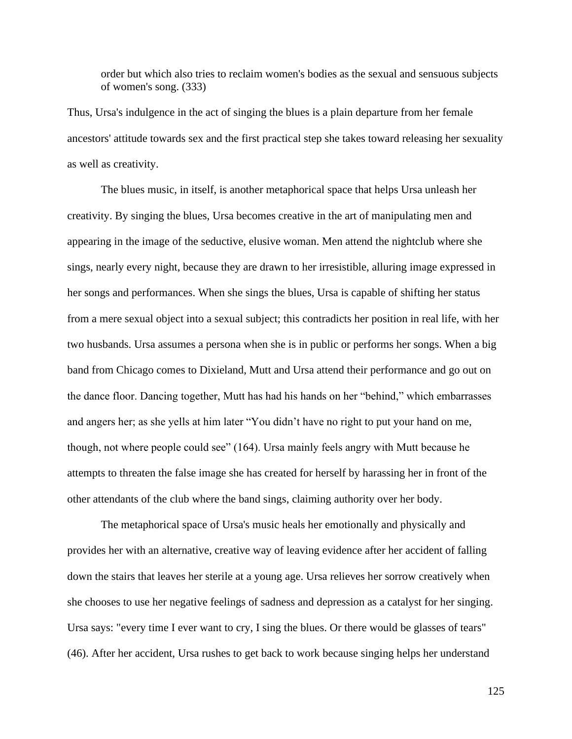> order but which also tries to reclaim women's bodies as the sexual and sensuous subjects of women's song. (333)

Thus, Ursa's indulgence in the act of singing the blues is a plain departure from her female ancestors' attitude towards sex and the first practical step she takes toward releasing her sexuality as well as creativity.

The blues music, in itself, is another metaphorical space that helps Ursa unleash her creativity. By singing the blues, Ursa becomes creative in the art of manipulating men and appearing in the image of the seductive, elusive woman. Men attend the nightclub where she sings, nearly every night, because they are drawn to her irresistible, alluring image expressed in her songs and performances. When she sings the blues, Ursa is capable of shifting her status from a mere sexual object into a sexual subject; this contradicts her position in real life, with her two husbands. Ursa assumes a persona when she is in public or performs her songs. When a big band from Chicago comes to Dixieland, Mutt and Ursa attend their performance and go out on the dance floor. Dancing together, Mutt has had his hands on her "behind," which embarrasses and angers her; as she yells at him later "You didn't have no right to put your hand on me, though, not where people could see" (164). Ursa mainly feels angry with Mutt because he attempts to threaten the false image she has created for herself by harassing her in front of the other attendants of the club where the band sings, claiming authority over her body.

The metaphorical space of Ursa's music heals her emotionally and physically and provides her with an alternative, creative way of leaving evidence after her accident of falling down the stairs that leaves her sterile at a young age. Ursa relieves her sorrow creatively when she chooses to use her negative feelings of sadness and depression as a catalyst for her singing. Ursa says: "every time I ever want to cry, I sing the blues. Or there would be glasses of tears" (46). After her accident, Ursa rushes to get back to work because singing helps her understand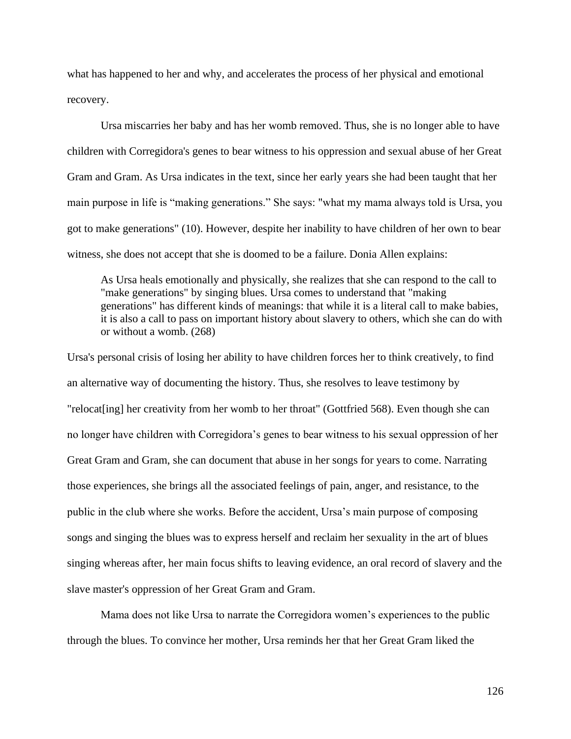what has happened to her and why, and accelerates the process of her physical and emotional recovery.

Ursa miscarries her baby and has her womb removed. Thus, she is no longer able to have children with Corregidora's genes to bear witness to his oppression and sexual abuse of her Great Gram and Gram. As Ursa indicates in the text, since her early years she had been taught that her main purpose in life is "making generations." She says: "what my mama always told is Ursa, you got to make generations" (10). However, despite her inability to have children of her own to bear witness, she does not accept that she is doomed to be a failure. Donia Allen explains:

> As Ursa heals emotionally and physically, she realizes that she can respond to the call to "make generations" by singing blues. Ursa comes to understand that "making generations" has different kinds of meanings: that while it is a literal call to make babies, it is also a call to pass on important history about slavery to others, which she can do with or without a womb. (268)

Ursa's personal crisis of losing her ability to have children forces her to think creatively, to find an alternative way of documenting the history. Thus, she resolves to leave testimony by "relocat[ing] her creativity from her womb to her throat" (Gottfried 568). Even though she can no longer have children with Corregidora's genes to bear witness to his sexual oppression of her Great Gram and Gram, she can document that abuse in her songs for years to come. Narrating those experiences, she brings all the associated feelings of pain, anger, and resistance, to the public in the club where she works. Before the accident, Ursa's main purpose of composing songs and singing the blues was to express herself and reclaim her sexuality in the art of blues singing whereas after, her main focus shifts to leaving evidence, an oral record of slavery and the slave master's oppression of her Great Gram and Gram.

Mama does not like Ursa to narrate the Corregidora women's experiences to the public through the blues. To convince her mother, Ursa reminds her that her Great Gram liked the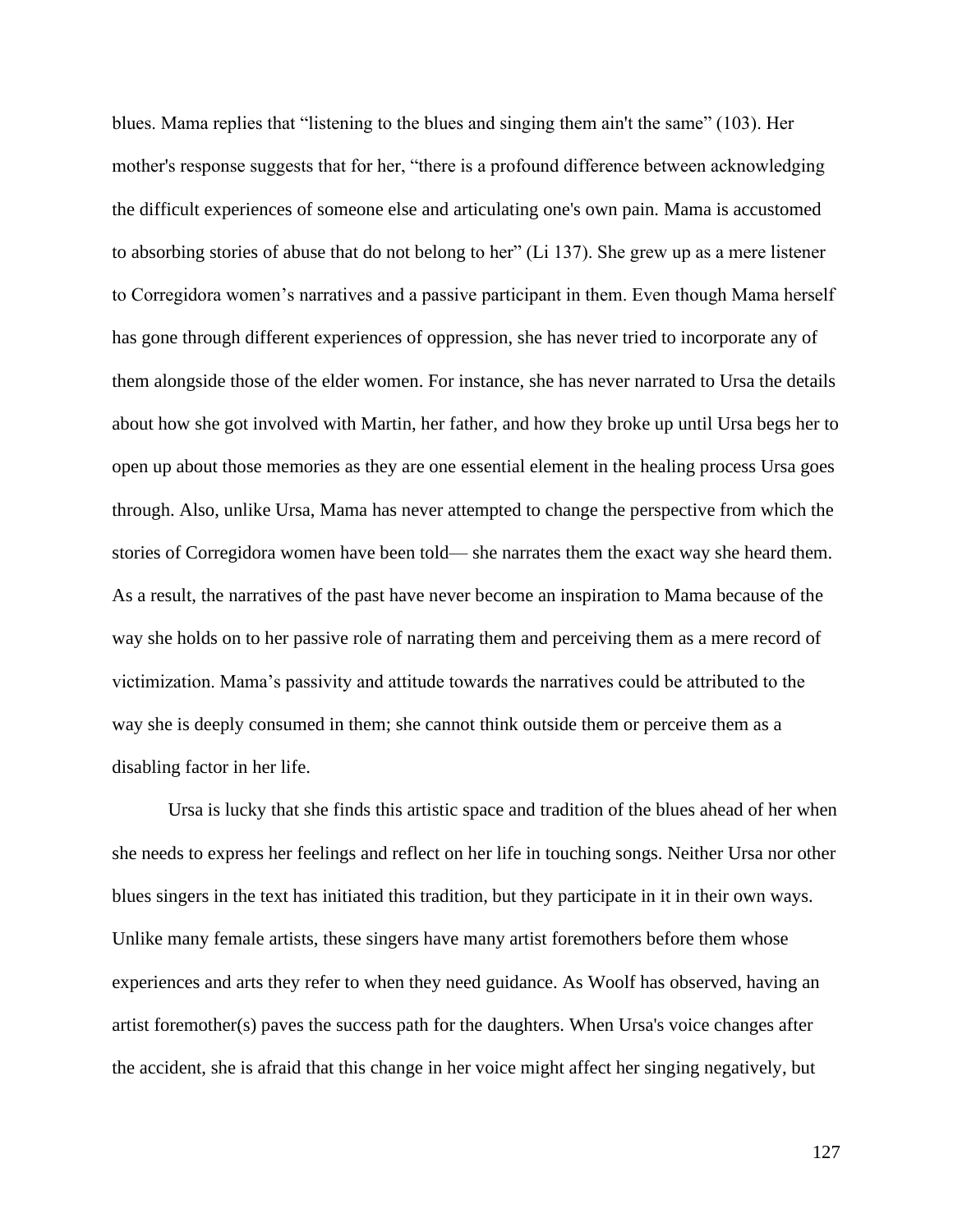blues. Mama replies that "listening to the blues and singing them ain't the same" (103). Her mother's response suggests that for her, "there is a profound difference between acknowledging the difficult experiences of someone else and articulating one's own pain. Mama is accustomed to absorbing stories of abuse that do not belong to her" (Li 137). She grew up as a mere listener to Corregidora women's narratives and a passive participant in them. Even though Mama herself has gone through different experiences of oppression, she has never tried to incorporate any of them alongside those of the elder women. For instance, she has never narrated to Ursa the details about how she got involved with Martin, her father, and how they broke up until Ursa begs her to open up about those memories as they are one essential element in the healing process Ursa goes through. Also, unlike Ursa, Mama has never attempted to change the perspective from which the stories of Corregidora women have been told— she narrates them the exact way she heard them. As a result, the narratives of the past have never become an inspiration to Mama because of the way she holds on to her passive role of narrating them and perceiving them as a mere record of victimization. Mama's passivity and attitude towards the narratives could be attributed to the way she is deeply consumed in them; she cannot think outside them or perceive them as a disabling factor in her life.

Ursa is lucky that she finds this artistic space and tradition of the blues ahead of her when she needs to express her feelings and reflect on her life in touching songs. Neither Ursa nor other blues singers in the text has initiated this tradition, but they participate in it in their own ways. Unlike many female artists, these singers have many artist foremothers before them whose experiences and arts they refer to when they need guidance. As Woolf has observed, having an artist foremother(s) paves the success path for the daughters. When Ursa's voice changes after the accident, she is afraid that this change in her voice might affect her singing negatively, but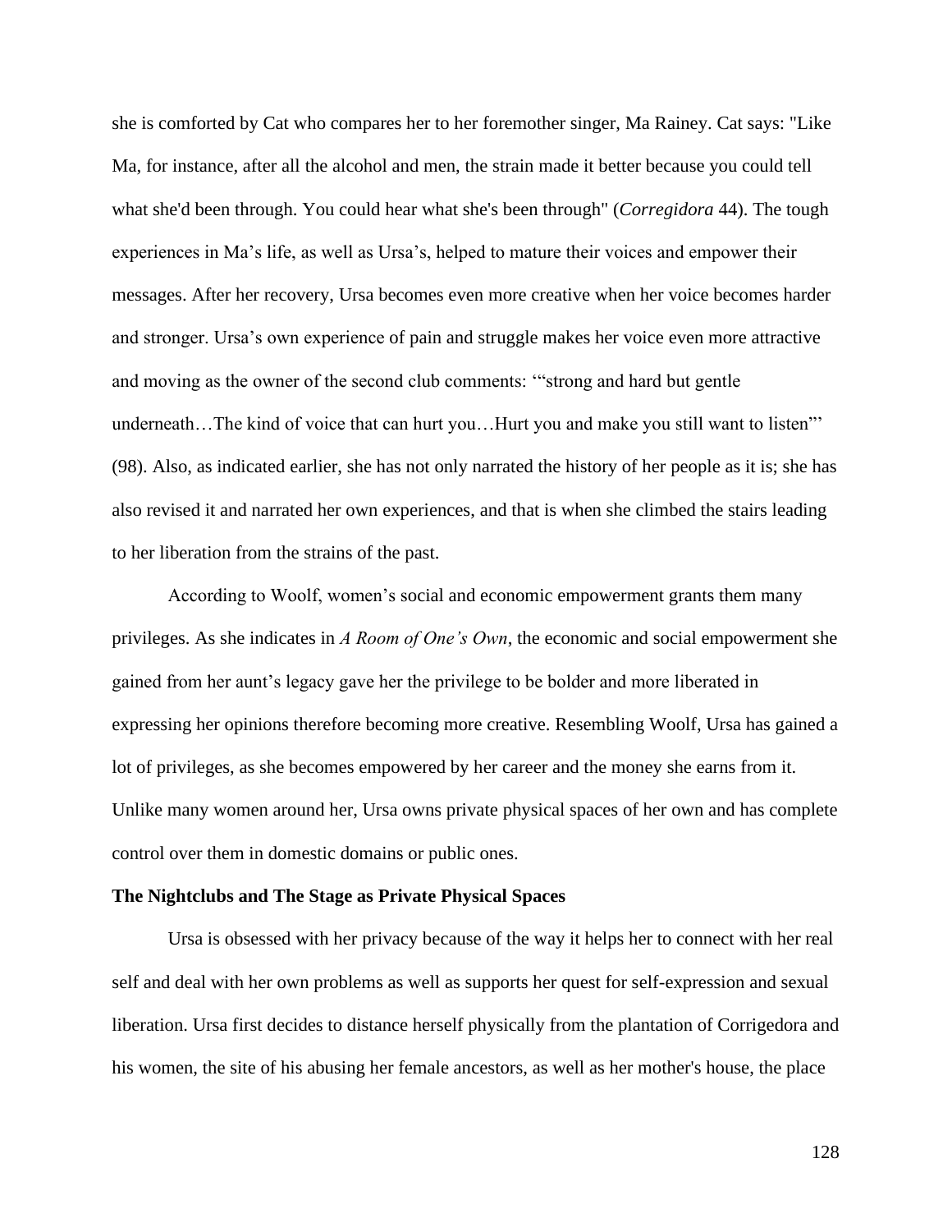she is comforted by Cat who compares her to her foremother singer, Ma Rainey. Cat says: "Like Ma, for instance, after all the alcohol and men, the strain made it better because you could tell what she'd been through. You could hear what she's been through" (*Corregidora* 44). The tough experiences in Ma's life, as well as Ursa's, helped to mature their voices and empower their messages. After her recovery, Ursa becomes even more creative when her voice becomes harder and stronger. Ursa's own experience of pain and struggle makes her voice even more attractive and moving as the owner of the second club comments: '"strong and hard but gentle underneath…The kind of voice that can hurt you…Hurt you and make you still want to listen"' (98). Also, as indicated earlier, she has not only narrated the history of her people as it is; she has also revised it and narrated her own experiences, and that is when she climbed the stairs leading to her liberation from the strains of the past.

According to Woolf, women's social and economic empowerment grants them many privileges. As she indicates in *A Room of One's Own*, the economic and social empowerment she gained from her aunt's legacy gave her the privilege to be bolder and more liberated in expressing her opinions therefore becoming more creative. Resembling Woolf, Ursa has gained a lot of privileges, as she becomes empowered by her career and the money she earns from it. Unlike many women around her, Ursa owns private physical spaces of her own and has complete control over them in domestic domains or public ones.

**The Nightclubs and The Stage as Private Physical Spaces**

Ursa is obsessed with her privacy because of the way it helps her to connect with her real self and deal with her own problems as well as supports her quest for self-expression and sexual liberation. Ursa first decides to distance herself physically from the plantation of Corrigedora and his women, the site of his abusing her female ancestors, as well as her mother's house, the place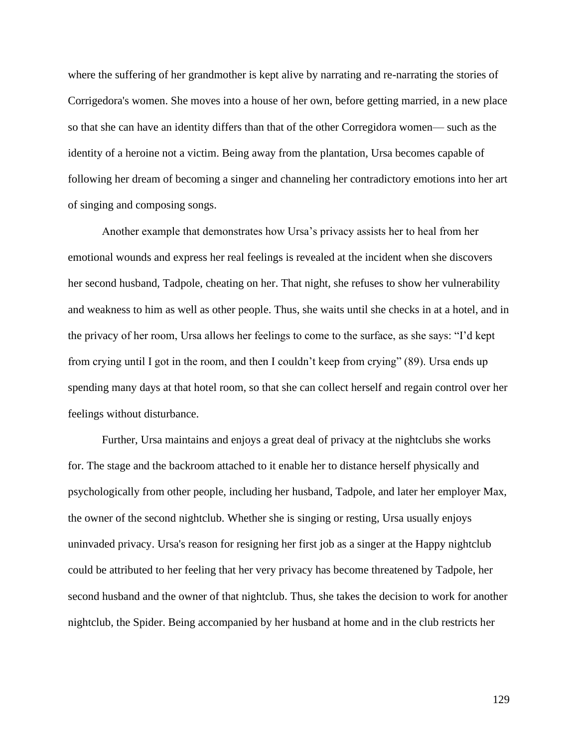where the suffering of her grandmother is kept alive by narrating and re-narrating the stories of Corrigedora's women. She moves into a house of her own, before getting married, in a new place so that she can have an identity differs than that of the other Corregidora women— such as the identity of a heroine not a victim. Being away from the plantation, Ursa becomes capable of following her dream of becoming a singer and channeling her contradictory emotions into her art of singing and composing songs.

Another example that demonstrates how Ursa's privacy assists her to heal from her emotional wounds and express her real feelings is revealed at the incident when she discovers her second husband, Tadpole, cheating on her. That night, she refuses to show her vulnerability and weakness to him as well as other people. Thus, she waits until she checks in at a hotel, and in the privacy of her room, Ursa allows her feelings to come to the surface, as she says: "I'd kept from crying until I got in the room, and then I couldn't keep from crying" (89). Ursa ends up spending many days at that hotel room, so that she can collect herself and regain control over her feelings without disturbance.

Further, Ursa maintains and enjoys a great deal of privacy at the nightclubs she works for. The stage and the backroom attached to it enable her to distance herself physically and psychologically from other people, including her husband, Tadpole, and later her employer Max, the owner of the second nightclub. Whether she is singing or resting, Ursa usually enjoys uninvaded privacy. Ursa's reason for resigning her first job as a singer at the Happy nightclub could be attributed to her feeling that her very privacy has become threatened by Tadpole, her second husband and the owner of that nightclub. Thus, she takes the decision to work for another nightclub, the Spider. Being accompanied by her husband at home and in the club restricts her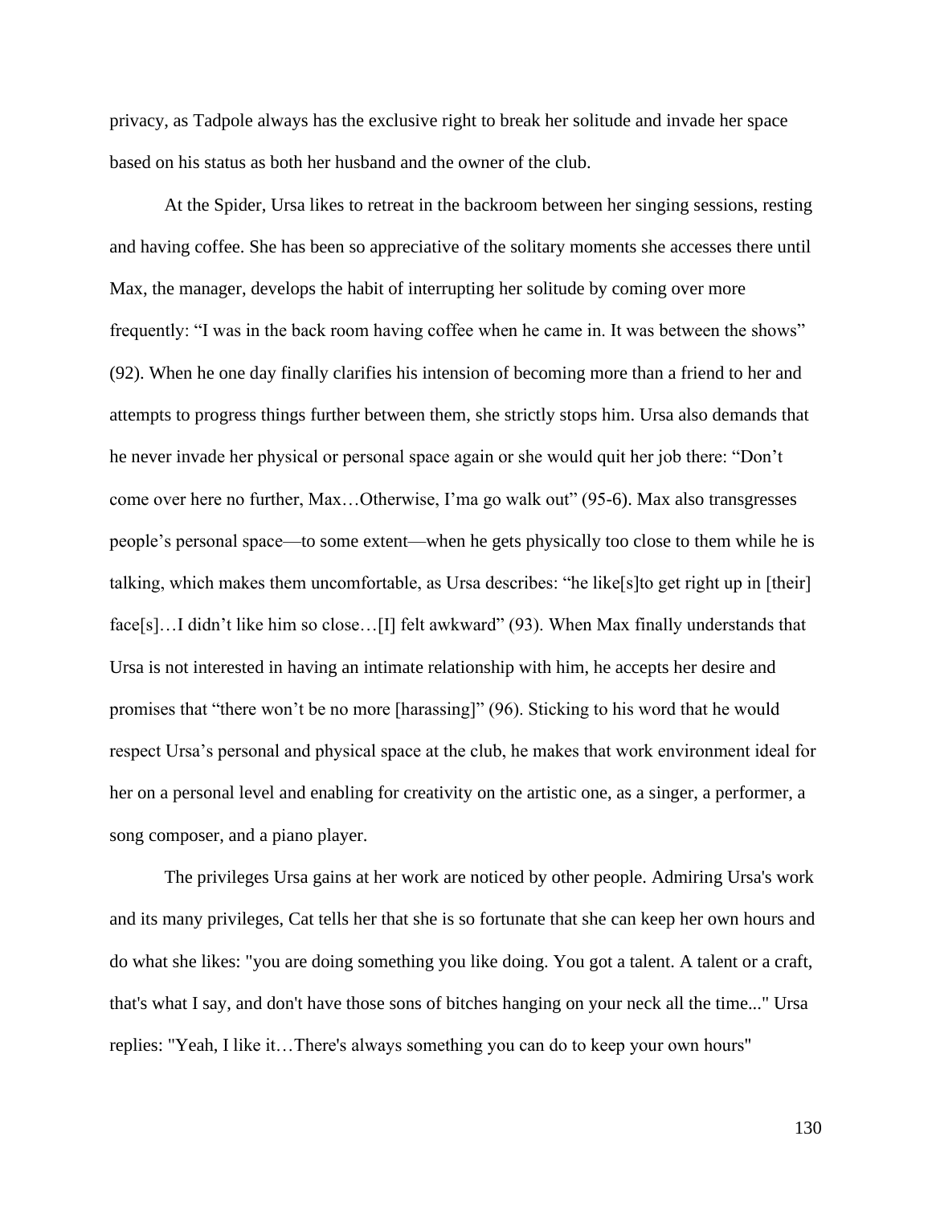privacy, as Tadpole always has the exclusive right to break her solitude and invade her space based on his status as both her husband and the owner of the club.

At the Spider, Ursa likes to retreat in the backroom between her singing sessions, resting and having coffee. She has been so appreciative of the solitary moments she accesses there until Max, the manager, develops the habit of interrupting her solitude by coming over more frequently: "I was in the back room having coffee when he came in. It was between the shows" (92). When he one day finally clarifies his intension of becoming more than a friend to her and attempts to progress things further between them, she strictly stops him. Ursa also demands that he never invade her physical or personal space again or she would quit her job there: "Don't come over here no further, Max…Otherwise, I'ma go walk out" (95-6). Max also transgresses people's personal space—to some extent—when he gets physically too close to them while he is talking, which makes them uncomfortable, as Ursa describes: "he like[s]to get right up in [their] face[s]…I didn't like him so close…[I] felt awkward" (93). When Max finally understands that Ursa is not interested in having an intimate relationship with him, he accepts her desire and promises that "there won't be no more [harassing]" (96). Sticking to his word that he would respect Ursa's personal and physical space at the club, he makes that work environment ideal for her on a personal level and enabling for creativity on the artistic one, as a singer, a performer, a song composer, and a piano player.

The privileges Ursa gains at her work are noticed by other people. Admiring Ursa's work and its many privileges, Cat tells her that she is so fortunate that she can keep her own hours and do what she likes: "you are doing something you like doing. You got a talent. A talent or a craft, that's what I say, and don't have those sons of bitches hanging on your neck all the time..." Ursa replies: "Yeah, I like it…There's always something you can do to keep your own hours"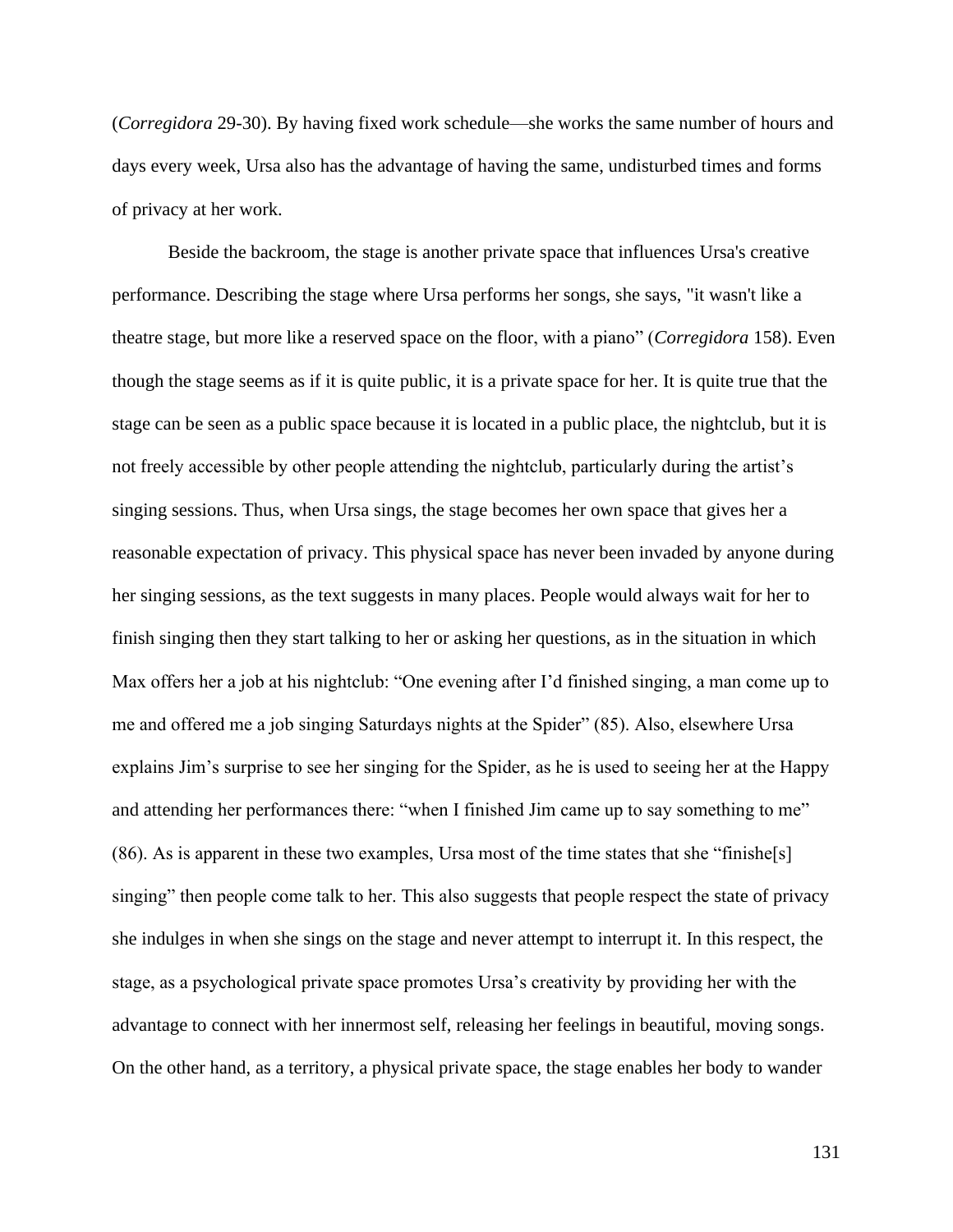(*Corregidora* 29-30). By having fixed work schedule—she works the same number of hours and days every week, Ursa also has the advantage of having the same, undisturbed times and forms of privacy at her work.

Beside the backroom, the stage is another private space that influences Ursa's creative performance. Describing the stage where Ursa performs her songs, she says, "it wasn't like a theatre stage, but more like a reserved space on the floor, with a piano" (*Corregidora* 158). Even though the stage seems as if it is quite public, it is a private space for her. It is quite true that the stage can be seen as a public space because it is located in a public place, the nightclub, but it is not freely accessible by other people attending the nightclub, particularly during the artist's singing sessions. Thus, when Ursa sings, the stage becomes her own space that gives her a reasonable expectation of privacy. This physical space has never been invaded by anyone during her singing sessions, as the text suggests in many places. People would always wait for her to finish singing then they start talking to her or asking her questions, as in the situation in which Max offers her a job at his nightclub: "One evening after I'd finished singing, a man come up to me and offered me a job singing Saturdays nights at the Spider" (85). Also, elsewhere Ursa explains Jim's surprise to see her singing for the Spider, as he is used to seeing her at the Happy and attending her performances there: "when I finished Jim came up to say something to me" (86). As is apparent in these two examples, Ursa most of the time states that she "finishe[s] singing" then people come talk to her. This also suggests that people respect the state of privacy she indulges in when she sings on the stage and never attempt to interrupt it. In this respect, the stage, as a psychological private space promotes Ursa's creativity by providing her with the advantage to connect with her innermost self, releasing her feelings in beautiful, moving songs. On the other hand, as a territory, a physical private space, the stage enables her body to wander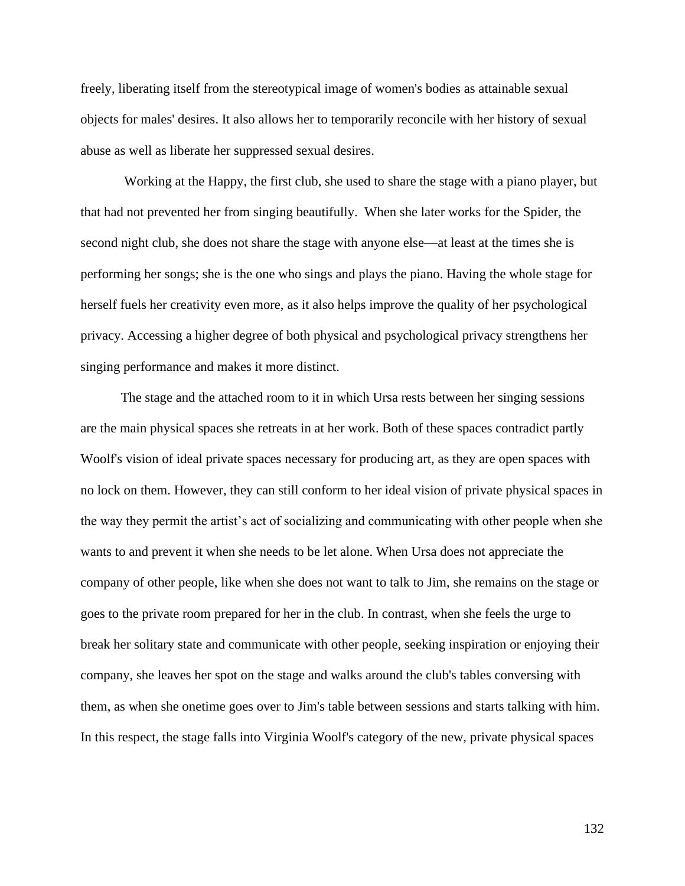freely, liberating itself from the stereotypical image of women's bodies as attainable sexual objects for males' desires. It also allows her to temporarily reconcile with her history of sexual abuse as well as liberate her suppressed sexual desires.

Working at the Happy, the first club, she used to share the stage with a piano player, but that had not prevented her from singing beautifully. When she later works for the Spider, the second night club, she does not share the stage with anyone else—at least at the times she is performing her songs; she is the one who sings and plays the piano. Having the whole stage for herself fuels her creativity even more, as it also helps improve the quality of her psychological privacy. Accessing a higher degree of both physical and psychological privacy strengthens her singing performance and makes it more distinct.

The stage and the attached room to it in which Ursa rests between her singing sessions are the main physical spaces she retreats in at her work. Both of these spaces contradict partly Woolf's vision of ideal private spaces necessary for producing art, as they are open spaces with no lock on them. However, they can still conform to her ideal vision of private physical spaces in the way they permit the artist's act of socializing and communicating with other people when she wants to and prevent it when she needs to be let alone. When Ursa does not appreciate the company of other people, like when she does not want to talk to Jim, she remains on the stage or goes to the private room prepared for her in the club. In contrast, when she feels the urge to break her solitary state and communicate with other people, seeking inspiration or enjoying their company, she leaves her spot on the stage and walks around the club's tables conversing with them, as when she onetime goes over to Jim's table between sessions and starts talking with him. In this respect, the stage falls into Virginia Woolf's category of the new, private physical spaces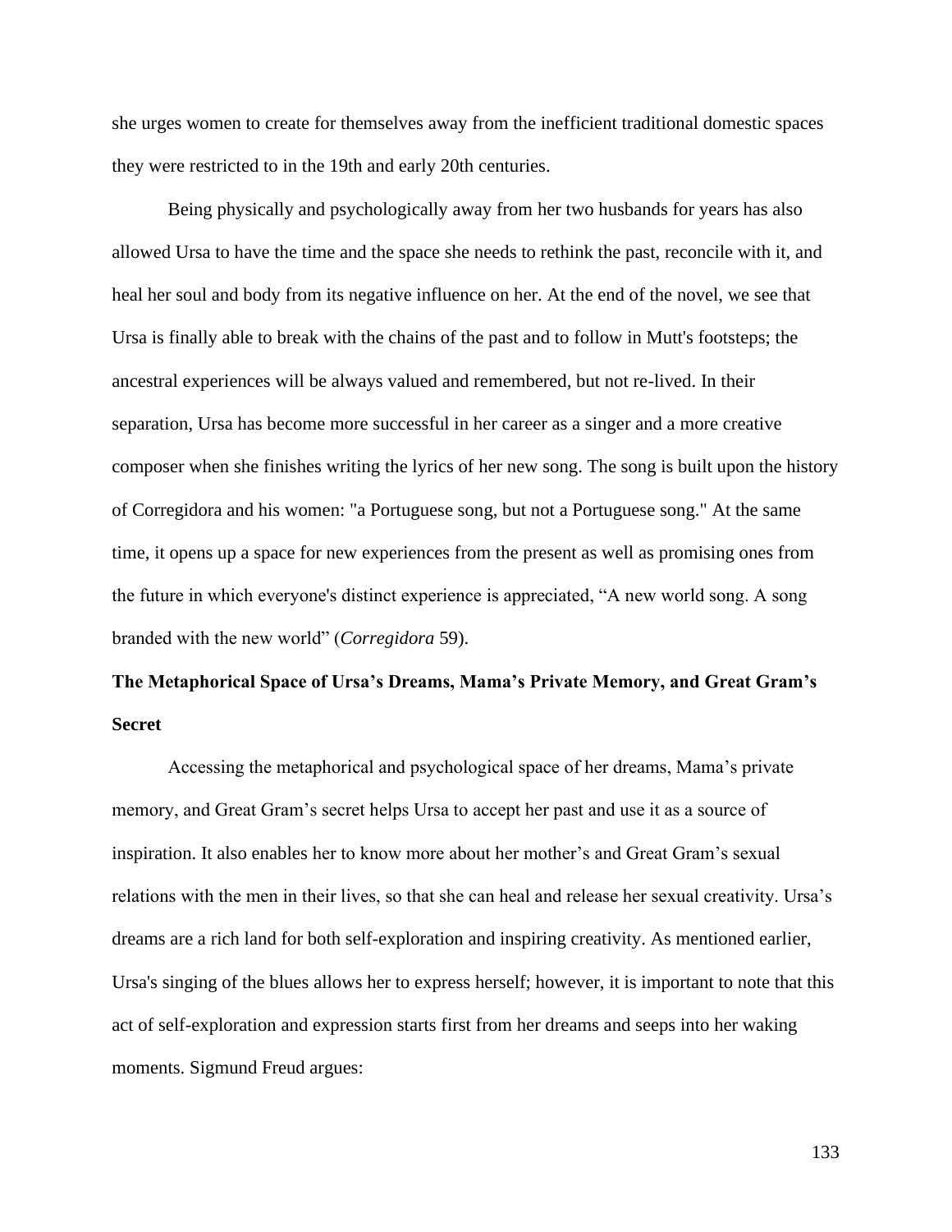she urges women to create for themselves away from the inefficient traditional domestic spaces they were restricted to in the 19th and early 20th centuries.

Being physically and psychologically away from her two husbands for years has also allowed Ursa to have the time and the space she needs to rethink the past, reconcile with it, and heal her soul and body from its negative influence on her. At the end of the novel, we see that Ursa is finally able to break with the chains of the past and to follow in Mutt's footsteps; the ancestral experiences will be always valued and remembered, but not re-lived. In their separation, Ursa has become more successful in her career as a singer and a more creative composer when she finishes writing the lyrics of her new song. The song is built upon the history of Corregidora and his women: "a Portuguese song, but not a Portuguese song." At the same time, it opens up a space for new experiences from the present as well as promising ones from the future in which everyone's distinct experience is appreciated, “A new world song. A song branded with the new world” (*Corregidora* 59).

**The Metaphorical Space of Ursa’s Dreams, Mama’s Private Memory, and Great Gram’s Secret**

Accessing the metaphorical and psychological space of her dreams, Mama’s private memory, and Great Gram’s secret helps Ursa to accept her past and use it as a source of inspiration. It also enables her to know more about her mother’s and Great Gram’s sexual relations with the men in their lives, so that she can heal and release her sexual creativity. Ursa’s dreams are a rich land for both self-exploration and inspiring creativity. As mentioned earlier, Ursa's singing of the blues allows her to express herself; however, it is important to note that this act of self-exploration and expression starts first from her dreams and seeps into her waking moments. Sigmund Freud argues: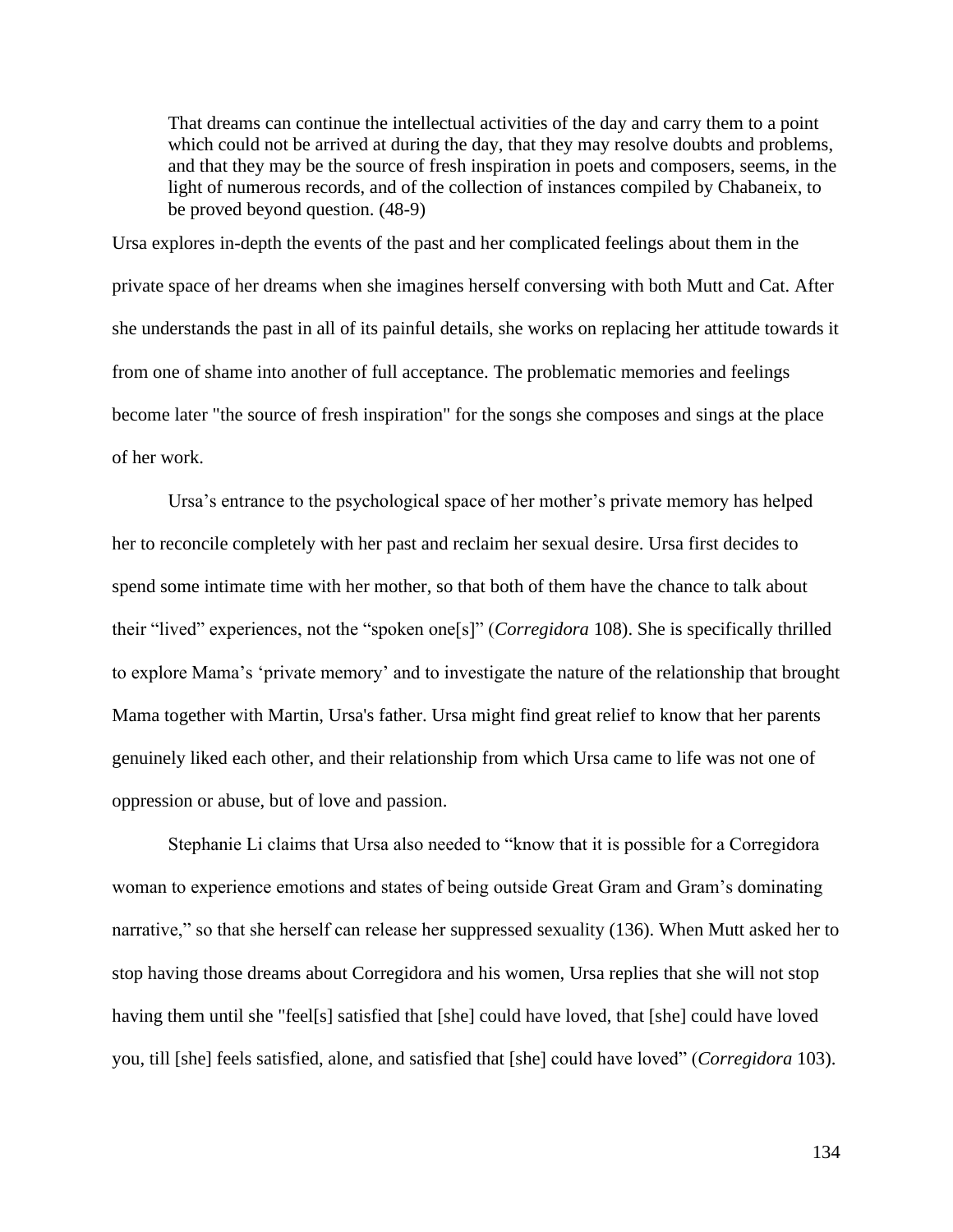> That dreams can continue the intellectual activities of the day and carry them to a point which could not be arrived at during the day, that they may resolve doubts and problems, and that they may be the source of fresh inspiration in poets and composers, seems, in the light of numerous records, and of the collection of instances compiled by Chabaneix, to be proved beyond question. (48-9)

Ursa explores in-depth the events of the past and her complicated feelings about them in the private space of her dreams when she imagines herself conversing with both Mutt and Cat. After she understands the past in all of its painful details, she works on replacing her attitude towards it from one of shame into another of full acceptance. The problematic memories and feelings become later "the source of fresh inspiration" for the songs she composes and sings at the place of her work.

Ursa's entrance to the psychological space of her mother's private memory has helped her to reconcile completely with her past and reclaim her sexual desire. Ursa first decides to spend some intimate time with her mother, so that both of them have the chance to talk about their "lived" experiences, not the "spoken one[s]" (*Corregidora* 108). She is specifically thrilled to explore Mama's 'private memory' and to investigate the nature of the relationship that brought Mama together with Martin, Ursa's father. Ursa might find great relief to know that her parents genuinely liked each other, and their relationship from which Ursa came to life was not one of oppression or abuse, but of love and passion.

Stephanie Li claims that Ursa also needed to "know that it is possible for a Corregidora woman to experience emotions and states of being outside Great Gram and Gram's dominating narrative," so that she herself can release her suppressed sexuality (136). When Mutt asked her to stop having those dreams about Corregidora and his women, Ursa replies that she will not stop having them until she "feel[s] satisfied that [she] could have loved, that [she] could have loved you, till [she] feels satisfied, alone, and satisfied that [she] could have loved" (*Corregidora* 103).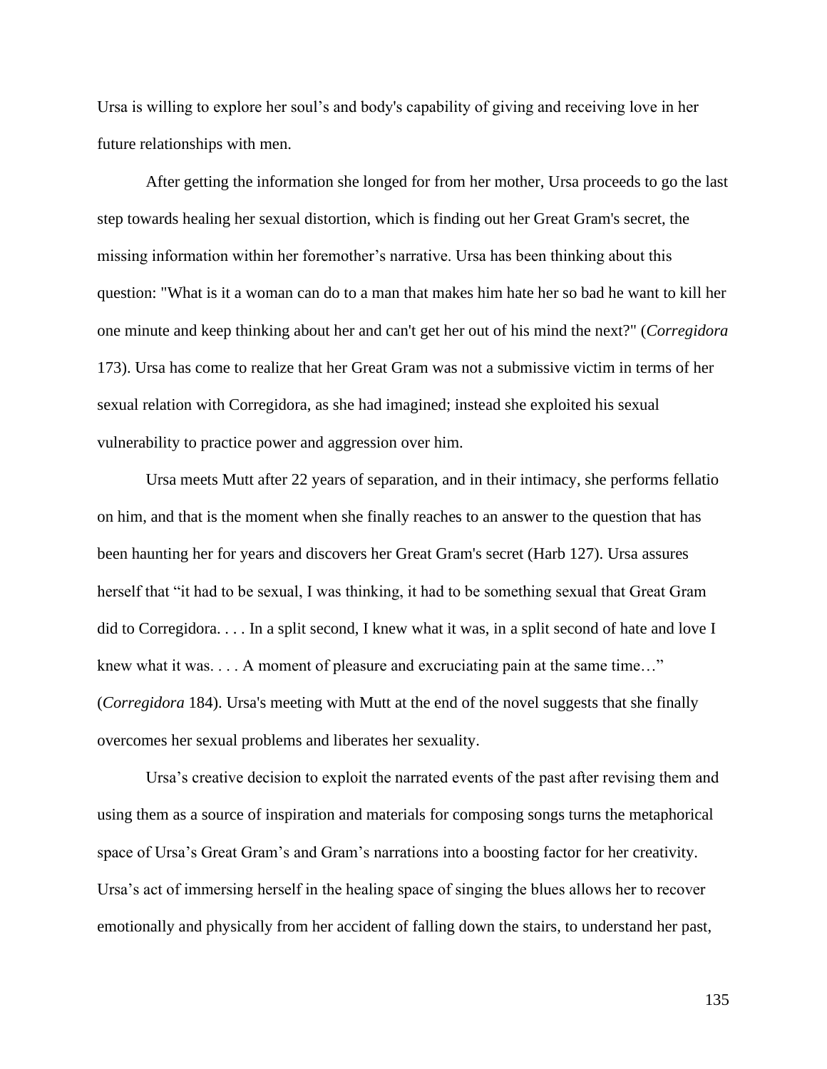Ursa is willing to explore her soul's and body's capability of giving and receiving love in her future relationships with men.

After getting the information she longed for from her mother, Ursa proceeds to go the last step towards healing her sexual distortion, which is finding out her Great Gram's secret, the missing information within her foremother's narrative. Ursa has been thinking about this question: "What is it a woman can do to a man that makes him hate her so bad he want to kill her one minute and keep thinking about her and can't get her out of his mind the next?" (*Corregidora* 173). Ursa has come to realize that her Great Gram was not a submissive victim in terms of her sexual relation with Corregidora, as she had imagined; instead she exploited his sexual vulnerability to practice power and aggression over him.

Ursa meets Mutt after 22 years of separation, and in their intimacy, she performs fellatio on him, and that is the moment when she finally reaches to an answer to the question that has been haunting her for years and discovers her Great Gram's secret (Harb 127). Ursa assures herself that "it had to be sexual, I was thinking, it had to be something sexual that Great Gram did to Corregidora. . . . In a split second, I knew what it was, in a split second of hate and love I knew what it was. . . . A moment of pleasure and excruciating pain at the same time…" (*Corregidora* 184). Ursa's meeting with Mutt at the end of the novel suggests that she finally overcomes her sexual problems and liberates her sexuality.

Ursa's creative decision to exploit the narrated events of the past after revising them and using them as a source of inspiration and materials for composing songs turns the metaphorical space of Ursa's Great Gram's and Gram's narrations into a boosting factor for her creativity. Ursa's act of immersing herself in the healing space of singing the blues allows her to recover emotionally and physically from her accident of falling down the stairs, to understand her past,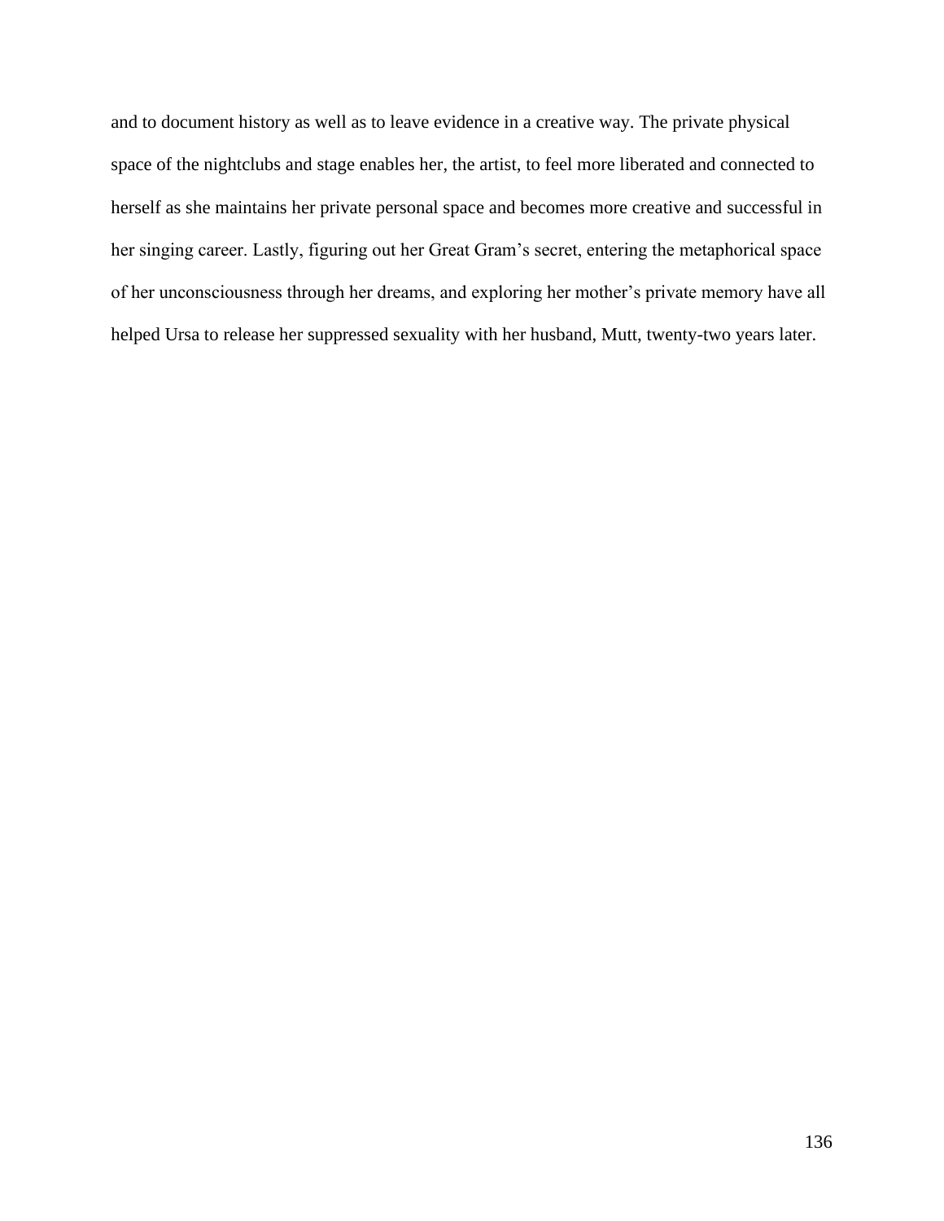and to document history as well as to leave evidence in a creative way. The private physical space of the nightclubs and stage enables her, the artist, to feel more liberated and connected to herself as she maintains her private personal space and becomes more creative and successful in her singing career. Lastly, figuring out her Great Gram's secret, entering the metaphorical space of her unconsciousness through her dreams, and exploring her mother's private memory have all helped Ursa to release her suppressed sexuality with her husband, Mutt, twenty-two years later.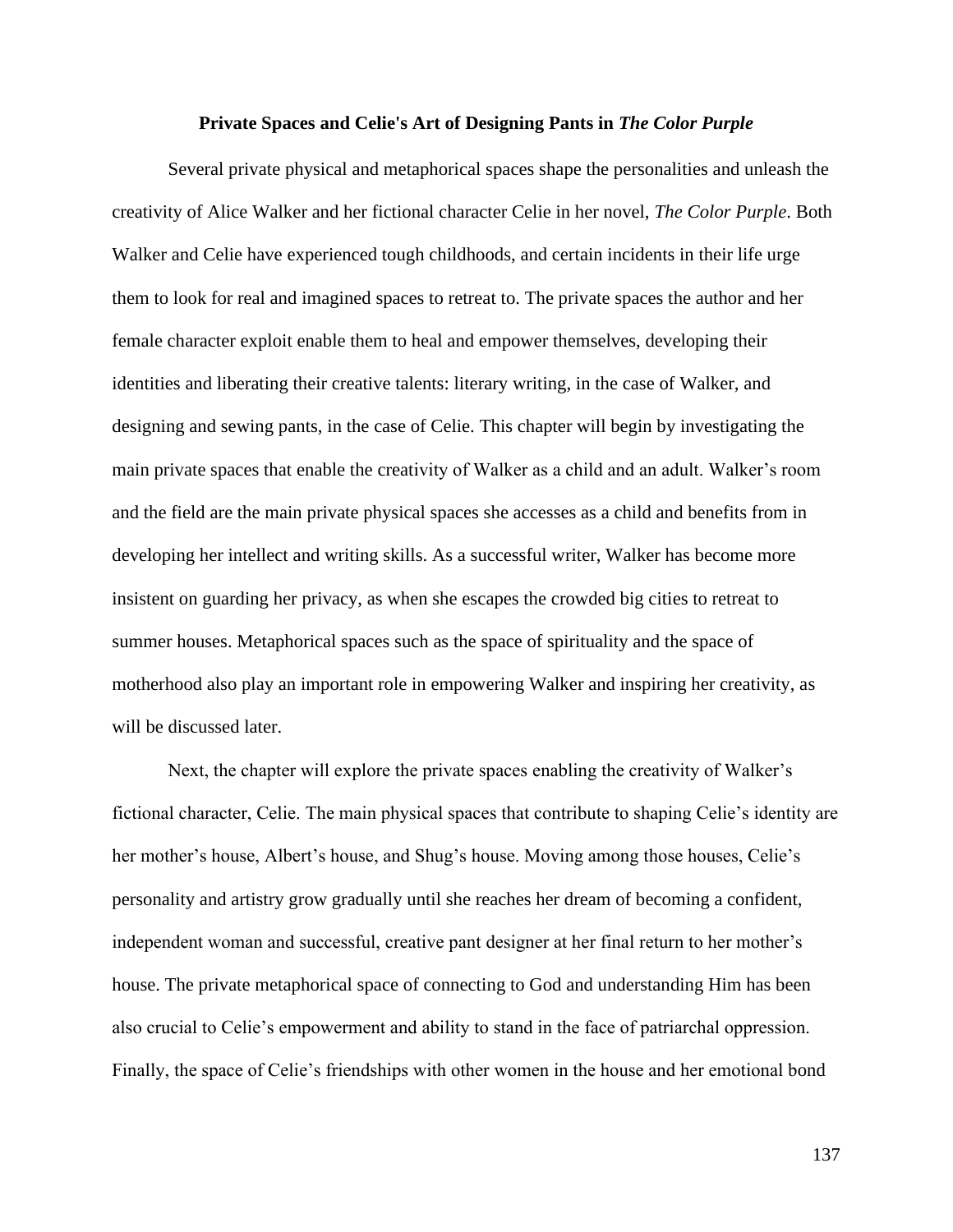**Private Spaces and Celie's Art of Designing Pants in *The Color Purple***

Several private physical and metaphorical spaces shape the personalities and unleash the creativity of Alice Walker and her fictional character Celie in her novel, *The Color Purple*. Both Walker and Celie have experienced tough childhoods, and certain incidents in their life urge them to look for real and imagined spaces to retreat to. The private spaces the author and her female character exploit enable them to heal and empower themselves, developing their identities and liberating their creative talents: literary writing, in the case of Walker, and designing and sewing pants, in the case of Celie. This chapter will begin by investigating the main private spaces that enable the creativity of Walker as a child and an adult. Walker's room and the field are the main private physical spaces she accesses as a child and benefits from in developing her intellect and writing skills. As a successful writer, Walker has become more insistent on guarding her privacy, as when she escapes the crowded big cities to retreat to summer houses. Metaphorical spaces such as the space of spirituality and the space of motherhood also play an important role in empowering Walker and inspiring her creativity, as will be discussed later.

Next, the chapter will explore the private spaces enabling the creativity of Walker's fictional character, Celie. The main physical spaces that contribute to shaping Celie's identity are her mother's house, Albert's house, and Shug's house. Moving among those houses, Celie's personality and artistry grow gradually until she reaches her dream of becoming a confident, independent woman and successful, creative pant designer at her final return to her mother's house. The private metaphorical space of connecting to God and understanding Him has been also crucial to Celie's empowerment and ability to stand in the face of patriarchal oppression. Finally, the space of Celie's friendships with other women in the house and her emotional bond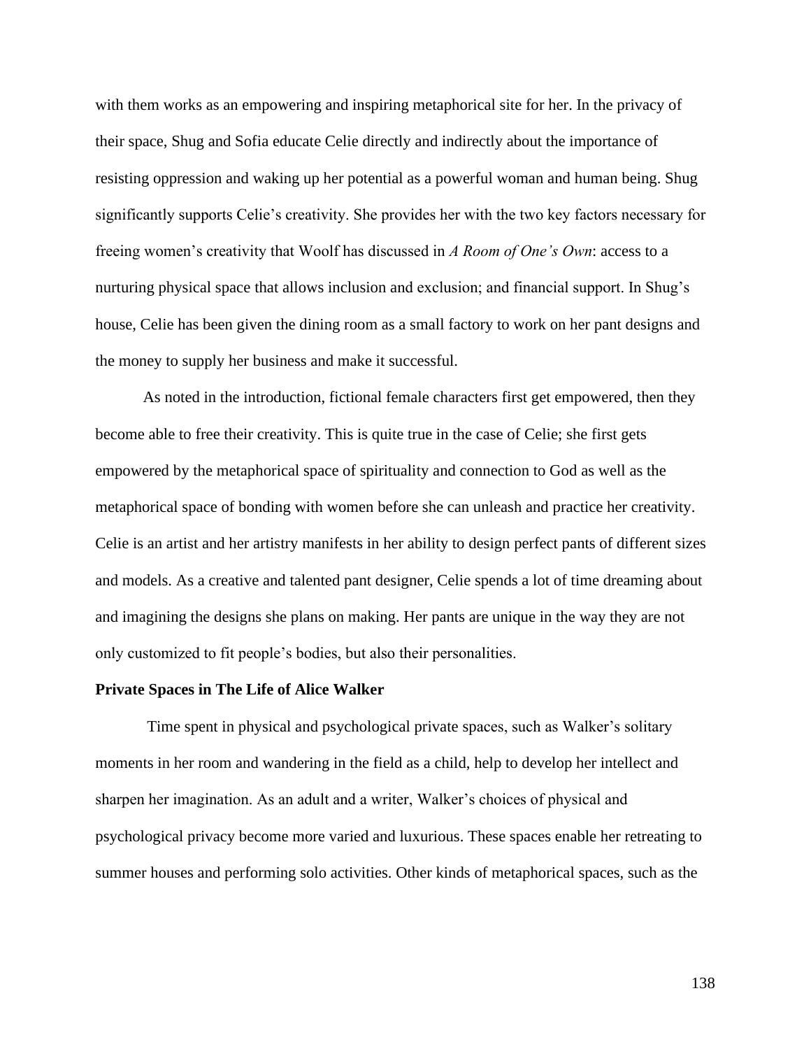with them works as an empowering and inspiring metaphorical site for her. In the privacy of their space, Shug and Sofia educate Celie directly and indirectly about the importance of resisting oppression and waking up her potential as a powerful woman and human being. Shug significantly supports Celie's creativity. She provides her with the two key factors necessary for freeing women's creativity that Woolf has discussed in *A Room of One's Own*: access to a nurturing physical space that allows inclusion and exclusion; and financial support. In Shug's house, Celie has been given the dining room as a small factory to work on her pant designs and the money to supply her business and make it successful.

As noted in the introduction, fictional female characters first get empowered, then they become able to free their creativity. This is quite true in the case of Celie; she first gets empowered by the metaphorical space of spirituality and connection to God as well as the metaphorical space of bonding with women before she can unleash and practice her creativity. Celie is an artist and her artistry manifests in her ability to design perfect pants of different sizes and models. As a creative and talented pant designer, Celie spends a lot of time dreaming about and imagining the designs she plans on making. Her pants are unique in the way they are not only customized to fit people's bodies, but also their personalities.

**Private Spaces in The Life of Alice Walker**

Time spent in physical and psychological private spaces, such as Walker's solitary moments in her room and wandering in the field as a child, help to develop her intellect and sharpen her imagination. As an adult and a writer, Walker's choices of physical and psychological privacy become more varied and luxurious. These spaces enable her retreating to summer houses and performing solo activities. Other kinds of metaphorical spaces, such as the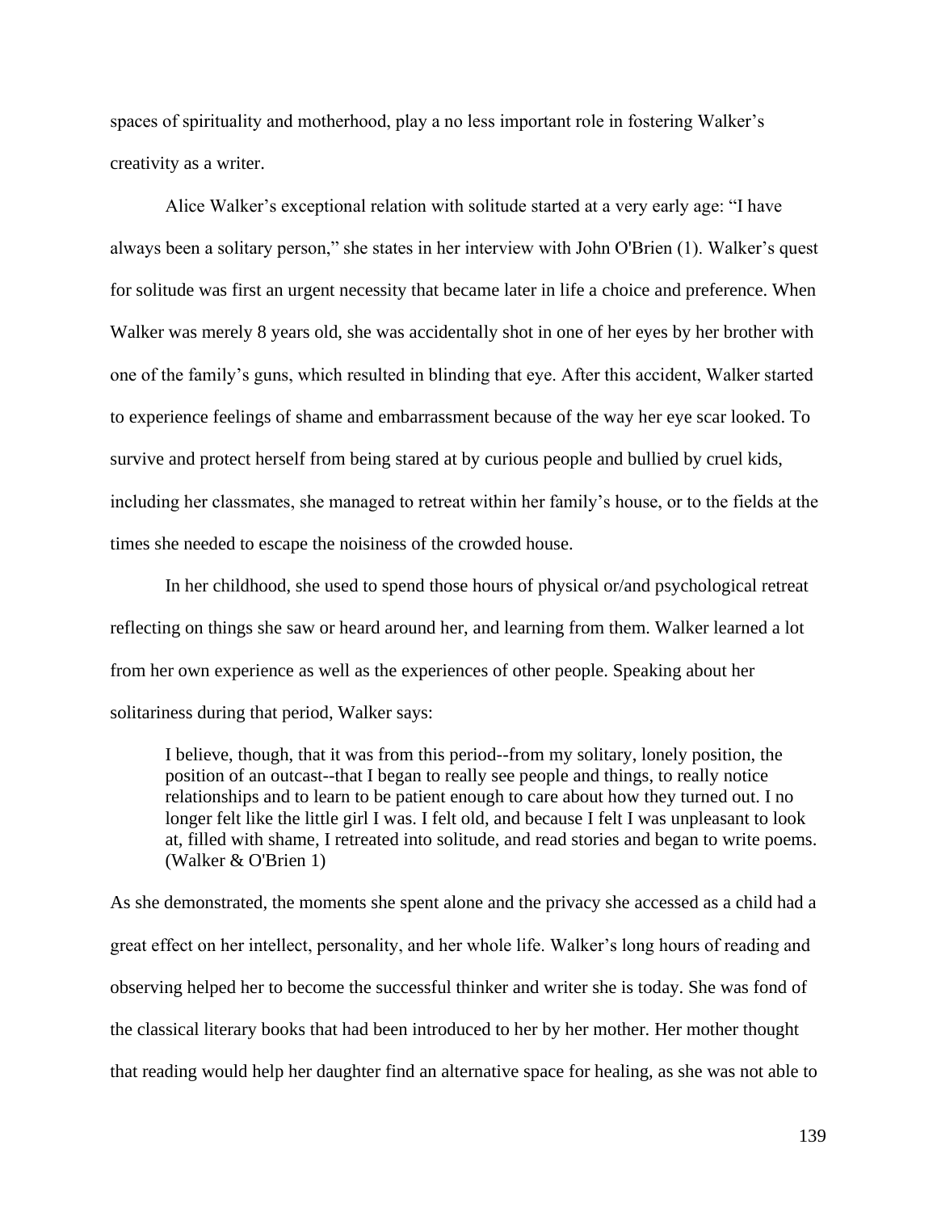spaces of spirituality and motherhood, play a no less important role in fostering Walker's creativity as a writer.

Alice Walker's exceptional relation with solitude started at a very early age: "I have always been a solitary person," she states in her interview with John O'Brien (1). Walker's quest for solitude was first an urgent necessity that became later in life a choice and preference. When Walker was merely 8 years old, she was accidentally shot in one of her eyes by her brother with one of the family's guns, which resulted in blinding that eye. After this accident, Walker started to experience feelings of shame and embarrassment because of the way her eye scar looked. To survive and protect herself from being stared at by curious people and bullied by cruel kids, including her classmates, she managed to retreat within her family's house, or to the fields at the times she needed to escape the noisiness of the crowded house.

In her childhood, she used to spend those hours of physical or/and psychological retreat reflecting on things she saw or heard around her, and learning from them. Walker learned a lot from her own experience as well as the experiences of other people. Speaking about her solitariness during that period, Walker says:

> I believe, though, that it was from this period--from my solitary, lonely position, the position of an outcast--that I began to really see people and things, to really notice relationships and to learn to be patient enough to care about how they turned out. I no longer felt like the little girl I was. I felt old, and because I felt I was unpleasant to look at, filled with shame, I retreated into solitude, and read stories and began to write poems. (Walker & O'Brien 1)

As she demonstrated, the moments she spent alone and the privacy she accessed as a child had a great effect on her intellect, personality, and her whole life. Walker's long hours of reading and observing helped her to become the successful thinker and writer she is today. She was fond of the classical literary books that had been introduced to her by her mother. Her mother thought that reading would help her daughter find an alternative space for healing, as she was not able to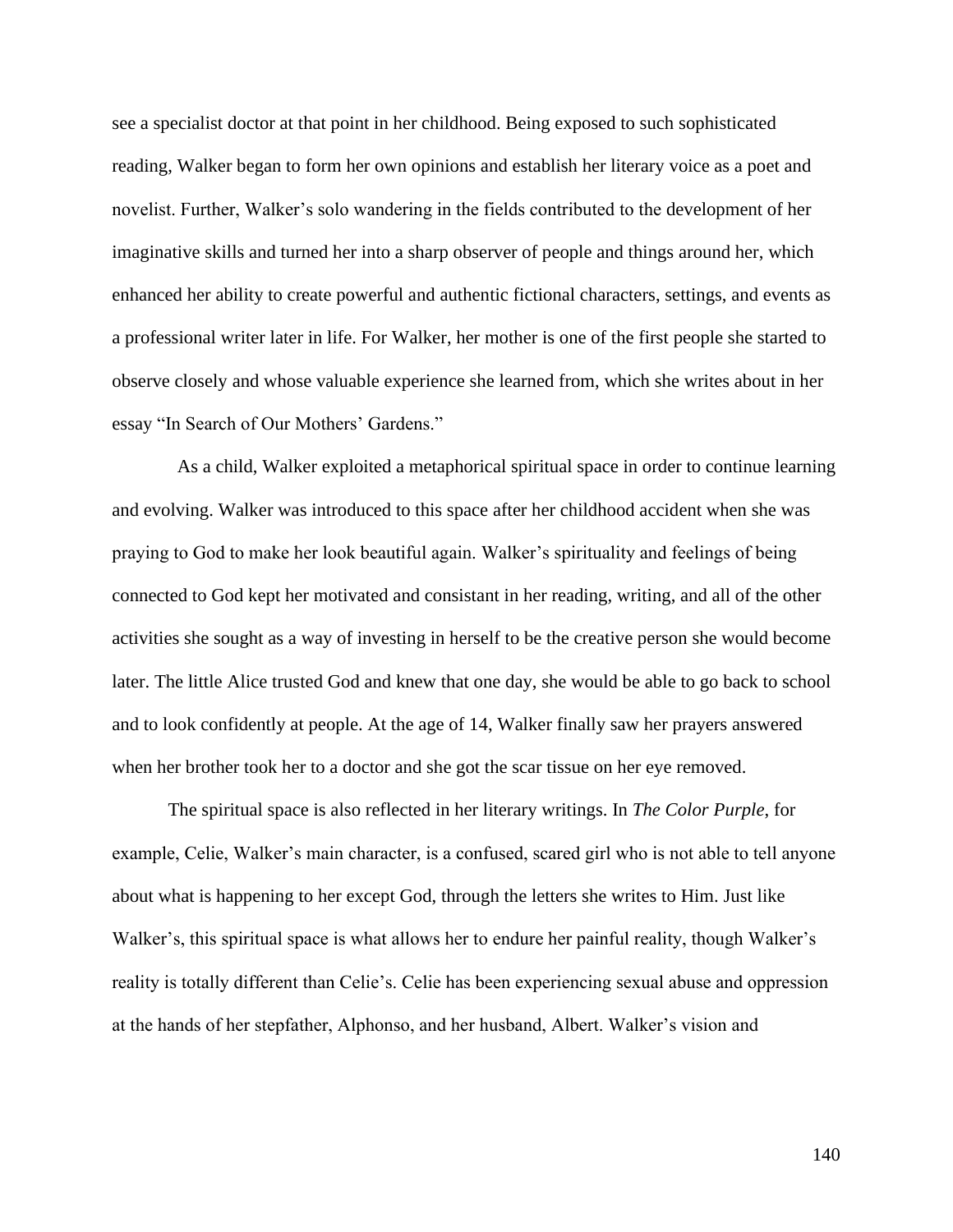see a specialist doctor at that point in her childhood. Being exposed to such sophisticated reading, Walker began to form her own opinions and establish her literary voice as a poet and novelist. Further, Walker's solo wandering in the fields contributed to the development of her imaginative skills and turned her into a sharp observer of people and things around her, which enhanced her ability to create powerful and authentic fictional characters, settings, and events as a professional writer later in life. For Walker, her mother is one of the first people she started to observe closely and whose valuable experience she learned from, which she writes about in her essay "In Search of Our Mothers' Gardens."

As a child, Walker exploited a metaphorical spiritual space in order to continue learning and evolving. Walker was introduced to this space after her childhood accident when she was praying to God to make her look beautiful again. Walker's spirituality and feelings of being connected to God kept her motivated and consistant in her reading, writing, and all of the other activities she sought as a way of investing in herself to be the creative person she would become later. The little Alice trusted God and knew that one day, she would be able to go back to school and to look confidently at people. At the age of 14, Walker finally saw her prayers answered when her brother took her to a doctor and she got the scar tissue on her eye removed.

The spiritual space is also reflected in her literary writings. In *The Color Purple*, for example, Celie, Walker's main character, is a confused, scared girl who is not able to tell anyone about what is happening to her except God, through the letters she writes to Him. Just like Walker's, this spiritual space is what allows her to endure her painful reality, though Walker's reality is totally different than Celie's. Celie has been experiencing sexual abuse and oppression at the hands of her stepfather, Alphonso, and her husband, Albert. Walker's vision and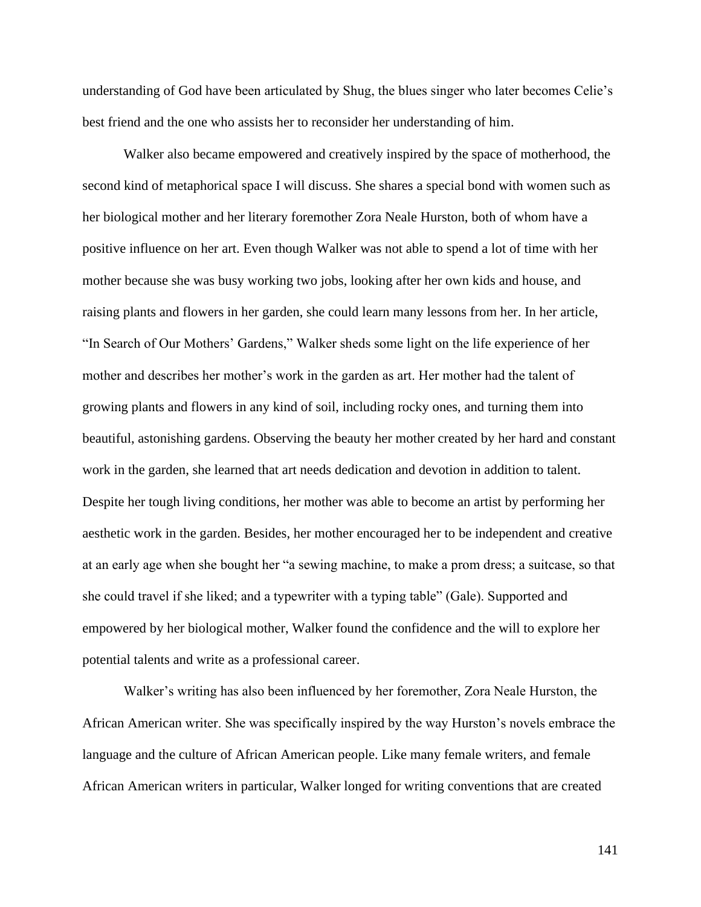understanding of God have been articulated by Shug, the blues singer who later becomes Celie's best friend and the one who assists her to reconsider her understanding of him.

Walker also became empowered and creatively inspired by the space of motherhood, the second kind of metaphorical space I will discuss. She shares a special bond with women such as her biological mother and her literary foremother Zora Neale Hurston, both of whom have a positive influence on her art. Even though Walker was not able to spend a lot of time with her mother because she was busy working two jobs, looking after her own kids and house, and raising plants and flowers in her garden, she could learn many lessons from her. In her article, "In Search of Our Mothers' Gardens," Walker sheds some light on the life experience of her mother and describes her mother's work in the garden as art. Her mother had the talent of growing plants and flowers in any kind of soil, including rocky ones, and turning them into beautiful, astonishing gardens. Observing the beauty her mother created by her hard and constant work in the garden, she learned that art needs dedication and devotion in addition to talent. Despite her tough living conditions, her mother was able to become an artist by performing her aesthetic work in the garden. Besides, her mother encouraged her to be independent and creative at an early age when she bought her "a sewing machine, to make a prom dress; a suitcase, so that she could travel if she liked; and a typewriter with a typing table" (Gale). Supported and empowered by her biological mother, Walker found the confidence and the will to explore her potential talents and write as a professional career.

Walker's writing has also been influenced by her foremother, Zora Neale Hurston, the African American writer. She was specifically inspired by the way Hurston's novels embrace the language and the culture of African American people. Like many female writers, and female African American writers in particular, Walker longed for writing conventions that are created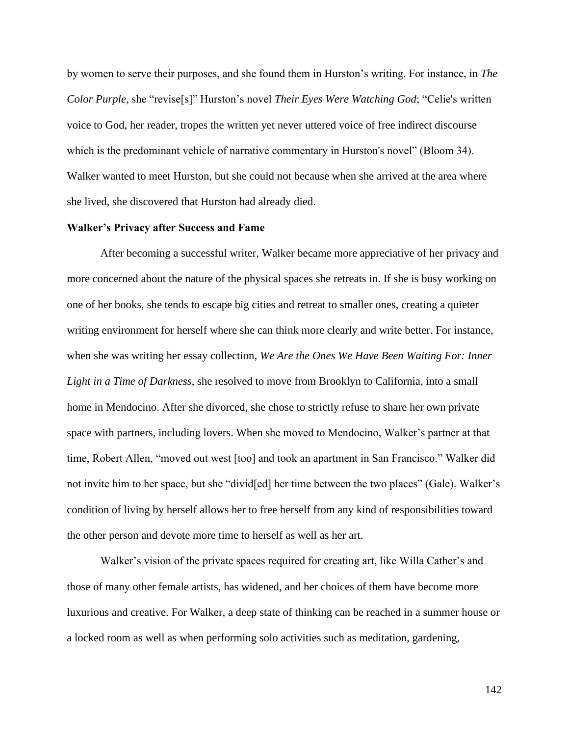by women to serve their purposes, and she found them in Hurston's writing. For instance, in *The Color Purple*, she "revise[s]" Hurston's novel *Their Eyes Were Watching God*; "Celie's written voice to God, her reader, tropes the written yet never uttered voice of free indirect discourse which is the predominant vehicle of narrative commentary in Hurston's novel" (Bloom 34). Walker wanted to meet Hurston, but she could not because when she arrived at the area where she lived, she discovered that Hurston had already died.

**Walker's Privacy after Success and Fame**

After becoming a successful writer, Walker became more appreciative of her privacy and more concerned about the nature of the physical spaces she retreats in. If she is busy working on one of her books, she tends to escape big cities and retreat to smaller ones, creating a quieter writing environment for herself where she can think more clearly and write better. For instance, when she was writing her essay collection, *We Are the Ones We Have Been Waiting For: Inner Light in a Time of Darkness*, she resolved to move from Brooklyn to California, into a small home in Mendocino. After she divorced, she chose to strictly refuse to share her own private space with partners, including lovers. When she moved to Mendocino, Walker's partner at that time, Robert Allen, "moved out west [too] and took an apartment in San Francisco." Walker did not invite him to her space, but she "divid[ed] her time between the two places" (Gale). Walker's condition of living by herself allows her to free herself from any kind of responsibilities toward the other person and devote more time to herself as well as her art.

Walker's vision of the private spaces required for creating art, like Willa Cather's and those of many other female artists, has widened, and her choices of them have become more luxurious and creative. For Walker, a deep state of thinking can be reached in a summer house or a locked room as well as when performing solo activities such as meditation, gardening,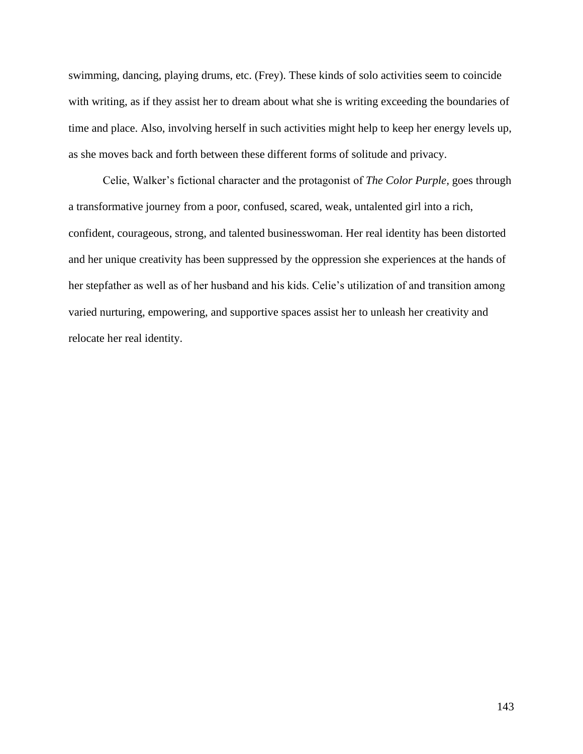swimming, dancing, playing drums, etc. (Frey). These kinds of solo activities seem to coincide with writing, as if they assist her to dream about what she is writing exceeding the boundaries of time and place. Also, involving herself in such activities might help to keep her energy levels up, as she moves back and forth between these different forms of solitude and privacy.

Celie, Walker's fictional character and the protagonist of *The Color Purple,* goes through a transformative journey from a poor, confused, scared, weak, untalented girl into a rich, confident, courageous, strong, and talented businesswoman. Her real identity has been distorted and her unique creativity has been suppressed by the oppression she experiences at the hands of her stepfather as well as of her husband and his kids. Celie's utilization of and transition among varied nurturing, empowering, and supportive spaces assist her to unleash her creativity and relocate her real identity.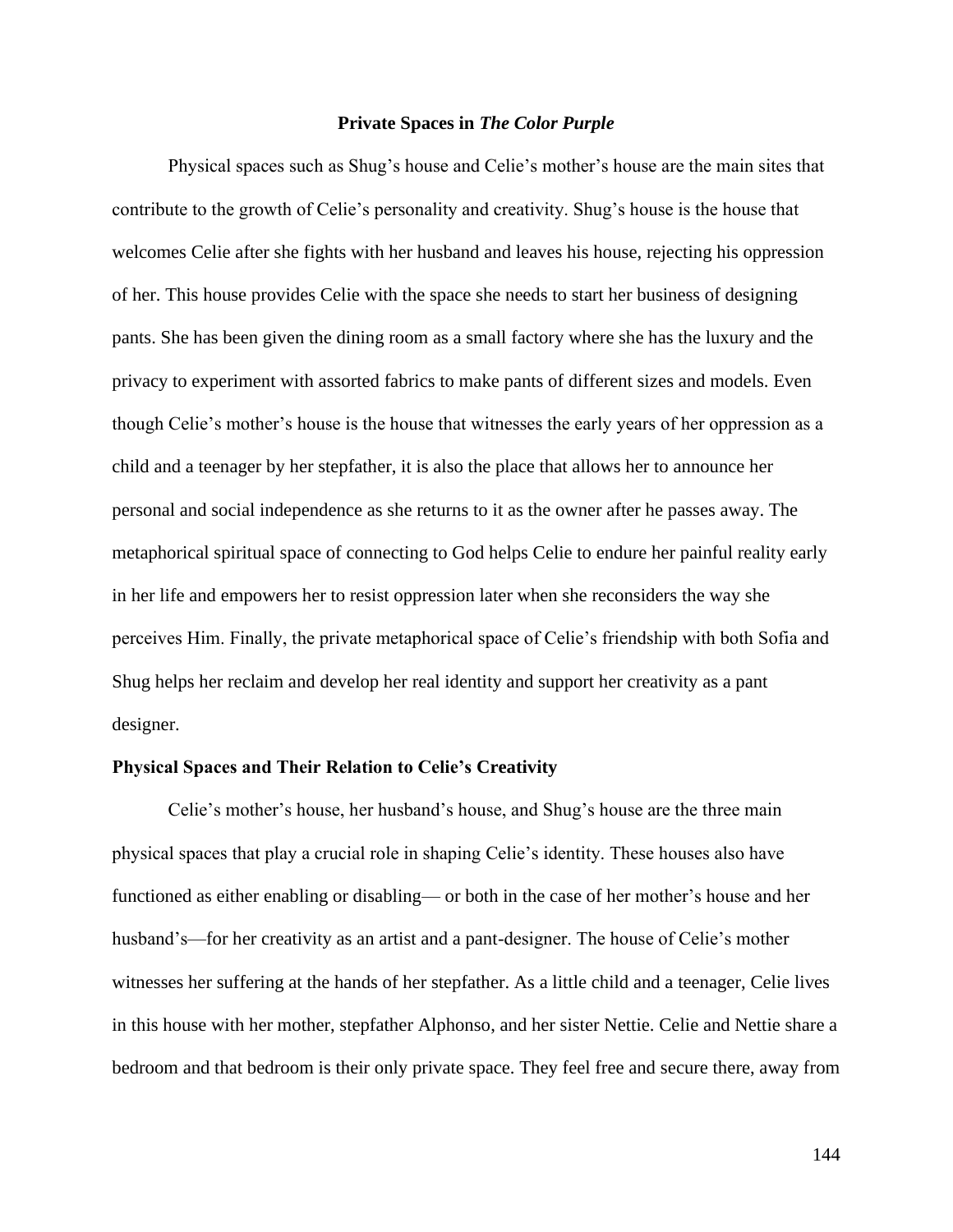## Private Spaces in *The Color Purple*

Physical spaces such as Shug's house and Celie's mother's house are the main sites that contribute to the growth of Celie's personality and creativity. Shug's house is the house that welcomes Celie after she fights with her husband and leaves his house, rejecting his oppression of her. This house provides Celie with the space she needs to start her business of designing pants. She has been given the dining room as a small factory where she has the luxury and the privacy to experiment with assorted fabrics to make pants of different sizes and models. Even though Celie's mother's house is the house that witnesses the early years of her oppression as a child and a teenager by her stepfather, it is also the place that allows her to announce her personal and social independence as she returns to it as the owner after he passes away. The metaphorical spiritual space of connecting to God helps Celie to endure her painful reality early in her life and empowers her to resist oppression later when she reconsiders the way she perceives Him. Finally, the private metaphorical space of Celie's friendship with both Sofia and Shug helps her reclaim and develop her real identity and support her creativity as a pant designer.

### Physical Spaces and Their Relation to Celie's Creativity

Celie's mother's house, her husband's house, and Shug's house are the three main physical spaces that play a crucial role in shaping Celie's identity. These houses also have functioned as either enabling or disabling— or both in the case of her mother's house and her husband's—for her creativity as an artist and a pant-designer. The house of Celie's mother witnesses her suffering at the hands of her stepfather. As a little child and a teenager, Celie lives in this house with her mother, stepfather Alphonso, and her sister Nettie. Celie and Nettie share a bedroom and that bedroom is their only private space. They feel free and secure there, away from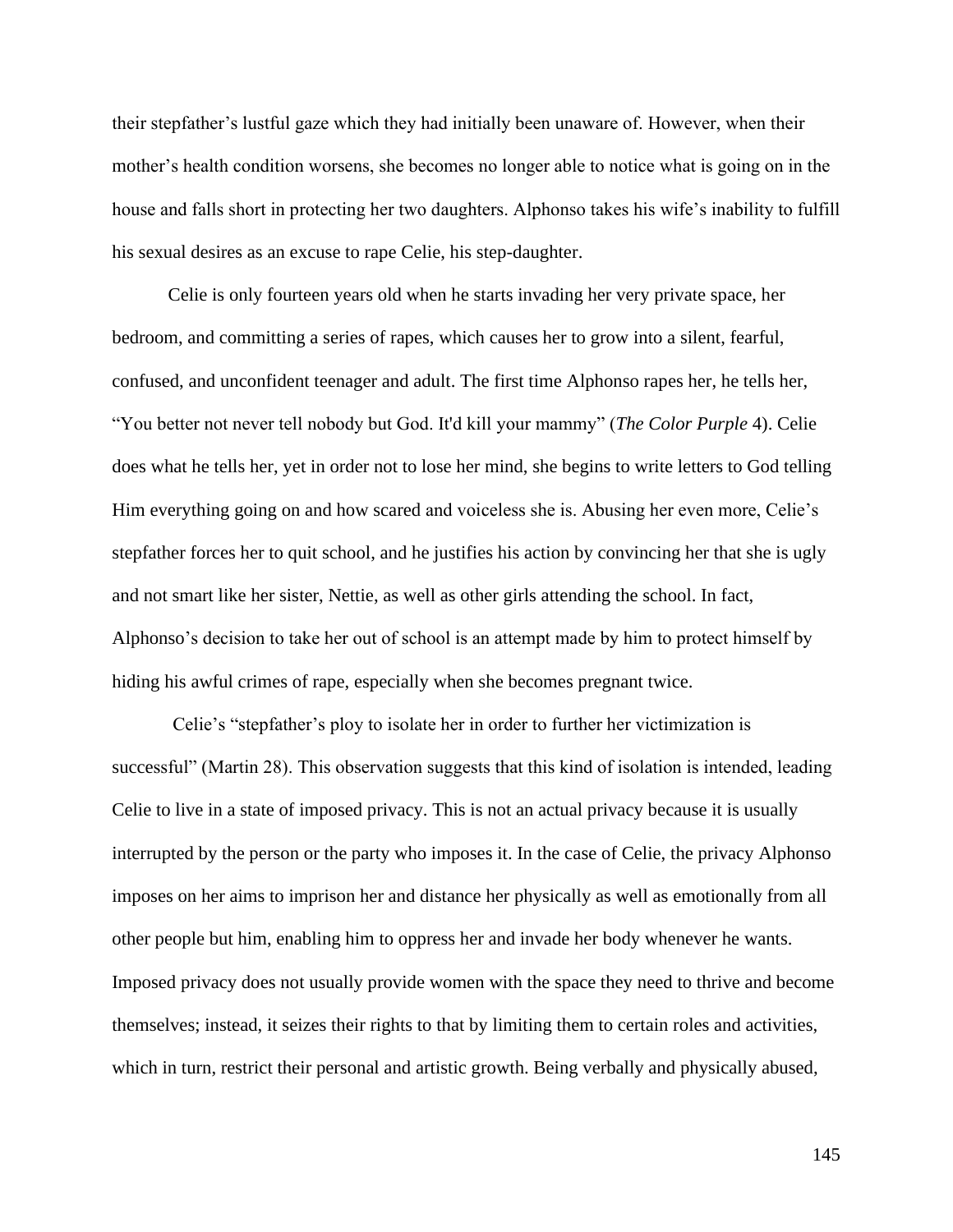their stepfather's lustful gaze which they had initially been unaware of. However, when their mother's health condition worsens, she becomes no longer able to notice what is going on in the house and falls short in protecting her two daughters. Alphonso takes his wife's inability to fulfill his sexual desires as an excuse to rape Celie, his step-daughter.

Celie is only fourteen years old when he starts invading her very private space, her bedroom, and committing a series of rapes, which causes her to grow into a silent, fearful, confused, and unconfident teenager and adult. The first time Alphonso rapes her, he tells her, "You better not never tell nobody but God. It'd kill your mammy" (*The Color Purple* 4). Celie does what he tells her, yet in order not to lose her mind, she begins to write letters to God telling Him everything going on and how scared and voiceless she is. Abusing her even more, Celie's stepfather forces her to quit school, and he justifies his action by convincing her that she is ugly and not smart like her sister, Nettie, as well as other girls attending the school. In fact, Alphonso's decision to take her out of school is an attempt made by him to protect himself by hiding his awful crimes of rape, especially when she becomes pregnant twice.

Celie's "stepfather's ploy to isolate her in order to further her victimization is successful" (Martin 28). This observation suggests that this kind of isolation is intended, leading Celie to live in a state of imposed privacy. This is not an actual privacy because it is usually interrupted by the person or the party who imposes it. In the case of Celie, the privacy Alphonso imposes on her aims to imprison her and distance her physically as well as emotionally from all other people but him, enabling him to oppress her and invade her body whenever he wants. Imposed privacy does not usually provide women with the space they need to thrive and become themselves; instead, it seizes their rights to that by limiting them to certain roles and activities, which in turn, restrict their personal and artistic growth. Being verbally and physically abused,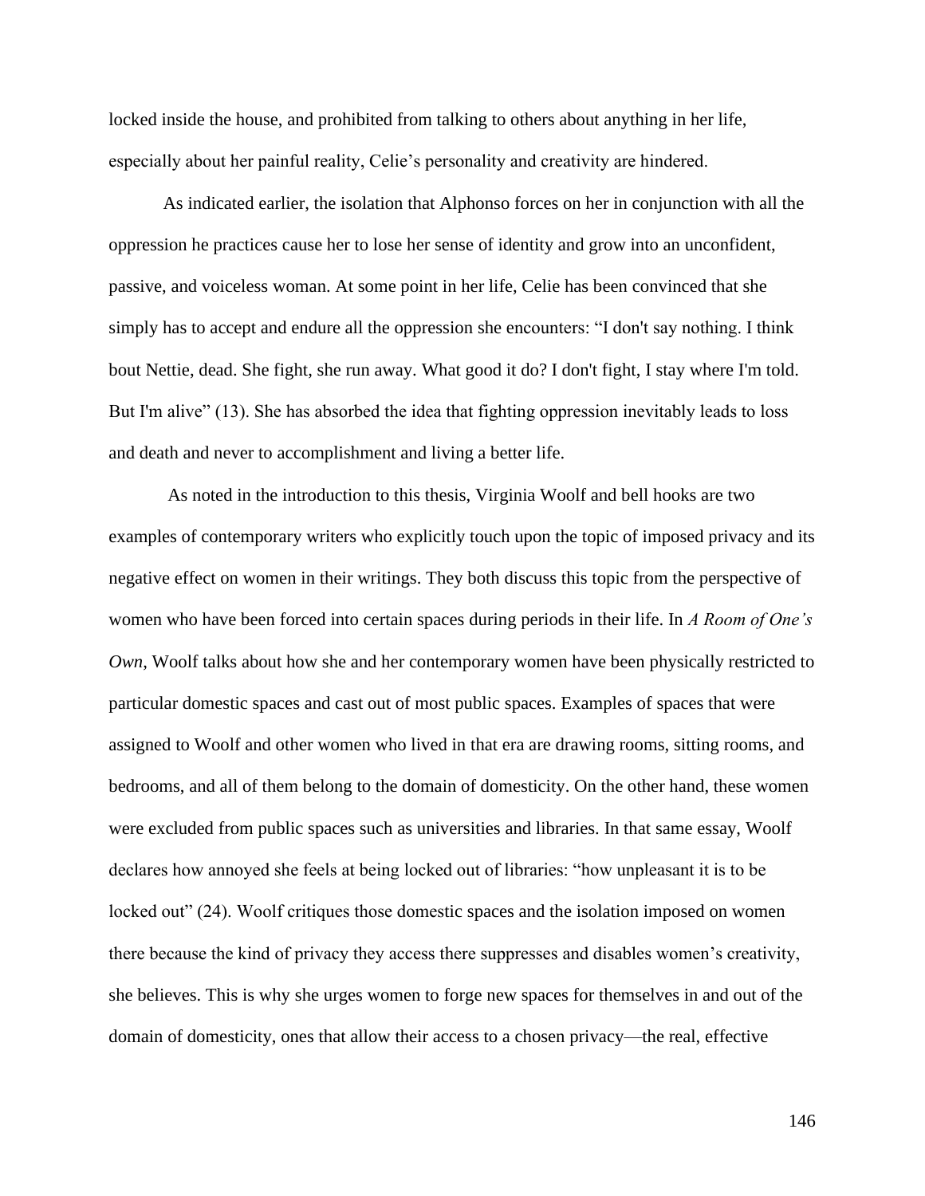locked inside the house, and prohibited from talking to others about anything in her life, especially about her painful reality, Celie's personality and creativity are hindered.

As indicated earlier, the isolation that Alphonso forces on her in conjunction with all the oppression he practices cause her to lose her sense of identity and grow into an unconfident, passive, and voiceless woman. At some point in her life, Celie has been convinced that she simply has to accept and endure all the oppression she encounters: "I don't say nothing. I think bout Nettie, dead. She fight, she run away. What good it do? I don't fight, I stay where I'm told. But I'm alive" (13). She has absorbed the idea that fighting oppression inevitably leads to loss and death and never to accomplishment and living a better life.

As noted in the introduction to this thesis, Virginia Woolf and bell hooks are two examples of contemporary writers who explicitly touch upon the topic of imposed privacy and its negative effect on women in their writings. They both discuss this topic from the perspective of women who have been forced into certain spaces during periods in their life. In *A Room of One's Own*, Woolf talks about how she and her contemporary women have been physically restricted to particular domestic spaces and cast out of most public spaces. Examples of spaces that were assigned to Woolf and other women who lived in that era are drawing rooms, sitting rooms, and bedrooms, and all of them belong to the domain of domesticity. On the other hand, these women were excluded from public spaces such as universities and libraries. In that same essay, Woolf declares how annoyed she feels at being locked out of libraries: "how unpleasant it is to be locked out" (24). Woolf critiques those domestic spaces and the isolation imposed on women there because the kind of privacy they access there suppresses and disables women's creativity, she believes. This is why she urges women to forge new spaces for themselves in and out of the domain of domesticity, ones that allow their access to a chosen privacy—the real, effective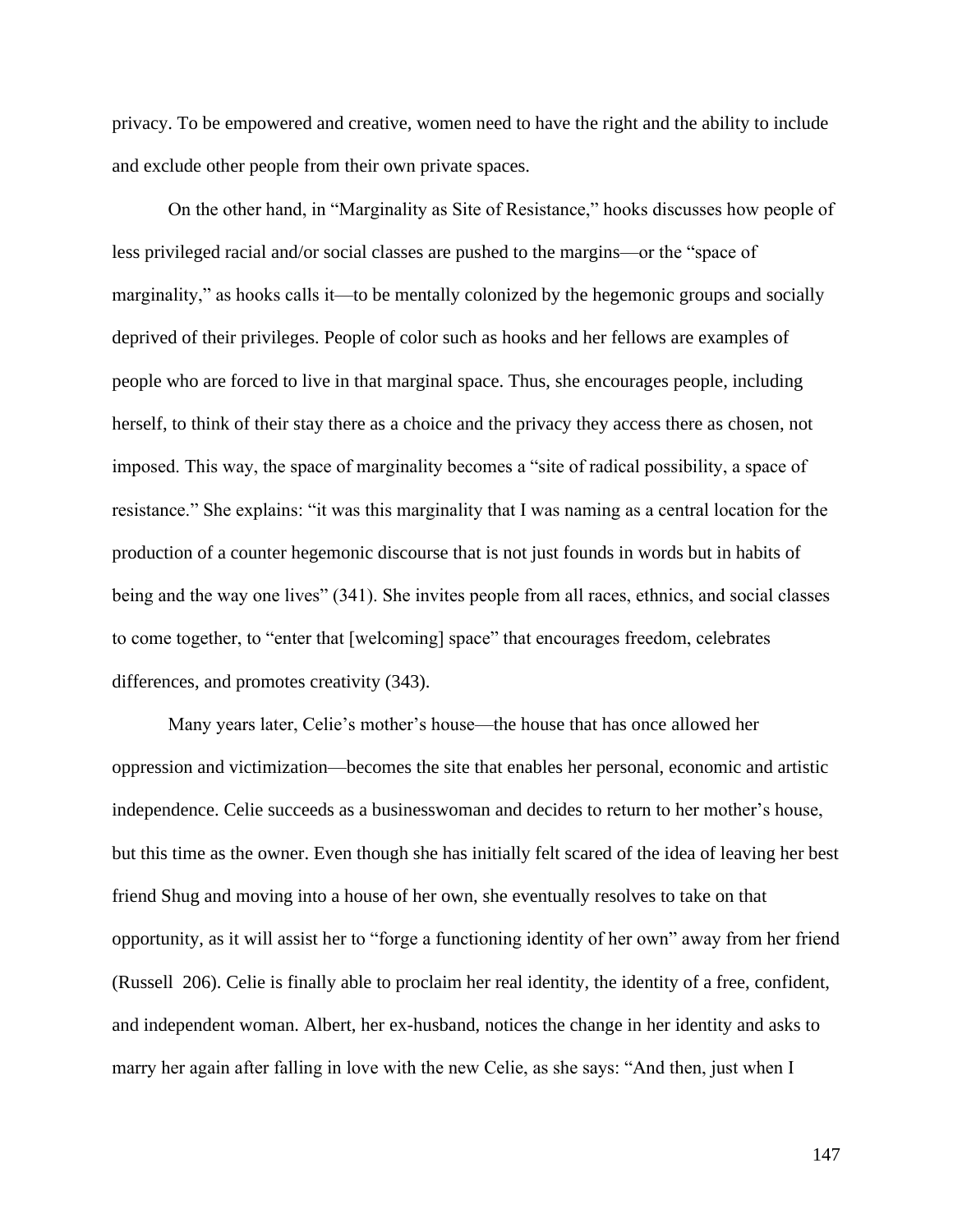privacy. To be empowered and creative, women need to have the right and the ability to include and exclude other people from their own private spaces.

On the other hand, in "Marginality as Site of Resistance," hooks discusses how people of less privileged racial and/or social classes are pushed to the margins—or the "space of marginality," as hooks calls it—to be mentally colonized by the hegemonic groups and socially deprived of their privileges. People of color such as hooks and her fellows are examples of people who are forced to live in that marginal space. Thus, she encourages people, including herself, to think of their stay there as a choice and the privacy they access there as chosen, not imposed. This way, the space of marginality becomes a "site of radical possibility, a space of resistance." She explains: "it was this marginality that I was naming as a central location for the production of a counter hegemonic discourse that is not just founds in words but in habits of being and the way one lives" (341). She invites people from all races, ethnics, and social classes to come together, to "enter that [welcoming] space" that encourages freedom, celebrates differences, and promotes creativity (343).

Many years later, Celie's mother's house—the house that has once allowed her oppression and victimization—becomes the site that enables her personal, economic and artistic independence. Celie succeeds as a businesswoman and decides to return to her mother's house, but this time as the owner. Even though she has initially felt scared of the idea of leaving her best friend Shug and moving into a house of her own, she eventually resolves to take on that opportunity, as it will assist her to "forge a functioning identity of her own" away from her friend (Russell 206). Celie is finally able to proclaim her real identity, the identity of a free, confident, and independent woman. Albert, her ex-husband, notices the change in her identity and asks to marry her again after falling in love with the new Celie, as she says: "And then, just when I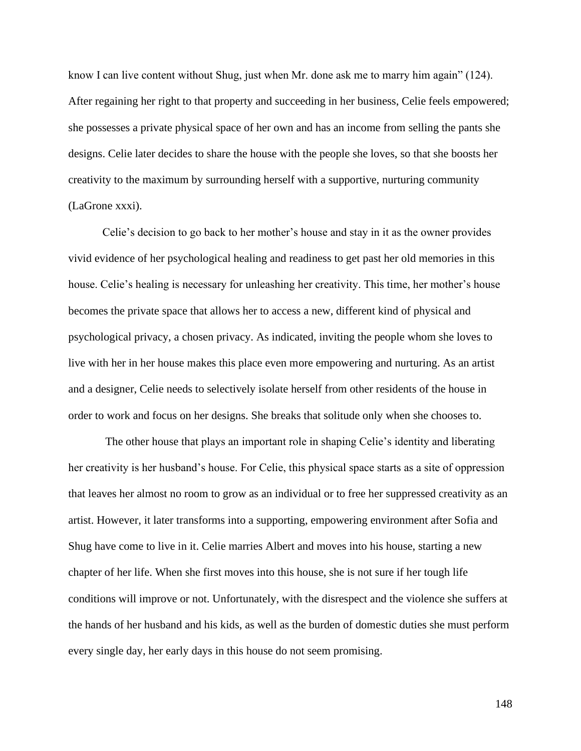know I can live content without Shug, just when Mr. done ask me to marry him again" (124). After regaining her right to that property and succeeding in her business, Celie feels empowered; she possesses a private physical space of her own and has an income from selling the pants she designs. Celie later decides to share the house with the people she loves, so that she boosts her creativity to the maximum by surrounding herself with a supportive, nurturing community (LaGrone xxxi).

Celie's decision to go back to her mother's house and stay in it as the owner provides vivid evidence of her psychological healing and readiness to get past her old memories in this house. Celie's healing is necessary for unleashing her creativity. This time, her mother's house becomes the private space that allows her to access a new, different kind of physical and psychological privacy, a chosen privacy. As indicated, inviting the people whom she loves to live with her in her house makes this place even more empowering and nurturing. As an artist and a designer, Celie needs to selectively isolate herself from other residents of the house in order to work and focus on her designs. She breaks that solitude only when she chooses to.

The other house that plays an important role in shaping Celie's identity and liberating her creativity is her husband's house. For Celie, this physical space starts as a site of oppression that leaves her almost no room to grow as an individual or to free her suppressed creativity as an artist. However, it later transforms into a supporting, empowering environment after Sofia and Shug have come to live in it. Celie marries Albert and moves into his house, starting a new chapter of her life. When she first moves into this house, she is not sure if her tough life conditions will improve or not. Unfortunately, with the disrespect and the violence she suffers at the hands of her husband and his kids, as well as the burden of domestic duties she must perform every single day, her early days in this house do not seem promising.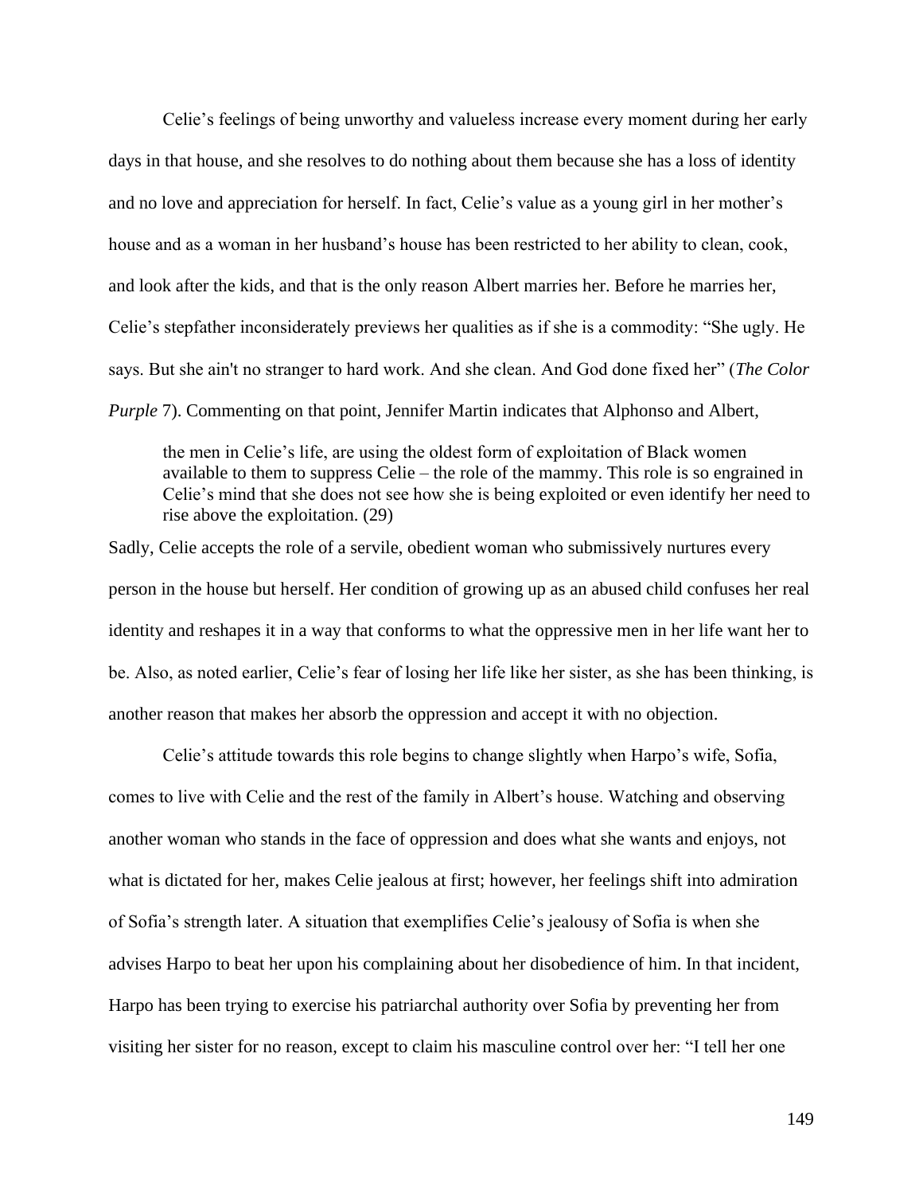Celie's feelings of being unworthy and valueless increase every moment during her early days in that house, and she resolves to do nothing about them because she has a loss of identity and no love and appreciation for herself. In fact, Celie's value as a young girl in her mother's house and as a woman in her husband's house has been restricted to her ability to clean, cook, and look after the kids, and that is the only reason Albert marries her. Before he marries her, Celie's stepfather inconsiderately previews her qualities as if she is a commodity: "She ugly. He says. But she ain't no stranger to hard work. And she clean. And God done fixed her" (*The Color Purple* 7). Commenting on that point, Jennifer Martin indicates that Alphonso and Albert,

> the men in Celie's life, are using the oldest form of exploitation of Black women available to them to suppress Celie – the role of the mammy. This role is so engrained in Celie's mind that she does not see how she is being exploited or even identify her need to rise above the exploitation. (29)

Sadly, Celie accepts the role of a servile, obedient woman who submissively nurtures every person in the house but herself. Her condition of growing up as an abused child confuses her real identity and reshapes it in a way that conforms to what the oppressive men in her life want her to be. Also, as noted earlier, Celie's fear of losing her life like her sister, as she has been thinking, is another reason that makes her absorb the oppression and accept it with no objection.

Celie's attitude towards this role begins to change slightly when Harpo's wife, Sofia, comes to live with Celie and the rest of the family in Albert's house. Watching and observing another woman who stands in the face of oppression and does what she wants and enjoys, not what is dictated for her, makes Celie jealous at first; however, her feelings shift into admiration of Sofia's strength later. A situation that exemplifies Celie's jealousy of Sofia is when she advises Harpo to beat her upon his complaining about her disobedience of him. In that incident, Harpo has been trying to exercise his patriarchal authority over Sofia by preventing her from visiting her sister for no reason, except to claim his masculine control over her: "I tell her one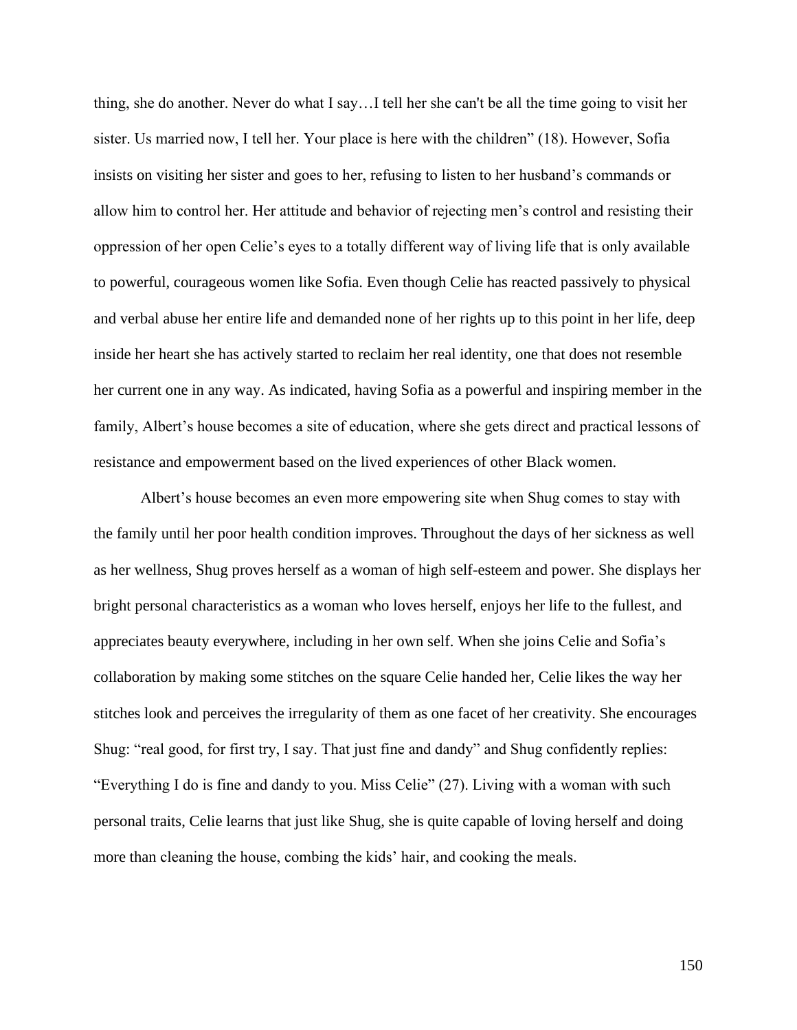thing, she do another. Never do what I say…I tell her she can't be all the time going to visit her sister. Us married now, I tell her. Your place is here with the children" (18). However, Sofia insists on visiting her sister and goes to her, refusing to listen to her husband's commands or allow him to control her. Her attitude and behavior of rejecting men's control and resisting their oppression of her open Celie's eyes to a totally different way of living life that is only available to powerful, courageous women like Sofia. Even though Celie has reacted passively to physical and verbal abuse her entire life and demanded none of her rights up to this point in her life, deep inside her heart she has actively started to reclaim her real identity, one that does not resemble her current one in any way. As indicated, having Sofia as a powerful and inspiring member in the family, Albert's house becomes a site of education, where she gets direct and practical lessons of resistance and empowerment based on the lived experiences of other Black women.

Albert's house becomes an even more empowering site when Shug comes to stay with the family until her poor health condition improves. Throughout the days of her sickness as well as her wellness, Shug proves herself as a woman of high self-esteem and power. She displays her bright personal characteristics as a woman who loves herself, enjoys her life to the fullest, and appreciates beauty everywhere, including in her own self. When she joins Celie and Sofia's collaboration by making some stitches on the square Celie handed her, Celie likes the way her stitches look and perceives the irregularity of them as one facet of her creativity. She encourages Shug: "real good, for first try, I say. That just fine and dandy" and Shug confidently replies: "Everything I do is fine and dandy to you. Miss Celie" (27). Living with a woman with such personal traits, Celie learns that just like Shug, she is quite capable of loving herself and doing more than cleaning the house, combing the kids' hair, and cooking the meals.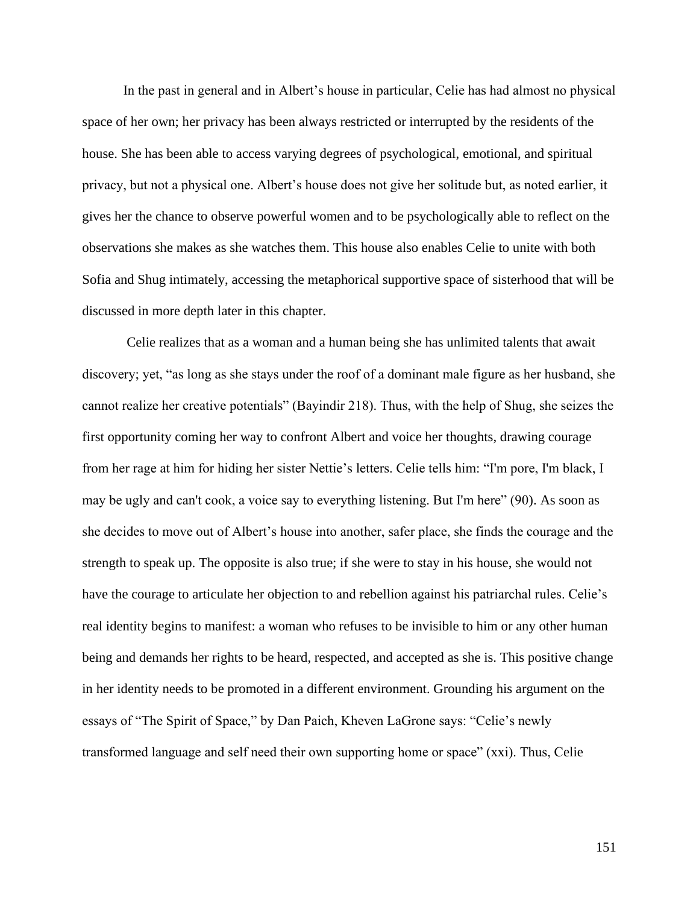In the past in general and in Albert's house in particular, Celie has had almost no physical space of her own; her privacy has been always restricted or interrupted by the residents of the house. She has been able to access varying degrees of psychological, emotional, and spiritual privacy, but not a physical one. Albert's house does not give her solitude but, as noted earlier, it gives her the chance to observe powerful women and to be psychologically able to reflect on the observations she makes as she watches them. This house also enables Celie to unite with both Sofia and Shug intimately, accessing the metaphorical supportive space of sisterhood that will be discussed in more depth later in this chapter.

Celie realizes that as a woman and a human being she has unlimited talents that await discovery; yet, "as long as she stays under the roof of a dominant male figure as her husband, she cannot realize her creative potentials" (Bayindir 218). Thus, with the help of Shug, she seizes the first opportunity coming her way to confront Albert and voice her thoughts, drawing courage from her rage at him for hiding her sister Nettie's letters. Celie tells him: "I'm pore, I'm black, I may be ugly and can't cook, a voice say to everything listening. But I'm here" (90). As soon as she decides to move out of Albert's house into another, safer place, she finds the courage and the strength to speak up. The opposite is also true; if she were to stay in his house, she would not have the courage to articulate her objection to and rebellion against his patriarchal rules. Celie's real identity begins to manifest: a woman who refuses to be invisible to him or any other human being and demands her rights to be heard, respected, and accepted as she is. This positive change in her identity needs to be promoted in a different environment. Grounding his argument on the essays of "The Spirit of Space," by Dan Paich, Kheven LaGrone says: "Celie's newly transformed language and self need their own supporting home or space" (xxi). Thus, Celie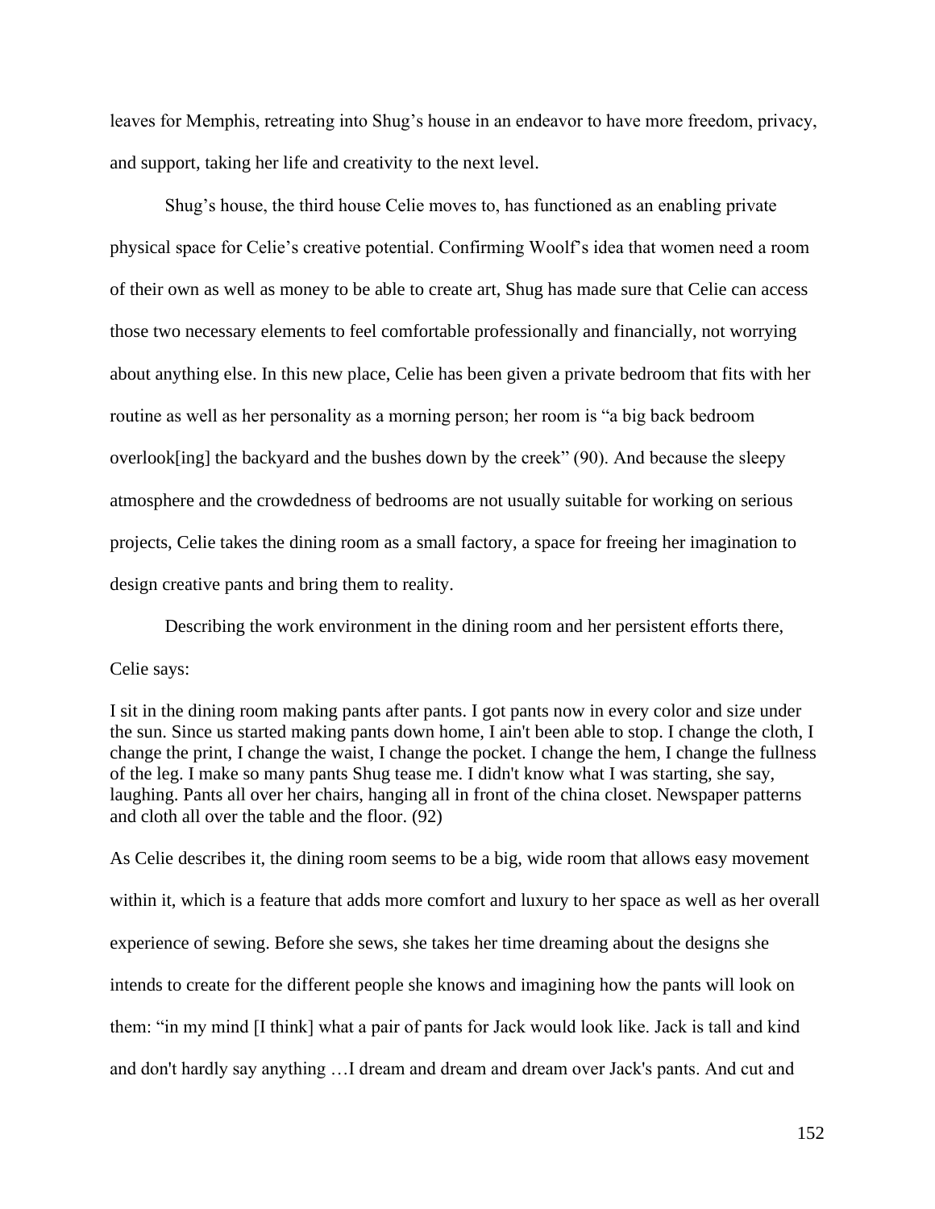leaves for Memphis, retreating into Shug's house in an endeavor to have more freedom, privacy, and support, taking her life and creativity to the next level.

Shug's house, the third house Celie moves to, has functioned as an enabling private physical space for Celie's creative potential. Confirming Woolf's idea that women need a room of their own as well as money to be able to create art, Shug has made sure that Celie can access those two necessary elements to feel comfortable professionally and financially, not worrying about anything else. In this new place, Celie has been given a private bedroom that fits with her routine as well as her personality as a morning person; her room is "a big back bedroom overlook[ing] the backyard and the bushes down by the creek" (90). And because the sleepy atmosphere and the crowdedness of bedrooms are not usually suitable for working on serious projects, Celie takes the dining room as a small factory, a space for freeing her imagination to design creative pants and bring them to reality.

Describing the work environment in the dining room and her persistent efforts there, Celie says:

> I sit in the dining room making pants after pants. I got pants now in every color and size under the sun. Since us started making pants down home, I ain't been able to stop. I change the cloth, I change the print, I change the waist, I change the pocket. I change the hem, I change the fullness of the leg. I make so many pants Shug tease me. I didn't know what I was starting, she say, laughing. Pants all over her chairs, hanging all in front of the china closet. Newspaper patterns and cloth all over the table and the floor. (92)

As Celie describes it, the dining room seems to be a big, wide room that allows easy movement within it, which is a feature that adds more comfort and luxury to her space as well as her overall experience of sewing. Before she sews, she takes her time dreaming about the designs she intends to create for the different people she knows and imagining how the pants will look on them: "in my mind [I think] what a pair of pants for Jack would look like. Jack is tall and kind and don't hardly say anything …I dream and dream and dream over Jack's pants. And cut and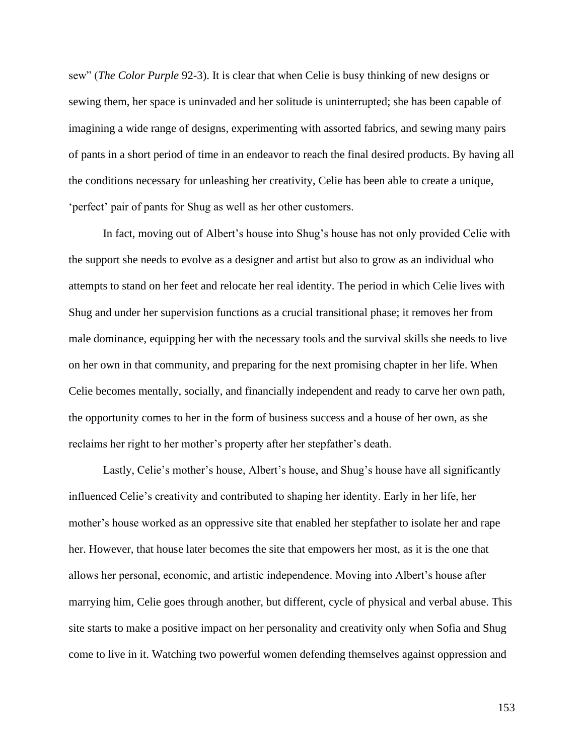sew" (*The Color Purple* 92-3). It is clear that when Celie is busy thinking of new designs or sewing them, her space is uninvaded and her solitude is uninterrupted; she has been capable of imagining a wide range of designs, experimenting with assorted fabrics, and sewing many pairs of pants in a short period of time in an endeavor to reach the final desired products. By having all the conditions necessary for unleashing her creativity, Celie has been able to create a unique, 'perfect' pair of pants for Shug as well as her other customers.

In fact, moving out of Albert's house into Shug's house has not only provided Celie with the support she needs to evolve as a designer and artist but also to grow as an individual who attempts to stand on her feet and relocate her real identity. The period in which Celie lives with Shug and under her supervision functions as a crucial transitional phase; it removes her from male dominance, equipping her with the necessary tools and the survival skills she needs to live on her own in that community, and preparing for the next promising chapter in her life. When Celie becomes mentally, socially, and financially independent and ready to carve her own path, the opportunity comes to her in the form of business success and a house of her own, as she reclaims her right to her mother's property after her stepfather's death.

Lastly, Celie's mother's house, Albert's house, and Shug's house have all significantly influenced Celie's creativity and contributed to shaping her identity. Early in her life, her mother's house worked as an oppressive site that enabled her stepfather to isolate her and rape her. However, that house later becomes the site that empowers her most, as it is the one that allows her personal, economic, and artistic independence. Moving into Albert's house after marrying him, Celie goes through another, but different, cycle of physical and verbal abuse. This site starts to make a positive impact on her personality and creativity only when Sofia and Shug come to live in it. Watching two powerful women defending themselves against oppression and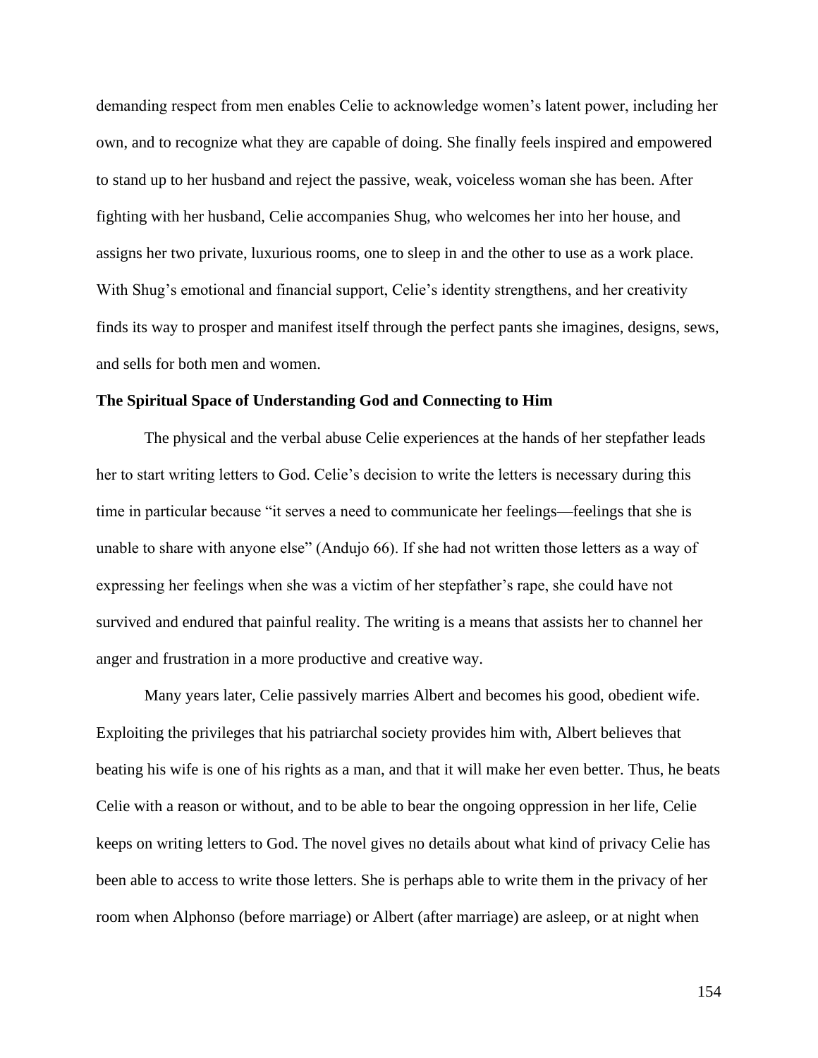demanding respect from men enables Celie to acknowledge women's latent power, including her own, and to recognize what they are capable of doing. She finally feels inspired and empowered to stand up to her husband and reject the passive, weak, voiceless woman she has been. After fighting with her husband, Celie accompanies Shug, who welcomes her into her house, and assigns her two private, luxurious rooms, one to sleep in and the other to use as a work place. With Shug's emotional and financial support, Celie's identity strengthens, and her creativity finds its way to prosper and manifest itself through the perfect pants she imagines, designs, sews, and sells for both men and women.

**The Spiritual Space of Understanding God and Connecting to Him**

The physical and the verbal abuse Celie experiences at the hands of her stepfather leads her to start writing letters to God. Celie's decision to write the letters is necessary during this time in particular because "it serves a need to communicate her feelings—feelings that she is unable to share with anyone else" (Andujo 66). If she had not written those letters as a way of expressing her feelings when she was a victim of her stepfather's rape, she could have not survived and endured that painful reality. The writing is a means that assists her to channel her anger and frustration in a more productive and creative way.

Many years later, Celie passively marries Albert and becomes his good, obedient wife. Exploiting the privileges that his patriarchal society provides him with, Albert believes that beating his wife is one of his rights as a man, and that it will make her even better. Thus, he beats Celie with a reason or without, and to be able to bear the ongoing oppression in her life, Celie keeps on writing letters to God. The novel gives no details about what kind of privacy Celie has been able to access to write those letters. She is perhaps able to write them in the privacy of her room when Alphonso (before marriage) or Albert (after marriage) are asleep, or at night when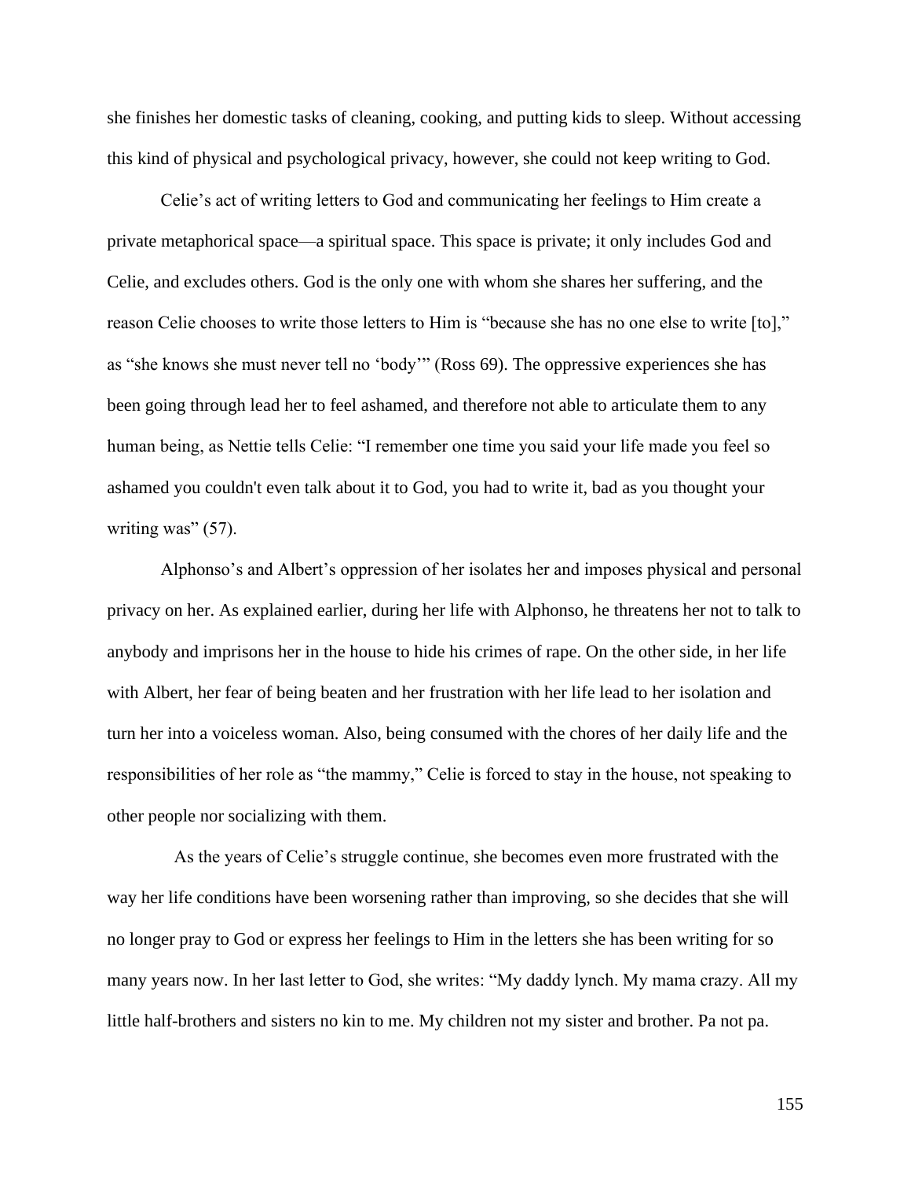she finishes her domestic tasks of cleaning, cooking, and putting kids to sleep. Without accessing this kind of physical and psychological privacy, however, she could not keep writing to God.

Celie's act of writing letters to God and communicating her feelings to Him create a private metaphorical space—a spiritual space. This space is private; it only includes God and Celie, and excludes others. God is the only one with whom she shares her suffering, and the reason Celie chooses to write those letters to Him is "because she has no one else to write [to]," as "she knows she must never tell no 'body'" (Ross 69). The oppressive experiences she has been going through lead her to feel ashamed, and therefore not able to articulate them to any human being, as Nettie tells Celie: "I remember one time you said your life made you feel so ashamed you couldn't even talk about it to God, you had to write it, bad as you thought your writing was" (57).

Alphonso's and Albert's oppression of her isolates her and imposes physical and personal privacy on her. As explained earlier, during her life with Alphonso, he threatens her not to talk to anybody and imprisons her in the house to hide his crimes of rape. On the other side, in her life with Albert, her fear of being beaten and her frustration with her life lead to her isolation and turn her into a voiceless woman. Also, being consumed with the chores of her daily life and the responsibilities of her role as "the mammy," Celie is forced to stay in the house, not speaking to other people nor socializing with them.

As the years of Celie's struggle continue, she becomes even more frustrated with the way her life conditions have been worsening rather than improving, so she decides that she will no longer pray to God or express her feelings to Him in the letters she has been writing for so many years now. In her last letter to God, she writes: "My daddy lynch. My mama crazy. All my little half-brothers and sisters no kin to me. My children not my sister and brother. Pa not pa.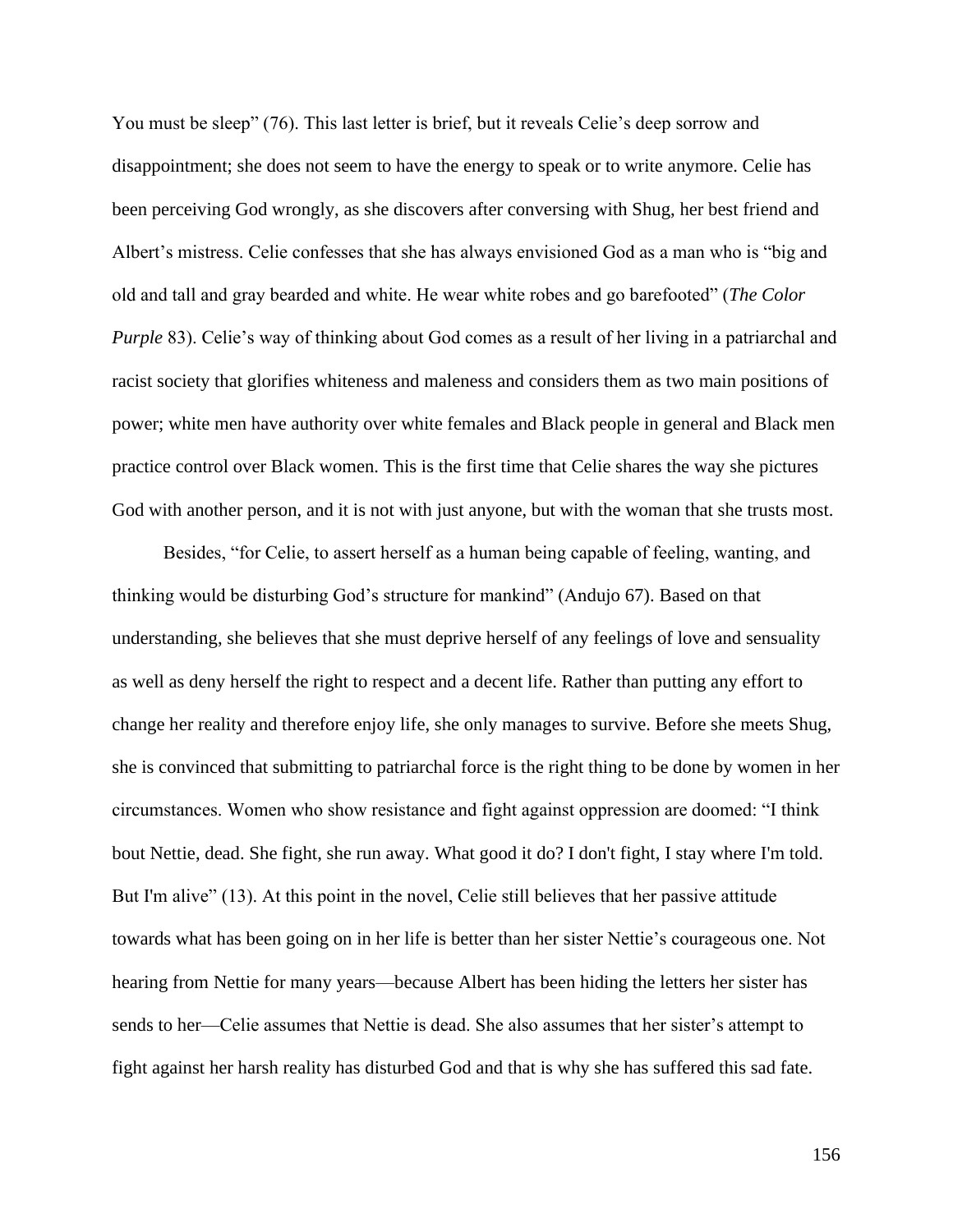You must be sleep" (76). This last letter is brief, but it reveals Celie's deep sorrow and disappointment; she does not seem to have the energy to speak or to write anymore. Celie has been perceiving God wrongly, as she discovers after conversing with Shug, her best friend and Albert's mistress. Celie confesses that she has always envisioned God as a man who is "big and old and tall and gray bearded and white. He wear white robes and go barefooted" (*The Color Purple* 83). Celie's way of thinking about God comes as a result of her living in a patriarchal and racist society that glorifies whiteness and maleness and considers them as two main positions of power; white men have authority over white females and Black people in general and Black men practice control over Black women. This is the first time that Celie shares the way she pictures God with another person, and it is not with just anyone, but with the woman that she trusts most.

Besides, "for Celie, to assert herself as a human being capable of feeling, wanting, and thinking would be disturbing God's structure for mankind" (Andujo 67). Based on that understanding, she believes that she must deprive herself of any feelings of love and sensuality as well as deny herself the right to respect and a decent life. Rather than putting any effort to change her reality and therefore enjoy life, she only manages to survive. Before she meets Shug, she is convinced that submitting to patriarchal force is the right thing to be done by women in her circumstances. Women who show resistance and fight against oppression are doomed: "I think bout Nettie, dead. She fight, she run away. What good it do? I don't fight, I stay where I'm told. But I'm alive" (13). At this point in the novel, Celie still believes that her passive attitude towards what has been going on in her life is better than her sister Nettie's courageous one. Not hearing from Nettie for many years—because Albert has been hiding the letters her sister has sends to her—Celie assumes that Nettie is dead. She also assumes that her sister's attempt to fight against her harsh reality has disturbed God and that is why she has suffered this sad fate.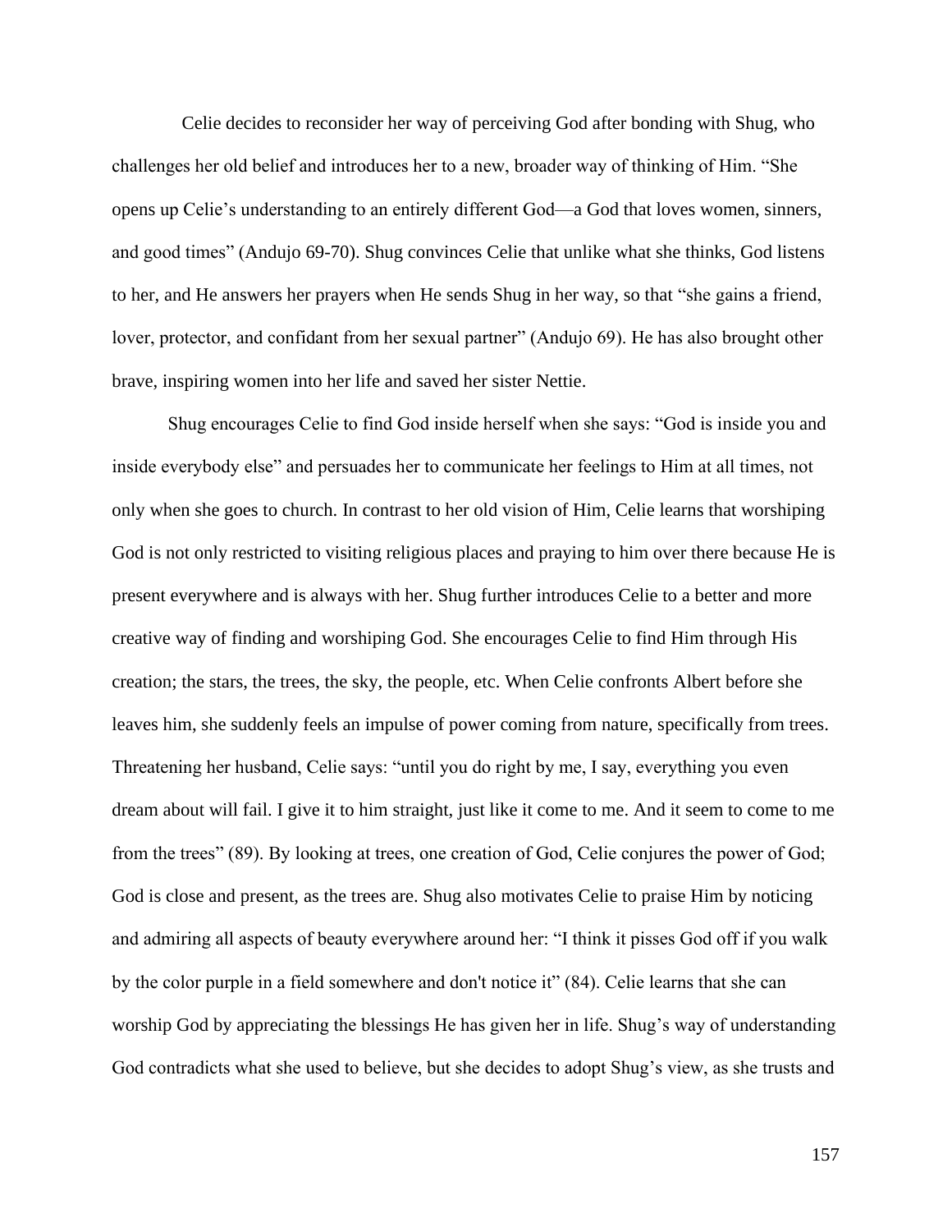Celie decides to reconsider her way of perceiving God after bonding with Shug, who challenges her old belief and introduces her to a new, broader way of thinking of Him. “She opens up Celie’s understanding to an entirely different God—a God that loves women, sinners, and good times” (Andujo 69-70). Shug convinces Celie that unlike what she thinks, God listens to her, and He answers her prayers when He sends Shug in her way, so that “she gains a friend, lover, protector, and confidant from her sexual partner” (Andujo 69). He has also brought other brave, inspiring women into her life and saved her sister Nettie.

Shug encourages Celie to find God inside herself when she says: “God is inside you and inside everybody else” and persuades her to communicate her feelings to Him at all times, not only when she goes to church. In contrast to her old vision of Him, Celie learns that worshiping God is not only restricted to visiting religious places and praying to him over there because He is present everywhere and is always with her. Shug further introduces Celie to a better and more creative way of finding and worshiping God. She encourages Celie to find Him through His creation; the stars, the trees, the sky, the people, etc. When Celie confronts Albert before she leaves him, she suddenly feels an impulse of power coming from nature, specifically from trees. Threatening her husband, Celie says: “until you do right by me, I say, everything you even dream about will fail. I give it to him straight, just like it come to me. And it seem to come to me from the trees” (89). By looking at trees, one creation of God, Celie conjures the power of God; God is close and present, as the trees are. Shug also motivates Celie to praise Him by noticing and admiring all aspects of beauty everywhere around her: “I think it pisses God off if you walk by the color purple in a field somewhere and don't notice it” (84). Celie learns that she can worship God by appreciating the blessings He has given her in life. Shug’s way of understanding God contradicts what she used to believe, but she decides to adopt Shug’s view, as she trusts and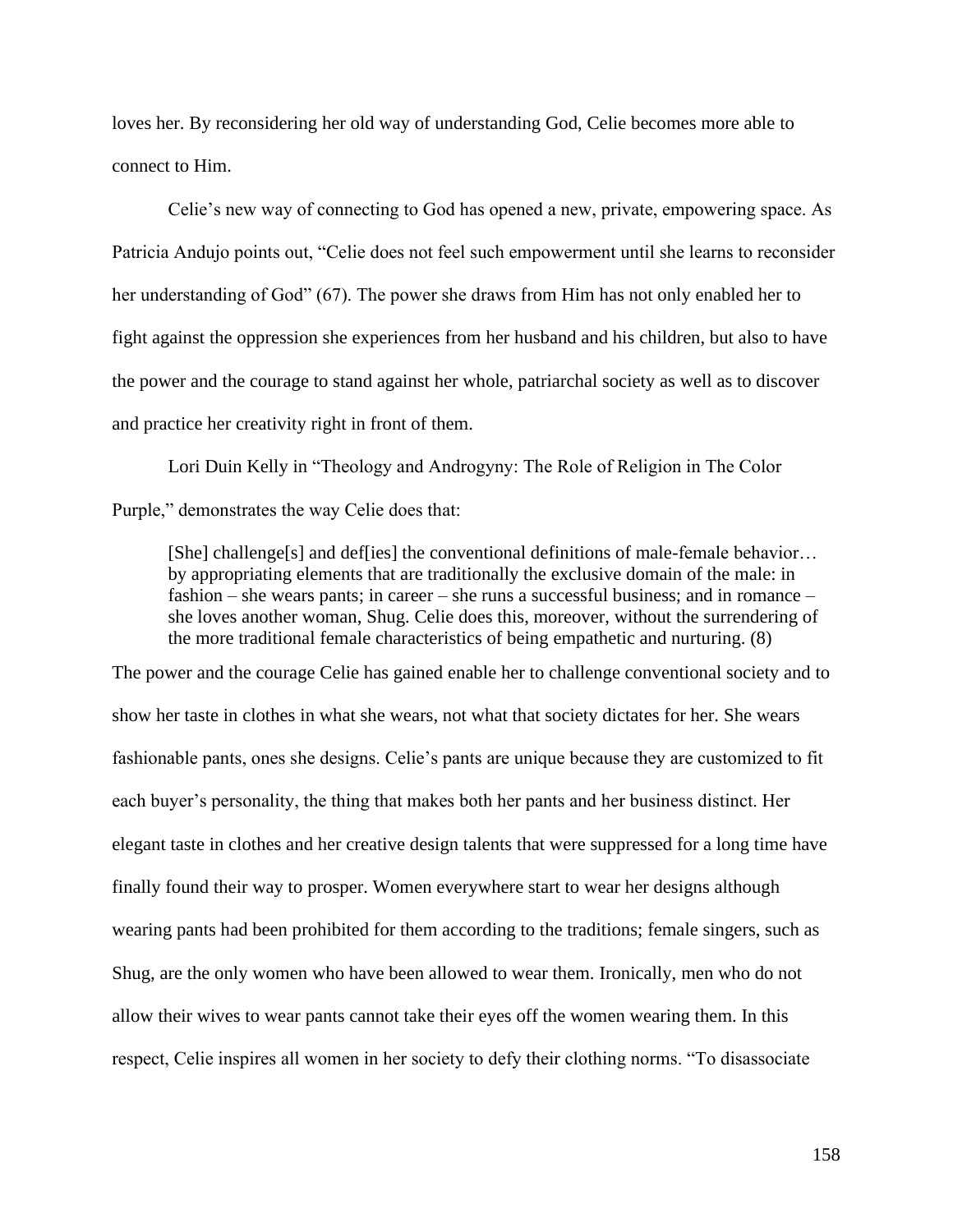loves her. By reconsidering her old way of understanding God, Celie becomes more able to connect to Him.

Celie's new way of connecting to God has opened a new, private, empowering space. As Patricia Andujo points out, "Celie does not feel such empowerment until she learns to reconsider her understanding of God" (67). The power she draws from Him has not only enabled her to fight against the oppression she experiences from her husband and his children, but also to have the power and the courage to stand against her whole, patriarchal society as well as to discover and practice her creativity right in front of them.

Lori Duin Kelly in "Theology and Androgyny: The Role of Religion in The Color Purple," demonstrates the way Celie does that:

> [She] challenge[s] and def[ies] the conventional definitions of male-female behavior… by appropriating elements that are traditionally the exclusive domain of the male: in fashion – she wears pants; in career – she runs a successful business; and in romance – she loves another woman, Shug. Celie does this, moreover, without the surrendering of the more traditional female characteristics of being empathetic and nurturing. (8)

The power and the courage Celie has gained enable her to challenge conventional society and to show her taste in clothes in what she wears, not what that society dictates for her. She wears fashionable pants, ones she designs. Celie's pants are unique because they are customized to fit each buyer's personality, the thing that makes both her pants and her business distinct. Her elegant taste in clothes and her creative design talents that were suppressed for a long time have finally found their way to prosper. Women everywhere start to wear her designs although wearing pants had been prohibited for them according to the traditions; female singers, such as Shug, are the only women who have been allowed to wear them. Ironically, men who do not allow their wives to wear pants cannot take their eyes off the women wearing them. In this respect, Celie inspires all women in her society to defy their clothing norms. "To disassociate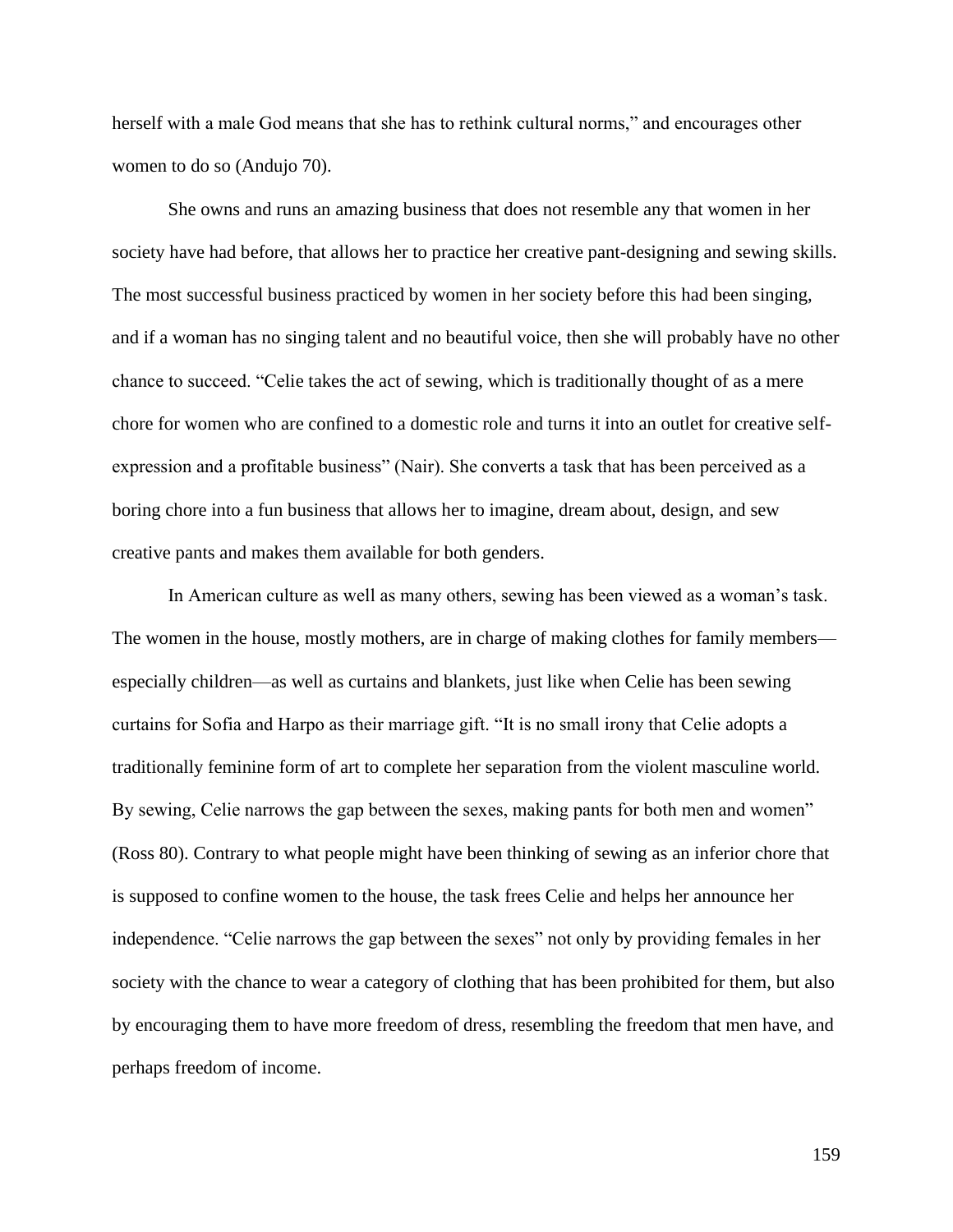herself with a male God means that she has to rethink cultural norms," and encourages other women to do so (Andujo 70).

She owns and runs an amazing business that does not resemble any that women in her society have had before, that allows her to practice her creative pant-designing and sewing skills. The most successful business practiced by women in her society before this had been singing, and if a woman has no singing talent and no beautiful voice, then she will probably have no other chance to succeed. "Celie takes the act of sewing, which is traditionally thought of as a mere chore for women who are confined to a domestic role and turns it into an outlet for creative self-expression and a profitable business" (Nair). She converts a task that has been perceived as a boring chore into a fun business that allows her to imagine, dream about, design, and sew creative pants and makes them available for both genders.

In American culture as well as many others, sewing has been viewed as a woman's task. The women in the house, mostly mothers, are in charge of making clothes for family members—especially children—as well as curtains and blankets, just like when Celie has been sewing curtains for Sofia and Harpo as their marriage gift. "It is no small irony that Celie adopts a traditionally feminine form of art to complete her separation from the violent masculine world. By sewing, Celie narrows the gap between the sexes, making pants for both men and women" (Ross 80). Contrary to what people might have been thinking of sewing as an inferior chore that is supposed to confine women to the house, the task frees Celie and helps her announce her independence. "Celie narrows the gap between the sexes" not only by providing females in her society with the chance to wear a category of clothing that has been prohibited for them, but also by encouraging them to have more freedom of dress, resembling the freedom that men have, and perhaps freedom of income.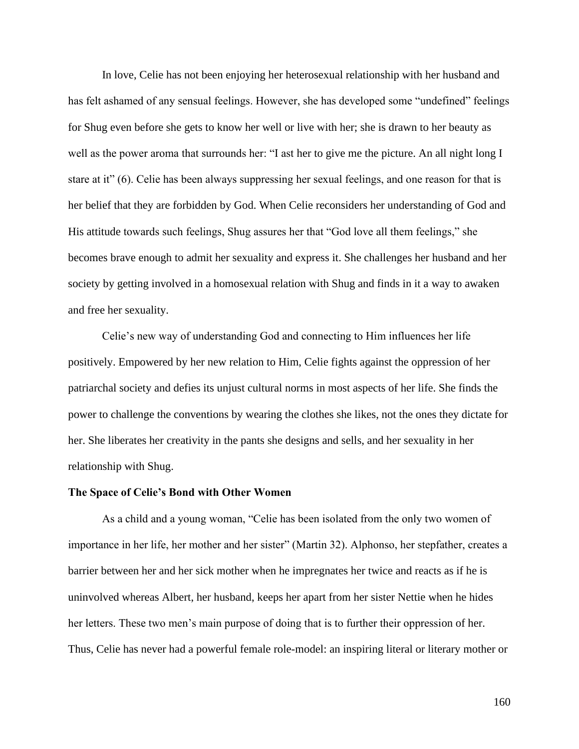In love, Celie has not been enjoying her heterosexual relationship with her husband and has felt ashamed of any sensual feelings. However, she has developed some "undefined" feelings for Shug even before she gets to know her well or live with her; she is drawn to her beauty as well as the power aroma that surrounds her: "I ast her to give me the picture. An all night long I stare at it" (6). Celie has been always suppressing her sexual feelings, and one reason for that is her belief that they are forbidden by God. When Celie reconsiders her understanding of God and His attitude towards such feelings, Shug assures her that "God love all them feelings," she becomes brave enough to admit her sexuality and express it. She challenges her husband and her society by getting involved in a homosexual relation with Shug and finds in it a way to awaken and free her sexuality.

Celie's new way of understanding God and connecting to Him influences her life positively. Empowered by her new relation to Him, Celie fights against the oppression of her patriarchal society and defies its unjust cultural norms in most aspects of her life. She finds the power to challenge the conventions by wearing the clothes she likes, not the ones they dictate for her. She liberates her creativity in the pants she designs and sells, and her sexuality in her relationship with Shug.

**The Space of Celie's Bond with Other Women**

As a child and a young woman, "Celie has been isolated from the only two women of importance in her life, her mother and her sister" (Martin 32). Alphonso, her stepfather, creates a barrier between her and her sick mother when he impregnates her twice and reacts as if he is uninvolved whereas Albert, her husband, keeps her apart from her sister Nettie when he hides her letters. These two men's main purpose of doing that is to further their oppression of her. Thus, Celie has never had a powerful female role-model: an inspiring literal or literary mother or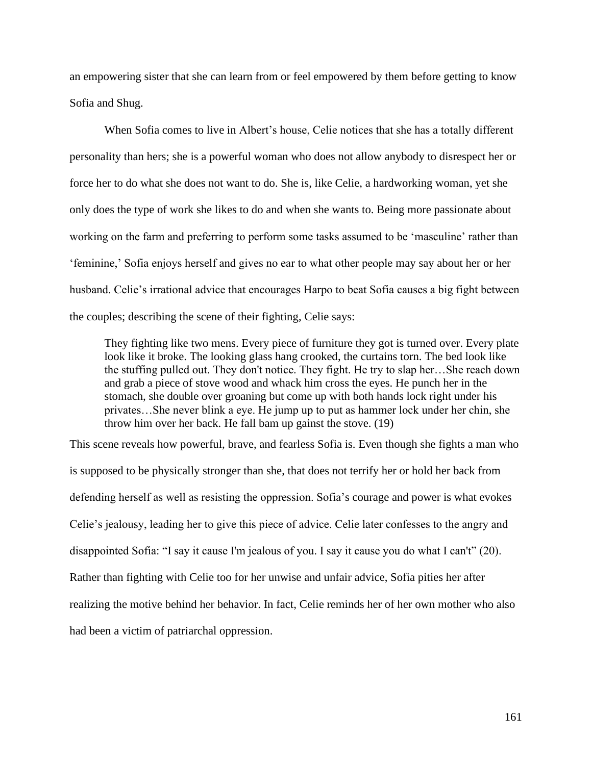an empowering sister that she can learn from or feel empowered by them before getting to know Sofia and Shug.

When Sofia comes to live in Albert's house, Celie notices that she has a totally different personality than hers; she is a powerful woman who does not allow anybody to disrespect her or force her to do what she does not want to do. She is, like Celie, a hardworking woman, yet she only does the type of work she likes to do and when she wants to. Being more passionate about working on the farm and preferring to perform some tasks assumed to be 'masculine' rather than 'feminine,' Sofia enjoys herself and gives no ear to what other people may say about her or her husband. Celie's irrational advice that encourages Harpo to beat Sofia causes a big fight between the couples; describing the scene of their fighting, Celie says:

> They fighting like two mens. Every piece of furniture they got is turned over. Every plate look like it broke. The looking glass hang crooked, the curtains torn. The bed look like the stuffing pulled out. They don't notice. They fight. He try to slap her…She reach down and grab a piece of stove wood and whack him cross the eyes. He punch her in the stomach, she double over groaning but come up with both hands lock right under his privates…She never blink a eye. He jump up to put as hammer lock under her chin, she throw him over her back. He fall bam up gainst the stove. (19)

This scene reveals how powerful, brave, and fearless Sofia is. Even though she fights a man who is supposed to be physically stronger than she, that does not terrify her or hold her back from defending herself as well as resisting the oppression. Sofia's courage and power is what evokes Celie's jealousy, leading her to give this piece of advice. Celie later confesses to the angry and disappointed Sofia: "I say it cause I'm jealous of you. I say it cause you do what I can't" (20). Rather than fighting with Celie too for her unwise and unfair advice, Sofia pities her after realizing the motive behind her behavior. In fact, Celie reminds her of her own mother who also had been a victim of patriarchal oppression.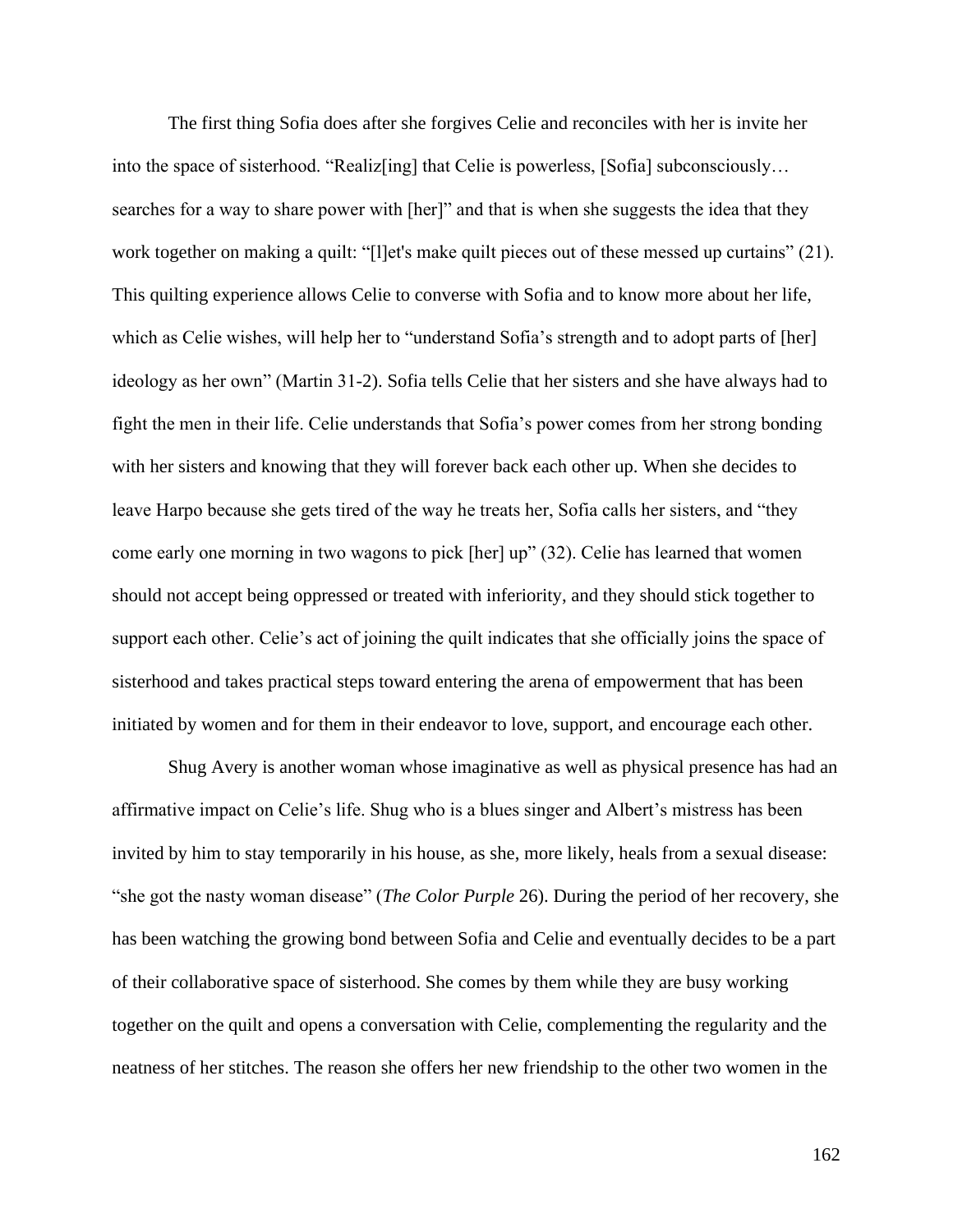The first thing Sofia does after she forgives Celie and reconciles with her is invite her into the space of sisterhood. "Realiz[ing] that Celie is powerless, [Sofia] subconsciously… searches for a way to share power with [her]" and that is when she suggests the idea that they work together on making a quilt: "[l]et's make quilt pieces out of these messed up curtains" (21). This quilting experience allows Celie to converse with Sofia and to know more about her life, which as Celie wishes, will help her to "understand Sofia's strength and to adopt parts of [her] ideology as her own" (Martin 31-2). Sofia tells Celie that her sisters and she have always had to fight the men in their life. Celie understands that Sofia's power comes from her strong bonding with her sisters and knowing that they will forever back each other up. When she decides to leave Harpo because she gets tired of the way he treats her, Sofia calls her sisters, and "they come early one morning in two wagons to pick [her] up" (32). Celie has learned that women should not accept being oppressed or treated with inferiority, and they should stick together to support each other. Celie's act of joining the quilt indicates that she officially joins the space of sisterhood and takes practical steps toward entering the arena of empowerment that has been initiated by women and for them in their endeavor to love, support, and encourage each other.

Shug Avery is another woman whose imaginative as well as physical presence has had an affirmative impact on Celie's life. Shug who is a blues singer and Albert's mistress has been invited by him to stay temporarily in his house, as she, more likely, heals from a sexual disease: "she got the nasty woman disease" (*The Color Purple* 26). During the period of her recovery, she has been watching the growing bond between Sofia and Celie and eventually decides to be a part of their collaborative space of sisterhood. She comes by them while they are busy working together on the quilt and opens a conversation with Celie, complementing the regularity and the neatness of her stitches. The reason she offers her new friendship to the other two women in the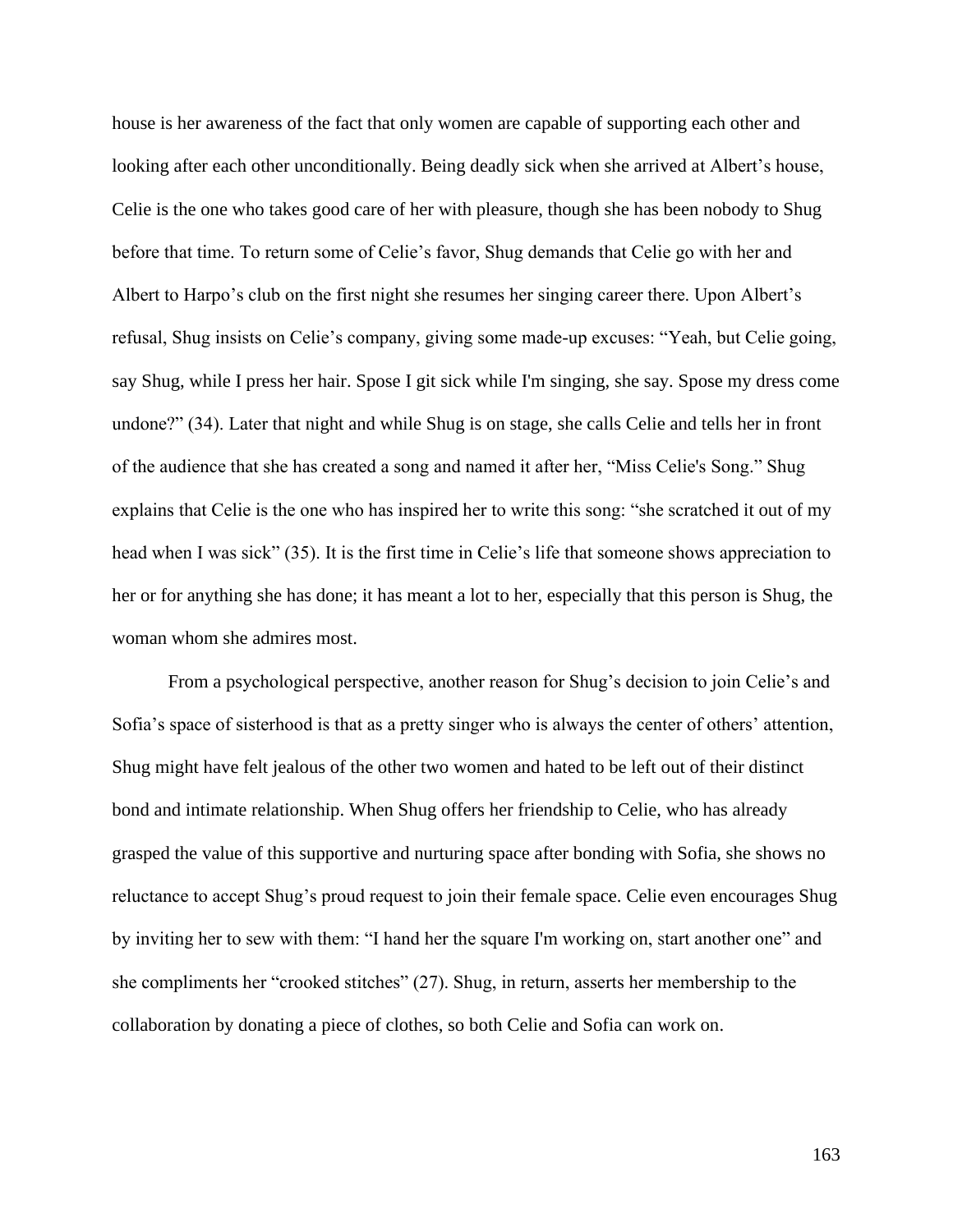house is her awareness of the fact that only women are capable of supporting each other and looking after each other unconditionally. Being deadly sick when she arrived at Albert's house, Celie is the one who takes good care of her with pleasure, though she has been nobody to Shug before that time. To return some of Celie's favor, Shug demands that Celie go with her and Albert to Harpo's club on the first night she resumes her singing career there. Upon Albert's refusal, Shug insists on Celie's company, giving some made-up excuses: "Yeah, but Celie going, say Shug, while I press her hair. Spose I git sick while I'm singing, she say. Spose my dress come undone?" (34). Later that night and while Shug is on stage, she calls Celie and tells her in front of the audience that she has created a song and named it after her, "Miss Celie's Song." Shug explains that Celie is the one who has inspired her to write this song: "she scratched it out of my head when I was sick" (35). It is the first time in Celie's life that someone shows appreciation to her or for anything she has done; it has meant a lot to her, especially that this person is Shug, the woman whom she admires most.

From a psychological perspective, another reason for Shug's decision to join Celie's and Sofia's space of sisterhood is that as a pretty singer who is always the center of others' attention, Shug might have felt jealous of the other two women and hated to be left out of their distinct bond and intimate relationship. When Shug offers her friendship to Celie, who has already grasped the value of this supportive and nurturing space after bonding with Sofia, she shows no reluctance to accept Shug's proud request to join their female space. Celie even encourages Shug by inviting her to sew with them: "I hand her the square I'm working on, start another one" and she compliments her "crooked stitches" (27). Shug, in return, asserts her membership to the collaboration by donating a piece of clothes, so both Celie and Sofia can work on.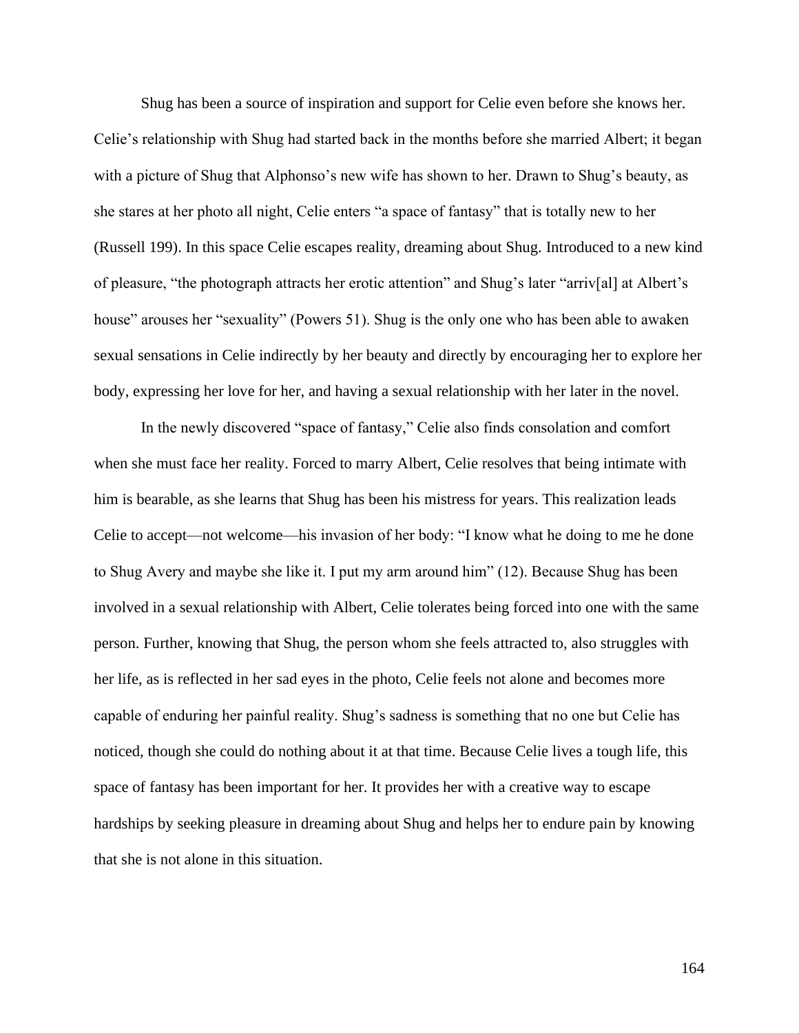Shug has been a source of inspiration and support for Celie even before she knows her. Celie's relationship with Shug had started back in the months before she married Albert; it began with a picture of Shug that Alphonso's new wife has shown to her. Drawn to Shug's beauty, as she stares at her photo all night, Celie enters "a space of fantasy" that is totally new to her (Russell 199). In this space Celie escapes reality, dreaming about Shug. Introduced to a new kind of pleasure, "the photograph attracts her erotic attention" and Shug's later "arriv[al] at Albert's house" arouses her "sexuality" (Powers 51). Shug is the only one who has been able to awaken sexual sensations in Celie indirectly by her beauty and directly by encouraging her to explore her body, expressing her love for her, and having a sexual relationship with her later in the novel.

In the newly discovered "space of fantasy," Celie also finds consolation and comfort when she must face her reality. Forced to marry Albert, Celie resolves that being intimate with him is bearable, as she learns that Shug has been his mistress for years. This realization leads Celie to accept—not welcome—his invasion of her body: "I know what he doing to me he done to Shug Avery and maybe she like it. I put my arm around him" (12). Because Shug has been involved in a sexual relationship with Albert, Celie tolerates being forced into one with the same person. Further, knowing that Shug, the person whom she feels attracted to, also struggles with her life, as is reflected in her sad eyes in the photo, Celie feels not alone and becomes more capable of enduring her painful reality. Shug's sadness is something that no one but Celie has noticed, though she could do nothing about it at that time. Because Celie lives a tough life, this space of fantasy has been important for her. It provides her with a creative way to escape hardships by seeking pleasure in dreaming about Shug and helps her to endure pain by knowing that she is not alone in this situation.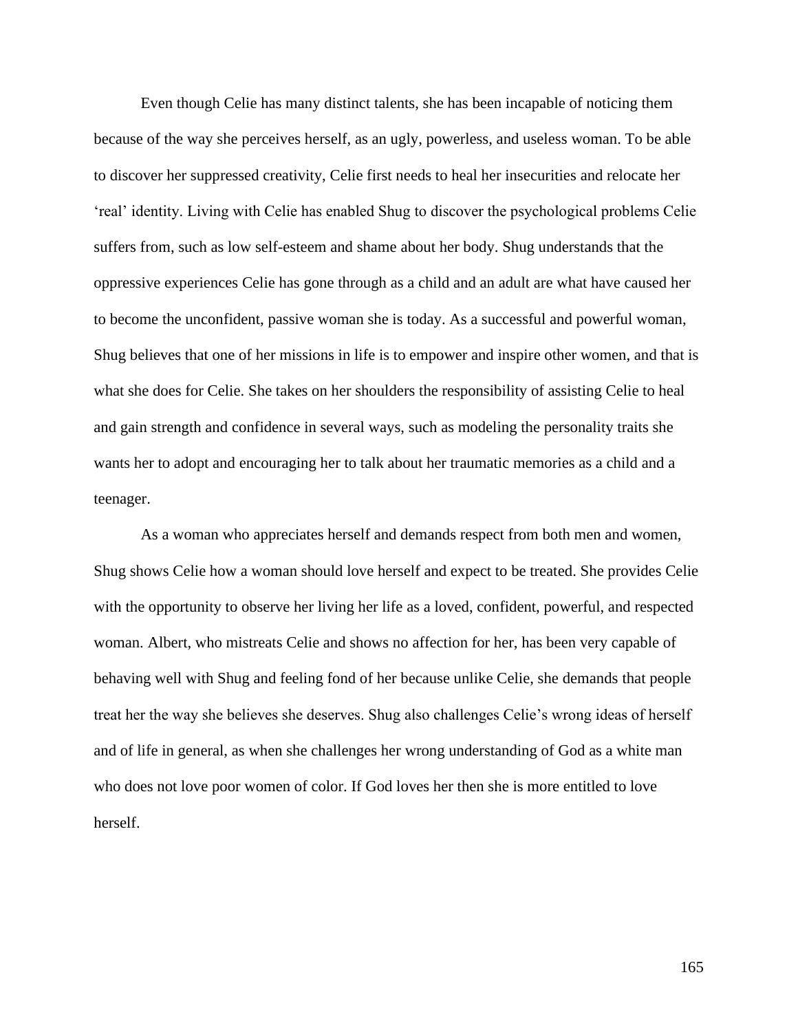Even though Celie has many distinct talents, she has been incapable of noticing them because of the way she perceives herself, as an ugly, powerless, and useless woman. To be able to discover her suppressed creativity, Celie first needs to heal her insecurities and relocate her 'real' identity. Living with Celie has enabled Shug to discover the psychological problems Celie suffers from, such as low self-esteem and shame about her body. Shug understands that the oppressive experiences Celie has gone through as a child and an adult are what have caused her to become the unconfident, passive woman she is today. As a successful and powerful woman, Shug believes that one of her missions in life is to empower and inspire other women, and that is what she does for Celie. She takes on her shoulders the responsibility of assisting Celie to heal and gain strength and confidence in several ways, such as modeling the personality traits she wants her to adopt and encouraging her to talk about her traumatic memories as a child and a teenager.

As a woman who appreciates herself and demands respect from both men and women, Shug shows Celie how a woman should love herself and expect to be treated. She provides Celie with the opportunity to observe her living her life as a loved, confident, powerful, and respected woman. Albert, who mistreats Celie and shows no affection for her, has been very capable of behaving well with Shug and feeling fond of her because unlike Celie, she demands that people treat her the way she believes she deserves. Shug also challenges Celie's wrong ideas of herself and of life in general, as when she challenges her wrong understanding of God as a white man who does not love poor women of color. If God loves her then she is more entitled to love herself.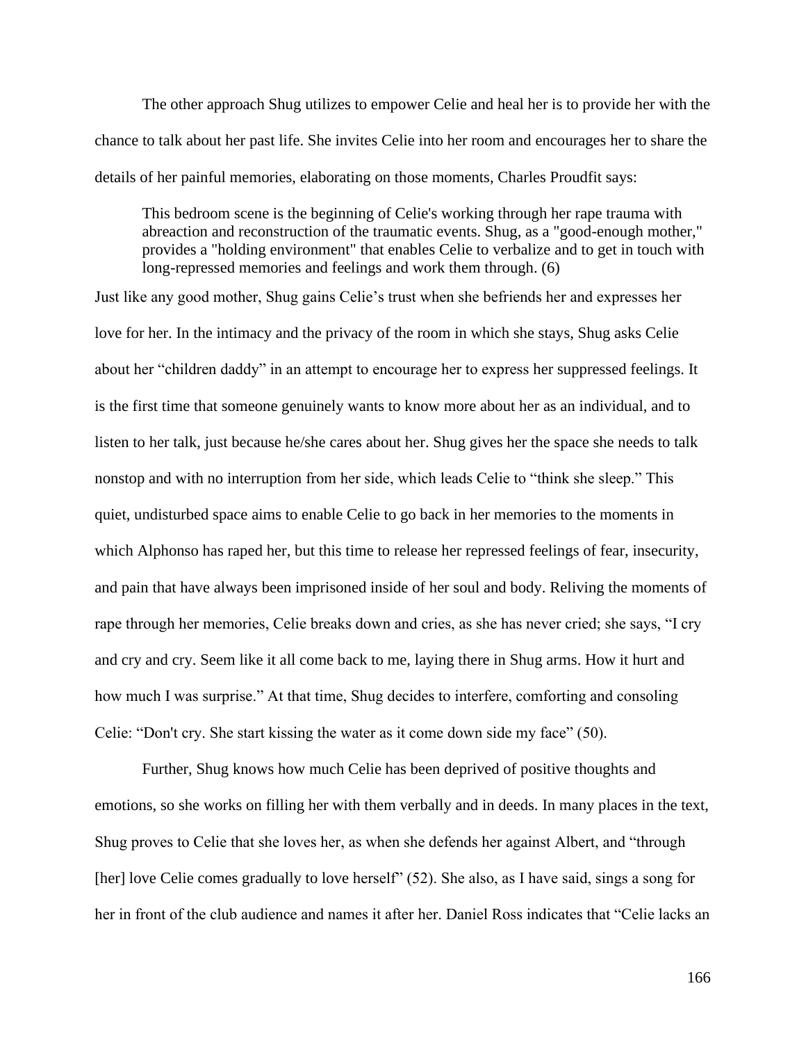The other approach Shug utilizes to empower Celie and heal her is to provide her with the chance to talk about her past life. She invites Celie into her room and encourages her to share the details of her painful memories, elaborating on those moments, Charles Proudfit says:

> This bedroom scene is the beginning of Celie's working through her rape trauma with abreaction and reconstruction of the traumatic events. Shug, as a "good-enough mother," provides a "holding environment" that enables Celie to verbalize and to get in touch with long-repressed memories and feelings and work them through. (6)

Just like any good mother, Shug gains Celie's trust when she befriends her and expresses her love for her. In the intimacy and the privacy of the room in which she stays, Shug asks Celie about her "children daddy" in an attempt to encourage her to express her suppressed feelings. It is the first time that someone genuinely wants to know more about her as an individual, and to listen to her talk, just because he/she cares about her. Shug gives her the space she needs to talk nonstop and with no interruption from her side, which leads Celie to "think she sleep." This quiet, undisturbed space aims to enable Celie to go back in her memories to the moments in which Alphonso has raped her, but this time to release her repressed feelings of fear, insecurity, and pain that have always been imprisoned inside of her soul and body. Reliving the moments of rape through her memories, Celie breaks down and cries, as she has never cried; she says, "I cry and cry and cry. Seem like it all come back to me, laying there in Shug arms. How it hurt and how much I was surprise." At that time, Shug decides to interfere, comforting and consoling Celie: "Don't cry. She start kissing the water as it come down side my face" (50).

Further, Shug knows how much Celie has been deprived of positive thoughts and emotions, so she works on filling her with them verbally and in deeds. In many places in the text, Shug proves to Celie that she loves her, as when she defends her against Albert, and "through [her] love Celie comes gradually to love herself" (52). She also, as I have said, sings a song for her in front of the club audience and names it after her. Daniel Ross indicates that "Celie lacks an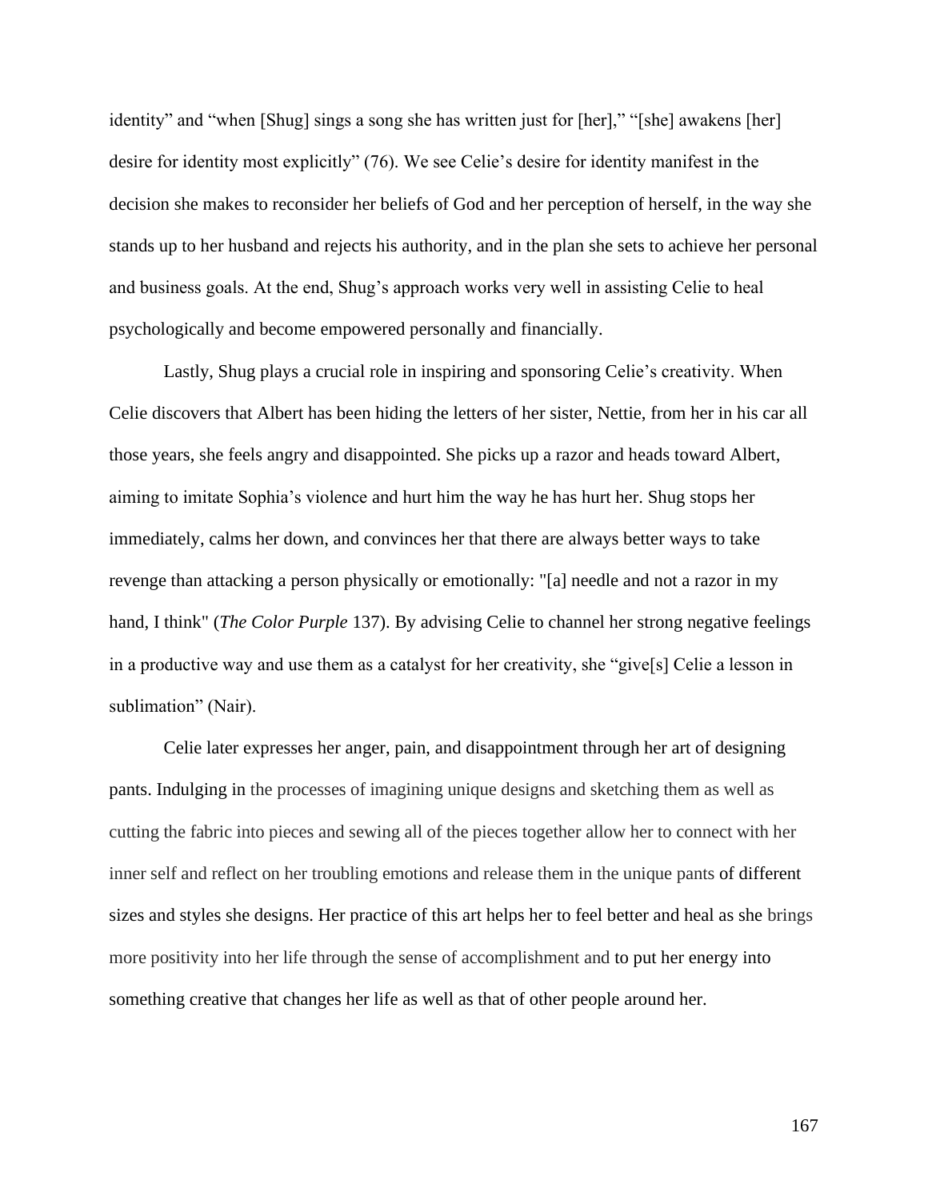identity" and "when [Shug] sings a song she has written just for [her]," "[she] awakens [her] desire for identity most explicitly" (76). We see Celie's desire for identity manifest in the decision she makes to reconsider her beliefs of God and her perception of herself, in the way she stands up to her husband and rejects his authority, and in the plan she sets to achieve her personal and business goals. At the end, Shug's approach works very well in assisting Celie to heal psychologically and become empowered personally and financially.

Lastly, Shug plays a crucial role in inspiring and sponsoring Celie's creativity. When Celie discovers that Albert has been hiding the letters of her sister, Nettie, from her in his car all those years, she feels angry and disappointed. She picks up a razor and heads toward Albert, aiming to imitate Sophia's violence and hurt him the way he has hurt her. Shug stops her immediately, calms her down, and convinces her that there are always better ways to take revenge than attacking a person physically or emotionally: "[a] needle and not a razor in my hand, I think" (*The Color Purple* 137). By advising Celie to channel her strong negative feelings in a productive way and use them as a catalyst for her creativity, she "give[s] Celie a lesson in sublimation" (Nair).

Celie later expresses her anger, pain, and disappointment through her art of designing pants. Indulging in the processes of imagining unique designs and sketching them as well as cutting the fabric into pieces and sewing all of the pieces together allow her to connect with her inner self and reflect on her troubling emotions and release them in the unique pants of different sizes and styles she designs. Her practice of this art helps her to feel better and heal as she brings more positivity into her life through the sense of accomplishment and to put her energy into something creative that changes her life as well as that of other people around her.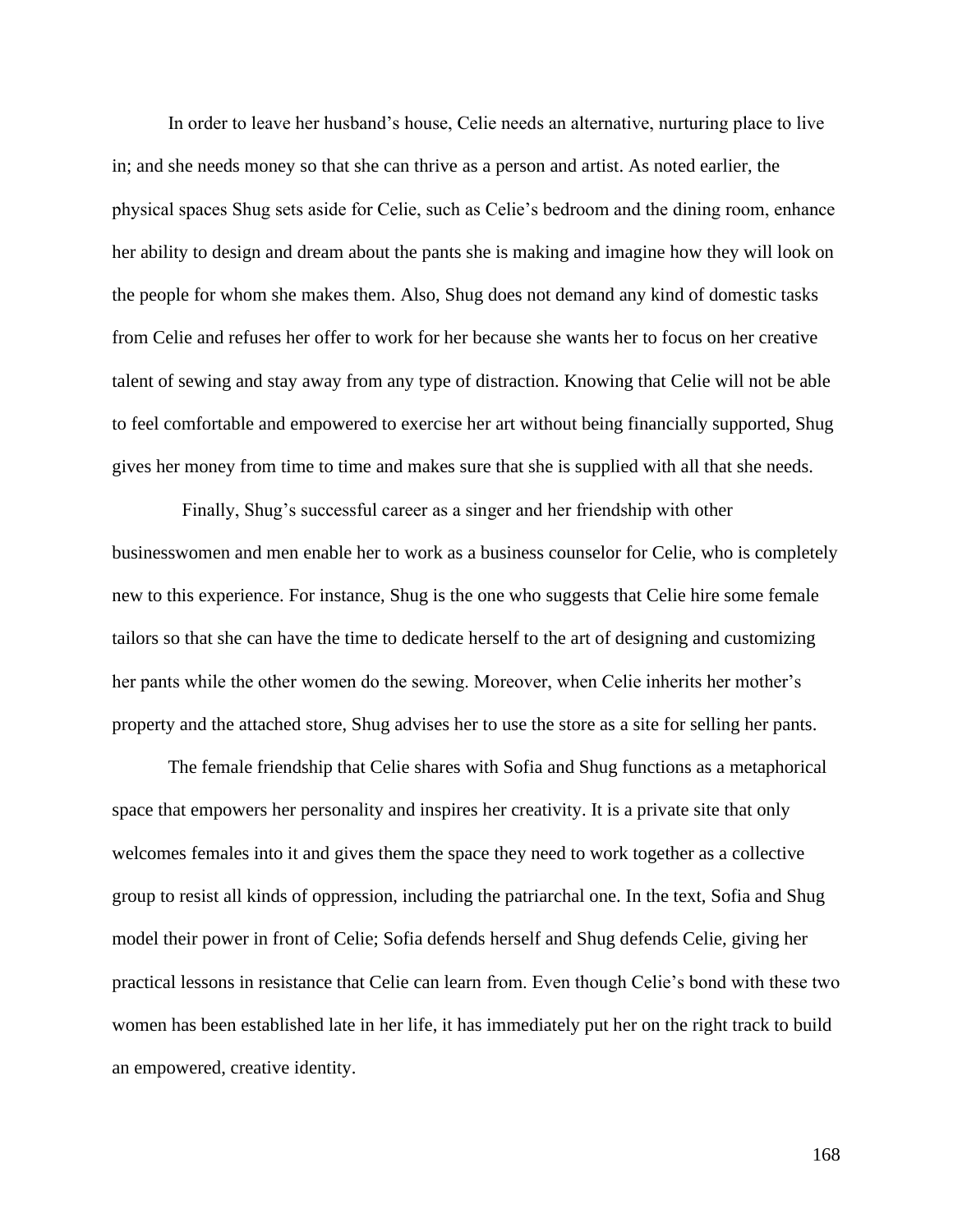In order to leave her husband's house, Celie needs an alternative, nurturing place to live in; and she needs money so that she can thrive as a person and artist. As noted earlier, the physical spaces Shug sets aside for Celie, such as Celie's bedroom and the dining room, enhance her ability to design and dream about the pants she is making and imagine how they will look on the people for whom she makes them. Also, Shug does not demand any kind of domestic tasks from Celie and refuses her offer to work for her because she wants her to focus on her creative talent of sewing and stay away from any type of distraction. Knowing that Celie will not be able to feel comfortable and empowered to exercise her art without being financially supported, Shug gives her money from time to time and makes sure that she is supplied with all that she needs.

Finally, Shug's successful career as a singer and her friendship with other businesswomen and men enable her to work as a business counselor for Celie, who is completely new to this experience. For instance, Shug is the one who suggests that Celie hire some female tailors so that she can have the time to dedicate herself to the art of designing and customizing her pants while the other women do the sewing. Moreover, when Celie inherits her mother's property and the attached store, Shug advises her to use the store as a site for selling her pants.

The female friendship that Celie shares with Sofia and Shug functions as a metaphorical space that empowers her personality and inspires her creativity. It is a private site that only welcomes females into it and gives them the space they need to work together as a collective group to resist all kinds of oppression, including the patriarchal one. In the text, Sofia and Shug model their power in front of Celie; Sofia defends herself and Shug defends Celie, giving her practical lessons in resistance that Celie can learn from. Even though Celie's bond with these two women has been established late in her life, it has immediately put her on the right track to build an empowered, creative identity.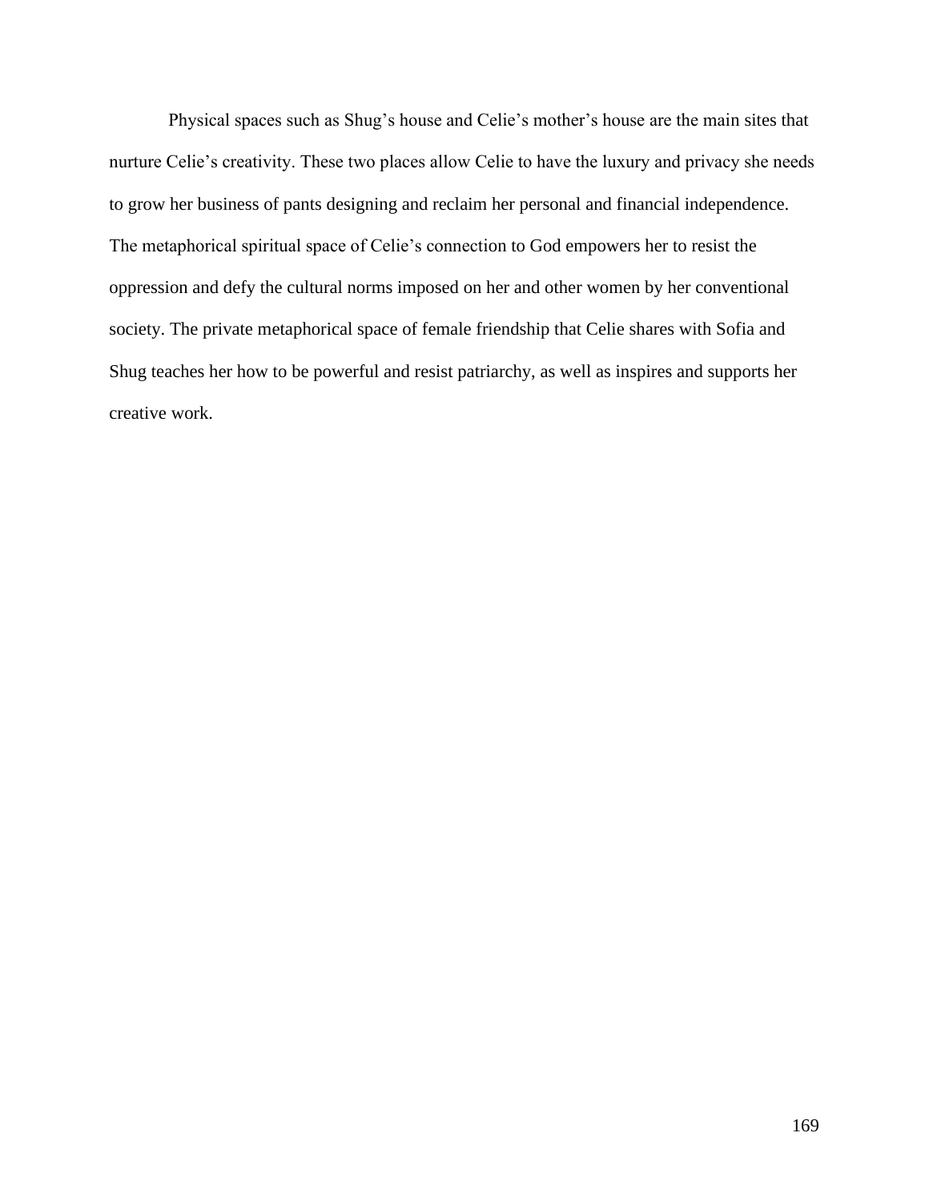Physical spaces such as Shug's house and Celie's mother's house are the main sites that nurture Celie's creativity. These two places allow Celie to have the luxury and privacy she needs to grow her business of pants designing and reclaim her personal and financial independence. The metaphorical spiritual space of Celie's connection to God empowers her to resist the oppression and defy the cultural norms imposed on her and other women by her conventional society. The private metaphorical space of female friendship that Celie shares with Sofia and Shug teaches her how to be powerful and resist patriarchy, as well as inspires and supports her creative work.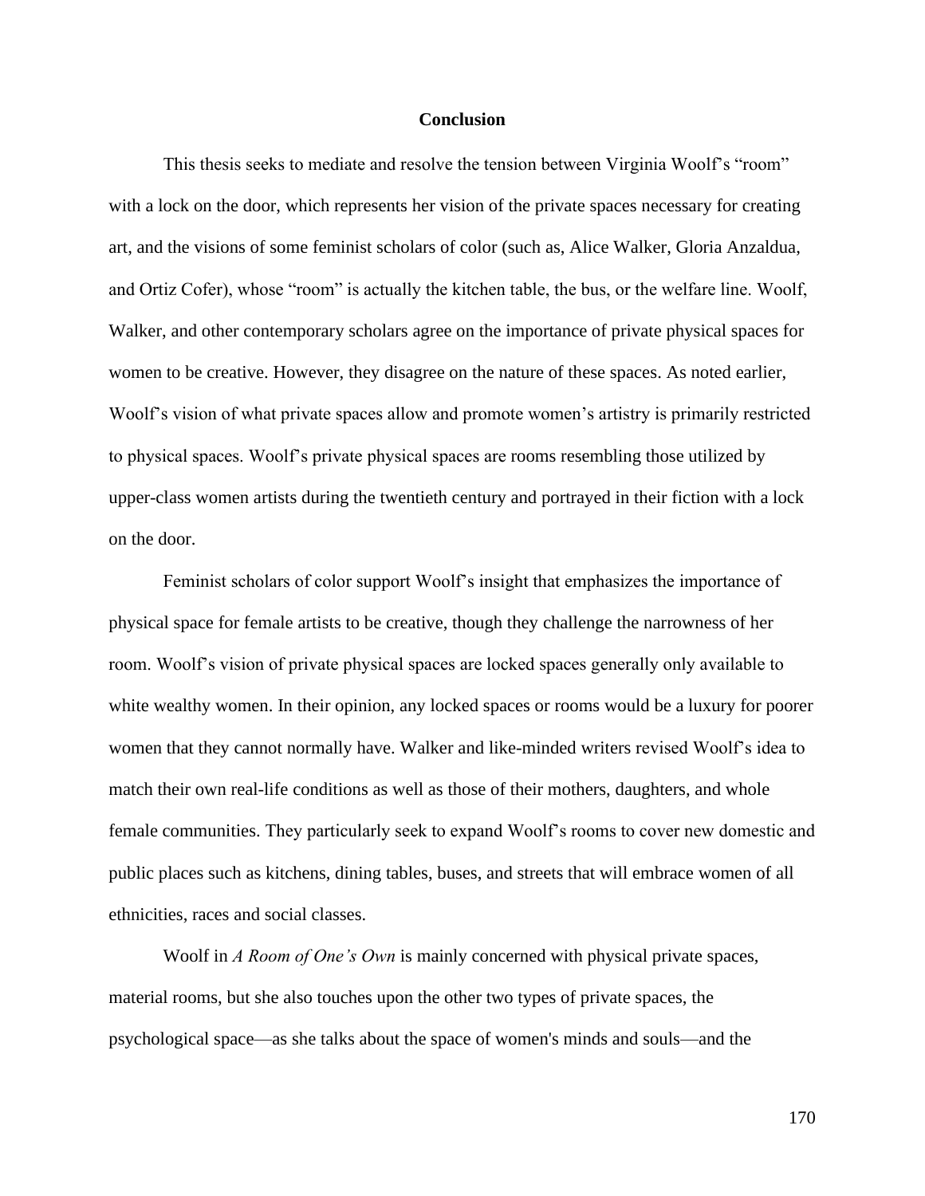## Conclusion

This thesis seeks to mediate and resolve the tension between Virginia Woolf's "room" with a lock on the door, which represents her vision of the private spaces necessary for creating art, and the visions of some feminist scholars of color (such as, Alice Walker, Gloria Anzaldua, and Ortiz Cofer), whose "room" is actually the kitchen table, the bus, or the welfare line. Woolf, Walker, and other contemporary scholars agree on the importance of private physical spaces for women to be creative. However, they disagree on the nature of these spaces. As noted earlier, Woolf's vision of what private spaces allow and promote women's artistry is primarily restricted to physical spaces. Woolf's private physical spaces are rooms resembling those utilized by upper-class women artists during the twentieth century and portrayed in their fiction with a lock on the door.

Feminist scholars of color support Woolf's insight that emphasizes the importance of physical space for female artists to be creative, though they challenge the narrowness of her room. Woolf's vision of private physical spaces are locked spaces generally only available to white wealthy women. In their opinion, any locked spaces or rooms would be a luxury for poorer women that they cannot normally have. Walker and like-minded writers revised Woolf's idea to match their own real-life conditions as well as those of their mothers, daughters, and whole female communities. They particularly seek to expand Woolf's rooms to cover new domestic and public places such as kitchens, dining tables, buses, and streets that will embrace women of all ethnicities, races and social classes.

Woolf in *A Room of One's Own* is mainly concerned with physical private spaces, material rooms, but she also touches upon the other two types of private spaces, the psychological space—as she talks about the space of women's minds and souls—and the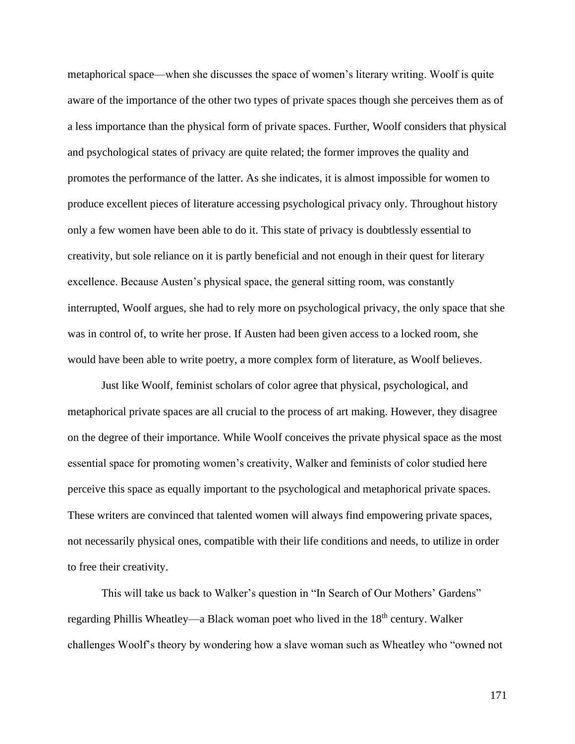metaphorical space—when she discusses the space of women's literary writing. Woolf is quite aware of the importance of the other two types of private spaces though she perceives them as of a less importance than the physical form of private spaces. Further, Woolf considers that physical and psychological states of privacy are quite related; the former improves the quality and promotes the performance of the latter. As she indicates, it is almost impossible for women to produce excellent pieces of literature accessing psychological privacy only. Throughout history only a few women have been able to do it. This state of privacy is doubtlessly essential to creativity, but sole reliance on it is partly beneficial and not enough in their quest for literary excellence. Because Austen's physical space, the general sitting room, was constantly interrupted, Woolf argues, she had to rely more on psychological privacy, the only space that she was in control of, to write her prose. If Austen had been given access to a locked room, she would have been able to write poetry, a more complex form of literature, as Woolf believes.

Just like Woolf, feminist scholars of color agree that physical, psychological, and metaphorical private spaces are all crucial to the process of art making. However, they disagree on the degree of their importance. While Woolf conceives the private physical space as the most essential space for promoting women's creativity, Walker and feminists of color studied here perceive this space as equally important to the psychological and metaphorical private spaces. These writers are convinced that talented women will always find empowering private spaces, not necessarily physical ones, compatible with their life conditions and needs, to utilize in order to free their creativity.

This will take us back to Walker's question in "In Search of Our Mothers' Gardens" regarding Phillis Wheatley—a Black woman poet who lived in the 18th century. Walker challenges Woolf's theory by wondering how a slave woman such as Wheatley who "owned not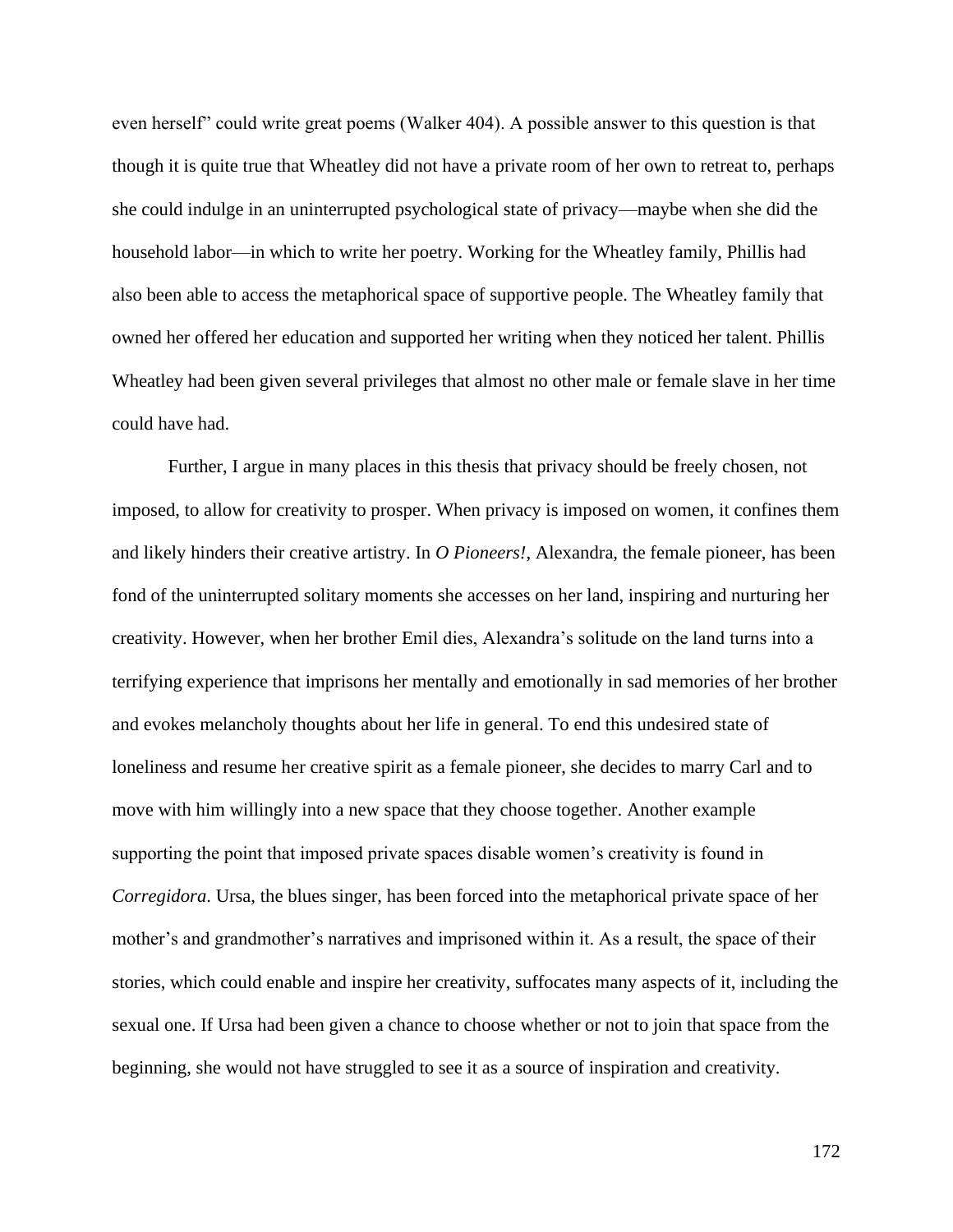even herself" could write great poems (Walker 404). A possible answer to this question is that though it is quite true that Wheatley did not have a private room of her own to retreat to, perhaps she could indulge in an uninterrupted psychological state of privacy—maybe when she did the household labor—in which to write her poetry. Working for the Wheatley family, Phillis had also been able to access the metaphorical space of supportive people. The Wheatley family that owned her offered her education and supported her writing when they noticed her talent. Phillis Wheatley had been given several privileges that almost no other male or female slave in her time could have had.

Further, I argue in many places in this thesis that privacy should be freely chosen, not imposed, to allow for creativity to prosper. When privacy is imposed on women, it confines them and likely hinders their creative artistry. In *O Pioneers!*, Alexandra, the female pioneer, has been fond of the uninterrupted solitary moments she accesses on her land, inspiring and nurturing her creativity. However, when her brother Emil dies, Alexandra's solitude on the land turns into a terrifying experience that imprisons her mentally and emotionally in sad memories of her brother and evokes melancholy thoughts about her life in general. To end this undesired state of loneliness and resume her creative spirit as a female pioneer, she decides to marry Carl and to move with him willingly into a new space that they choose together. Another example supporting the point that imposed private spaces disable women's creativity is found in *Corregidora*. Ursa, the blues singer, has been forced into the metaphorical private space of her mother's and grandmother's narratives and imprisoned within it. As a result, the space of their stories, which could enable and inspire her creativity, suffocates many aspects of it, including the sexual one. If Ursa had been given a chance to choose whether or not to join that space from the beginning, she would not have struggled to see it as a source of inspiration and creativity.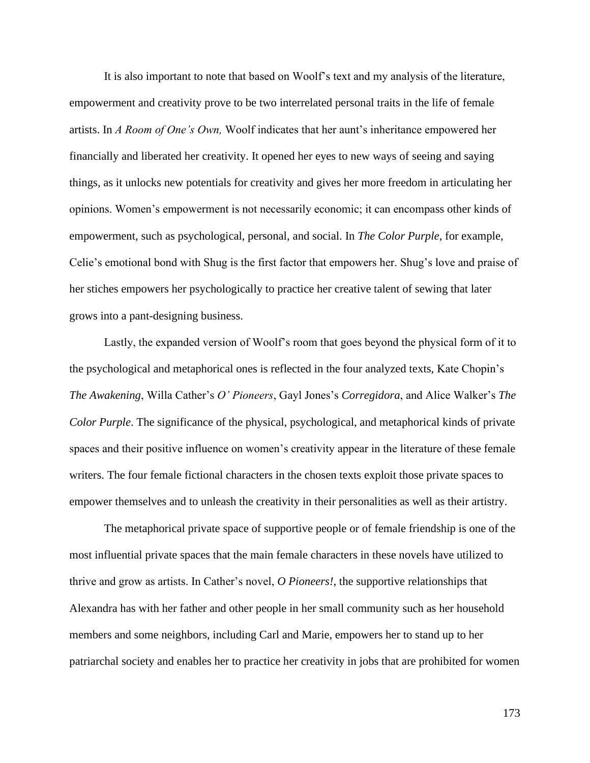It is also important to note that based on Woolf's text and my analysis of the literature, empowerment and creativity prove to be two interrelated personal traits in the life of female artists. In *A Room of One's Own,* Woolf indicates that her aunt's inheritance empowered her financially and liberated her creativity. It opened her eyes to new ways of seeing and saying things, as it unlocks new potentials for creativity and gives her more freedom in articulating her opinions. Women's empowerment is not necessarily economic; it can encompass other kinds of empowerment, such as psychological, personal, and social. In *The Color Purple*, for example, Celie's emotional bond with Shug is the first factor that empowers her. Shug's love and praise of her stiches empowers her psychologically to practice her creative talent of sewing that later grows into a pant-designing business.

Lastly, the expanded version of Woolf's room that goes beyond the physical form of it to the psychological and metaphorical ones is reflected in the four analyzed texts, Kate Chopin's *The Awakening*, Willa Cather's *O' Pioneers*, Gayl Jones's *Corregidora*, and Alice Walker's *The Color Purple*. The significance of the physical, psychological, and metaphorical kinds of private spaces and their positive influence on women's creativity appear in the literature of these female writers. The four female fictional characters in the chosen texts exploit those private spaces to empower themselves and to unleash the creativity in their personalities as well as their artistry.

The metaphorical private space of supportive people or of female friendship is one of the most influential private spaces that the main female characters in these novels have utilized to thrive and grow as artists. In Cather's novel, *O Pioneers!*, the supportive relationships that Alexandra has with her father and other people in her small community such as her household members and some neighbors, including Carl and Marie, empowers her to stand up to her patriarchal society and enables her to practice her creativity in jobs that are prohibited for women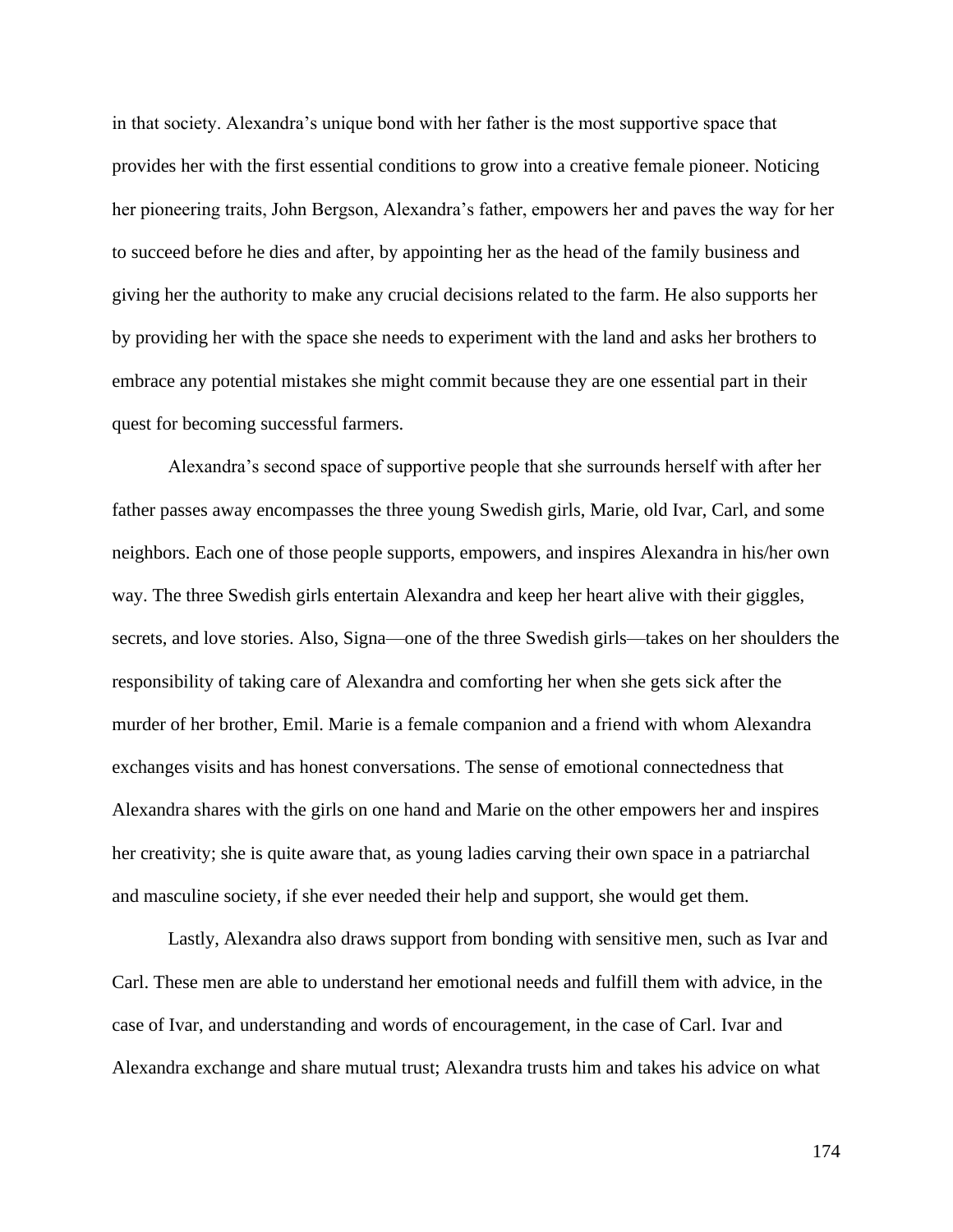in that society. Alexandra's unique bond with her father is the most supportive space that provides her with the first essential conditions to grow into a creative female pioneer. Noticing her pioneering traits, John Bergson, Alexandra's father, empowers her and paves the way for her to succeed before he dies and after, by appointing her as the head of the family business and giving her the authority to make any crucial decisions related to the farm. He also supports her by providing her with the space she needs to experiment with the land and asks her brothers to embrace any potential mistakes she might commit because they are one essential part in their quest for becoming successful farmers.

Alexandra's second space of supportive people that she surrounds herself with after her father passes away encompasses the three young Swedish girls, Marie, old Ivar, Carl, and some neighbors. Each one of those people supports, empowers, and inspires Alexandra in his/her own way. The three Swedish girls entertain Alexandra and keep her heart alive with their giggles, secrets, and love stories. Also, Signa—one of the three Swedish girls—takes on her shoulders the responsibility of taking care of Alexandra and comforting her when she gets sick after the murder of her brother, Emil. Marie is a female companion and a friend with whom Alexandra exchanges visits and has honest conversations. The sense of emotional connectedness that Alexandra shares with the girls on one hand and Marie on the other empowers her and inspires her creativity; she is quite aware that, as young ladies carving their own space in a patriarchal and masculine society, if she ever needed their help and support, she would get them.

Lastly, Alexandra also draws support from bonding with sensitive men, such as Ivar and Carl. These men are able to understand her emotional needs and fulfill them with advice, in the case of Ivar, and understanding and words of encouragement, in the case of Carl. Ivar and Alexandra exchange and share mutual trust; Alexandra trusts him and takes his advice on what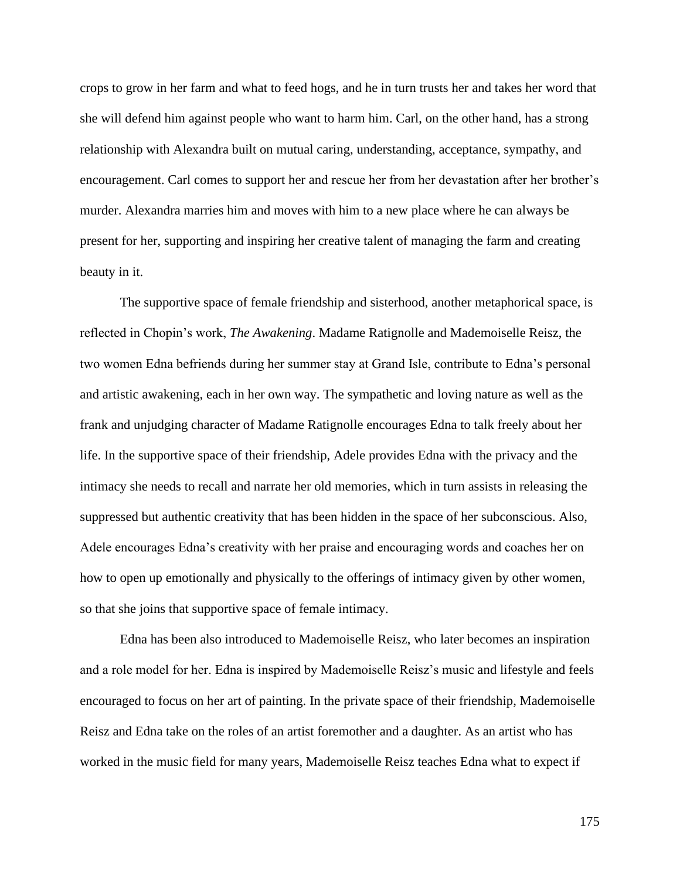crops to grow in her farm and what to feed hogs, and he in turn trusts her and takes her word that she will defend him against people who want to harm him. Carl, on the other hand, has a strong relationship with Alexandra built on mutual caring, understanding, acceptance, sympathy, and encouragement. Carl comes to support her and rescue her from her devastation after her brother's murder. Alexandra marries him and moves with him to a new place where he can always be present for her, supporting and inspiring her creative talent of managing the farm and creating beauty in it.

The supportive space of female friendship and sisterhood, another metaphorical space, is reflected in Chopin's work, *The Awakening*. Madame Ratignolle and Mademoiselle Reisz, the two women Edna befriends during her summer stay at Grand Isle, contribute to Edna's personal and artistic awakening, each in her own way. The sympathetic and loving nature as well as the frank and unjudging character of Madame Ratignolle encourages Edna to talk freely about her life. In the supportive space of their friendship, Adele provides Edna with the privacy and the intimacy she needs to recall and narrate her old memories, which in turn assists in releasing the suppressed but authentic creativity that has been hidden in the space of her subconscious. Also, Adele encourages Edna's creativity with her praise and encouraging words and coaches her on how to open up emotionally and physically to the offerings of intimacy given by other women, so that she joins that supportive space of female intimacy.

Edna has been also introduced to Mademoiselle Reisz, who later becomes an inspiration and a role model for her. Edna is inspired by Mademoiselle Reisz's music and lifestyle and feels encouraged to focus on her art of painting. In the private space of their friendship, Mademoiselle Reisz and Edna take on the roles of an artist foremother and a daughter. As an artist who has worked in the music field for many years, Mademoiselle Reisz teaches Edna what to expect if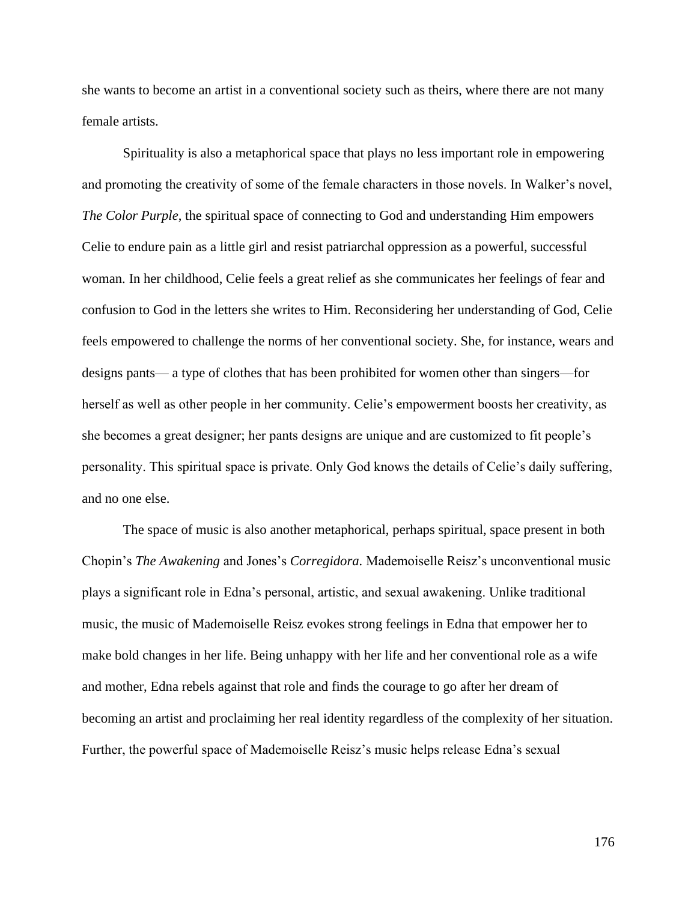she wants to become an artist in a conventional society such as theirs, where there are not many female artists.

Spirituality is also a metaphorical space that plays no less important role in empowering and promoting the creativity of some of the female characters in those novels. In Walker's novel, *The Color Purple*, the spiritual space of connecting to God and understanding Him empowers Celie to endure pain as a little girl and resist patriarchal oppression as a powerful, successful woman. In her childhood, Celie feels a great relief as she communicates her feelings of fear and confusion to God in the letters she writes to Him. Reconsidering her understanding of God, Celie feels empowered to challenge the norms of her conventional society. She, for instance, wears and designs pants— a type of clothes that has been prohibited for women other than singers—for herself as well as other people in her community. Celie's empowerment boosts her creativity, as she becomes a great designer; her pants designs are unique and are customized to fit people's personality. This spiritual space is private. Only God knows the details of Celie's daily suffering, and no one else.

The space of music is also another metaphorical, perhaps spiritual, space present in both Chopin's *The Awakening* and Jones's *Corregidora*. Mademoiselle Reisz's unconventional music plays a significant role in Edna's personal, artistic, and sexual awakening. Unlike traditional music, the music of Mademoiselle Reisz evokes strong feelings in Edna that empower her to make bold changes in her life. Being unhappy with her life and her conventional role as a wife and mother, Edna rebels against that role and finds the courage to go after her dream of becoming an artist and proclaiming her real identity regardless of the complexity of her situation. Further, the powerful space of Mademoiselle Reisz's music helps release Edna's sexual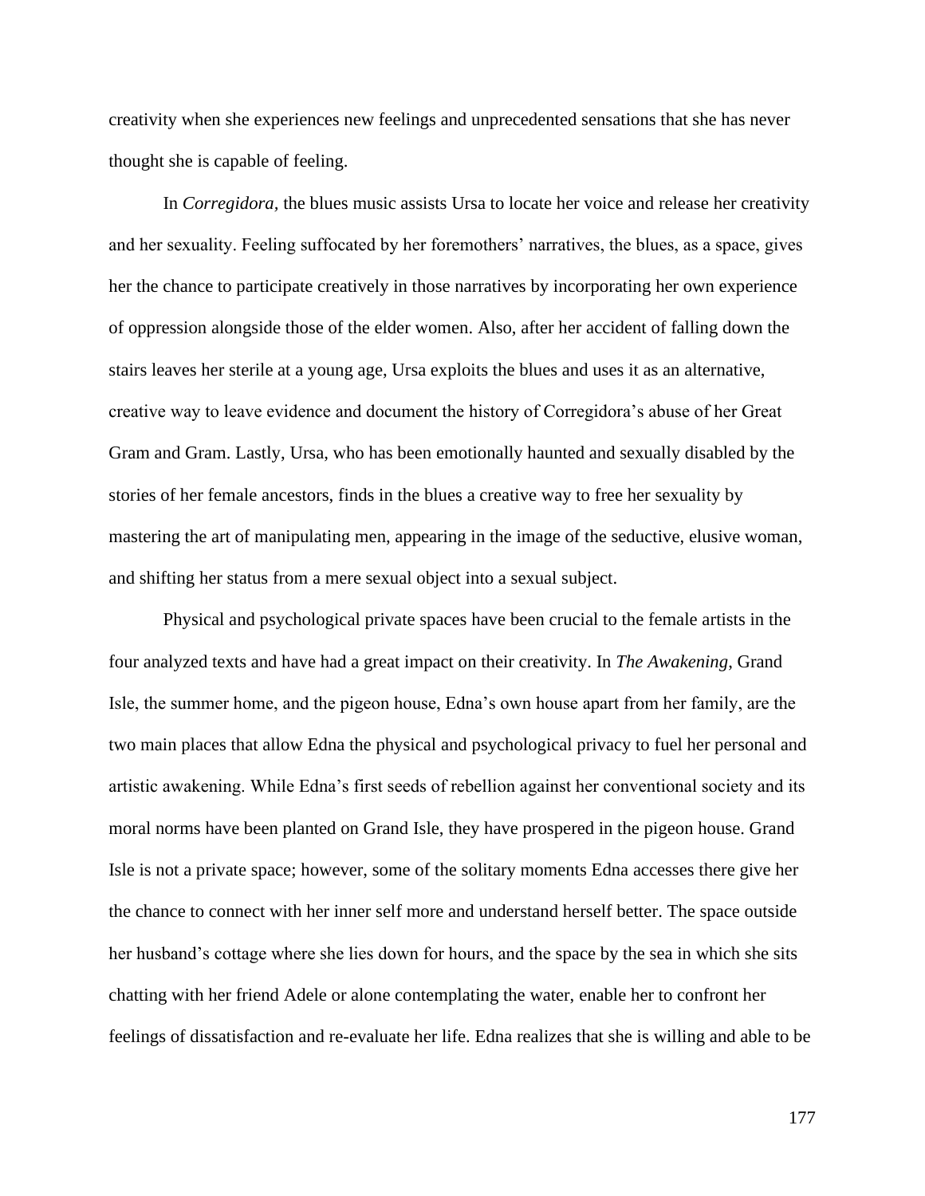creativity when she experiences new feelings and unprecedented sensations that she has never thought she is capable of feeling.

In *Corregidora*, the blues music assists Ursa to locate her voice and release her creativity and her sexuality. Feeling suffocated by her foremothers' narratives, the blues, as a space, gives her the chance to participate creatively in those narratives by incorporating her own experience of oppression alongside those of the elder women. Also, after her accident of falling down the stairs leaves her sterile at a young age, Ursa exploits the blues and uses it as an alternative, creative way to leave evidence and document the history of Corregidora's abuse of her Great Gram and Gram. Lastly, Ursa, who has been emotionally haunted and sexually disabled by the stories of her female ancestors, finds in the blues a creative way to free her sexuality by mastering the art of manipulating men, appearing in the image of the seductive, elusive woman, and shifting her status from a mere sexual object into a sexual subject.

Physical and psychological private spaces have been crucial to the female artists in the four analyzed texts and have had a great impact on their creativity. In *The Awakening*, Grand Isle, the summer home, and the pigeon house, Edna's own house apart from her family, are the two main places that allow Edna the physical and psychological privacy to fuel her personal and artistic awakening. While Edna's first seeds of rebellion against her conventional society and its moral norms have been planted on Grand Isle, they have prospered in the pigeon house. Grand Isle is not a private space; however, some of the solitary moments Edna accesses there give her the chance to connect with her inner self more and understand herself better. The space outside her husband's cottage where she lies down for hours, and the space by the sea in which she sits chatting with her friend Adele or alone contemplating the water, enable her to confront her feelings of dissatisfaction and re-evaluate her life. Edna realizes that she is willing and able to be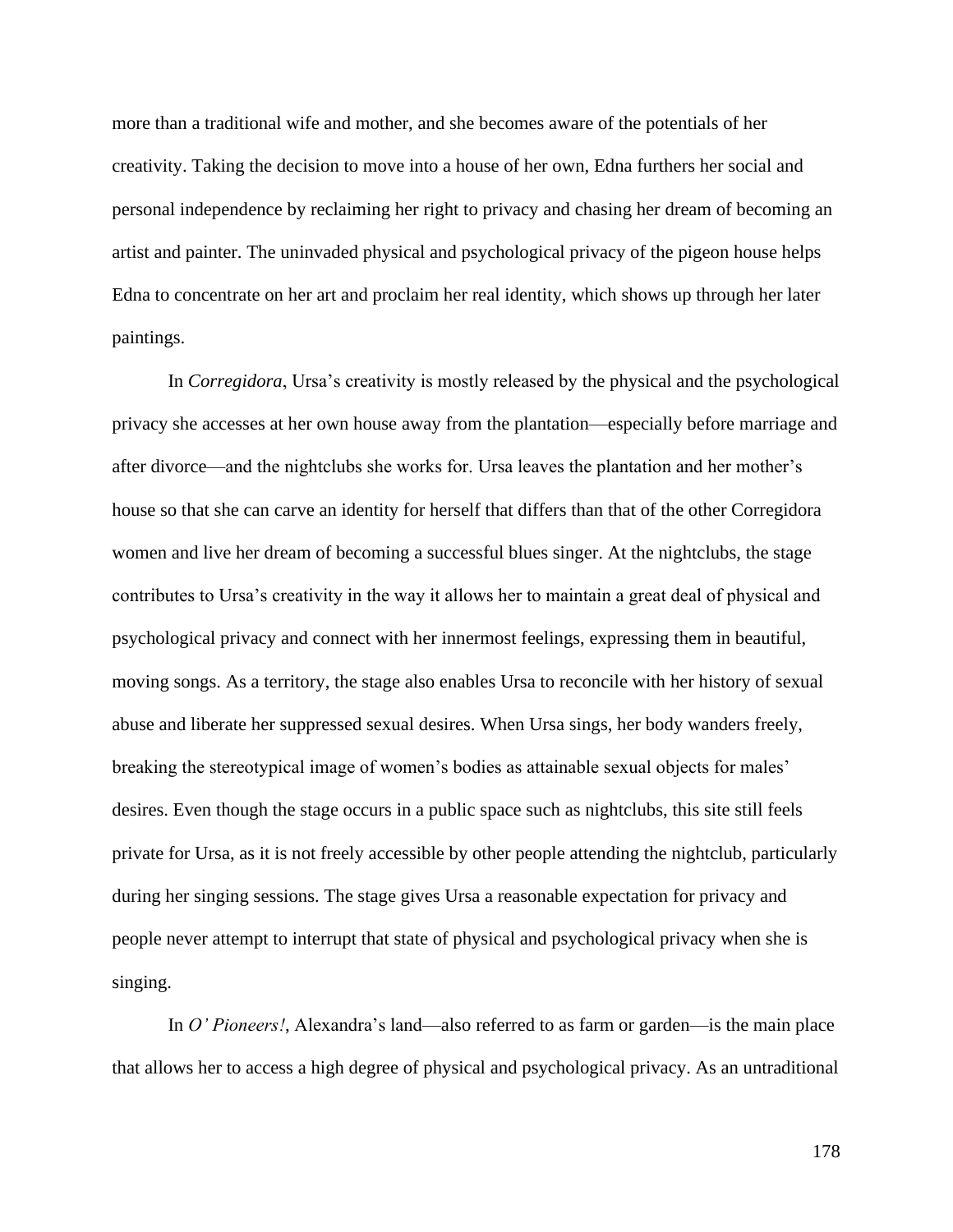more than a traditional wife and mother, and she becomes aware of the potentials of her creativity. Taking the decision to move into a house of her own, Edna furthers her social and personal independence by reclaiming her right to privacy and chasing her dream of becoming an artist and painter. The uninvaded physical and psychological privacy of the pigeon house helps Edna to concentrate on her art and proclaim her real identity, which shows up through her later paintings.

In *Corregidora*, Ursa's creativity is mostly released by the physical and the psychological privacy she accesses at her own house away from the plantation—especially before marriage and after divorce—and the nightclubs she works for. Ursa leaves the plantation and her mother's house so that she can carve an identity for herself that differs than that of the other Corregidora women and live her dream of becoming a successful blues singer. At the nightclubs, the stage contributes to Ursa's creativity in the way it allows her to maintain a great deal of physical and psychological privacy and connect with her innermost feelings, expressing them in beautiful, moving songs. As a territory, the stage also enables Ursa to reconcile with her history of sexual abuse and liberate her suppressed sexual desires. When Ursa sings, her body wanders freely, breaking the stereotypical image of women's bodies as attainable sexual objects for males' desires. Even though the stage occurs in a public space such as nightclubs, this site still feels private for Ursa, as it is not freely accessible by other people attending the nightclub, particularly during her singing sessions. The stage gives Ursa a reasonable expectation for privacy and people never attempt to interrupt that state of physical and psychological privacy when she is singing.

In *O' Pioneers!*, Alexandra's land—also referred to as farm or garden—is the main place that allows her to access a high degree of physical and psychological privacy. As an untraditional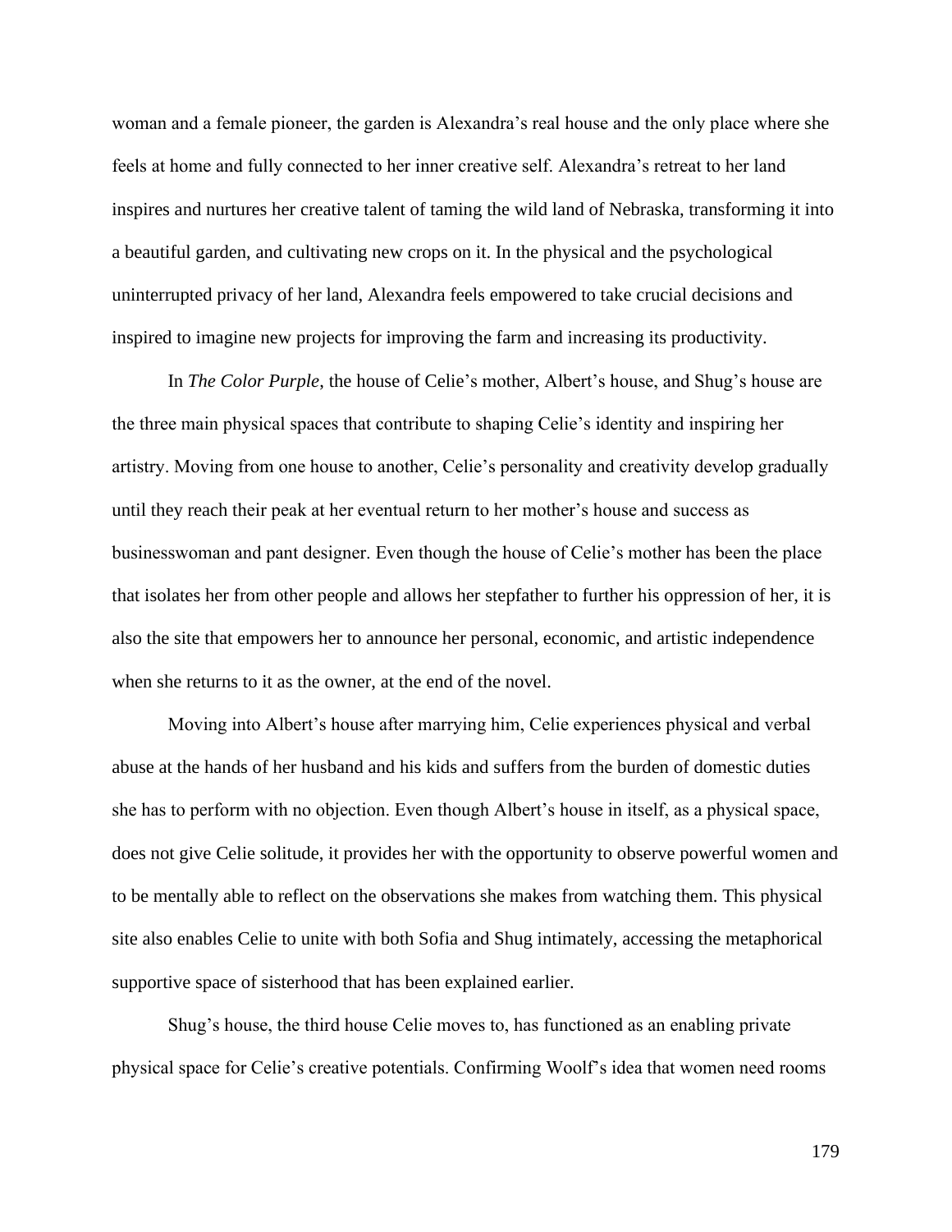woman and a female pioneer, the garden is Alexandra's real house and the only place where she feels at home and fully connected to her inner creative self. Alexandra's retreat to her land inspires and nurtures her creative talent of taming the wild land of Nebraska, transforming it into a beautiful garden, and cultivating new crops on it. In the physical and the psychological uninterrupted privacy of her land, Alexandra feels empowered to take crucial decisions and inspired to imagine new projects for improving the farm and increasing its productivity.

In *The Color Purple*, the house of Celie's mother, Albert's house, and Shug's house are the three main physical spaces that contribute to shaping Celie's identity and inspiring her artistry. Moving from one house to another, Celie's personality and creativity develop gradually until they reach their peak at her eventual return to her mother's house and success as businesswoman and pant designer. Even though the house of Celie's mother has been the place that isolates her from other people and allows her stepfather to further his oppression of her, it is also the site that empowers her to announce her personal, economic, and artistic independence when she returns to it as the owner, at the end of the novel.

Moving into Albert's house after marrying him, Celie experiences physical and verbal abuse at the hands of her husband and his kids and suffers from the burden of domestic duties she has to perform with no objection. Even though Albert's house in itself, as a physical space, does not give Celie solitude, it provides her with the opportunity to observe powerful women and to be mentally able to reflect on the observations she makes from watching them. This physical site also enables Celie to unite with both Sofia and Shug intimately, accessing the metaphorical supportive space of sisterhood that has been explained earlier.

Shug's house, the third house Celie moves to, has functioned as an enabling private physical space for Celie's creative potentials. Confirming Woolf's idea that women need rooms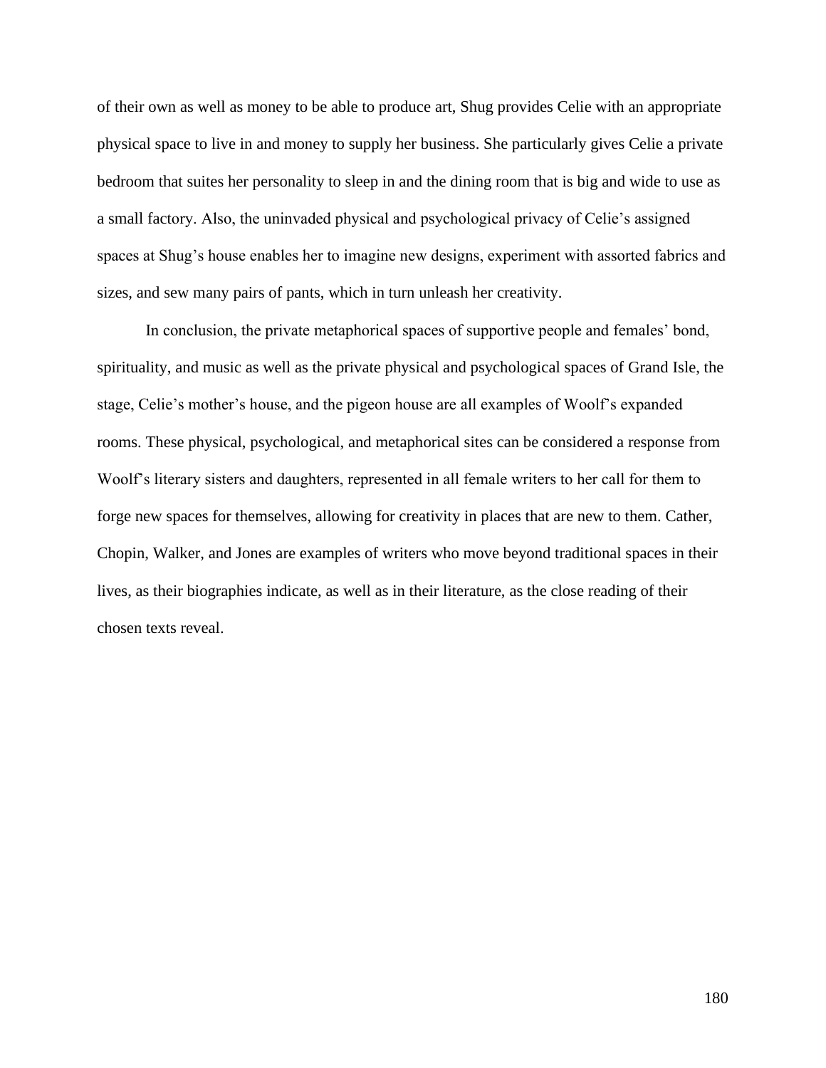of their own as well as money to be able to produce art, Shug provides Celie with an appropriate physical space to live in and money to supply her business. She particularly gives Celie a private bedroom that suites her personality to sleep in and the dining room that is big and wide to use as a small factory. Also, the uninvaded physical and psychological privacy of Celie's assigned spaces at Shug's house enables her to imagine new designs, experiment with assorted fabrics and sizes, and sew many pairs of pants, which in turn unleash her creativity.

In conclusion, the private metaphorical spaces of supportive people and females' bond, spirituality, and music as well as the private physical and psychological spaces of Grand Isle, the stage, Celie's mother's house, and the pigeon house are all examples of Woolf's expanded rooms. These physical, psychological, and metaphorical sites can be considered a response from Woolf's literary sisters and daughters, represented in all female writers to her call for them to forge new spaces for themselves, allowing for creativity in places that are new to them. Cather, Chopin, Walker, and Jones are examples of writers who move beyond traditional spaces in their lives, as their biographies indicate, as well as in their literature, as the close reading of their chosen texts reveal.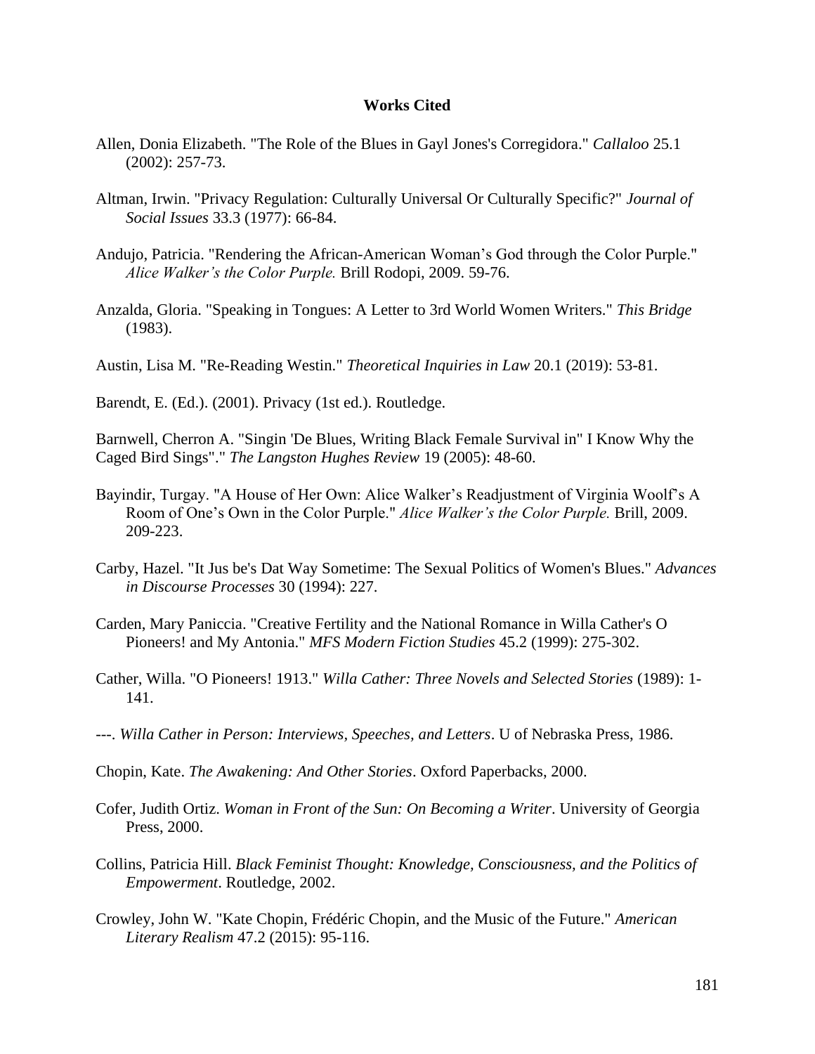# Works Cited

Allen, Donia Elizabeth. "The Role of the Blues in Gayl Jones's Corregidora." *Callaloo* 25.1 (2002): 257-73.

Altman, Irwin. "Privacy Regulation: Culturally Universal Or Culturally Specific?" *Journal of Social Issues* 33.3 (1977): 66-84.

Andujo, Patricia. "Rendering the African-American Woman's God through the Color Purple." *Alice Walker's the Color Purple.* Brill Rodopi, 2009. 59-76.

Anzalda, Gloria. "Speaking in Tongues: A Letter to 3rd World Women Writers." *This Bridge* (1983).

Austin, Lisa M. "Re-Reading Westin." *Theoretical Inquiries in Law* 20.1 (2019): 53-81.

Barendt, E. (Ed.). (2001). Privacy (1st ed.). Routledge.

Barnwell, Cherron A. "Singin 'De Blues, Writing Black Female Survival in" I Know Why the Caged Bird Sings"." *The Langston Hughes Review* 19 (2005): 48-60.

Bayindir, Turgay. "A House of Her Own: Alice Walker's Readjustment of Virginia Woolf's A Room of One's Own in the Color Purple." *Alice Walker's the Color Purple.* Brill, 2009. 209-223.

Carby, Hazel. "It Jus be's Dat Way Sometime: The Sexual Politics of Women's Blues." *Advances in Discourse Processes* 30 (1994): 227.

Carden, Mary Paniccia. "Creative Fertility and the National Romance in Willa Cather's O Pioneers! and My Antonia." *MFS Modern Fiction Studies* 45.2 (1999): 275-302.

Cather, Willa. "O Pioneers! 1913." *Willa Cather: Three Novels and Selected Stories* (1989): 1-141.

---. *Willa Cather in Person: Interviews, Speeches, and Letters*. U of Nebraska Press, 1986.

Chopin, Kate. *The Awakening: And Other Stories*. Oxford Paperbacks, 2000.

Cofer, Judith Ortiz. *Woman in Front of the Sun: On Becoming a Writer*. University of Georgia Press, 2000.

Collins, Patricia Hill. *Black Feminist Thought: Knowledge, Consciousness, and the Politics of Empowerment*. Routledge, 2002.

Crowley, John W. "Kate Chopin, Frédéric Chopin, and the Music of the Future." *American Literary Realism* 47.2 (2015): 95-116.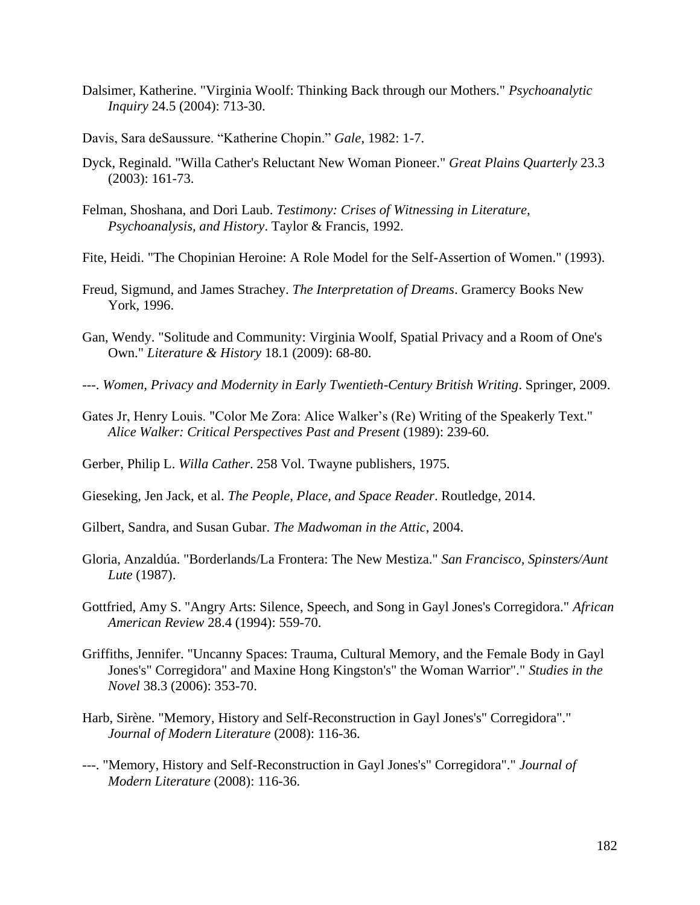Dalsimer, Katherine. "Virginia Woolf: Thinking Back through our Mothers." *Psychoanalytic Inquiry* 24.5 (2004): 713-30.

Davis, Sara deSaussure. "Katherine Chopin." *Gale*, 1982: 1-7.

Dyck, Reginald. "Willa Cather's Reluctant New Woman Pioneer." *Great Plains Quarterly* 23.3 (2003): 161-73.

Felman, Shoshana, and Dori Laub. *Testimony: Crises of Witnessing in Literature, Psychoanalysis, and History*. Taylor & Francis, 1992.

Fite, Heidi. "The Chopinian Heroine: A Role Model for the Self-Assertion of Women." (1993).

Freud, Sigmund, and James Strachey. *The Interpretation of Dreams*. Gramercy Books New York, 1996.

Gan, Wendy. "Solitude and Community: Virginia Woolf, Spatial Privacy and a Room of One's Own." *Literature & History* 18.1 (2009): 68-80.

---. *Women, Privacy and Modernity in Early Twentieth-Century British Writing*. Springer, 2009.

Gates Jr, Henry Louis. "Color Me Zora: Alice Walker's (Re) Writing of the Speakerly Text." *Alice Walker: Critical Perspectives Past and Present* (1989): 239-60.

Gerber, Philip L. *Willa Cather*. 258 Vol. Twayne publishers, 1975.

Gieseking, Jen Jack, et al. *The People, Place, and Space Reader*. Routledge, 2014.

Gilbert, Sandra, and Susan Gubar. *The Madwoman in the Attic*, 2004.

Gloria, Anzaldúa. "Borderlands/La Frontera: The New Mestiza." *San Francisco, Spinsters/Aunt Lute* (1987).

Gottfried, Amy S. "Angry Arts: Silence, Speech, and Song in Gayl Jones's Corregidora." *African American Review* 28.4 (1994): 559-70.

Griffiths, Jennifer. "Uncanny Spaces: Trauma, Cultural Memory, and the Female Body in Gayl Jones's" Corregidora" and Maxine Hong Kingston's" the Woman Warrior"." *Studies in the Novel* 38.3 (2006): 353-70.

Harb, Sirène. "Memory, History and Self-Reconstruction in Gayl Jones's" Corregidora"." *Journal of Modern Literature* (2008): 116-36.

---. "Memory, History and Self-Reconstruction in Gayl Jones's" Corregidora"." *Journal of Modern Literature* (2008): 116-36.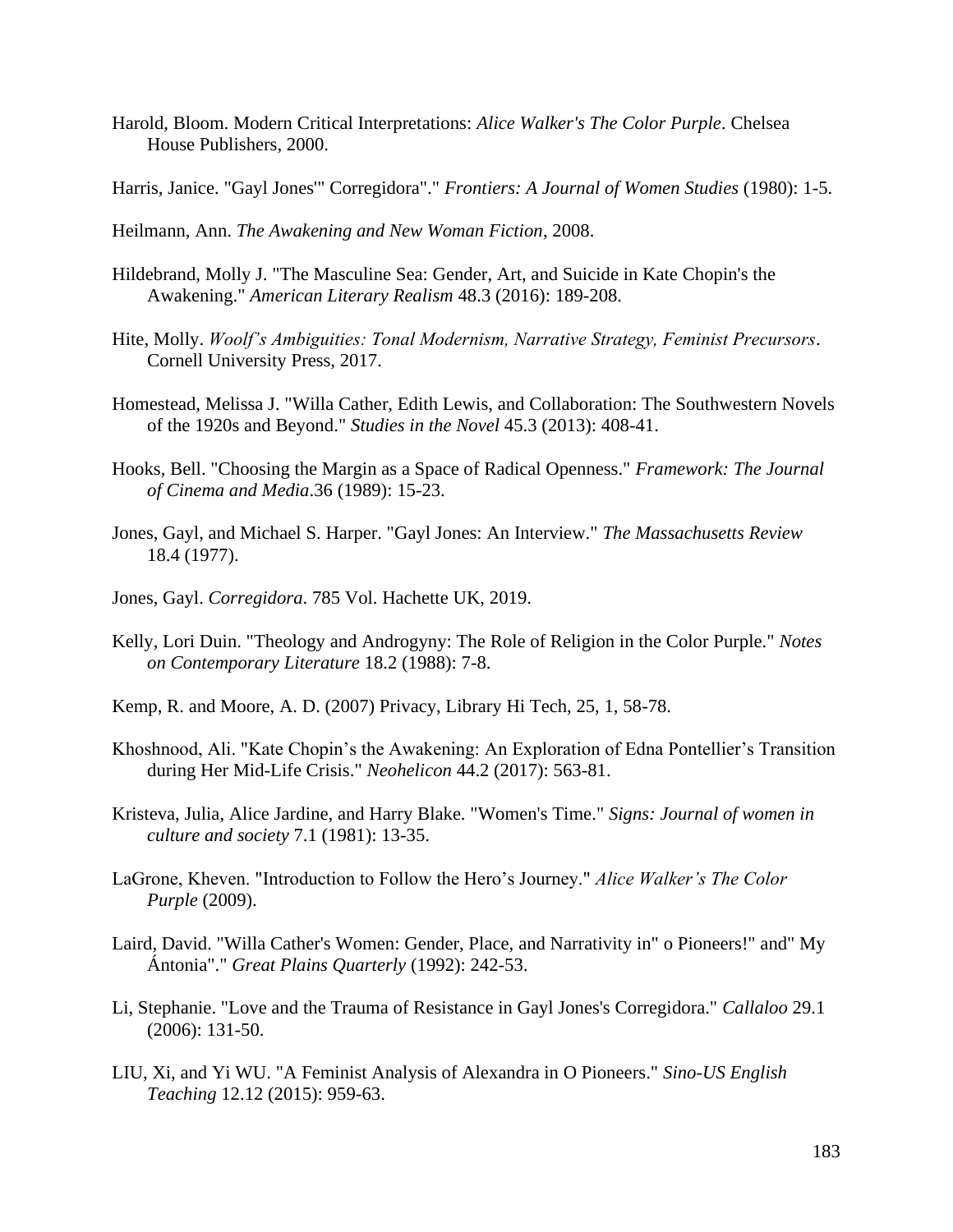Harold, Bloom. Modern Critical Interpretations: *Alice Walker's The Color Purple*. Chelsea House Publishers, 2000.

Harris, Janice. "Gayl Jones'" Corregidora"." *Frontiers: A Journal of Women Studies* (1980): 1-5.

Heilmann, Ann. *The Awakening and New Woman Fiction*, 2008.

Hildebrand, Molly J. "The Masculine Sea: Gender, Art, and Suicide in Kate Chopin's the Awakening." *American Literary Realism* 48.3 (2016): 189-208.

Hite, Molly. *Woolf's Ambiguities: Tonal Modernism, Narrative Strategy, Feminist Precursors*. Cornell University Press, 2017.

Homestead, Melissa J. "Willa Cather, Edith Lewis, and Collaboration: The Southwestern Novels of the 1920s and Beyond." *Studies in the Novel* 45.3 (2013): 408-41.

Hooks, Bell. "Choosing the Margin as a Space of Radical Openness." *Framework: The Journal of Cinema and Media*.36 (1989): 15-23.

Jones, Gayl, and Michael S. Harper. "Gayl Jones: An Interview." *The Massachusetts Review* 18.4 (1977).

Jones, Gayl. *Corregidora*. 785 Vol. Hachette UK, 2019.

Kelly, Lori Duin. "Theology and Androgyny: The Role of Religion in the Color Purple." *Notes on Contemporary Literature* 18.2 (1988): 7-8.

Kemp, R. and Moore, A. D. (2007) Privacy, Library Hi Tech, 25, 1, 58-78.

Khoshnood, Ali. "Kate Chopin's the Awakening: An Exploration of Edna Pontellier's Transition during Her Mid-Life Crisis." *Neohelicon* 44.2 (2017): 563-81.

Kristeva, Julia, Alice Jardine, and Harry Blake. "Women's Time." *Signs: Journal of women in culture and society* 7.1 (1981): 13-35.

LaGrone, Kheven. "Introduction to Follow the Hero's Journey." *Alice Walker's The Color Purple* (2009).

Laird, David. "Willa Cather's Women: Gender, Place, and Narrativity in" o Pioneers!" and" My Ántonia"." *Great Plains Quarterly* (1992): 242-53.

Li, Stephanie. "Love and the Trauma of Resistance in Gayl Jones's Corregidora." *Callaloo* 29.1 (2006): 131-50.

LIU, Xi, and Yi WU. "A Feminist Analysis of Alexandra in O Pioneers." *Sino-US English Teaching* 12.12 (2015): 959-63.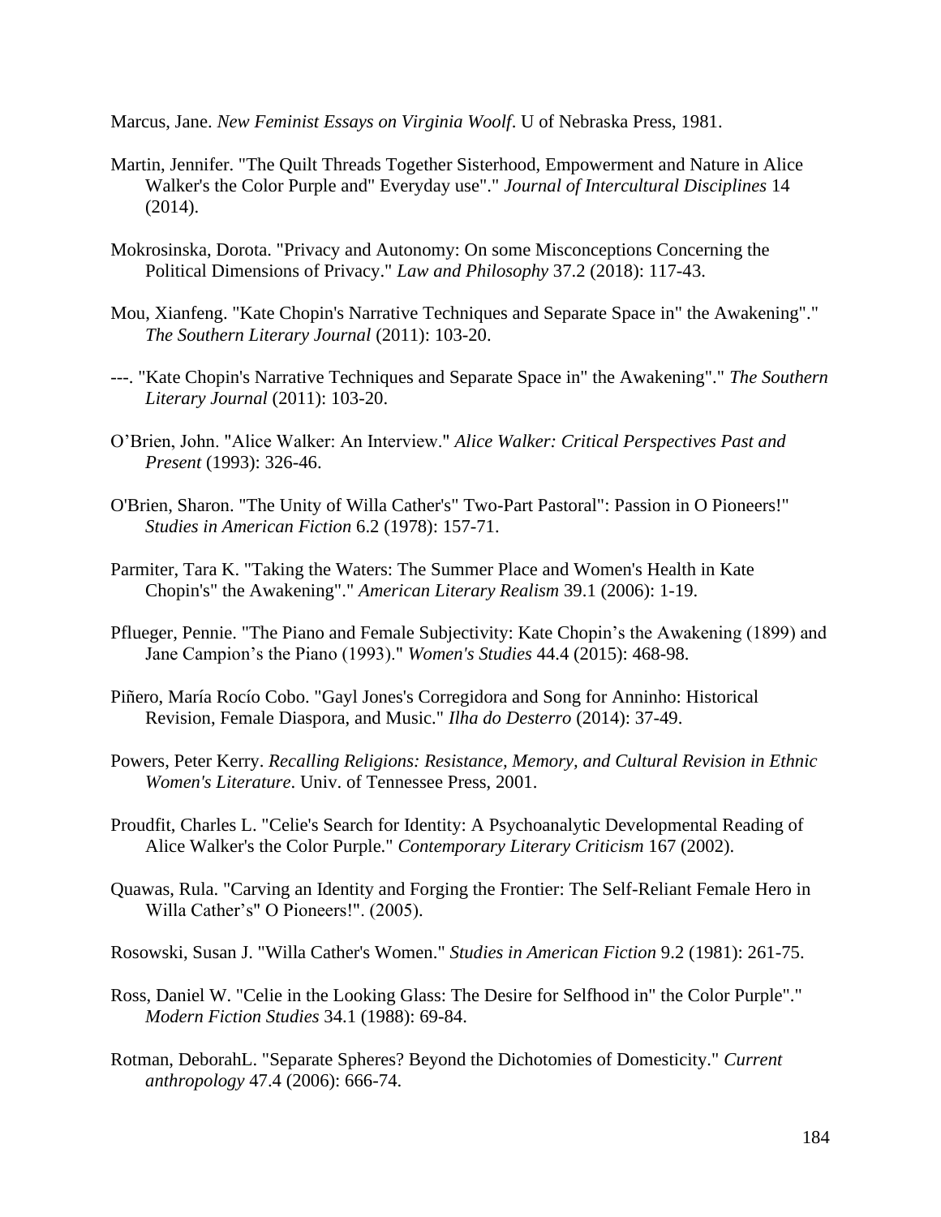Marcus, Jane. *New Feminist Essays on Virginia Woolf*. U of Nebraska Press, 1981.

Martin, Jennifer. "The Quilt Threads Together Sisterhood, Empowerment and Nature in Alice Walker's the Color Purple and" Everyday use"." *Journal of Intercultural Disciplines* 14 (2014).

Mokrosinska, Dorota. "Privacy and Autonomy: On some Misconceptions Concerning the Political Dimensions of Privacy." *Law and Philosophy* 37.2 (2018): 117-43.

Mou, Xianfeng. "Kate Chopin's Narrative Techniques and Separate Space in" the Awakening"." *The Southern Literary Journal* (2011): 103-20.

---. "Kate Chopin's Narrative Techniques and Separate Space in" the Awakening"." *The Southern Literary Journal* (2011): 103-20.

O'Brien, John. "Alice Walker: An Interview." *Alice Walker: Critical Perspectives Past and Present* (1993): 326-46.

O'Brien, Sharon. "The Unity of Willa Cather's" Two-Part Pastoral": Passion in O Pioneers!" *Studies in American Fiction* 6.2 (1978): 157-71.

Parmiter, Tara K. "Taking the Waters: The Summer Place and Women's Health in Kate Chopin's" the Awakening"." *American Literary Realism* 39.1 (2006): 1-19.

Pflueger, Pennie. "The Piano and Female Subjectivity: Kate Chopin's the Awakening (1899) and Jane Campion's the Piano (1993)." *Women's Studies* 44.4 (2015): 468-98.

Piñero, María Rocío Cobo. "Gayl Jones's Corregidora and Song for Anninho: Historical Revision, Female Diaspora, and Music." *Ilha do Desterro* (2014): 37-49.

Powers, Peter Kerry. *Recalling Religions: Resistance, Memory, and Cultural Revision in Ethnic Women's Literature*. Univ. of Tennessee Press, 2001.

Proudfit, Charles L. "Celie's Search for Identity: A Psychoanalytic Developmental Reading of Alice Walker's the Color Purple." *Contemporary Literary Criticism* 167 (2002).

Quawas, Rula. "Carving an Identity and Forging the Frontier: The Self-Reliant Female Hero in Willa Cather's" O Pioneers!". (2005).

Rosowski, Susan J. "Willa Cather's Women." *Studies in American Fiction* 9.2 (1981): 261-75.

Ross, Daniel W. "Celie in the Looking Glass: The Desire for Selfhood in" the Color Purple"." *Modern Fiction Studies* 34.1 (1988): 69-84.

Rotman, DeborahL. "Separate Spheres? Beyond the Dichotomies of Domesticity." *Current anthropology* 47.4 (2006): 666-74.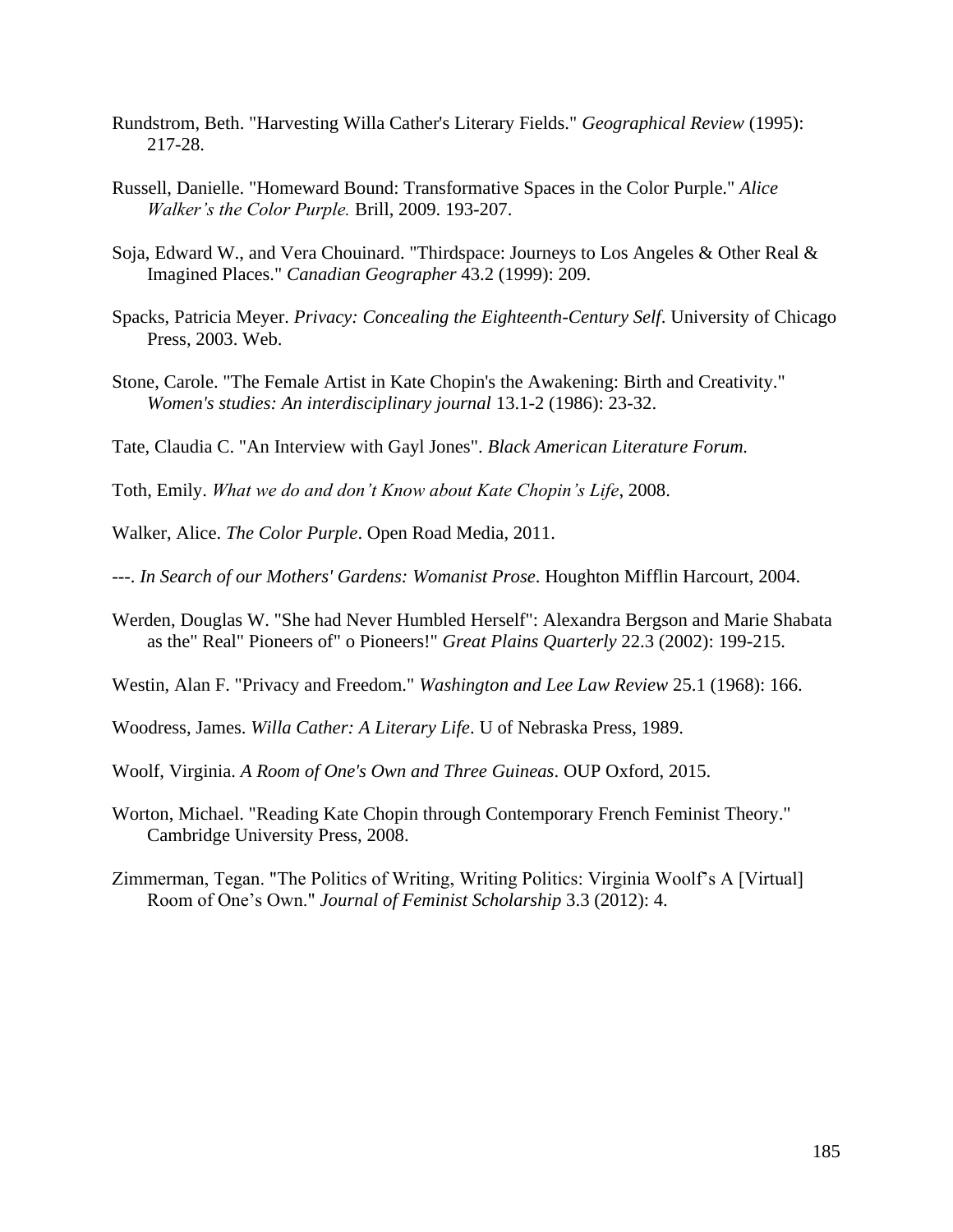Rundstrom, Beth. "Harvesting Willa Cather's Literary Fields." *Geographical Review* (1995): 217-28.

Russell, Danielle. "Homeward Bound: Transformative Spaces in the Color Purple." *Alice Walker's the Color Purple.* Brill, 2009. 193-207.

Soja, Edward W., and Vera Chouinard. "Thirdspace: Journeys to Los Angeles & Other Real & Imagined Places." *Canadian Geographer* 43.2 (1999): 209.

Spacks, Patricia Meyer. *Privacy: Concealing the Eighteenth-Century Self*. University of Chicago Press, 2003. Web.

Stone, Carole. "The Female Artist in Kate Chopin's the Awakening: Birth and Creativity." *Women's studies: An interdisciplinary journal* 13.1-2 (1986): 23-32.

Tate, Claudia C. "An Interview with Gayl Jones". *Black American Literature Forum.*

Toth, Emily. *What we do and don't Know about Kate Chopin's Life*, 2008.

Walker, Alice. *The Color Purple*. Open Road Media, 2011.

---. *In Search of our Mothers' Gardens: Womanist Prose*. Houghton Mifflin Harcourt, 2004.

Werden, Douglas W. "She had Never Humbled Herself": Alexandra Bergson and Marie Shabata as the" Real" Pioneers of" o Pioneers!" *Great Plains Quarterly* 22.3 (2002): 199-215.

Westin, Alan F. "Privacy and Freedom." *Washington and Lee Law Review* 25.1 (1968): 166.

Woodress, James. *Willa Cather: A Literary Life*. U of Nebraska Press, 1989.

Woolf, Virginia. *A Room of One's Own and Three Guineas*. OUP Oxford, 2015.

Worton, Michael. "Reading Kate Chopin through Contemporary French Feminist Theory." Cambridge University Press, 2008.

Zimmerman, Tegan. "The Politics of Writing, Writing Politics: Virginia Woolf's A [Virtual] Room of One's Own." *Journal of Feminist Scholarship* 3.3 (2012): 4.